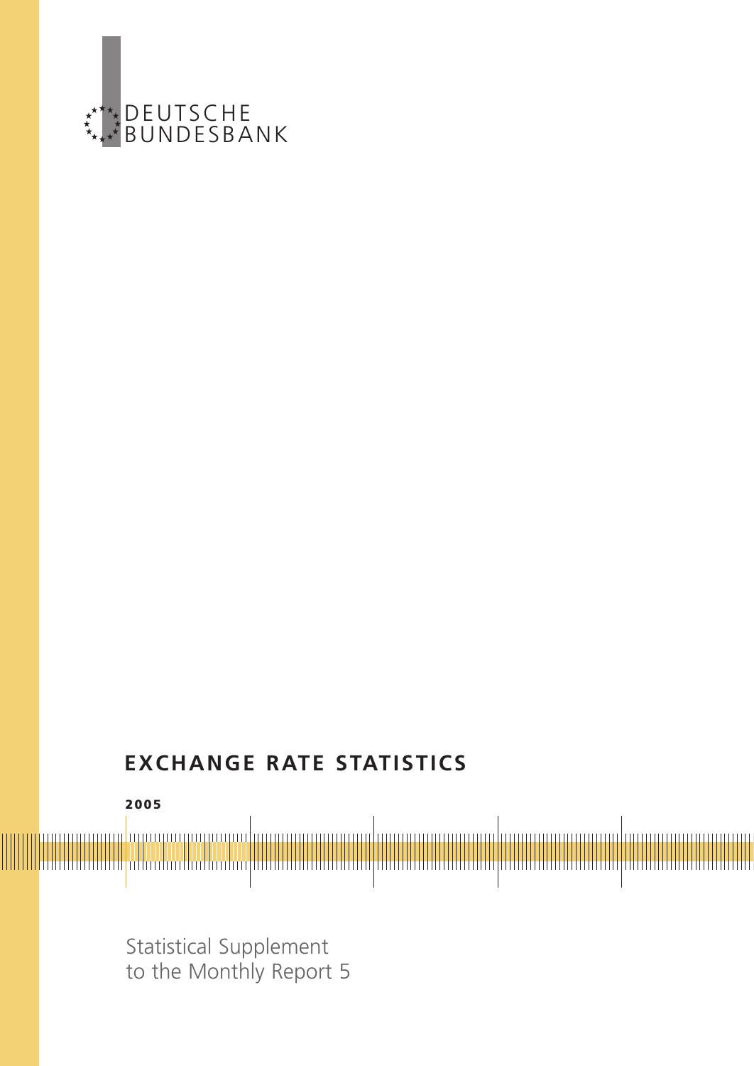DEUTSCHE BUNDESBANK

# EXCHANGE RATE STATISTICS

**2005**

Statistical Supplement to the Monthly Report 5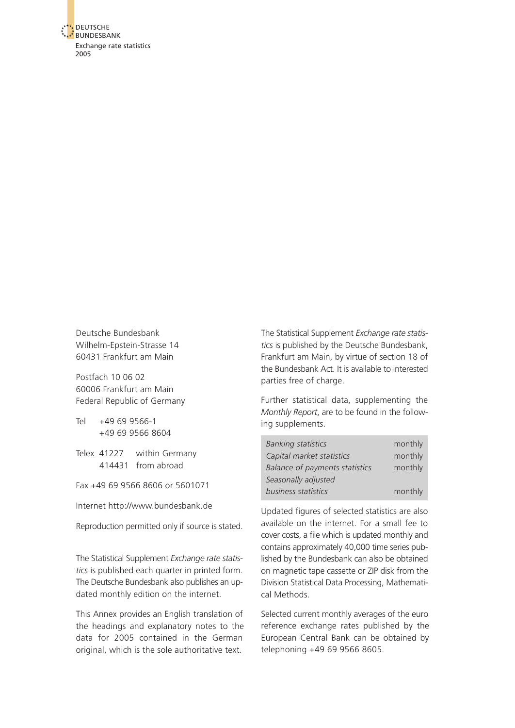Deutsche Bundesbank
Wilhelm-Epstein-Strasse 14
60431 Frankfurt am Main

Postfach 10 06 02
60006 Frankfurt am Main
Federal Republic of Germany

Tel +49 69 9566-1
+49 69 9566 8604

Telex 41227 within Germany
414431 from abroad

Fax +49 69 9566 8606 or 5601071

Internet http://www.bundesbank.de

Reproduction permitted only if source is stated.

The Statistical Supplement *Exchange rate statistics* is published each quarter in printed form. The Deutsche Bundesbank also publishes an updated monthly edition on the internet.

This Annex provides an English translation of the headings and explanatory notes to the data for 2005 contained in the German original, which is the sole authoritative text.

The Statistical Supplement *Exchange rate statistics* is published by the Deutsche Bundesbank, Frankfurt am Main, by virtue of section 18 of the Bundesbank Act. It is available to interested parties free of charge.

Further statistical data, supplementing the *Monthly Report*, are to be found in the following supplements.

| | |
|---|---|
| *Banking statistics* | monthly |
| *Capital market statistics* | monthly |
| *Balance of payments statistics* | monthly |
| *Seasonally adjusted business statistics* | monthly |

Updated figures of selected statistics are also available on the internet. For a small fee to cover costs, a file which is updated monthly and contains approximately 40,000 time series published by the Bundesbank can also be obtained on magnetic tape cassette or ZIP disk from the Division Statistical Data Processing, Mathematical Methods.

Selected current monthly averages of the euro reference exchange rates published by the European Central Bank can be obtained by telephoning +49 69 9566 8605.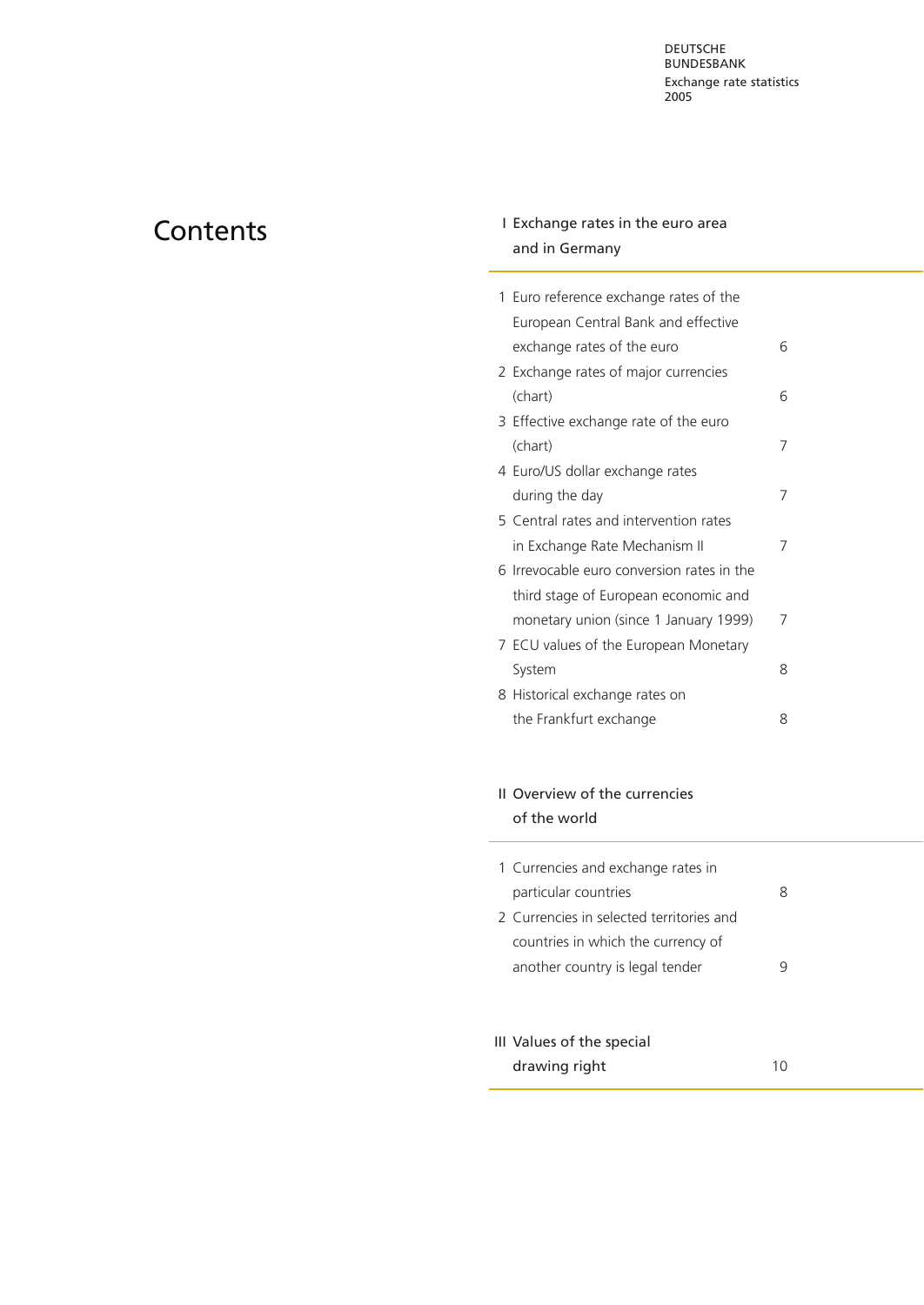# Contents

## I Exchange rates in the euro area and in Germany

| | | |
|---|---|---|
| 1 | Euro reference exchange rates of the European Central Bank and effective exchange rates of the euro | 6 |
| 2 | Exchange rates of major currencies (chart) | 6 |
| 3 | Effective exchange rate of the euro (chart) | 7 |
| 4 | Euro/US dollar exchange rates during the day | 7 |
| 5 | Central rates and intervention rates in Exchange Rate Mechanism II | 7 |
| 6 | Irrevocable euro conversion rates in the third stage of European economic and monetary union (since 1 January 1999) | 7 |
| 7 | ECU values of the European Monetary System | 8 |
| 8 | Historical exchange rates on the Frankfurt exchange | 8 |

## II Overview of the currencies of the world

| | | |
|---|---|---|
| 1 | Currencies and exchange rates in particular countries | 8 |
| 2 | Currencies in selected territories and countries in which the currency of another country is legal tender | 9 |

## III Values of the special drawing right 10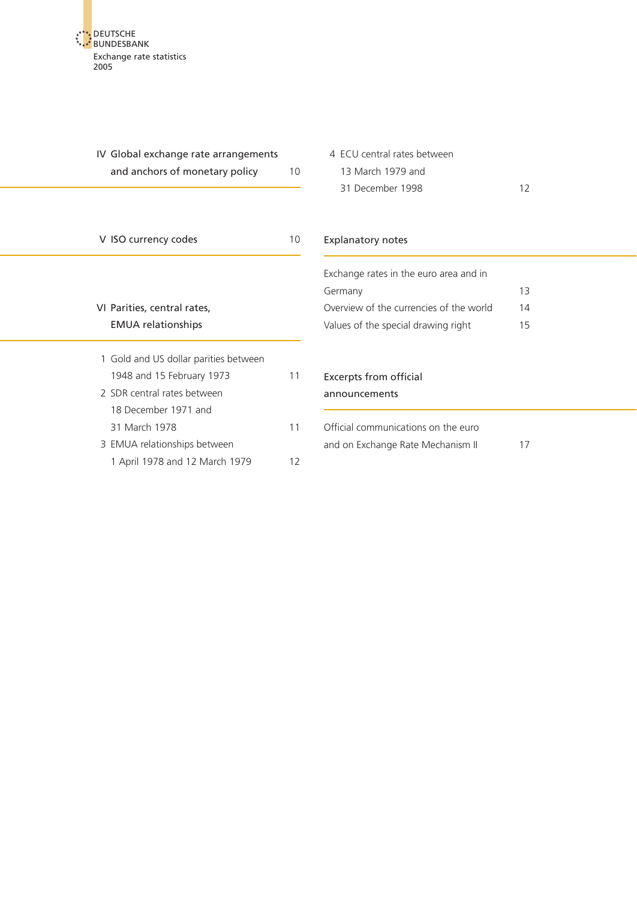IV Global exchange rate arrangements and anchors of monetary policy 10

V ISO currency codes 10

VI Parities, central rates, EMUA relationships

1 Gold and US dollar parities between 1948 and 15 February 1973 11

2 SDR central rates between 18 December 1971 and 31 March 1978 11

3 EMUA relationships between 1 April 1978 and 12 March 1979 12

4 ECU central rates between 13 March 1979 and 31 December 1998 12

Explanatory notes

Exchange rates in the euro area and in Germany 13

Overview of the currencies of the world 14

Values of the special drawing right 15

Excerpts from official announcements

Official communications on the euro and on Exchange Rate Mechanism II 17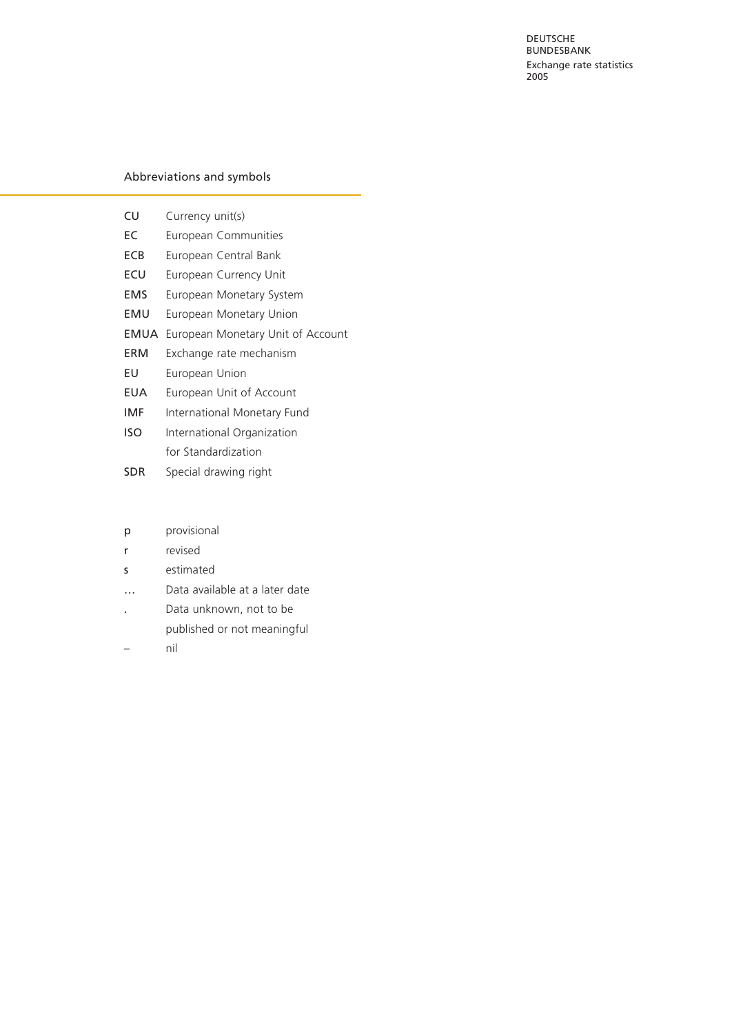## Abbreviations and symbols

| | |
|---|---|
| CU | Currency unit(s) |
| EC | European Communities |
| ECB | European Central Bank |
| ECU | European Currency Unit |
| EMS | European Monetary System |
| EMU | European Monetary Union |
| EMUA | European Monetary Unit of Account |
| ERM | Exchange rate mechanism |
| EU | European Union |
| EUA | European Unit of Account |
| IMF | International Monetary Fund |
| ISO | International Organization for Standardization |
| SDR | Special drawing right |

| | |
|---|---|
| p | provisional |
| r | revised |
| s | estimated |
| … | Data available at a later date |
| . | Data unknown, not to be published or not meaningful |
| – | nil |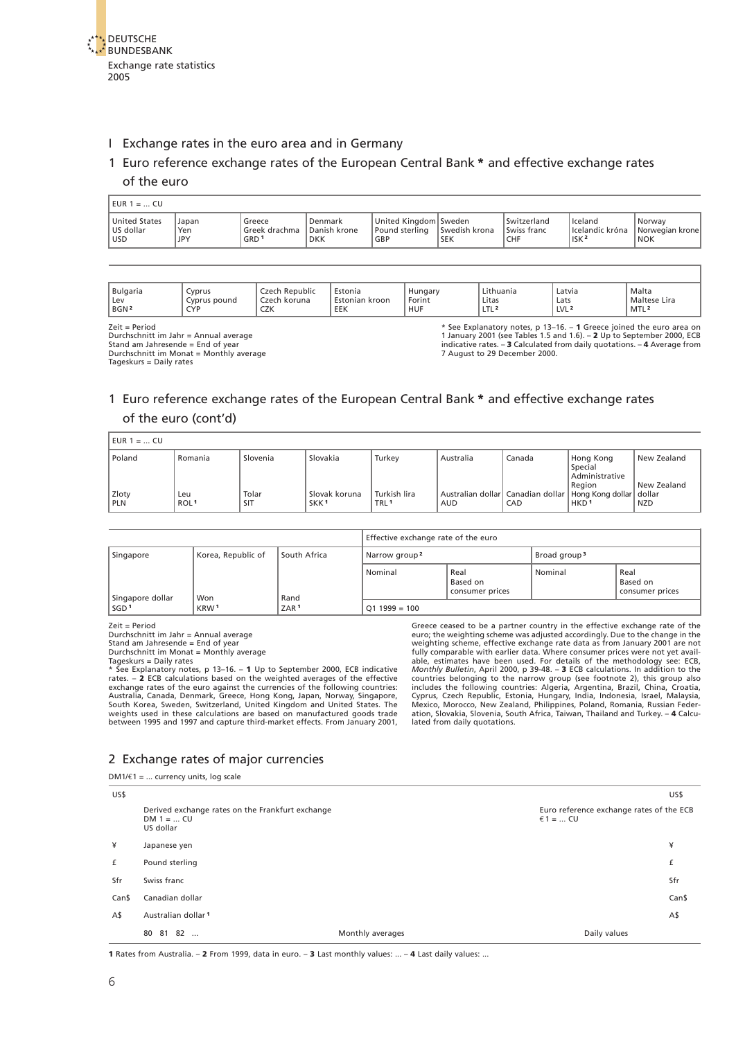DEUTSCHE BUNDESBANK

Exchange rate statistics 2005

# I Exchange rates in the euro area and in Germany

## 1 Euro reference exchange rates of the European Central Bank * and effective exchange rates of the euro

EUR 1 = ... CU

| United States US dollar USD | Japan Yen JPY | Greece Greek drachma GRD [1] | Denmark Danish krone DKK | United Kingdom Pound sterling GBP | Sweden Swedish krona SEK | Switzerland Swiss franc CHF | Iceland Icelandic króna ISK [2] | Norway Norwegian krone NOK |
|---|---|---|---|---|---|---|---|---|

| Bulgaria Lev BGN [2] | Cyprus Cyprus pound CYP | Czech Republic Czech koruna CZK | Estonia Estonian kroon EEK | Hungary Forint HUF | Lithuania Litas LTL [2] | Latvia Lats LVL [2] | Malta Maltese Lira MTL [2] |
|---|---|---|---|---|---|---|---|

Zeit = Period
Durchschnitt im Jahr = Annual average
Stand am Jahresende = End of year
Durchschnitt im Monat = Monthly average
Tageskurs = Daily rates

* See Explanatory notes, p 13–16. – **1** Greece joined the euro area on 1 January 2001 (see Tables 1.5 and 1.6). – **2** Up to September 2000, ECB indicative rates. – **3** Calculated from daily quotations. – **4** Average from 7 August to 29 December 2000.

## 1 Euro reference exchange rates of the European Central Bank * and effective exchange rates of the euro (cont'd)

EUR 1 = ... CU

| Poland Zloty PLN | Romania Leu ROL [1] | Slovenia Tolar SIT | Slovakia Slovak koruna SKK [1] | Turkey Turkish lira TRL [1] | Australia Australian dollar AUD | Canada Canadian dollar CAD | Hong Kong Special Administrative Region Hong Kong dollar HKD [1] | New Zealand New Zealand dollar NZD |
|---|---|---|---|---|---|---|---|---|

| Singapore | Korea, Republic of | South Africa | Effective exchange rate of the euro | | | |
|---|---|---|---|---|---|---|
| | | | Narrow group [2] | | Broad group [3] | |
| | | | Nominal | Real Based on consumer prices | Nominal | Real Based on consumer prices |
| Singapore dollar SGD [1] | Won KRW [1] | Rand ZAR [1] | Q1 1999 = 100 | | | |

Zeit = Period
Durchschnitt im Jahr = Annual average
Stand am Jahresende = End of year
Durchschnitt im Monat = Monthly average
Tageskurs = Daily rates

* See Explanatory notes, p 13–16. – **1** Up to September 2000, ECB indicative rates. – **2** ECB calculations based on the weighted averages of the effective exchange rates of the euro against the currencies of the following countries: Australia, Canada, Denmark, Greece, Hong Kong, Japan, Norway, Singapore, South Korea, Sweden, Switzerland, United Kingdom and United States. The weights used in these calculations are based on manufactured goods trade between 1995 and 1997 and capture third-market effects. From January 2001, Greece ceased to be a partner country in the effective exchange rate of the euro; the weighting scheme was adjusted accordingly. Due to the change in the weighting scheme, effective exchange rate data as from January 2001 are not fully comparable with earlier data. Where consumer prices were not yet available, estimates have been used. For details of the methodology see: ECB, *Monthly Bulletin*, April 2000, p 39-48. – **3** ECB calculations. In addition to the countries belonging to the narrow group (see footnote 2), this group also includes the following countries: Algeria, Argentina, Brazil, China, Croatia, Cyprus, Czech Republic, Estonia, Hungary, India, Indonesia, Israel, Malaysia, Mexico, Morocco, New Zealand, Philippines, Poland, Romania, Russian Federation, Slovakia, Slovenia, South Africa, Taiwan, Thailand and Turkey. – **4** Calculated from daily quotations.

## 2 Exchange rates of major currencies

DM1/€1 = ... currency units, log scale

| | Derived exchange rates on the Frankfurt exchange DM 1 = ... CU | Euro reference exchange rates of the ECB €1 = ... CU | |
|---|---|---|---|
| US$ | US dollar | | US$ |
| ¥ | Japanese yen | | ¥ |
| £ | Pound sterling | | £ |
| Sfr | Swiss franc | | Sfr |
| Can$ | Canadian dollar | | Can$ |
| A$ | Australian dollar [1] | | A$ |
| | 80 81 82 ... Monthly averages | Daily values | |

**1** Rates from Australia. – **2** From 1999, data in euro. – **3** Last monthly values: ... – **4** Last daily values: ...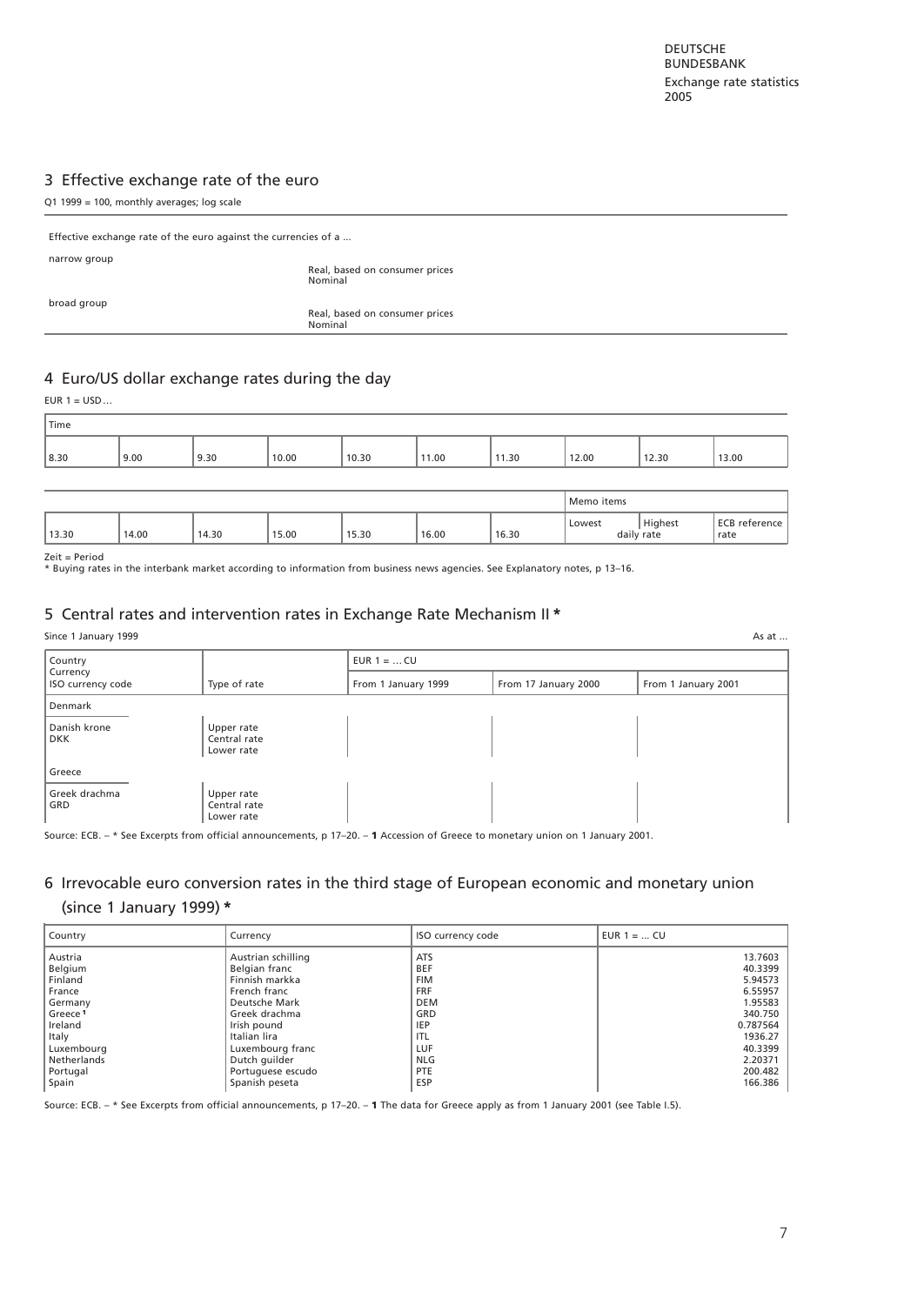## 3 Effective exchange rate of the euro

Q1 1999 = 100, monthly averages; log scale

| Effective exchange rate of the euro against the currencies of a ... | |
|---|---|
| narrow group | Real, based on consumer prices |
| | Nominal |
| broad group | Real, based on consumer prices |
| | Nominal |

## 4 Euro/US dollar exchange rates during the day

EUR 1 = USD ...

| Time | | | | | | | | | |
|---|---|---|---|---|---|---|---|---|---|
| 8.30 | 9.00 | 9.30 | 10.00 | 10.30 | 11.00 | 11.30 | 12.00 | 12.30 | 13.00 |

| | | | | | | | Memo items | | |
|---|---|---|---|---|---|---|---|---|---|
| 13.30 | 14.00 | 14.30 | 15.00 | 15.30 | 16.00 | 16.30 | Lowest daily rate | Highest daily rate | ECB reference rate |

Zeit = Period
* Buying rates in the interbank market according to information from business news agencies. See Explanatory notes, p 13–16.

## 5 Central rates and intervention rates in Exchange Rate Mechanism II *

Since 1 January 1999 — As at ...

| Country<br>Currency<br>ISO currency code | Type of rate | EUR 1 = ... CU<br>From 1 January 1999 | From 17 January 2000 | From 1 January 2001 |
|---|---|---|---|---|
| Denmark | | | | |
| Danish krone<br>DKK | Upper rate<br>Central rate<br>Lower rate | | | |
| Greece | | | | |
| Greek drachma<br>GRD | Upper rate<br>Central rate<br>Lower rate | | | |

Source: ECB. – * See Excerpts from official announcements, p 17–20. – **1** Accession of Greece to monetary union on 1 January 2001.

## 6 Irrevocable euro conversion rates in the third stage of European economic and monetary union (since 1 January 1999) *

| Country | Currency | ISO currency code | EUR 1 = ... CU |
|---|---|---|---|
| Austria | Austrian schilling | ATS | 13.7603 |
| Belgium | Belgian franc | BEF | 40.3399 |
| Finland | Finnish markka | FIM | 5.94573 |
| France | French franc | FRF | 6.55957 |
| Germany | Deutsche Mark | DEM | 1.95583 |
| Greece [1] | Greek drachma | GRD | 340.750 |
| Ireland | Irish pound | IEP | 0.787564 |
| Italy | Italian lira | ITL | 1936.27 |
| Luxembourg | Luxembourg franc | LUF | 40.3399 |
| Netherlands | Dutch guilder | NLG | 2.20371 |
| Portugal | Portuguese escudo | PTE | 200.482 |
| Spain | Spanish peseta | ESP | 166.386 |

Source: ECB. – * See Excerpts from official announcements, p 17–20. – **1** The data for Greece apply as from 1 January 2001 (see Table I.5).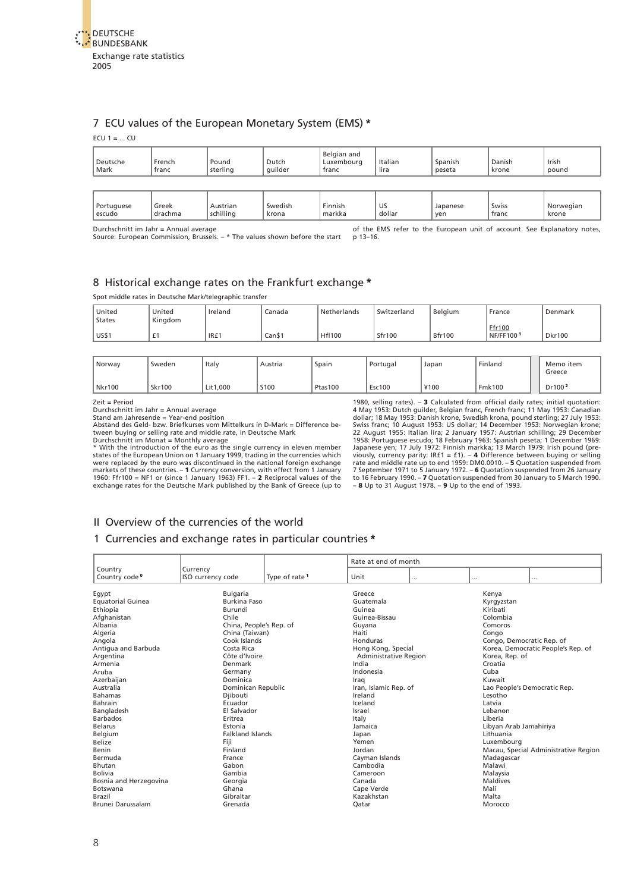## 7 ECU values of the European Monetary System (EMS) *

ECU 1 = ... CU

| Deutsche Mark | French franc | Pound sterling | Dutch guilder | Belgian and Luxembourg franc | Italian lira | Spanish peseta | Danish krone | Irish pound |
|---|---|---|---|---|---|---|---|---|

| Portuguese escudo | Greek drachma | Austrian schilling | Swedish krona | Finnish markka | US dollar | Japanese yen | Swiss franc | Norwegian krone |
|---|---|---|---|---|---|---|---|---|

Durchschnitt im Jahr = Annual average
Source: European Commission, Brussels. – * The values shown before the start of the EMS refer to the European unit of account. See Explanatory notes, p 13–16.

## 8 Historical exchange rates on the Frankfurt exchange *

Spot middle rates in Deutsche Mark/telegraphic transfer

| United States | United Kingdom | Ireland | Canada | Netherlands | Switzerland | Belgium | France | Denmark |
|---|---|---|---|---|---|---|---|---|
| US$1 | £1 | IR£1 | Can$1 | Hfl100 | Sfr100 | Bfr100 | Ffr100 NF/FF100 [1] | Dkr100 |

| Norway | Sweden | Italy | Austria | Spain | Portugal | Japan | Finland | Memo item Greece |
|---|---|---|---|---|---|---|---|---|
| Nkr100 | Skr100 | Lit1,000 | S100 | Ptas100 | Esc100 | ¥100 | Fmk100 | Dr100 [2] |

Zeit = Period
Durchschnitt im Jahr = Annual average
Stand am Jahresende = Year-end position
Abstand des Geld- bzw. Briefkurses vom Mittelkurs in D-Mark = Difference between buying or selling rate and middle rate, in Deutsche Mark
Durchschnitt im Monat = Monthly average
* With the introduction of the euro as the single currency in eleven member states of the European Union on 1 January 1999, trading in the currencies which were replaced by the euro was discontinued in the national foreign exchange markets of these countries. – **1** Currency conversion, with effect from 1 January 1960: Ffr100 = NF1 or (since 1 January 1963) FF1. – **2** Reciprocal values of the exchange rates for the Deutsche Mark published by the Bank of Greece (up to 1980, selling rates). – **3** Calculated from official daily rates; initial quotation: 4 May 1953: Dutch guilder, Belgian franc, French franc; 11 May 1953: Canadian dollar; 18 May 1953: Danish krone, Swedish krona, pound sterling; 27 July 1953: Swiss franc; 10 August 1953: US dollar; 14 December 1953: Norwegian krone; 22 August 1955: Italian lira; 2 January 1957: Austrian schilling; 29 December 1958: Portuguese escudo; 18 February 1963: Spanish peseta; 1 December 1969: Japanese yen; 17 July 1972: Finnish markka; 13 March 1979: Irish pound (previously, currency parity: IR£1 = £1). – **4** Difference between buying or selling rate and middle rate up to end 1959: DM0.0010. – **5** Quotation suspended from 7 September 1971 to 5 January 1972. – **6** Quotation suspended from 26 January to 16 February 1990. – **7** Quotation suspended from 30 January to 5 March 1990. – **8** Up to 31 August 1978. – **9** Up to the end of 1993.

# II Overview of the currencies of the world

## 1 Currencies and exchange rates in particular countries *

| Country / Country code [0] | Currency / ISO currency code | Type of rate [1] | Rate at end of month | | | |
|---|---|---|---|---|---|---|
| | | | Unit | ... | ... | ... |

Egypt
Equatorial Guinea
Ethiopia
Afghanistan
Albania
Algeria
Angola
Antigua and Barbuda
Argentina
Armenia
Aruba
Azerbaijan
Australia
Bahamas
Bahrain
Bangladesh
Barbados
Belarus
Belgium
Belize
Benin
Bermuda
Bhutan
Bolivia
Bosnia and Herzegovina
Botswana
Brazil
Brunei Darussalam
Bulgaria
Burkina Faso
Burundi
Chile
China, People's Rep. of
China (Taiwan)
Cook Islands
Costa Rica
Côte d'Ivoire
Denmark
Germany
Dominica
Dominican Republic
Djibouti
Ecuador
El Salvador
Eritrea
Estonia
Falkland Islands
Fiji
Finland
France
Gabon
Gambia
Georgia
Ghana
Gibraltar
Grenada
Greece
Guatemala
Guinea
Guinea-Bissau
Guyana
Haiti
Honduras
Hong Kong, Special Administrative Region
India
Indonesia
Iraq
Iran, Islamic Rep. of
Ireland
Iceland
Israel
Italy
Jamaica
Japan
Yemen
Jordan
Cayman Islands
Cambodia
Cameroon
Canada
Cape Verde
Kazakhstan
Qatar
Kenya
Kyrgyzstan
Kiribati
Colombia
Comoros
Congo
Congo, Democratic Rep. of
Korea, Democratic People's Rep. of
Korea, Rep. of
Croatia
Cuba
Kuwait
Lao People's Democratic Rep.
Lesotho
Latvia
Lebanon
Liberia
Libyan Arab Jamahiriya
Lithuania
Luxembourg
Macau, Special Administrative Region
Madagascar
Malawi
Malaysia
Maldives
Mali
Malta
Morocco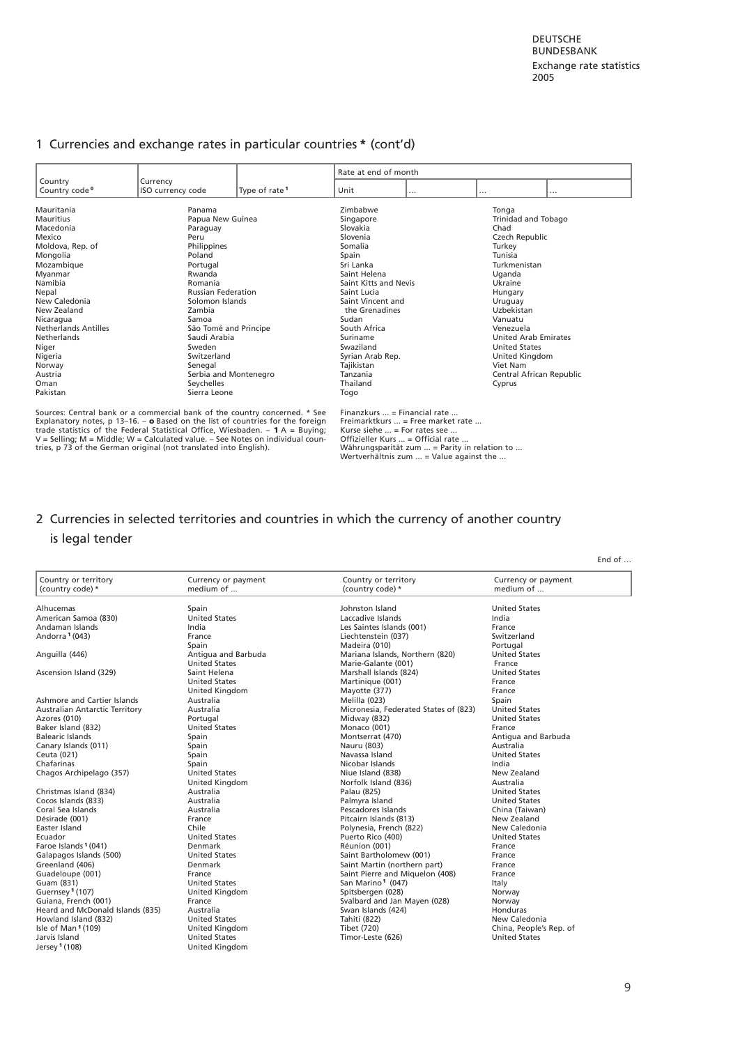# 1 Currencies and exchange rates in particular countries * (cont'd)

| Country<br>Country code ⁰ | Currency<br>ISO currency code | Type of rate [1] | Rate at end of month<br>Unit | … | … | … |
|---|---|---|---|---|---|---|

Mauritania
Mauritius
Macedonia
Mexico
Moldova, Rep. of
Mongolia
Mozambique
Myanmar
Namibia
Nepal
New Caledonia
New Zealand
Nicaragua
Netherlands Antilles
Netherlands
Niger
Nigeria
Norway
Austria
Oman
Pakistan

Panama
Papua New Guinea
Paraguay
Peru
Philippines
Poland
Portugal
Rwanda
Romania
Russian Federation
Solomon Islands
Zambia
Samoa
São Tomé and Principe
Saudi Arabia
Sweden
Switzerland
Senegal
Serbia and Montenegro
Seychelles
Sierra Leone

Zimbabwe
Singapore
Slovakia
Slovenia
Somalia
Spain
Sri Lanka
Saint Helena
Saint Kitts and Nevis
Saint Lucia
Saint Vincent and the Grenadines
Sudan
South Africa
Suriname
Swaziland
Syrian Arab Rep.
Tajikistan
Tanzania
Thailand
Togo

Tonga
Trinidad and Tobago
Chad
Czech Republic
Turkey
Tunisia
Turkmenistan
Uganda
Ukraine
Hungary
Uruguay
Uzbekistan
Vanuatu
Venezuela
United Arab Emirates
United States
United Kingdom
Viet Nam
Central African Republic
Cyprus

Sources: Central bank or a commercial bank of the country concerned. * See Explanatory notes, p 13–16. – **o** Based on the list of countries for the foreign trade statistics of the Federal Statistical Office, Wiesbaden. – **1** A = Buying; V = Selling; M = Middle; W = Calculated value. – See Notes on individual countries, p 73 of the German original (not translated into English).

Finanzkurs ... = Financial rate ...
Freimarktkurs ... = Free market rate ...
Kurse siehe ... = For rates see ...
Offizieller Kurs ... = Official rate ...
Währungsparität zum ... = Parity in relation to ...
Wertverhältnis zum ... = Value against the ...

# 2 Currencies in selected territories and countries in which the currency of another country is legal tender

End of …

| Country or territory (country code) * | Currency or payment medium of … | Country or territory (country code) * | Currency or payment medium of … |
|---|---|---|---|
| Alhucemas | Spain | Johnston Island | United States |
| American Samoa (830) | United States | Laccadive Islands | India |
| Andaman Islands | India | Les Saintes Islands (001) | France |
| Andorra [1] (043) | France | Liechtenstein (037) | Switzerland |
| | Spain | Madeira (010) | Portugal |
| Anguilla (446) | Antigua and Barbuda | Mariana Islands, Northern (820) | United States |
| | United States | Marie-Galante (001) | France |
| Ascension Island (329) | Saint Helena | Marshall Islands (824) | United States |
| | United States | Martinique (001) | France |
| | United Kingdom | Mayotte (377) | France |
| Ashmore and Cartier Islands | Australia | Melilla (023) | Spain |
| Australian Antarctic Territory | Australia | Micronesia, Federated States of (823) | United States |
| Azores (010) | Portugal | Midway (832) | United States |
| Baker Island (832) | United States | Monaco (001) | France |
| Balearic Islands | Spain | Montserrat (470) | Antigua and Barbuda |
| Canary Islands (011) | Spain | Nauru (803) | Australia |
| Ceuta (021) | Spain | Navassa Island | United States |
| Chafarinas | Spain | Nicobar Islands | India |
| Chagos Archipelago (357) | United States | Niue Island (838) | New Zealand |
| | United Kingdom | Norfolk Island (836) | Australia |
| Christmas Island (834) | Australia | Palau (825) | United States |
| Cocos Islands (833) | Australia | Palmyra Island | United States |
| Coral Sea Islands | Australia | Pescadores Islands | China (Taiwan) |
| Désirade (001) | France | Pitcairn Islands (813) | New Zealand |
| Easter Island | Chile | Polynesia, French (822) | New Caledonia |
| Ecuador | United States | Puerto Rico (400) | United States |
| Faroe Islands [1] (041) | Denmark | Réunion (001) | France |
| Galapagos Islands (500) | United States | Saint Bartholomew (001) | France |
| Greenland (406) | Denmark | Saint Martin (northern part) | France |
| Guadeloupe (001) | France | Saint Pierre and Miquelon (408) | France |
| Guam (831) | United States | San Marino [1] (047) | Italy |
| Guernsey [1] (107) | United Kingdom | Spitsbergen (028) | Norway |
| Guiana, French (001) | France | Svalbard and Jan Mayen (028) | Norway |
| Heard and McDonald Islands (835) | Australia | Swan Islands (424) | Honduras |
| Howland Island (832) | United States | Tahiti (822) | New Caledonia |
| Isle of Man [1] (109) | United Kingdom | Tibet (720) | China, People's Rep. of |
| Jarvis Island | United States | Timor-Leste (626) | United States |
| Jersey [1] (108) | United Kingdom | | |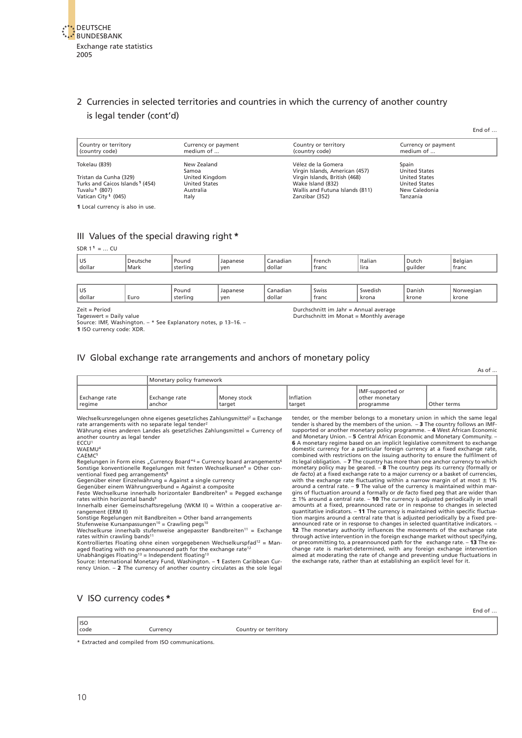## 2 Currencies in selected territories and countries in which the currency of another country is legal tender (cont'd)

End of ...

| Country or territory (country code) | Currency or payment medium of ... | Country or territory (country code) | Currency or payment medium of ... |
|---|---|---|---|
| Tokelau (839) | New Zealand | Vélez de la Gomera | Spain |
| | Samoa | Virgin Islands, American (457) | United States |
| Tristan da Cunha (329) | United Kingdom | Virgin Islands, British (468) | United States |
| Turks and Caicos Islands [1] (454) | United States | Wake Island (832) | United States |
| Tuvalu [1] (807) | Australia | Wallis and Futuna Islands (811) | New Caledonia |
| Vatican City [1] (045) | Italy | Zanzibar (352) | Tanzania |

**1** Local currency is also in use.

## III Values of the special drawing right *

SDR 1 [1] = ... CU

| US dollar | Deutsche Mark | Pound sterling | Japanese yen | Canadian dollar | French franc | Italian lira | Dutch guilder | Belgian franc |
|---|---|---|---|---|---|---|---|---|

| US dollar | Euro | Pound sterling | Japanese yen | Canadian dollar | Swiss franc | Swedish krona | Danish krone | Norwegian krone |
|---|---|---|---|---|---|---|---|---|

Zeit = Period
Tageswert = Daily value
Durchschnitt im Jahr = Annual average
Durchschnitt im Monat = Monthly average

Source: IMF, Washington. – * See Explanatory notes, p 13–16. –
**1** ISO currency code: XDR.

## IV Global exchange rate arrangements and anchors of monetary policy

As of ...

| | Monetary policy framework | | | | |
|---|---|---|---|---|---|
| Exchange rate regime | Exchange rate anchor | Money stock target | Inflation target | IMF-supported or other monetary programme | Other terms |

Wechselkursregelungen ohne eigenes gesetzliches Zahlungsmittel[2] = Exchange rate arrangements with no separate legal tender[2]
Währung eines anderen Landes als gesetzliches Zahlungsmittel = Currency of another country as legal tender
ECCU[1]
WAEMU[4]
CAEMC[5]
Regelungen in Form eines „Currency Board“[6] = Currency board arrangements[6]
Sonstige konventionelle Regelungen mit festen Wechselkursen[8] = Other conventional fixed peg arrangements[8]
Gegenüber einer Einzelwährung = Against a single currency
Gegenüber einem Währungsverbund = Against a composite
Feste Wechselkurse innerhalb horizontaler Bandbreiten[9] = Pegged exchange rates within horizontal bands[9]
Innerhalb einer Gemeinschaftsregelung (WKM II) = Within a cooperative arrangement (ERM II)
Sonstige Regelungen mit Bandbreiten = Other band arrangements
Stufenweise Kursanpassungen[10] = Crawling pegs[10]
Wechselkurse innerhalb stufenweise angepasster Bandbreiten[11] = Exchange rates within crawling bands[11]
Kontrolliertes Floating ohne einen vorgegebenen Wechselkurspfad[12] = Managed floating with no preannounced path for the exchange rate[12]
Unabhängiges Floating[13] = Independent floating[13]

Source: International Monetary Fund, Washington. – **1** Eastern Caribbean Currency Union. – **2** The currency of another country circulates as the sole legal tender, or the member belongs to a monetary union in which the same legal tender is shared by the members of the union. – **3** The country follows an IMF-supported or another monetary policy programme. – **4** West African Economic and Monetary Union. – **5** Central African Economic and Monetary Community. – **6** A monetary regime based on an implicit legislative commitment to exchange domestic currency for a particular foreign currency at a fixed exchange rate, combined with restrictions on the issuing authority to ensure the fulfilment of its legal obligation. – **7** The country has more than one anchor currency to which monetary policy may be geared. – **8** The country pegs its currency (formally or *de facto*) at a fixed exchange rate to a major currency or a basket of currencies, with the exchange rate fluctuating within a narrow margin of at most ± 1% around a central rate. – **9** The value of the currency is maintained within margins of fluctuation around a formally or *de facto* fixed peg that are wider than ± 1% around a central rate. – **10** The currency is adjusted periodically in small amounts at a fixed, preannounced rate or in response to changes in selected quantitative indicators. – **11** The currency is maintained within specific fluctuation margins around a central rate that is adjusted periodically by a fixed preannounced rate or in response to changes in selected quantitative indicators. – **12** The monetary authority influences the movements of the exchange rate through active intervention in the foreign exchange market without specifying, or precommitting to, a preannounced path for the exchange rate. – **13** The exchange rate is market-determined, with any foreign exchange intervention aimed at moderating the rate of change and preventing undue fluctuations in the exchange rate, rather than at establishing an explicit level for it.

## V ISO currency codes *

End of ...

| ISO code | Currency | Country or territory |
|---|---|---|

\* Extracted and compiled from ISO communications.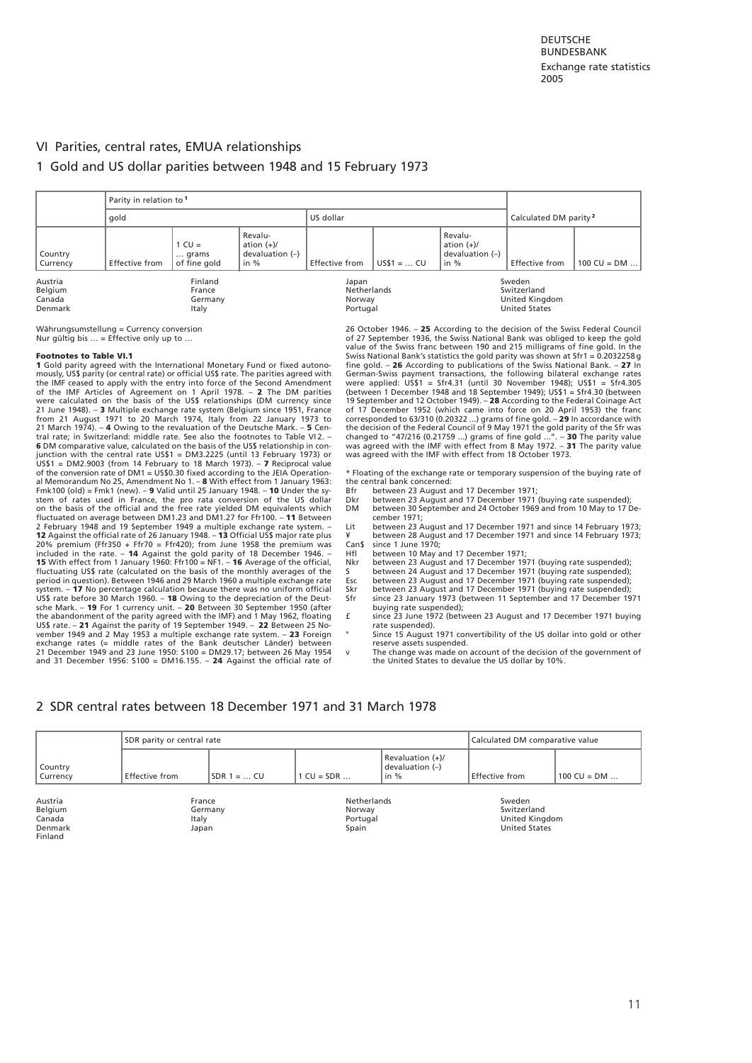# VI Parities, central rates, EMUA relationships

## 1 Gold and US dollar parities between 1948 and 15 February 1973

| | Parity in relation to [1] | | | | | | | |
|---|---|---|---|---|---|---|---|---|
| | gold | | | US dollar | | | Calculated DM parity [2] | |
| Country Currency | Effective from | 1 CU = … grams of fine gold | Revaluation (+)/ devaluation (–) in % | Effective from | US$1 = … CU | Revaluation (+)/ devaluation (–) in % | Effective from | 100 CU = DM … |

Austria
Belgium
Canada
Denmark
Finland
France
Germany
Italy
Japan
Netherlands
Norway
Portugal
Sweden
Switzerland
United Kingdom
United States

Währungsumstellung = Currency conversion
Nur gültig bis … = Effective only up to …

**Footnotes to Table VI.1**

**1** Gold parity agreed with the International Monetary Fund or fixed autonomously, US$ parity (or central rate) or official US$ rate. The parities agreed with the IMF ceased to apply with the entry into force of the Second Amendment of the IMF Articles of Agreement on 1 April 1978. – **2** The DM parities were calculated on the basis of the US$ relationships (DM currency since 21 June 1948). – **3** Multiple exchange rate system (Belgium since 1951, France from 21 August 1971 to 20 March 1974, Italy from 22 January 1973 to 21 March 1974). – **4** Owing to the revaluation of the Deutsche Mark. – **5** Central rate; in Switzerland: middle rate. See also the footnotes to Table VI 2. – **6** DM comparative value, calculated on the basis of the US$ relationship in conjunction with the central rate US$1 = DM3.2225 (until 13 February 1973) or US$1 = DM2.9003 (from 14 February to 18 March 1973). – **7** Reciprocal value of the conversion rate of DM1 = US$0.30 fixed according to the JEIA Operational Memorandum No 25, Amendment No 1. – **8** With effect from 1 January 1963: Fmk100 (old) = Fmk1 (new). – **9** Valid until 25 January 1948. – **10** Under the system of rates used in France, the pro rata conversion of the US dollar on the basis of the official and the free rate yielded DM equivalents which fluctuated on average between DM1.23 and DM1.27 for Ffr100. – **11** Between 2 February 1948 and 19 September 1949 a multiple exchange rate system. – **12** Against the official rate of 26 January 1948. – **13** Official US$ major rate plus 20% premium (Ffr350 + Ffr70 = Ffr420); from June 1958 the premium was included in the rate. – **14** Against the gold parity of 18 December 1946. – **15** With effect from 1 January 1960: Ffr100 = NF1. – **16** Average of the official, fluctuating US$ rate (calculated on the basis of the monthly averages of the period in question). Between 1946 and 29 March 1960 a multiple exchange rate system. – **17** No percentage calculation because there was no uniform official US$ rate before 30 March 1960. – **18** Owing to the depreciation of the Deutsche Mark. – **19** For 1 currency unit. – **20** Between 30 September 1950 (after the abandonment of the parity agreed with the IMF) and 1 May 1962, floating US$ rate. – **21** Against the parity of 19 September 1949. – **22** Between 25 November 1949 and 2 May 1953 a multiple exchange rate system. – **23** Foreign exchange rates (= middle rates of the Bank deutscher Länder) between 21 December 1949 and 23 June 1950: \$100 = DM29.17; between 26 May 1954 and 31 December 1956: \$100 = DM16.155. – **24** Against the official rate of 26 October 1946. – **25** According to the decision of the Swiss Federal Council of 27 September 1936, the Swiss National Bank was obliged to keep the gold value of the Swiss franc between 190 and 215 milligrams of fine gold. In the Swiss National Bank's statistics the gold parity was shown at Sfr1 = 0.2032258 g fine gold. – **26** According to publications of the Swiss National Bank. – **27** In German-Swiss payment transactions, the following bilateral exchange rates were applied: US$1 = Sfr4.31 (until 30 November 1948); US$1 = Sfr4.305 (between 1 December 1948 and 18 September 1949); US$1 = Sfr4.30 (between 19 September and 12 October 1949). – **28** According to the Federal Coinage Act of 17 December 1952 (which came into force on 20 April 1953) the franc corresponded to 63/310 (0.20322 …) grams of fine gold. – **29** In accordance with the decision of the Federal Council of 9 May 1971 the gold parity of the Sfr was changed to "47/216 (0.21759 …) grams of fine gold …". – **30** The parity value was agreed with the IMF with effect from 8 May 1972. – **31** The parity value was agreed with the IMF with effect from 18 October 1973.

\* Floating of the exchange rate or temporary suspension of the buying rate of the central bank concerned:

- Bfr between 23 August and 17 December 1971;
- Dkr between 23 August and 17 December 1971 (buying rate suspended);
- DM between 30 September and 24 October 1969 and from 10 May to 17 December 1971;
- Lit between 23 August and 17 December 1971 and since 14 February 1973;
- ¥ between 28 August and 17 December 1971 and since 14 February 1973;
- Can$ since 1 June 1970;
- Hfl between 10 May and 17 December 1971;
- Nkr between 23 August and 17 December 1971 (buying rate suspended);
- S between 24 August and 17 December 1971 (buying rate suspended);
- Esc between 23 August and 17 December 1971 (buying rate suspended);
- Skr between 23 August and 17 December 1971 (buying rate suspended);
- Sfr since 23 January 1973 (between 11 September and 17 December 1971 buying rate suspended);
- £ since 23 June 1972 (between 23 August and 17 December 1971 buying rate suspended).

° Since 15 August 1971 convertibility of the US dollar into gold or other reserve assets suspended.

v The change was made on account of the decision of the government of the United States to devalue the US dollar by 10%.

## 2 SDR central rates between 18 December 1971 and 31 March 1978

| | SDR parity or central rate | | | | Calculated DM comparative value | |
|---|---|---|---|---|---|---|
| Country Currency | Effective from | SDR 1 = … CU | 1 CU = SDR … | Revaluation (+)/ devaluation (–) in % | Effective from | 100 CU = DM … |

Austria
Belgium
Canada
Denmark
Finland
France
Germany
Italy
Japan
Netherlands
Norway
Portugal
Spain
Sweden
Switzerland
United Kingdom
United States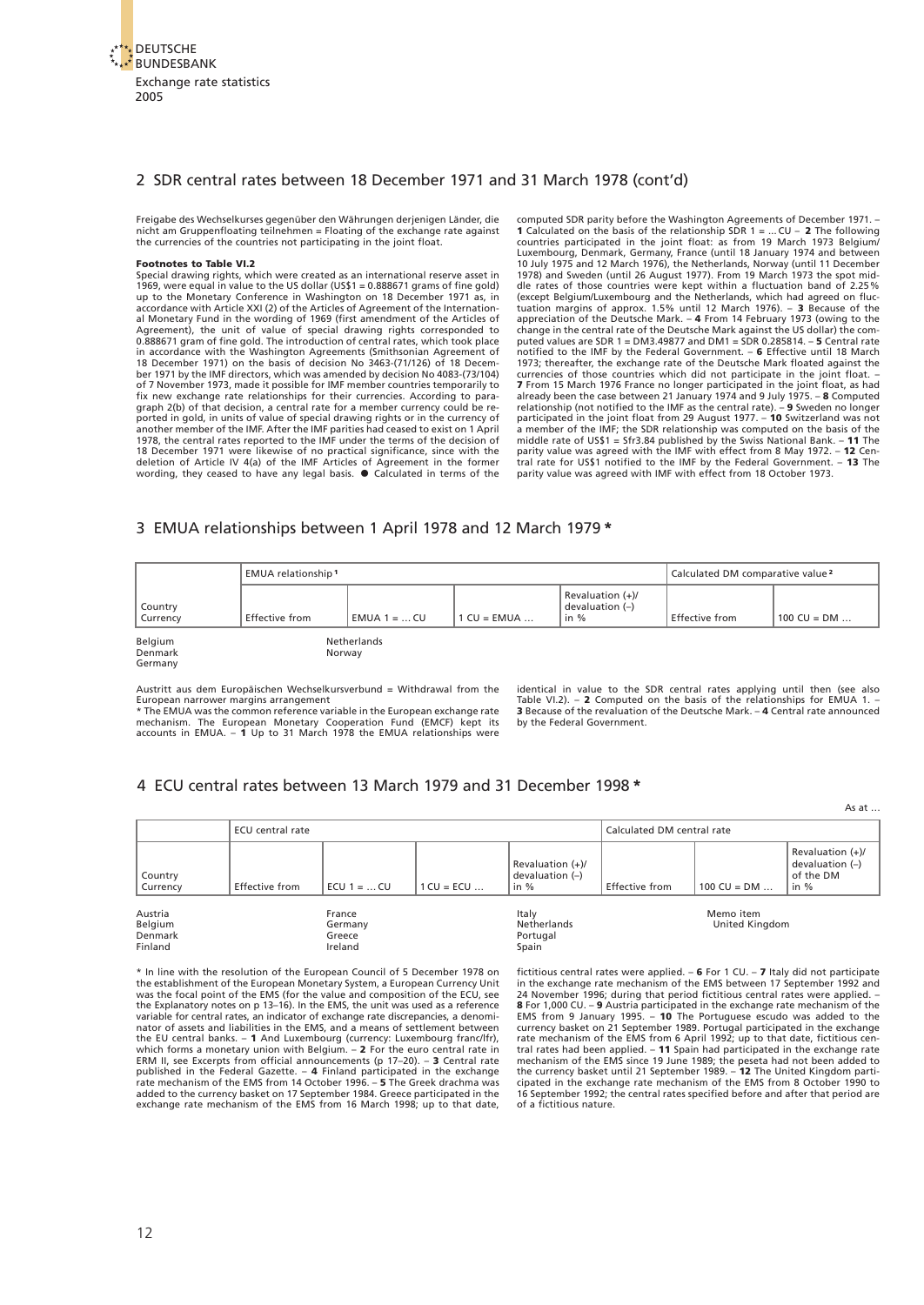## 2 SDR central rates between 18 December 1971 and 31 March 1978 (cont'd)

Freigabe des Wechselkurses gegenüber den Währungen derjenigen Länder, die nicht am Gruppenfloating teilnehmen = Floating of the exchange rate against the currencies of the countries not participating in the joint float.

**Footnotes to Table VI.2**

Special drawing rights, which were created as an international reserve asset in 1969, were equal in value to the US dollar (US$1 = 0.888671 grams of fine gold) up to the Monetary Conference in Washington on 18 December 1971 as, in accordance with Article XXI (2) of the Articles of Agreement of the International Monetary Fund in the wording of 1969 (first amendment of the Articles of Agreement), the unit of value of special drawing rights corresponded to 0.888671 gram of fine gold. The introduction of central rates, which took place in accordance with the Washington Agreements (Smithsonian Agreement of 18 December 1971) on the basis of decision No 3463-(71/126) of 18 December 1971 by the IMF directors, which was amended by decision No 4083-(73/104) of 7 November 1973, made it possible for IMF member countries temporarily to fix new exchange rate relationships for their currencies. According to paragraph 2(b) of that decision, a central rate for a member currency could be reported in gold, in units of value of special drawing rights or in the currency of another member of the IMF. After the IMF parities had ceased to exist on 1 April 1978, the central rates reported to the IMF under the terms of the decision of 18 December 1971 were likewise of no practical significance, since with the deletion of Article IV 4(a) of the IMF Articles of Agreement in the former wording, they ceased to have any legal basis. ● Calculated in terms of the computed SDR parity before the Washington Agreements of December 1971. – **1** Calculated on the basis of the relationship SDR 1 = ... CU – **2** The following countries participated in the joint float: as from 19 March 1973 Belgium/Luxembourg, Denmark, Germany, France (until 18 January 1974 and between 10 July 1975 and 12 March 1976), the Netherlands, Norway (until 11 December 1978) and Sweden (until 26 August 1977). From 19 March 1973 the spot middle rates of those countries were kept within a fluctuation band of 2.25% (except Belgium/Luxembourg and the Netherlands, which had agreed on fluctuation margins of approx. 1.5% until 12 March 1976). – **3** Because of the appreciation of the Deutsche Mark. – **4** From 14 February 1973 (owing to the change in the central rate of the Deutsche Mark against the US dollar) the computed values are SDR 1 = DM3.49877 and DM1 = SDR 0.285814. – **5** Central rate notified to the IMF by the Federal Government. – **6** Effective until 18 March 1973; thereafter, the exchange rate of the Deutsche Mark floated against the currencies of those countries which did not participate in the joint float. – **7** From 15 March 1976 France no longer participated in the joint float, as had already been the case between 21 January 1974 and 9 July 1975. – **8** Computed relationship (not notified to the IMF as the central rate). – **9** Sweden no longer participated in the joint float from 29 August 1977. – **10** Switzerland was not a member of the IMF; the SDR relationship was computed on the basis of the middle rate of US$1 = Sfr3.84 published by the Swiss National Bank. – **11** The parity value was agreed with the IMF with effect from 8 May 1972. – **12** Central rate for US$1 notified to the IMF by the Federal Government. – **13** The parity value was agreed with IMF with effect from 18 October 1973.

## 3 EMUA relationships between 1 April 1978 and 12 March 1979 *

| Country<br>Currency | EMUA relationship [1] | | | | Calculated DM comparative value [2] | |
|---|---|---|---|---|---|---|
| | Effective from | EMUA 1 = ... CU | 1 CU = EMUA ... | Revaluation (+)/ devaluation (–) in % | Effective from | 100 CU = DM ... |

Belgium
Denmark
Germany
Netherlands
Norway

Austritt aus dem Europäischen Wechselkursverbund = Withdrawal from the European narrower margins arrangement

* The EMUA was the common reference variable in the European exchange rate mechanism. The European Monetary Cooperation Fund (EMCF) kept its accounts in EMUA. – **1** Up to 31 March 1978 the EMUA relationships were identical in value to the SDR central rates applying until then (see also Table VI.2). – **2** Computed on the basis of the relationships for EMUA 1. – **3** Because of the revaluation of the Deutsche Mark. – **4** Central rate announced by the Federal Government.

## 4 ECU central rates between 13 March 1979 and 31 December 1998 *

As at ...

| Country<br>Currency | ECU central rate | | | | Calculated DM central rate | | |
|---|---|---|---|---|---|---|---|
| | Effective from | ECU 1 = ... CU | 1 CU = ECU ... | Revaluation (+)/ devaluation (–) in % | Effective from | 100 CU = DM ... | Revaluation (+)/ devaluation (–) of the DM in % |

Austria
Belgium
Denmark
Finland
France
Germany
Greece
Ireland
Italy
Netherlands
Portugal
Spain
Memo item
United Kingdom

* In line with the resolution of the European Council of 5 December 1978 on the establishment of the European Monetary System, a European Currency Unit was the focal point of the EMS (for the value and composition of the ECU, see the Explanatory notes on p 13–16). In the EMS, the unit was used as a reference variable for central rates, an indicator of exchange rate discrepancies, a denominator of assets and liabilities in the EMS, and a means of settlement between the EU central banks. – **1** And Luxembourg (currency: Luxembourg franc/lfr), which forms a monetary union with Belgium. – **2** For the euro central rate in ERM II, see Excerpts from official announcements (p 17–20). – **3** Central rate published in the Federal Gazette. – **4** Finland participated in the exchange rate mechanism of the EMS from 14 October 1996. – **5** The Greek drachma was added to the currency basket on 17 September 1984. Greece participated in the exchange rate mechanism of the EMS from 16 March 1998; up to that date, fictitious central rates were applied. – **6** For 1 CU. – **7** Italy did not participate in the exchange rate mechanism of the EMS between 17 September 1992 and 24 November 1996; during that period fictitious central rates were applied. – **8** For 1,000 CU. – **9** Austria participated in the exchange rate mechanism of the EMS from 9 January 1995. – **10** The Portuguese escudo was added to the currency basket on 21 September 1989. Portugal participated in the exchange rate mechanism of the EMS from 6 April 1992; up to that date, fictitious central rates had been applied. – **11** Spain had participated in the exchange rate mechanism of the EMS since 19 June 1989; the peseta had not been added to the currency basket until 21 September 1989. – **12** The United Kingdom participated in the exchange rate mechanism of the EMS from 8 October 1990 to 16 September 1992; the central rates specified before and after that period are of a fictitious nature.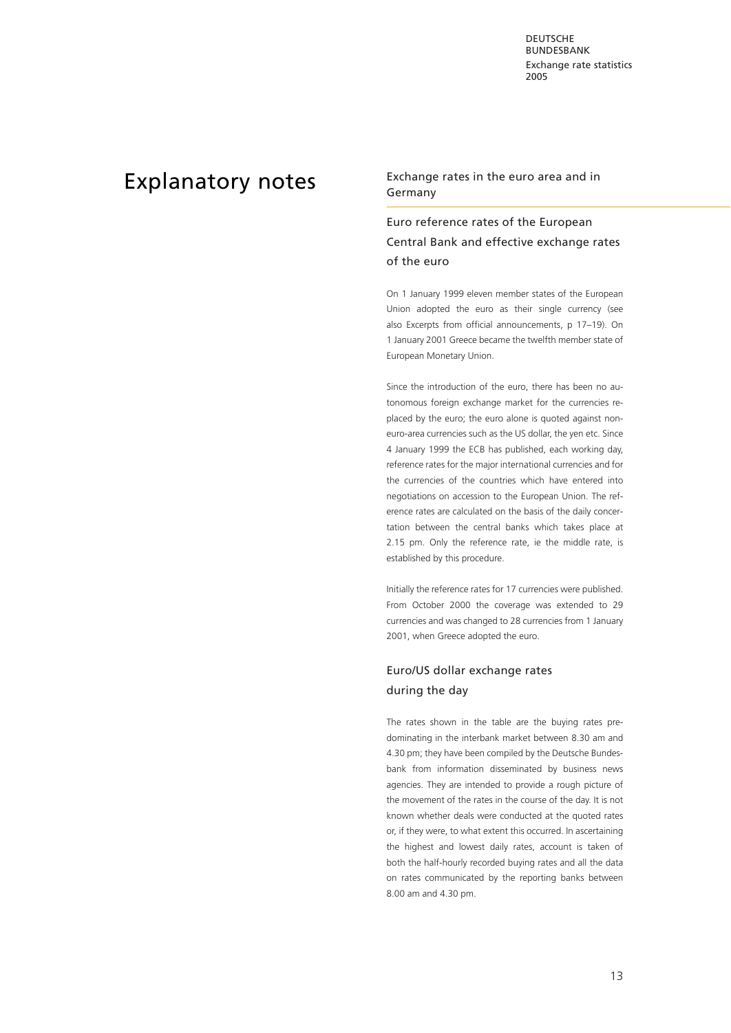# Explanatory notes

## Exchange rates in the euro area and in Germany

### Euro reference rates of the European Central Bank and effective exchange rates of the euro

On 1 January 1999 eleven member states of the European Union adopted the euro as their single currency (see also Excerpts from official announcements, p 17–19). On 1 January 2001 Greece became the twelfth member state of European Monetary Union.

Since the introduction of the euro, there has been no autonomous foreign exchange market for the currencies replaced by the euro; the euro alone is quoted against non-euro-area currencies such as the US dollar, the yen etc. Since 4 January 1999 the ECB has published, each working day, reference rates for the major international currencies and for the currencies of the countries which have entered into negotiations on accession to the European Union. The reference rates are calculated on the basis of the daily concertation between the central banks which takes place at 2.15 pm. Only the reference rate, ie the middle rate, is established by this procedure.

Initially the reference rates for 17 currencies were published. From October 2000 the coverage was extended to 29 currencies and was changed to 28 currencies from 1 January 2001, when Greece adopted the euro.

### Euro/US dollar exchange rates during the day

The rates shown in the table are the buying rates predominating in the interbank market between 8.30 am and 4.30 pm; they have been compiled by the Deutsche Bundesbank from information disseminated by business news agencies. They are intended to provide a rough picture of the movement of the rates in the course of the day. It is not known whether deals were conducted at the quoted rates or, if they were, to what extent this occurred. In ascertaining the highest and lowest daily rates, account is taken of both the half-hourly recorded buying rates and all the data on rates communicated by the reporting banks between 8.00 am and 4.30 pm.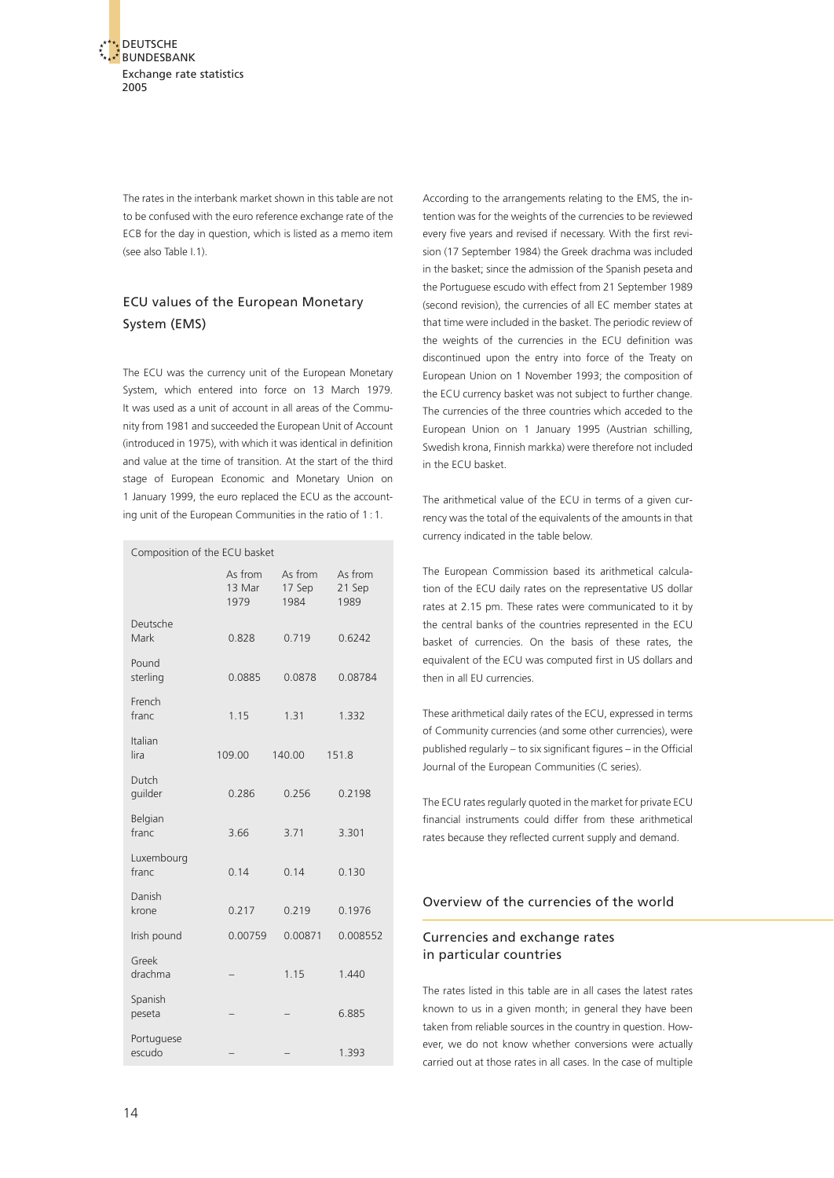The rates in the interbank market shown in this table are not to be confused with the euro reference exchange rate of the ECB for the day in question, which is listed as a memo item (see also Table I.1).

## ECU values of the European Monetary System (EMS)

The ECU was the currency unit of the European Monetary System, which entered into force on 13 March 1979. It was used as a unit of account in all areas of the Community from 1981 and succeeded the European Unit of Account (introduced in 1975), with which it was identical in definition and value at the time of transition. At the start of the third stage of European Economic and Monetary Union on 1 January 1999, the euro replaced the ECU as the accounting unit of the European Communities in the ratio of 1 : 1.

Composition of the ECU basket

| | As from 13 Mar 1979 | As from 17 Sep 1984 | As from 21 Sep 1989 |
|---|---|---|---|
| Deutsche Mark | 0.828 | 0.719 | 0.6242 |
| Pound sterling | 0.0885 | 0.0878 | 0.08784 |
| French franc | 1.15 | 1.31 | 1.332 |
| Italian lira | 109.00 | 140.00 | 151.8 |
| Dutch guilder | 0.286 | 0.256 | 0.2198 |
| Belgian franc | 3.66 | 3.71 | 3.301 |
| Luxembourg franc | 0.14 | 0.14 | 0.130 |
| Danish krone | 0.217 | 0.219 | 0.1976 |
| Irish pound | 0.00759 | 0.00871 | 0.008552 |
| Greek drachma | – | 1.15 | 1.440 |
| Spanish peseta | – | – | 6.885 |
| Portuguese escudo | – | – | 1.393 |

According to the arrangements relating to the EMS, the intention was for the weights of the currencies to be reviewed every five years and revised if necessary. With the first revision (17 September 1984) the Greek drachma was included in the basket; since the admission of the Spanish peseta and the Portuguese escudo with effect from 21 September 1989 (second revision), the currencies of all EC member states at that time were included in the basket. The periodic review of the weights of the currencies in the ECU definition was discontinued upon the entry into force of the Treaty on European Union on 1 November 1993; the composition of the ECU currency basket was not subject to further change. The currencies of the three countries which acceded to the European Union on 1 January 1995 (Austrian schilling, Swedish krona, Finnish markka) were therefore not included in the ECU basket.

The arithmetical value of the ECU in terms of a given currency was the total of the equivalents of the amounts in that currency indicated in the table below.

The European Commission based its arithmetical calculation of the ECU daily rates on the representative US dollar rates at 2.15 pm. These rates were communicated to it by the central banks of the countries represented in the ECU basket of currencies. On the basis of these rates, the equivalent of the ECU was computed first in US dollars and then in all EU currencies.

These arithmetical daily rates of the ECU, expressed in terms of Community currencies (and some other currencies), were published regularly – to six significant figures – in the Official Journal of the European Communities (C series).

The ECU rates regularly quoted in the market for private ECU financial instruments could differ from these arithmetical rates because they reflected current supply and demand.

## Overview of the currencies of the world

### Currencies and exchange rates in particular countries

The rates listed in this table are in all cases the latest rates known to us in a given month; in general they have been taken from reliable sources in the country in question. However, we do not know whether conversions were actually carried out at those rates in all cases. In the case of multiple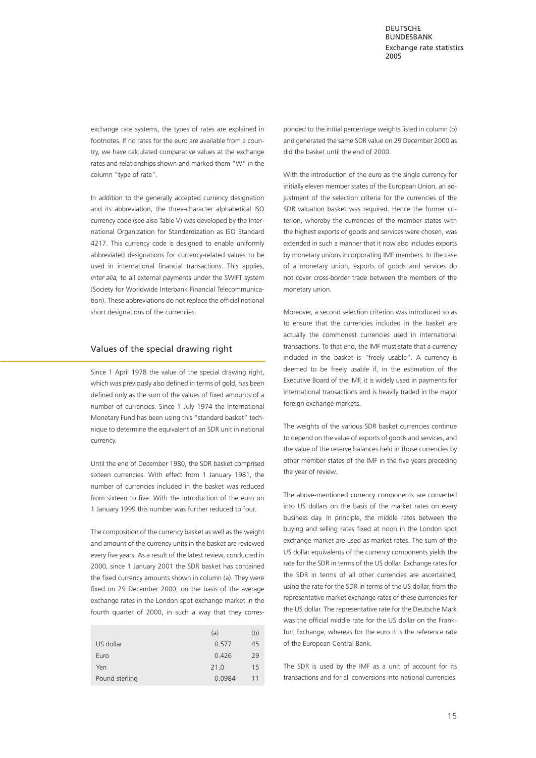exchange rate systems, the types of rates are explained in footnotes. If no rates for the euro are available from a country, we have calculated comparative values at the exchange rates and relationships shown and marked them "W" in the column "type of rate".

In addition to the generally accepted currency designation and its abbreviation, the three-character alphabetical ISO currency code (see also Table V) was developed by the International Organization for Standardization as ISO Standard 4217. This currency code is designed to enable uniformly abbreviated designations for currency-related values to be used in international financial transactions. This applies, *inter alia,* to all external payments under the SWIFT system (Society for Worldwide Interbank Financial Telecommunication). These abbreviations do not replace the official national short designations of the currencies.

## Values of the special drawing right

Since 1 April 1978 the value of the special drawing right, which was previously also defined in terms of gold, has been defined only as the sum of the values of fixed amounts of a number of currencies. Since 1 July 1974 the International Monetary Fund has been using this "standard basket" technique to determine the equivalent of an SDR unit in national currency.

Until the end of December 1980, the SDR basket comprised sixteen currencies. With effect from 1 January 1981, the number of currencies included in the basket was reduced from sixteen to five. With the introduction of the euro on 1 January 1999 this number was further reduced to four.

The composition of the currency basket as well as the weight and amount of the currency units in the basket are reviewed every five years. As a result of the latest review, conducted in 2000, since 1 January 2001 the SDR basket has contained the fixed currency amounts shown in column (a). They were fixed on 29 December 2000, on the basis of the average exchange rates in the London spot exchange market in the fourth quarter of 2000, in such a way that they corresponded to the initial percentage weights listed in column (b) and generated the same SDR value on 29 December 2000 as did the basket until the end of 2000.

| | (a) | (b) |
|---|---|---|
| US dollar | 0.577 | 45 |
| Euro | 0.426 | 29 |
| Yen | 21.0 | 15 |
| Pound sterling | 0.0984 | 11 |

With the introduction of the euro as the single currency for initially eleven member states of the European Union, an adjustment of the selection criteria for the currencies of the SDR valuation basket was required. Hence the former criterion, whereby the currencies of the member states with the highest exports of goods and services were chosen, was extended in such a manner that it now also includes exports by monetary unions incorporating IMF members. In the case of a monetary union, exports of goods and services do not cover cross-border trade between the members of the monetary union.

Moreover, a second selection criterion was introduced so as to ensure that the currencies included in the basket are actually the commonest currencies used in international transactions. To that end, the IMF must state that a currency included in the basket is "freely usable". A currency is deemed to be freely usable if, in the estimation of the Executive Board of the IMF, it is widely used in payments for international transactions and is heavily traded in the major foreign exchange markets.

The weights of the various SDR basket currencies continue to depend on the value of exports of goods and services, and the value of the reserve balances held in those currencies by other member states of the IMF in the five years preceding the year of review.

The above-mentioned currency components are converted into US dollars on the basis of the market rates on every business day. In principle, the middle rates between the buying and selling rates fixed at noon in the London spot exchange market are used as market rates. The sum of the US dollar equivalents of the currency components yields the rate for the SDR in terms of the US dollar. Exchange rates for the SDR in terms of all other currencies are ascertained, using the rate for the SDR in terms of the US dollar, from the representative market exchange rates of these currencies for the US dollar. The representative rate for the Deutsche Mark was the official middle rate for the US dollar on the Frankfurt Exchange, whereas for the euro it is the reference rate of the European Central Bank.

The SDR is used by the IMF as a unit of account for its transactions and for all conversions into national currencies.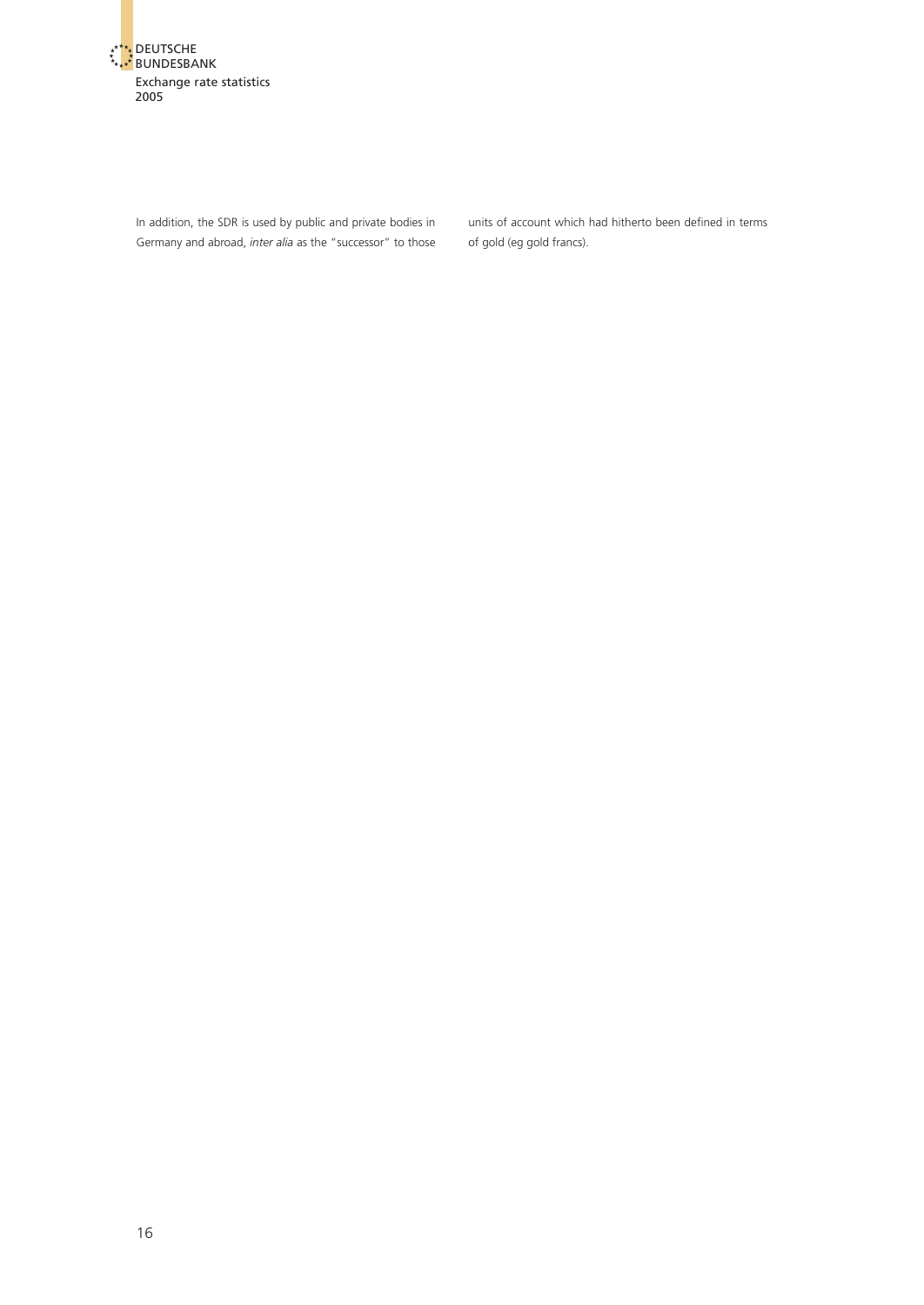In addition, the SDR is used by public and private bodies in Germany and abroad, *inter alia* as the "successor" to those units of account which had hitherto been defined in terms of gold (eg gold francs).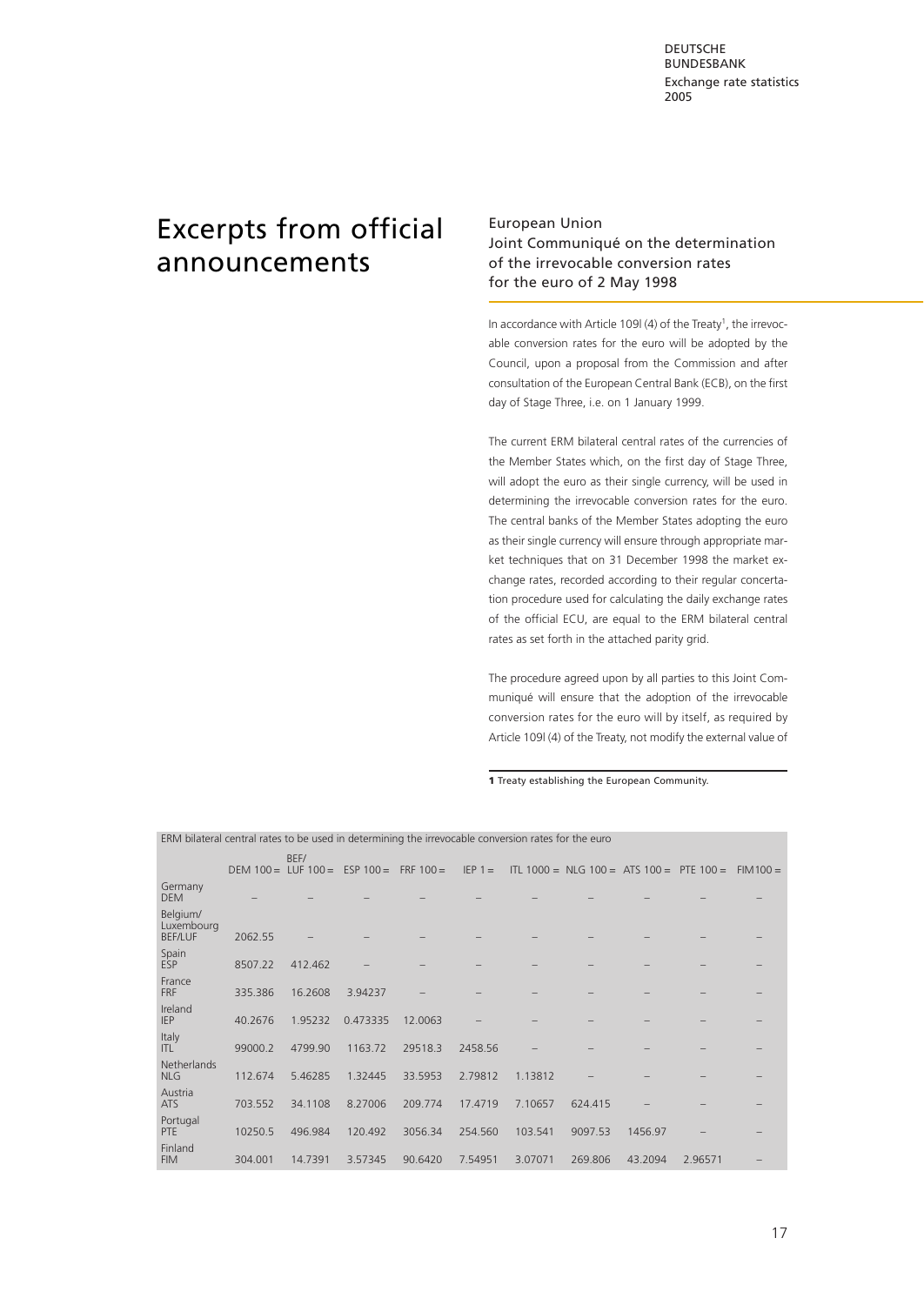# Excerpts from official announcements

## European Union
## Joint Communiqué on the determination of the irrevocable conversion rates for the euro of 2 May 1998

In accordance with Article 109l (4) of the Treaty[1], the irrevocable conversion rates for the euro will be adopted by the Council, upon a proposal from the Commission and after consultation of the European Central Bank (ECB), on the first day of Stage Three, i.e. on 1 January 1999.

The current ERM bilateral central rates of the currencies of the Member States which, on the first day of Stage Three, will adopt the euro as their single currency, will be used in determining the irrevocable conversion rates for the euro. The central banks of the Member States adopting the euro as their single currency will ensure through appropriate market techniques that on 31 December 1998 the market exchange rates, recorded according to their regular concertation procedure used for calculating the daily exchange rates of the official ECU, are equal to the ERM bilateral central rates as set forth in the attached parity grid.

The procedure agreed upon by all parties to this Joint Communiqué will ensure that the adoption of the irrevocable conversion rates for the euro will by itself, as required by Article 109l (4) of the Treaty, not modify the external value of

1 Treaty establishing the European Community.

ERM bilateral central rates to be used in determining the irrevocable conversion rates for the euro

| | DEM 100 = | BEF/ LUF 100 = | ESP 100 = | FRF 100 = | IEP 1 = | ITL 1000 = | NLG 100 = | ATS 100 = | PTE 100 = | FIM100 = |
|---|---|---|---|---|---|---|---|---|---|---|
| Germany DEM | – | – | – | – | – | – | – | – | – | – |
| Belgium/ Luxembourg BEF/LUF | 2062.55 | – | – | – | – | – | – | – | – | – |
| Spain ESP | 8507.22 | 412.462 | – | – | – | – | – | – | – | – |
| France FRF | 335.386 | 16.2608 | 3.94237 | – | – | – | – | – | – | – |
| Ireland IEP | 40.2676 | 1.95232 | 0.473335 | 12.0063 | – | – | – | – | – | – |
| Italy ITL | 99000.2 | 4799.90 | 1163.72 | 29518.3 | 2458.56 | – | – | – | – | – |
| Netherlands NLG | 112.674 | 5.46285 | 1.32445 | 33.5953 | 2.79812 | 1.13812 | – | – | – | – |
| Austria ATS | 703.552 | 34.1108 | 8.27006 | 209.774 | 17.4719 | 7.10657 | 624.415 | – | – | – |
| Portugal PTE | 10250.5 | 496.984 | 120.492 | 3056.34 | 254.560 | 103.541 | 9097.53 | 1456.97 | – | – |
| Finland FIM | 304.001 | 14.7391 | 3.57345 | 90.6420 | 7.54951 | 3.07071 | 269.806 | 43.2094 | 2.96571 | – |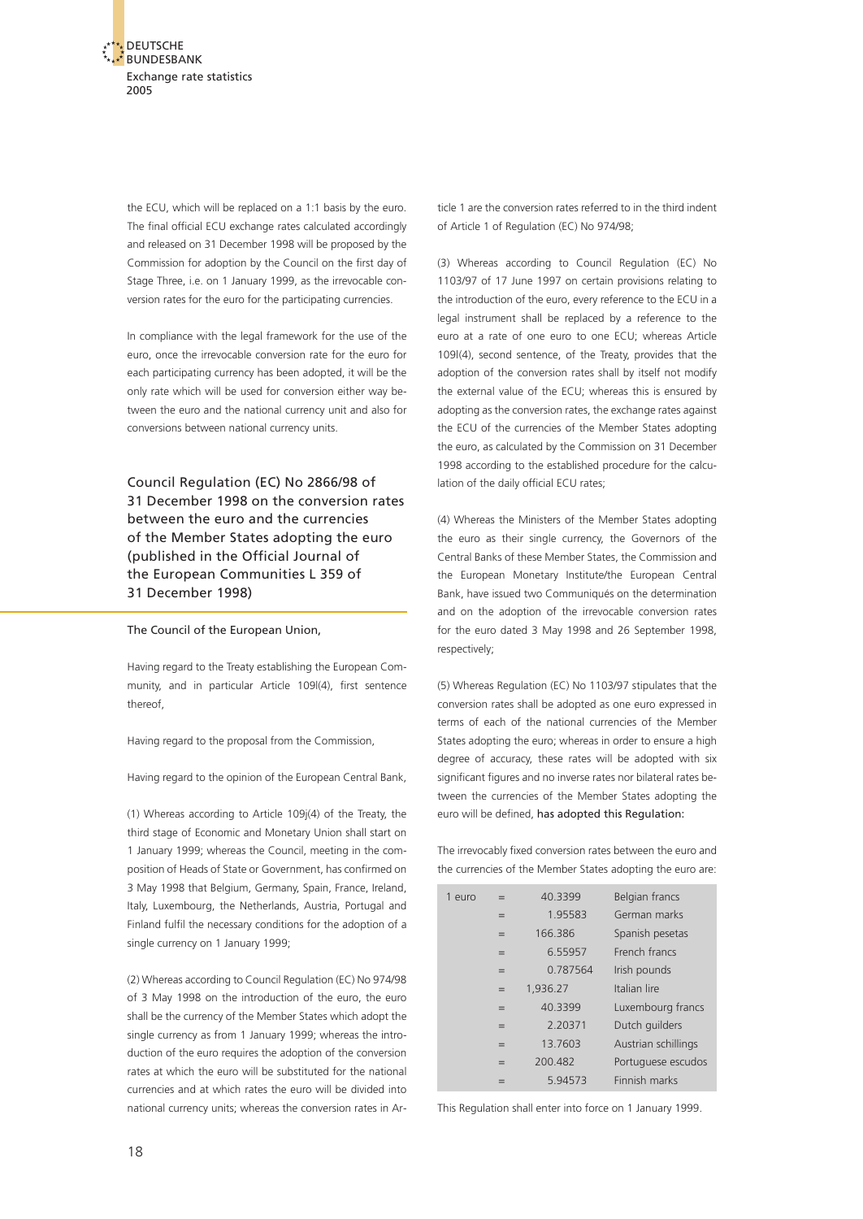the ECU, which will be replaced on a 1:1 basis by the euro. The final official ECU exchange rates calculated accordingly and released on 31 December 1998 will be proposed by the Commission for adoption by the Council on the first day of Stage Three, i.e. on 1 January 1999, as the irrevocable conversion rates for the euro for the participating currencies.

In compliance with the legal framework for the use of the euro, once the irrevocable conversion rate for the euro for each participating currency has been adopted, it will be the only rate which will be used for conversion either way between the euro and the national currency unit and also for conversions between national currency units.

## Council Regulation (EC) No 2866/98 of 31 December 1998 on the conversion rates between the euro and the currencies of the Member States adopting the euro (published in the Official Journal of the European Communities L 359 of 31 December 1998)

The Council of the European Union,

Having regard to the Treaty establishing the European Community, and in particular Article 109l(4), first sentence thereof,

Having regard to the proposal from the Commission,

Having regard to the opinion of the European Central Bank,

(1) Whereas according to Article 109j(4) of the Treaty, the third stage of Economic and Monetary Union shall start on 1 January 1999; whereas the Council, meeting in the composition of Heads of State or Government, has confirmed on 3 May 1998 that Belgium, Germany, Spain, France, Ireland, Italy, Luxembourg, the Netherlands, Austria, Portugal and Finland fulfil the necessary conditions for the adoption of a single currency on 1 January 1999;

(2) Whereas according to Council Regulation (EC) No 974/98 of 3 May 1998 on the introduction of the euro, the euro shall be the currency of the Member States which adopt the single currency as from 1 January 1999; whereas the introduction of the euro requires the adoption of the conversion rates at which the euro will be substituted for the national currencies and at which rates the euro will be divided into national currency units; whereas the conversion rates in Article 1 are the conversion rates referred to in the third indent of Article 1 of Regulation (EC) No 974/98;

(3) Whereas according to Council Regulation (EC) No 1103/97 of 17 June 1997 on certain provisions relating to the introduction of the euro, every reference to the ECU in a legal instrument shall be replaced by a reference to the euro at a rate of one euro to one ECU; whereas Article 109l(4), second sentence, of the Treaty, provides that the adoption of the conversion rates shall by itself not modify the external value of the ECU; whereas this is ensured by adopting as the conversion rates, the exchange rates against the ECU of the currencies of the Member States adopting the euro, as calculated by the Commission on 31 December 1998 according to the established procedure for the calculation of the daily official ECU rates;

(4) Whereas the Ministers of the Member States adopting the euro as their single currency, the Governors of the Central Banks of these Member States, the Commission and the European Monetary Institute/the European Central Bank, have issued two Communiqués on the determination and on the adoption of the irrevocable conversion rates for the euro dated 3 May 1998 and 26 September 1998, respectively;

(5) Whereas Regulation (EC) No 1103/97 stipulates that the conversion rates shall be adopted as one euro expressed in terms of each of the national currencies of the Member States adopting the euro; whereas in order to ensure a high degree of accuracy, these rates will be adopted with six significant figures and no inverse rates nor bilateral rates between the currencies of the Member States adopting the euro will be defined, has adopted this Regulation:

The irrevocably fixed conversion rates between the euro and the currencies of the Member States adopting the euro are:

| | | | |
|---|---|---|---|
| 1 euro | = | 40.3399 | Belgian francs |
| | = | 1.95583 | German marks |
| | = | 166.386 | Spanish pesetas |
| | = | 6.55957 | French francs |
| | = | 0.787564 | Irish pounds |
| | = | 1,936.27 | Italian lire |
| | = | 40.3399 | Luxembourg francs |
| | = | 2.20371 | Dutch guilders |
| | = | 13.7603 | Austrian schillings |
| | = | 200.482 | Portuguese escudos |
| | = | 5.94573 | Finnish marks |

This Regulation shall enter into force on 1 January 1999.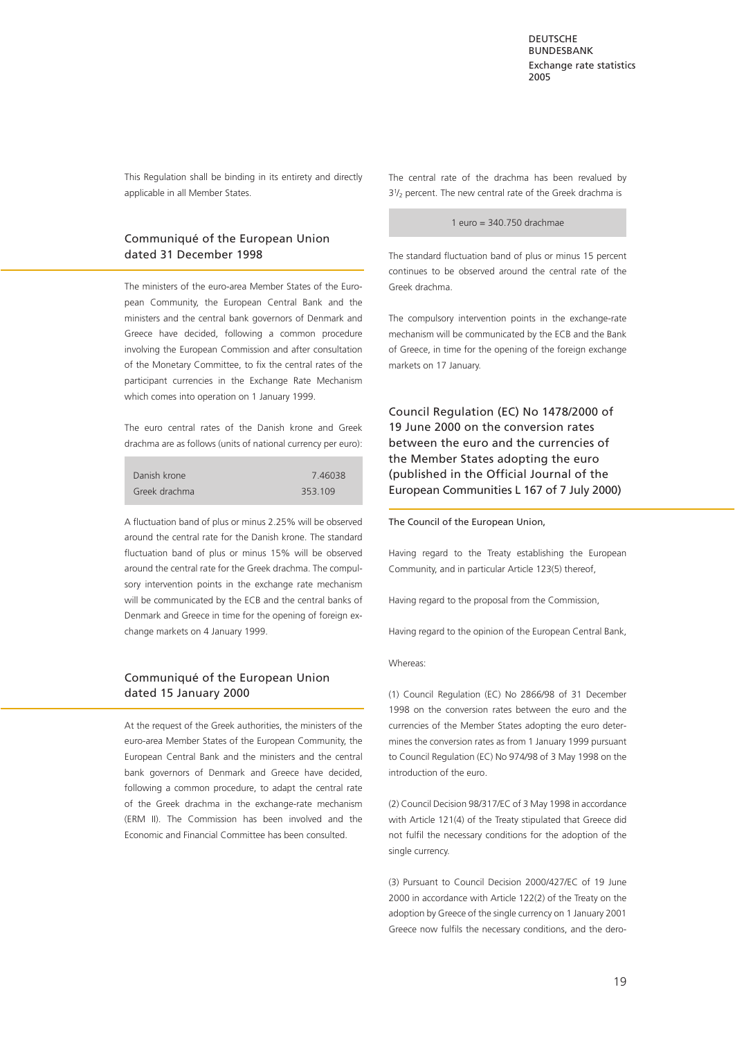This Regulation shall be binding in its entirety and directly applicable in all Member States.

## Communiqué of the European Union dated 31 December 1998

The ministers of the euro-area Member States of the European Community, the European Central Bank and the ministers and the central bank governors of Denmark and Greece have decided, following a common procedure involving the European Commission and after consultation of the Monetary Committee, to fix the central rates of the participant currencies in the Exchange Rate Mechanism which comes into operation on 1 January 1999.

The euro central rates of the Danish krone and Greek drachma are as follows (units of national currency per euro):

| | |
|---|---|
| Danish krone | 7.46038 |
| Greek drachma | 353.109 |

A fluctuation band of plus or minus 2.25% will be observed around the central rate for the Danish krone. The standard fluctuation band of plus or minus 15% will be observed around the central rate for the Greek drachma. The compulsory intervention points in the exchange rate mechanism will be communicated by the ECB and the central banks of Denmark and Greece in time for the opening of foreign exchange markets on 4 January 1999.

## Communiqué of the European Union dated 15 January 2000

At the request of the Greek authorities, the ministers of the euro-area Member States of the European Community, the European Central Bank and the ministers and the central bank governors of Denmark and Greece have decided, following a common procedure, to adapt the central rate of the Greek drachma in the exchange-rate mechanism (ERM II). The Commission has been involved and the Economic and Financial Committee has been consulted.

The central rate of the drachma has been revalued by $3^1/_2$ percent. The new central rate of the Greek drachma is

1 euro = 340.750 drachmae

The standard fluctuation band of plus or minus 15 percent continues to be observed around the central rate of the Greek drachma.

The compulsory intervention points in the exchange-rate mechanism will be communicated by the ECB and the Bank of Greece, in time for the opening of the foreign exchange markets on 17 January.

## Council Regulation (EC) No 1478/2000 of 19 June 2000 on the conversion rates between the euro and the currencies of the Member States adopting the euro (published in the Official Journal of the European Communities L 167 of 7 July 2000)

The Council of the European Union,

Having regard to the Treaty establishing the European Community, and in particular Article 123(5) thereof,

Having regard to the proposal from the Commission,

Having regard to the opinion of the European Central Bank,

Whereas:

(1) Council Regulation (EC) No 2866/98 of 31 December 1998 on the conversion rates between the euro and the currencies of the Member States adopting the euro determines the conversion rates as from 1 January 1999 pursuant to Council Regulation (EC) No 974/98 of 3 May 1998 on the introduction of the euro.

(2) Council Decision 98/317/EC of 3 May 1998 in accordance with Article 121(4) of the Treaty stipulated that Greece did not fulfil the necessary conditions for the adoption of the single currency.

(3) Pursuant to Council Decision 2000/427/EC of 19 June 2000 in accordance with Article 122(2) of the Treaty on the adoption by Greece of the single currency on 1 January 2001 Greece now fulfils the necessary conditions, and the dero-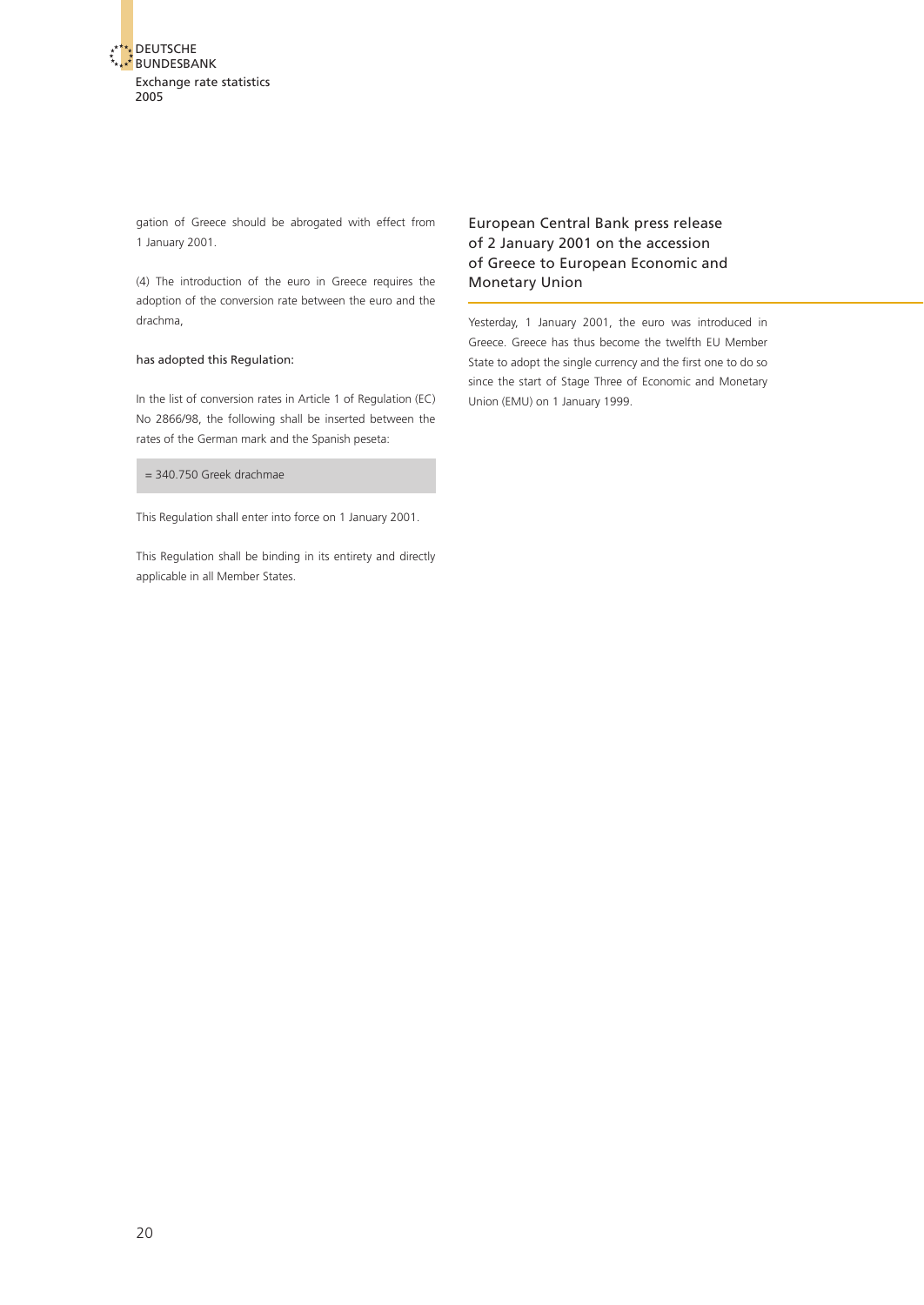gation of Greece should be abrogated with effect from 1 January 2001.

(4) The introduction of the euro in Greece requires the adoption of the conversion rate between the euro and the drachma,

has adopted this Regulation:

In the list of conversion rates in Article 1 of Regulation (EC) No 2866/98, the following shall be inserted between the rates of the German mark and the Spanish peseta:

= 340.750 Greek drachmae

This Regulation shall enter into force on 1 January 2001.

This Regulation shall be binding in its entirety and directly applicable in all Member States.

## European Central Bank press release of 2 January 2001 on the accession of Greece to European Economic and Monetary Union

Yesterday, 1 January 2001, the euro was introduced in Greece. Greece has thus become the twelfth EU Member State to adopt the single currency and the first one to do so since the start of Stage Three of Economic and Monetary Union (EMU) on 1 January 1999.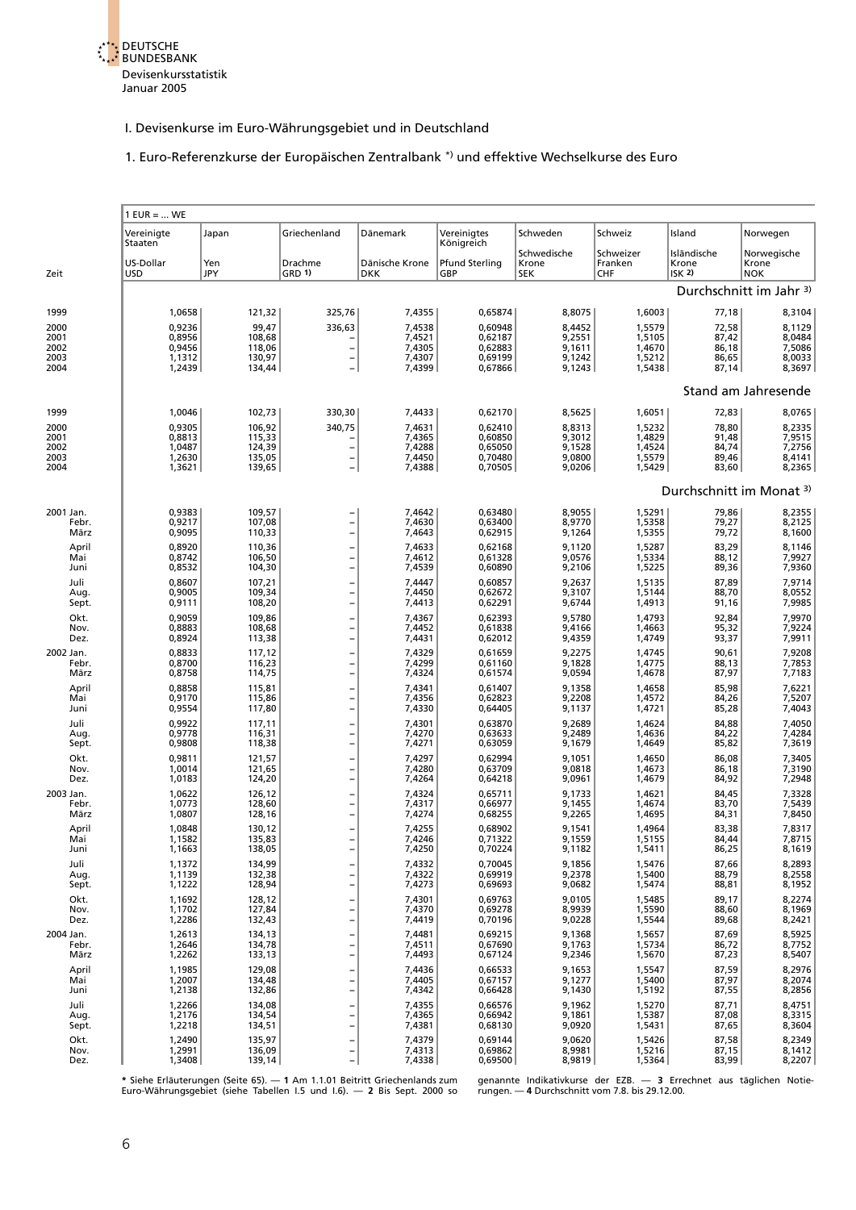# I. Devisenkurse im Euro-Währungsgebiet und in Deutschland

## 1. Euro-Referenzkurse der Europäischen Zentralbank *) und effektive Wechselkurse des Euro

| Zeit | Vereinigte Staaten US-Dollar USD | Japan Yen JPY | Griechenland Drachme GRD 1) | Dänemark Dänische Krone DKK | Vereinigtes Königreich Pfund Sterling GBP | Schweden Schwedische Krone SEK | Schweiz Schweizer Franken CHF | Island Isländische Krone ISK 2) | Norwegen Norwegische Krone NOK |
|---|---|---|---|---|---|---|---|---|---|
| | 1 EUR = ... WE | | | | | | | | |
| | **Durchschnitt im Jahr 3)** | | | | | | | | |
| 1999 | 1,0658 | 121,32 | 325,76 | 7,4355 | 0,65874 | 8,8075 | 1,6003 | 77,18 | 8,3104 |
| 2000 | 0,9236 | 99,47 | 336,63 | 7,4538 | 0,60948 | 8,4452 | 1,5579 | 72,58 | 8,1129 |
| 2001 | 0,8956 | 108,68 | – | 7,4521 | 0,62187 | 9,2551 | 1,5105 | 87,42 | 8,0484 |
| 2002 | 0,9456 | 118,06 | – | 7,4305 | 0,62883 | 9,1611 | 1,4670 | 86,18 | 7,5086 |
| 2003 | 1,1312 | 130,97 | – | 7,4307 | 0,69199 | 9,1242 | 1,5212 | 86,65 | 8,0033 |
| 2004 | 1,2439 | 134,44 | – | 7,4399 | 0,67866 | 9,1243 | 1,5438 | 87,14 | 8,3697 |
| | **Stand am Jahresende** | | | | | | | | |
| 1999 | 1,0046 | 102,73 | 330,30 | 7,4433 | 0,62170 | 8,5625 | 1,6051 | 72,83 | 8,0765 |
| 2000 | 0,9305 | 106,92 | 340,75 | 7,4631 | 0,62410 | 8,8313 | 1,5232 | 78,80 | 8,2335 |
| 2001 | 0,8813 | 115,33 | – | 7,4365 | 0,60850 | 9,3012 | 1,4829 | 91,48 | 7,9515 |
| 2002 | 1,0487 | 124,39 | – | 7,4288 | 0,65050 | 9,1528 | 1,4524 | 84,74 | 7,2756 |
| 2003 | 1,2630 | 135,05 | – | 7,4450 | 0,70480 | 9,0800 | 1,5579 | 89,46 | 8,4141 |
| 2004 | 1,3621 | 139,65 | – | 7,4388 | 0,70505 | 9,0206 | 1,5429 | 83,60 | 8,2365 |
| | **Durchschnitt im Monat 3)** | | | | | | | | |
| 2001 Jan. | 0,9383 | 109,57 | – | 7,4642 | 0,63480 | 8,9055 | 1,5291 | 79,86 | 8,2355 |
| Febr. | 0,9217 | 107,08 | – | 7,4630 | 0,63400 | 8,9770 | 1,5358 | 79,27 | 8,2125 |
| März | 0,9095 | 110,33 | – | 7,4643 | 0,62915 | 9,1264 | 1,5355 | 79,72 | 8,1600 |
| April | 0,8920 | 110,36 | – | 7,4633 | 0,62168 | 9,1120 | 1,5287 | 83,29 | 8,1146 |
| Mai | 0,8742 | 106,50 | – | 7,4612 | 0,61328 | 9,0576 | 1,5334 | 88,12 | 7,9927 |
| Juni | 0,8532 | 104,30 | – | 7,4539 | 0,60890 | 9,2106 | 1,5225 | 89,36 | 7,9360 |
| Juli | 0,8607 | 107,21 | – | 7,4447 | 0,60857 | 9,2637 | 1,5135 | 87,89 | 7,9714 |
| Aug. | 0,9005 | 109,34 | – | 7,4450 | 0,62672 | 9,3107 | 1,5144 | 88,70 | 8,0552 |
| Sept. | 0,9111 | 108,20 | – | 7,4413 | 0,62291 | 9,6744 | 1,4913 | 91,16 | 7,9985 |
| Okt. | 0,9059 | 109,86 | – | 7,4367 | 0,62393 | 9,5780 | 1,4793 | 92,84 | 7,9970 |
| Nov. | 0,8883 | 108,68 | – | 7,4452 | 0,61838 | 9,4166 | 1,4663 | 95,32 | 7,9224 |
| Dez. | 0,8924 | 113,38 | – | 7,4431 | 0,62012 | 9,4359 | 1,4749 | 93,37 | 7,9911 |
| 2002 Jan. | 0,8833 | 117,12 | – | 7,4329 | 0,61659 | 9,2275 | 1,4745 | 90,61 | 7,9208 |
| Febr. | 0,8700 | 116,23 | – | 7,4299 | 0,61160 | 9,1828 | 1,4775 | 88,13 | 7,7853 |
| März | 0,8758 | 114,75 | – | 7,4324 | 0,61574 | 9,0594 | 1,4678 | 87,97 | 7,7183 |
| April | 0,8858 | 115,81 | – | 7,4341 | 0,61407 | 9,1358 | 1,4658 | 85,98 | 7,6221 |
| Mai | 0,9170 | 115,86 | – | 7,4356 | 0,62823 | 9,2208 | 1,4572 | 84,26 | 7,5207 |
| Juni | 0,9554 | 117,80 | – | 7,4330 | 0,64405 | 9,1137 | 1,4721 | 85,28 | 7,4043 |
| Juli | 0,9922 | 117,11 | – | 7,4301 | 0,63870 | 9,2689 | 1,4624 | 84,88 | 7,4050 |
| Aug. | 0,9778 | 116,31 | – | 7,4270 | 0,63633 | 9,2489 | 1,4636 | 84,22 | 7,4284 |
| Sept. | 0,9808 | 118,38 | – | 7,4271 | 0,63059 | 9,1679 | 1,4649 | 85,82 | 7,3619 |
| Okt. | 0,9811 | 121,57 | – | 7,4297 | 0,62994 | 9,1051 | 1,4650 | 86,08 | 7,3405 |
| Nov. | 1,0014 | 121,65 | – | 7,4280 | 0,63709 | 9,0818 | 1,4673 | 86,18 | 7,3190 |
| Dez. | 1,0183 | 124,20 | – | 7,4264 | 0,64218 | 9,0961 | 1,4679 | 84,92 | 7,2948 |
| 2003 Jan. | 1,0622 | 126,12 | – | 7,4324 | 0,65711 | 9,1733 | 1,4621 | 84,45 | 7,3328 |
| Febr. | 1,0773 | 128,60 | – | 7,4317 | 0,66977 | 9,1455 | 1,4674 | 83,70 | 7,5439 |
| März | 1,0807 | 128,16 | – | 7,4274 | 0,68255 | 9,2265 | 1,4695 | 84,31 | 7,8450 |
| April | 1,0848 | 130,12 | – | 7,4255 | 0,68902 | 9,1541 | 1,4964 | 83,38 | 7,8317 |
| Mai | 1,1582 | 135,83 | – | 7,4246 | 0,71322 | 9,1559 | 1,5155 | 84,44 | 7,8715 |
| Juni | 1,1663 | 138,05 | – | 7,4250 | 0,70224 | 9,1182 | 1,5411 | 86,25 | 8,1619 |
| Juli | 1,1372 | 134,99 | – | 7,4332 | 0,70045 | 9,1856 | 1,5476 | 87,66 | 8,2893 |
| Aug. | 1,1139 | 132,38 | – | 7,4322 | 0,69919 | 9,2378 | 1,5400 | 88,79 | 8,2558 |
| Sept. | 1,1222 | 128,94 | – | 7,4273 | 0,69693 | 9,0682 | 1,5474 | 88,81 | 8,1952 |
| Okt. | 1,1692 | 128,12 | – | 7,4301 | 0,69763 | 9,0105 | 1,5485 | 89,17 | 8,2274 |
| Nov. | 1,1702 | 127,84 | – | 7,4370 | 0,69278 | 8,9939 | 1,5590 | 88,60 | 8,1969 |
| Dez. | 1,2286 | 132,43 | – | 7,4419 | 0,70196 | 9,0228 | 1,5544 | 89,68 | 8,2421 |
| 2004 Jan. | 1,2613 | 134,13 | – | 7,4481 | 0,69215 | 9,1368 | 1,5657 | 87,69 | 8,5925 |
| Febr. | 1,2646 | 134,78 | – | 7,4511 | 0,67690 | 9,1763 | 1,5734 | 86,72 | 8,7752 |
| März | 1,2262 | 133,13 | – | 7,4493 | 0,67124 | 9,2346 | 1,5670 | 87,23 | 8,5407 |
| April | 1,1985 | 129,08 | – | 7,4436 | 0,66533 | 9,1653 | 1,5547 | 87,59 | 8,2976 |
| Mai | 1,2007 | 134,48 | – | 7,4405 | 0,67157 | 9,1277 | 1,5400 | 87,97 | 8,2074 |
| Juni | 1,2138 | 132,86 | – | 7,4342 | 0,66428 | 9,1430 | 1,5192 | 87,55 | 8,2856 |
| Juli | 1,2266 | 134,08 | – | 7,4355 | 0,66576 | 9,1962 | 1,5270 | 87,71 | 8,4751 |
| Aug. | 1,2176 | 134,54 | – | 7,4365 | 0,66942 | 9,1861 | 1,5387 | 87,08 | 8,3315 |
| Sept. | 1,2218 | 134,51 | – | 7,4381 | 0,68130 | 9,0920 | 1,5431 | 87,65 | 8,3604 |
| Okt. | 1,2490 | 135,97 | – | 7,4379 | 0,69144 | 9,0620 | 1,5426 | 87,58 | 8,2349 |
| Nov. | 1,2991 | 136,09 | – | 7,4313 | 0,69862 | 8,9981 | 1,5216 | 87,15 | 8,1412 |
| Dez. | 1,3408 | 139,14 | – | 7,4338 | 0,69500 | 8,9819 | 1,5364 | 83,99 | 8,2207 |

* Siehe Erläuterungen (Seite 65). — 1 Am 1.1.01 Beitritt Griechenlands zum Euro-Währungsgebiet (siehe Tabellen I.5 und I.6). — 2 Bis Sept. 2000 so genannte Indikativkurse der EZB. — 3 Errechnet aus täglichen Notierungen. — 4 Durchschnitt vom 7.8. bis 29.12.00.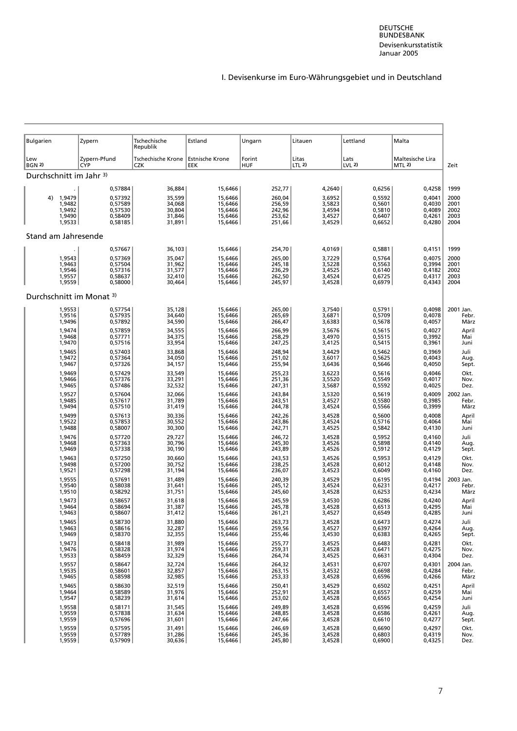# I. Devisenkurse im Euro-Währungsgebiet und in Deutschland

| Bulgarien | Zypern | Tschechische Republik | Estland | Ungarn | Litauen | Lettland | Malta | |
|---|---|---|---|---|---|---|---|---|
| Lew BGN 2) | Zypern-Pfund CYP | Tschechische Krone CZK | Estnische Krone EEK | Forint HUF | Litas LTL 2) | Lats LVL 2) | Maltesische Lira MTL 2) | Zeit |
| **Durchschnitt im Jahr 3)** | | | | | | | | |
| . | 0,57884 | 36,884 | 15,6466 | 252,77 | 4,2640 | 0,6256 | 0,4258 | 1999 |
| 4) 1,9479 | 0,57392 | 35,599 | 15,6466 | 260,04 | 3,6952 | 0,5592 | 0,4041 | 2000 |
| 1,9482 | 0,57589 | 34,068 | 15,6466 | 256,59 | 3,5823 | 0,5601 | 0,4030 | 2001 |
| 1,9492 | 0,57530 | 30,804 | 15,6466 | 242,96 | 3,4594 | 0,5810 | 0,4089 | 2002 |
| 1,9490 | 0,58409 | 31,846 | 15,6466 | 253,62 | 3,4527 | 0,6407 | 0,4261 | 2003 |
| 1,9533 | 0,58185 | 31,891 | 15,6466 | 251,66 | 3,4529 | 0,6652 | 0,4280 | 2004 |
| **Stand am Jahresende** | | | | | | | | |
| . | 0,57667 | 36,103 | 15,6466 | 254,70 | 4,0169 | 0,5881 | 0,4151 | 1999 |
| 1,9543 | 0,57369 | 35,047 | 15,6466 | 265,00 | 3,7229 | 0,5764 | 0,4075 | 2000 |
| 1,9463 | 0,57504 | 31,962 | 15,6466 | 245,18 | 3,5228 | 0,5563 | 0,3994 | 2001 |
| 1,9546 | 0,57316 | 31,577 | 15,6466 | 236,29 | 3,4525 | 0,6140 | 0,4182 | 2002 |
| 1,9557 | 0,58637 | 32,410 | 15,6466 | 262,50 | 3,4524 | 0,6725 | 0,4317 | 2003 |
| 1,9559 | 0,58000 | 30,464 | 15,6466 | 245,97 | 3,4528 | 0,6979 | 0,4343 | 2004 |
| **Durchschnitt im Monat 3)** | | | | | | | | |
| 1,9553 | 0,57754 | 35,128 | 15,6466 | 265,00 | 3,7540 | 0,5791 | 0,4098 | 2001 Jan. |
| 1,9516 | 0,57935 | 34,640 | 15,6466 | 265,69 | 3,6871 | 0,5709 | 0,4078 | Febr. |
| 1,9496 | 0,57892 | 34,590 | 15,6466 | 266,47 | 3,6383 | 0,5678 | 0,4057 | März |
| 1,9474 | 0,57859 | 34,555 | 15,6466 | 266,99 | 3,5676 | 0,5615 | 0,4027 | April |
| 1,9468 | 0,57771 | 34,375 | 15,6466 | 258,29 | 3,4970 | 0,5515 | 0,3992 | Mai |
| 1,9470 | 0,57516 | 33,954 | 15,6466 | 247,25 | 3,4125 | 0,5415 | 0,3961 | Juni |
| 1,9465 | 0,57403 | 33,868 | 15,6466 | 248,94 | 3,4429 | 0,5462 | 0,3969 | Juli |
| 1,9472 | 0,57364 | 34,050 | 15,6466 | 251,02 | 3,6017 | 0,5625 | 0,4043 | Aug. |
| 1,9467 | 0,57326 | 34,157 | 15,6466 | 255,94 | 3,6436 | 0,5646 | 0,4050 | Sept. |
| 1,9469 | 0,57429 | 33,549 | 15,6466 | 255,23 | 3,6223 | 0,5616 | 0,4046 | Okt. |
| 1,9466 | 0,57376 | 33,291 | 15,6466 | 251,36 | 3,5520 | 0,5549 | 0,4017 | Nov. |
| 1,9465 | 0,57486 | 32,532 | 15,6466 | 247,31 | 3,5687 | 0,5592 | 0,4025 | Dez. |
| 1,9527 | 0,57604 | 32,066 | 15,6466 | 243,84 | 3,5320 | 0,5619 | 0,4009 | 2002 Jan. |
| 1,9485 | 0,57617 | 31,789 | 15,6466 | 243,51 | 3,4527 | 0,5580 | 0,3985 | Febr. |
| 1,9494 | 0,57510 | 31,419 | 15,6466 | 244,78 | 3,4524 | 0,5566 | 0,3999 | März |
| 1,9499 | 0,57613 | 30,336 | 15,6466 | 242,26 | 3,4528 | 0,5600 | 0,4008 | April |
| 1,9522 | 0,57853 | 30,552 | 15,6466 | 243,86 | 3,4524 | 0,5716 | 0,4064 | Mai |
| 1,9488 | 0,58007 | 30,300 | 15,6466 | 242,71 | 3,4525 | 0,5842 | 0,4130 | Juni |
| 1,9476 | 0,57720 | 29,727 | 15,6466 | 246,72 | 3,4528 | 0,5952 | 0,4160 | Juli |
| 1,9468 | 0,57363 | 30,796 | 15,6466 | 245,30 | 3,4526 | 0,5898 | 0,4140 | Aug. |
| 1,9469 | 0,57338 | 30,190 | 15,6466 | 243,89 | 3,4526 | 0,5912 | 0,4129 | Sept. |
| 1,9463 | 0,57250 | 30,660 | 15,6466 | 243,53 | 3,4526 | 0,5953 | 0,4129 | Okt. |
| 1,9498 | 0,57200 | 30,752 | 15,6466 | 238,25 | 3,4528 | 0,6012 | 0,4148 | Nov. |
| 1,9521 | 0,57298 | 31,194 | 15,6466 | 236,07 | 3,4523 | 0,6049 | 0,4160 | Dez. |
| 1,9555 | 0,57691 | 31,489 | 15,6466 | 240,39 | 3,4529 | 0,6195 | 0,4194 | 2003 Jan. |
| 1,9540 | 0,58038 | 31,641 | 15,6466 | 245,12 | 3,4524 | 0,6231 | 0,4217 | Febr. |
| 1,9510 | 0,58292 | 31,751 | 15,6466 | 245,60 | 3,4528 | 0,6253 | 0,4234 | März |
| 1,9473 | 0,58657 | 31,618 | 15,6466 | 245,59 | 3,4530 | 0,6286 | 0,4240 | April |
| 1,9464 | 0,58694 | 31,387 | 15,6466 | 245,78 | 3,4528 | 0,6513 | 0,4295 | Mai |
| 1,9463 | 0,58607 | 31,412 | 15,6466 | 261,21 | 3,4527 | 0,6549 | 0,4285 | Juni |
| 1,9465 | 0,58730 | 31,880 | 15,6466 | 263,73 | 3,4528 | 0,6473 | 0,4274 | Juli |
| 1,9463 | 0,58616 | 32,287 | 15,6466 | 259,56 | 3,4527 | 0,6397 | 0,4264 | Aug. |
| 1,9469 | 0,58370 | 32,355 | 15,6466 | 255,46 | 3,4530 | 0,6383 | 0,4265 | Sept. |
| 1,9473 | 0,58418 | 31,989 | 15,6466 | 255,77 | 3,4525 | 0,6483 | 0,4281 | Okt. |
| 1,9476 | 0,58328 | 31,974 | 15,6466 | 259,31 | 3,4528 | 0,6471 | 0,4275 | Nov. |
| 1,9533 | 0,58459 | 32,329 | 15,6466 | 264,74 | 3,4525 | 0,6631 | 0,4304 | Dez. |
| 1,9557 | 0,58647 | 32,724 | 15,6466 | 264,32 | 3,4531 | 0,6707 | 0,4301 | 2004 Jan. |
| 1,9535 | 0,58601 | 32,857 | 15,6466 | 263,15 | 3,4532 | 0,6698 | 0,4284 | Febr. |
| 1,9465 | 0,58598 | 32,985 | 15,6466 | 253,33 | 3,4528 | 0,6596 | 0,4266 | März |
| 1,9465 | 0,58630 | 32,519 | 15,6466 | 250,41 | 3,4529 | 0,6502 | 0,4251 | April |
| 1,9464 | 0,58589 | 31,976 | 15,6466 | 252,91 | 3,4528 | 0,6557 | 0,4259 | Mai |
| 1,9547 | 0,58239 | 31,614 | 15,6466 | 253,02 | 3,4528 | 0,6565 | 0,4254 | Juni |
| 1,9558 | 0,58171 | 31,545 | 15,6466 | 249,89 | 3,4528 | 0,6596 | 0,4259 | Juli |
| 1,9559 | 0,57838 | 31,634 | 15,6466 | 248,85 | 3,4528 | 0,6586 | 0,4261 | Aug. |
| 1,9559 | 0,57696 | 31,601 | 15,6466 | 247,66 | 3,4528 | 0,6610 | 0,4277 | Sept. |
| 1,9559 | 0,57595 | 31,491 | 15,6466 | 246,69 | 3,4528 | 0,6690 | 0,4297 | Okt. |
| 1,9559 | 0,57789 | 31,286 | 15,6466 | 245,36 | 3,4528 | 0,6803 | 0,4319 | Nov. |
| 1,9559 | 0,57909 | 30,636 | 15,6466 | 245,80 | 3,4528 | 0,6900 | 0,4325 | Dez. |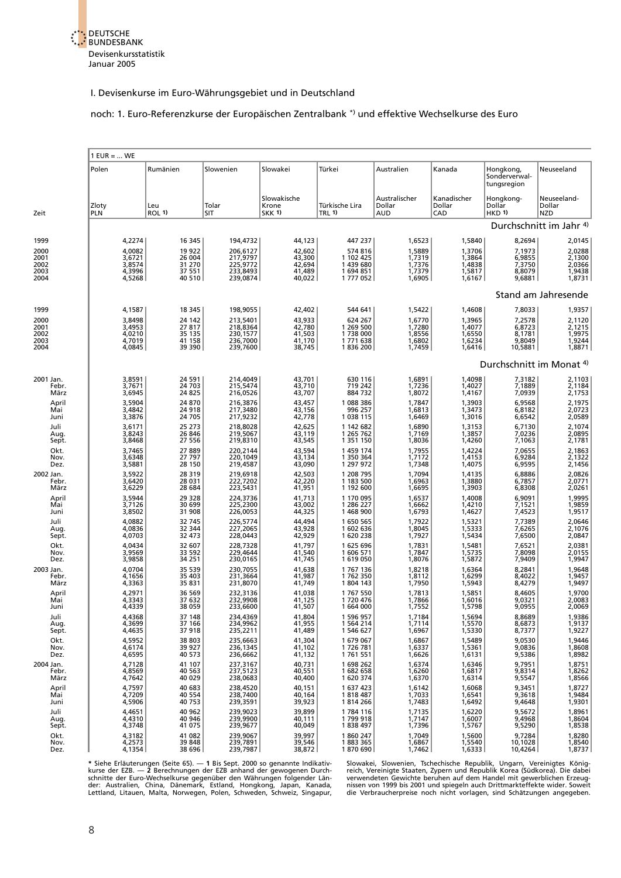I. Devisenkurse im Euro-Währungsgebiet und in Deutschland

noch: 1. Euro-Referenzkurse der Europäischen Zentralbank *) und effektive Wechselkurse des Euro

| Zeit | | 1 EUR = ... WE Polen Zloty PLN | Rumänien Leu ROL 1) | Slowenien Tolar SIT | Slowakei Slowakische Krone SKK 1) | Türkei Türkische Lira TRL 1) | Australien Australischer Dollar AUD | Kanada Kanadischer Dollar CAD | Hongkong, Sonderverwaltungsregion Hongkong-Dollar HKD 1) | Neuseeland Neuseeland-Dollar NZD |
|---|---|---|---|---|---|---|---|---|---|---|
| | | Durchschnitt im Jahr 4) | | | | | | | | |
| 1999 | | 4,2274 | 16 345 | 194,4732 | 44,123 | 447 237 | 1,6523 | 1,5840 | 8,2694 | 2,0145 |
| 2000 | | 4,0082 | 19 922 | 206,6127 | 42,602 | 574 816 | 1,5889 | 1,3706 | 7,1973 | 2,0288 |
| 2001 | | 3,6721 | 26 004 | 217,9797 | 43,300 | 1 102 425 | 1,7319 | 1,3864 | 6,9855 | 2,1300 |
| 2002 | | 3,8574 | 31 270 | 225,9772 | 42,694 | 1 439 680 | 1,7376 | 1,4838 | 7,3750 | 2,0366 |
| 2003 | | 4,3996 | 37 551 | 233,8493 | 41,489 | 1 694 851 | 1,7379 | 1,5817 | 8,8079 | 1,9438 |
| 2004 | | 4,5268 | 40 510 | 239,0874 | 40,022 | 1 777 052 | 1,6905 | 1,6167 | 9,6881 | 1,8731 |
| | | Stand am Jahresende | | | | | | | | |
| 1999 | | 4,1587 | 18 345 | 198,9055 | 42,402 | 544 641 | 1,5422 | 1,4608 | 7,8033 | 1,9357 |
| 2000 | | 3,8498 | 24 142 | 213,5401 | 43,933 | 624 267 | 1,6770 | 1,3965 | 7,2578 | 2,1120 |
| 2001 | | 3,4953 | 27 817 | 218,8364 | 42,780 | 1 269 500 | 1,7280 | 1,4077 | 6,8723 | 2,1215 |
| 2002 | | 4,0210 | 35 135 | 230,1577 | 41,503 | 1 738 000 | 1,8556 | 1,6550 | 8,1781 | 1,9975 |
| 2003 | | 4,7019 | 41 158 | 236,7000 | 41,170 | 1 771 638 | 1,6802 | 1,6234 | 9,8049 | 1,9244 |
| 2004 | | 4,0845 | 39 390 | 239,7600 | 38,745 | 1 836 200 | 1,7459 | 1,6416 | 10,5881 | 1,8871 |
| | | Durchschnitt im Monat 4) | | | | | | | | |
| 2001 | Jan. | 3,8591 | 24 591 | 214,4049 | 43,701 | 630 116 | 1,6891 | 1,4098 | 7,3182 | 2,1103 |
| | Febr. | 3,7671 | 24 703 | 215,5474 | 43,710 | 719 242 | 1,7236 | 1,4027 | 7,1889 | 2,1184 |
| | März | 3,6945 | 24 825 | 216,0526 | 43,707 | 884 732 | 1,8072 | 1,4167 | 7,0939 | 2,1753 |
| | April | 3,5904 | 24 870 | 216,3876 | 43,457 | 1 088 386 | 1,7847 | 1,3903 | 6,9568 | 2,1975 |
| | Mai | 3,4842 | 24 918 | 217,3480 | 43,156 | 996 257 | 1,6813 | 1,3473 | 6,8182 | 2,0723 |
| | Juni | 3,3876 | 24 705 | 217,9232 | 42,778 | 1 038 115 | 1,6469 | 1,3016 | 6,6542 | 2,0589 |
| | Juli | 3,6171 | 25 273 | 218,8028 | 42,625 | 1 142 682 | 1,6890 | 1,3153 | 6,7130 | 2,1074 |
| | Aug. | 3,8243 | 26 846 | 219,5067 | 43,119 | 1 265 762 | 1,7169 | 1,3857 | 7,0236 | 2,0895 |
| | Sept. | 3,8468 | 27 556 | 219,8310 | 43,545 | 1 351 150 | 1,8036 | 1,4260 | 7,1063 | 2,1781 |
| | Okt. | 3,7465 | 27 889 | 220,2144 | 43,594 | 1 459 174 | 1,7955 | 1,4224 | 7,0655 | 2,1863 |
| | Nov. | 3,6348 | 27 797 | 220,1049 | 43,134 | 1 350 364 | 1,7172 | 1,4153 | 6,9284 | 2,1322 |
| | Dez. | 3,5881 | 28 150 | 219,4587 | 43,090 | 1 297 972 | 1,7348 | 1,4075 | 6,9595 | 2,1456 |
| 2002 | Jan. | 3,5922 | 28 319 | 219,6918 | 42,503 | 1 208 795 | 1,7094 | 1,4135 | 6,8886 | 2,0826 |
| | Febr. | 3,6420 | 28 031 | 222,7202 | 42,220 | 1 183 500 | 1,6963 | 1,3880 | 6,7857 | 2,0771 |
| | März | 3,6229 | 28 684 | 223,5431 | 41,951 | 1 192 600 | 1,6695 | 1,3903 | 6,8308 | 2,0261 |
| | April | 3,5944 | 29 328 | 224,3736 | 41,713 | 1 170 095 | 1,6537 | 1,4008 | 6,9091 | 1,9995 |
| | Mai | 3,7126 | 30 699 | 225,2300 | 43,002 | 1 286 227 | 1,6662 | 1,4210 | 7,1521 | 1,9859 |
| | Juni | 3,8502 | 31 908 | 226,0053 | 44,325 | 1 468 900 | 1,6793 | 1,4627 | 7,4523 | 1,9517 |
| | Juli | 4,0882 | 32 745 | 226,5774 | 44,494 | 1 650 565 | 1,7922 | 1,5321 | 7,7389 | 2,0646 |
| | Aug. | 4,0836 | 32 344 | 227,2065 | 43,928 | 1 602 636 | 1,8045 | 1,5333 | 7,6265 | 2,1076 |
| | Sept. | 4,0703 | 32 473 | 228,0443 | 42,929 | 1 620 238 | 1,7927 | 1,5434 | 7,6500 | 2,0847 |
| | Okt. | 4,0434 | 32 607 | 228,7328 | 41,797 | 1 625 696 | 1,7831 | 1,5481 | 7,6521 | 2,0381 |
| | Nov. | 3,9569 | 33 592 | 229,4644 | 41,540 | 1 606 571 | 1,7847 | 1,5735 | 7,8098 | 2,0155 |
| | Dez. | 3,9858 | 34 251 | 230,0165 | 41,745 | 1 619 050 | 1,8076 | 1,5872 | 7,9409 | 1,9947 |
| 2003 | Jan. | 4,0704 | 35 539 | 230,7055 | 41,638 | 1 767 136 | 1,8218 | 1,6364 | 8,2841 | 1,9648 |
| | Febr. | 4,1656 | 35 403 | 231,3664 | 41,987 | 1 762 350 | 1,8112 | 1,6299 | 8,4022 | 1,9457 |
| | März | 4,3363 | 35 831 | 231,8070 | 41,749 | 1 804 143 | 1,7950 | 1,5943 | 8,4279 | 1,9497 |
| | April | 4,2971 | 36 569 | 232,3136 | 41,038 | 1 767 550 | 1,7813 | 1,5851 | 8,4605 | 1,9700 |
| | Mai | 4,3343 | 37 632 | 232,9908 | 41,125 | 1 720 476 | 1,7866 | 1,6016 | 9,0321 | 2,0083 |
| | Juni | 4,4339 | 38 059 | 233,6600 | 41,507 | 1 664 000 | 1,7552 | 1,5798 | 9,0955 | 2,0069 |
| | Juli | 4,4368 | 37 148 | 234,4369 | 41,804 | 1 596 957 | 1,7184 | 1,5694 | 8,8689 | 1,9386 |
| | Aug. | 4,3699 | 37 166 | 234,9962 | 41,955 | 1 564 214 | 1,7114 | 1,5570 | 8,6873 | 1,9137 |
| | Sept. | 4,4635 | 37 918 | 235,2211 | 41,489 | 1 546 627 | 1,6967 | 1,5330 | 8,7377 | 1,9227 |
| | Okt. | 4,5952 | 38 803 | 235,6663 | 41,304 | 1 679 067 | 1,6867 | 1,5489 | 9,0530 | 1,9446 |
| | Nov. | 4,6174 | 39 927 | 236,1345 | 41,102 | 1 726 781 | 1,6337 | 1,5361 | 9,0836 | 1,8608 |
| | Dez. | 4,6595 | 40 573 | 236,6662 | 41,132 | 1 761 551 | 1,6626 | 1,6131 | 9,5386 | 1,8982 |
| 2004 | Jan. | 4,7128 | 41 107 | 237,3167 | 40,731 | 1 698 262 | 1,6374 | 1,6346 | 9,7951 | 1,8751 |
| | Febr. | 4,8569 | 40 563 | 237,5123 | 40,551 | 1 682 658 | 1,6260 | 1,6817 | 9,8314 | 1,8262 |
| | März | 4,7642 | 40 029 | 238,0683 | 40,400 | 1 620 374 | 1,6370 | 1,6314 | 9,5547 | 1,8566 |
| | April | 4,7597 | 40 683 | 238,4520 | 40,151 | 1 637 423 | 1,6142 | 1,6068 | 9,3451 | 1,8727 |
| | Mai | 4,7209 | 40 554 | 238,7400 | 40,164 | 1 818 487 | 1,7033 | 1,6541 | 9,3618 | 1,9484 |
| | Juni | 4,5906 | 40 753 | 239,3591 | 39,923 | 1 814 266 | 1,7483 | 1,6492 | 9,4648 | 1,9301 |
| | Juli | 4,4651 | 40 962 | 239,9023 | 39,899 | 1 784 116 | 1,7135 | 1,6220 | 9,5672 | 1,8961 |
| | Aug. | 4,4310 | 40 946 | 239,9900 | 40,111 | 1 799 918 | 1,7147 | 1,6007 | 9,4968 | 1,8604 |
| | Sept. | 4,3748 | 41 075 | 239,9677 | 40,049 | 1 838 497 | 1,7396 | 1,5767 | 9,5290 | 1,8538 |
| | Okt. | 4,3182 | 41 082 | 239,9067 | 39,997 | 1 860 247 | 1,7049 | 1,5600 | 9,7284 | 1,8280 |
| | Nov. | 4,2573 | 39 848 | 239,7891 | 39,546 | 1 883 365 | 1,6867 | 1,5540 | 10,1028 | 1,8540 |
| | Dez. | 4,1354 | 38 696 | 239,7987 | 38,872 | 1 870 690 | 1,7462 | 1,6333 | 10,4264 | 1,8737 |

* Siehe Erläuterungen (Seite 65). — 1 Bis Sept. 2000 so genannte Indikativkurse der EZB. — 2 Berechnungen der EZB anhand der gewogenen Durchschnitte der Euro-Wechselkurse gegenüber den Währungen folgender Länder: Australien, China, Dänemark, Estland, Hongkong, Japan, Kanada, Lettland, Litauen, Malta, Norwegen, Polen, Schweden, Schweiz, Singapur, Slowakei, Slowenien, Tschechische Republik, Ungarn, Vereinigtes Königreich, Vereinigte Staaten, Zypern und Republik Korea (Südkorea). Die dabei verwendeten Gewichte beruhen auf dem Handel mit gewerblichen Erzeugnissen von 1999 bis 2001 und spiegeln auch Drittmarkteffekte wider. Soweit die Verbraucherpreise noch nicht vorlagen, sind Schätzungen angegeben.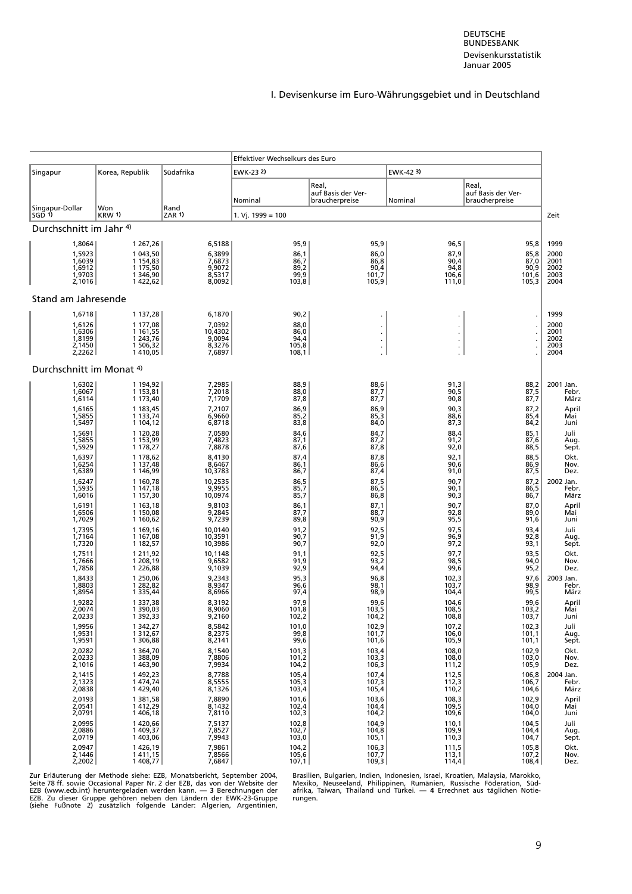# I. Devisenkurse im Euro-Währungsgebiet und in Deutschland

| Singapur | Korea, Republik | Südafrika | Effektiver Wechselkurs des Euro | | | | |
|---|---|---|---|---|---|---|---|
| | | | EWK-23 2) | | EWK-42 3) | | |
| | | | Nominal | Real, auf Basis der Verbraucherpreise | Nominal | Real, auf Basis der Verbraucherpreise | |
| Singapur-Dollar SGD 1) | Won KRW 1) | Rand ZAR 1) | 1. Vj. 1999 = 100 | | | | Zeit |
| **Durchschnitt im Jahr 4)** | | | | | | | |
| 1,8064 | 1 267,26 | 6,5188 | 95,9 | 95,9 | 96,5 | 95,8 | 1999 |
| 1,5923 | 1 043,50 | 6,3899 | 86,1 | 86,0 | 87,9 | 85,8 | 2000 |
| 1,6039 | 1 154,83 | 7,6873 | 86,7 | 86,8 | 90,4 | 87,0 | 2001 |
| 1,6912 | 1 175,50 | 9,9072 | 89,2 | 90,4 | 94,8 | 90,9 | 2002 |
| 1,9703 | 1 346,90 | 8,5317 | 99,9 | 101,7 | 106,6 | 101,6 | 2003 |
| 2,1016 | 1 422,62 | 8,0092 | 103,8 | 105,9 | 111,0 | 105,3 | 2004 |
| **Stand am Jahresende** | | | | | | | |
| 1,6718 | 1 137,28 | 6,1870 | 90,2 | . | . | . | 1999 |
| 1,6126 | 1 177,08 | 7,0392 | 88,0 | . | . | . | 2000 |
| 1,6306 | 1 161,55 | 10,4302 | 86,0 | . | . | . | 2001 |
| 1,8199 | 1 243,76 | 9,0094 | 94,4 | . | . | . | 2002 |
| 2,1450 | 1 506,32 | 8,3276 | 105,8 | . | . | . | 2003 |
| 2,2262 | 1 410,05 | 7,6897 | 108,1 | . | . | . | 2004 |
| **Durchschnitt im Monat 4)** | | | | | | | |
| 1,6302 | 1 194,92 | 7,2985 | 88,9 | 88,6 | 91,3 | 88,2 | 2001 Jan. |
| 1,6067 | 1 153,81 | 7,2018 | 88,0 | 87,7 | 90,5 | 87,5 | Febr. |
| 1,6114 | 1 173,40 | 7,1709 | 87,8 | 87,7 | 90,8 | 87,7 | März |
| 1,6165 | 1 183,45 | 7,2107 | 86,9 | 86,9 | 90,3 | 87,2 | April |
| 1,5855 | 1 133,74 | 6,9660 | 85,2 | 85,3 | 88,6 | 85,4 | Mai |
| 1,5497 | 1 104,12 | 6,8718 | 83,8 | 84,0 | 87,3 | 84,2 | Juni |
| 1,5691 | 1 120,28 | 7,0580 | 84,6 | 84,7 | 88,4 | 85,1 | Juli |
| 1,5855 | 1 153,99 | 7,4823 | 87,1 | 87,2 | 91,2 | 87,6 | Aug. |
| 1,5929 | 1 178,27 | 7,8878 | 87,6 | 87,8 | 92,0 | 88,5 | Sept. |
| 1,6397 | 1 178,62 | 8,4130 | 87,4 | 87,8 | 92,1 | 88,5 | Okt. |
| 1,6254 | 1 137,48 | 8,6467 | 86,1 | 86,6 | 90,6 | 86,9 | Nov. |
| 1,6389 | 1 146,99 | 10,3783 | 86,7 | 87,4 | 91,0 | 87,5 | Dez. |
| 1,6247 | 1 160,78 | 10,2535 | 86,5 | 87,5 | 90,7 | 87,2 | 2002 Jan. |
| 1,5935 | 1 147,18 | 9,9955 | 85,7 | 86,5 | 90,1 | 86,5 | Febr. |
| 1,6016 | 1 157,30 | 10,0974 | 85,7 | 86,8 | 90,3 | 86,7 | März |
| 1,6191 | 1 163,18 | 9,8103 | 86,1 | 87,1 | 90,7 | 87,0 | April |
| 1,6506 | 1 150,08 | 9,2845 | 87,7 | 88,7 | 92,8 | 89,0 | Mai |
| 1,7029 | 1 160,62 | 9,7239 | 89,8 | 90,9 | 95,5 | 91,6 | Juni |
| 1,7395 | 1 169,16 | 10,0140 | 91,2 | 92,5 | 97,5 | 93,4 | Juli |
| 1,7164 | 1 167,08 | 10,3591 | 90,7 | 91,9 | 96,9 | 92,8 | Aug. |
| 1,7320 | 1 182,57 | 10,3986 | 90,7 | 92,0 | 97,2 | 93,1 | Sept. |
| 1,7511 | 1 211,92 | 10,1148 | 91,1 | 92,5 | 97,7 | 93,5 | Okt. |
| 1,7666 | 1 208,19 | 9,6582 | 91,9 | 93,2 | 98,5 | 94,0 | Nov. |
| 1,7858 | 1 226,88 | 9,1039 | 92,9 | 94,4 | 99,6 | 95,2 | Dez. |
| 1,8433 | 1 250,06 | 9,2343 | 95,3 | 96,8 | 102,3 | 97,6 | 2003 Jan. |
| 1,8803 | 1 282,82 | 8,9347 | 96,6 | 98,1 | 103,7 | 98,9 | Febr. |
| 1,8954 | 1 335,44 | 8,6966 | 97,4 | 98,9 | 104,4 | 99,5 | März |
| 1,9282 | 1 337,38 | 8,3192 | 97,9 | 99,6 | 104,6 | 99,6 | April |
| 2,0074 | 1 390,03 | 8,9060 | 101,8 | 103,5 | 108,5 | 103,2 | Mai |
| 2,0233 | 1 392,33 | 9,2160 | 102,2 | 104,2 | 108,8 | 103,7 | Juni |
| 1,9956 | 1 342,27 | 8,5842 | 101,0 | 102,9 | 107,2 | 102,3 | Juli |
| 1,9531 | 1 312,67 | 8,2375 | 99,8 | 101,7 | 106,0 | 101,1 | Aug. |
| 1,9591 | 1 306,88 | 8,2141 | 99,6 | 101,6 | 105,9 | 101,1 | Sept. |
| 2,0282 | 1 364,70 | 8,1540 | 101,3 | 103,4 | 108,0 | 102,9 | Okt. |
| 2,0233 | 1 388,09 | 7,8806 | 101,2 | 103,3 | 108,0 | 103,0 | Nov. |
| 2,1016 | 1 463,90 | 7,9934 | 104,2 | 106,3 | 111,2 | 105,9 | Dez. |
| 2,1415 | 1 492,23 | 8,7788 | 105,4 | 107,4 | 112,5 | 106,8 | 2004 Jan. |
| 2,1323 | 1 474,74 | 8,5555 | 105,3 | 107,3 | 112,3 | 106,7 | Febr. |
| 2,0838 | 1 429,40 | 8,1326 | 103,4 | 105,4 | 110,2 | 104,6 | März |
| 2,0193 | 1 381,58 | 7,8890 | 101,6 | 103,6 | 108,3 | 102,9 | April |
| 2,0541 | 1 412,29 | 8,1432 | 102,4 | 104,4 | 109,5 | 104,0 | Mai |
| 2,0791 | 1 406,18 | 7,8110 | 102,3 | 104,2 | 109,6 | 104,0 | Juni |
| 2,0995 | 1 420,66 | 7,5137 | 102,8 | 104,9 | 110,1 | 104,5 | Juli |
| 2,0886 | 1 409,37 | 7,8527 | 102,7 | 104,8 | 109,9 | 104,4 | Aug. |
| 2,0719 | 1 403,06 | 7,9943 | 103,0 | 105,1 | 110,3 | 104,7 | Sept. |
| 2,0947 | 1 426,19 | 7,9861 | 104,2 | 106,3 | 111,5 | 105,8 | Okt. |
| 2,1446 | 1 411,15 | 7,8566 | 105,6 | 107,7 | 113,1 | 107,2 | Nov. |
| 2,2002 | 1 408,77 | 7,6847 | 107,1 | 109,3 | 114,4 | 108,4 | Dez. |

Zur Erläuterung der Methode siehe: EZB, Monatsbericht, September 2004, Seite 78 ff. sowie Occasional Paper Nr. 2 der EZB, das von der Website der EZB (www.ecb.int) heruntergeladen werden kann. — **3** Berechnungen der EZB. Zu dieser Gruppe gehören neben den Ländern der EWK-23-Gruppe (siehe Fußnote 2) zusätzlich folgende Länder: Algerien, Argentinien, Brasilien, Bulgarien, Indien, Indonesien, Israel, Kroatien, Malaysia, Marokko, Mexiko, Neuseeland, Philippinen, Rumänien, Russische Föderation, Südafrika, Taiwan, Thailand und Türkei. — **4** Errechnet aus täglichen Notierungen.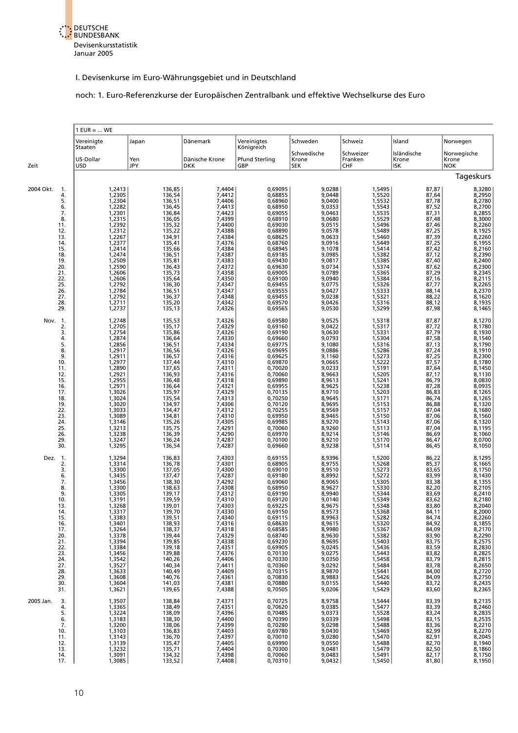Devisenkursstatistik
Januar 2005

I. Devisenkurse im Euro-Währungsgebiet und in Deutschland

noch: 1. Euro-Referenzkurse der Europäischen Zentralbank und effektive Wechselkurse des Euro

| Zeit | | 1 EUR = ... WE | | | | | | | |
|---|---|---|---|---|---|---|---|---|---|
| | | Vereinigte Staaten | Japan | Dänemark | Vereinigtes Königreich | Schweden | Schweiz | Island | Norwegen |
| | | US-Dollar USD | Yen JPY | Dänische Krone DKK | Pfund Sterling GBP | Schwedische Krone SEK | Schweizer Franken CHF | Isländische Krone ISK | Norwegische Krone NOK |
| | | Tageskurs | | | | | | | |
| 2004 Okt. | 1. | 1,2413 | 136,85 | 7,4404 | 0,69095 | 9,0288 | 1,5495 | 87,87 | 8,3280 |
| | 4. | 1,2305 | 136,54 | 7,4412 | 0,68855 | 9,0448 | 1,5520 | 87,64 | 8,2950 |
| | 5. | 1,2304 | 136,51 | 7,4406 | 0,68960 | 9,0400 | 1,5532 | 87,78 | 8,2780 |
| | 6. | 1,2282 | 136,45 | 7,4413 | 0,68950 | 9,0353 | 1,5529 | 87,52 | 8,2700 |
| | 7. | 1,2301 | 136,84 | 7,4423 | 0,69055 | 9,0463 | 1,5535 | 87,31 | 8,2855 |
| | 8. | 1,2315 | 136,05 | 7,4399 | 0,68910 | 9,0680 | 1,5529 | 87,48 | 8,3000 |
| | 11. | 1,2392 | 135,32 | 7,4400 | 0,69030 | 9,0515 | 1,5496 | 87,46 | 8,2260 |
| | 12. | 1,2312 | 135,22 | 7,4388 | 0,68890 | 9,0578 | 1,5489 | 87,25 | 8,1925 |
| | 13. | 1,2267 | 134,91 | 7,4384 | 0,68625 | 9,0633 | 1,5460 | 87,39 | 8,2260 |
| | 14. | 1,2377 | 135,41 | 7,4376 | 0,68760 | 9,0916 | 1,5449 | 87,25 | 8,1955 |
| | 15. | 1,2414 | 135,66 | 7,4384 | 0,68945 | 9,1078 | 1,5414 | 87,42 | 8,2160 |
| | 18. | 1,2474 | 136,51 | 7,4387 | 0,69185 | 9,0985 | 1,5382 | 87,12 | 8,2390 |
| | 19. | 1,2509 | 135,81 | 7,4383 | 0,69430 | 9,0817 | 1,5385 | 87,40 | 8,2400 |
| | 20. | 1,2590 | 136,43 | 7,4372 | 0,69630 | 9,0734 | 1,5374 | 87,62 | 8,2300 |
| | 21. | 1,2606 | 135,73 | 7,4358 | 0,69005 | 9,0789 | 1,5365 | 87,29 | 8,2345 |
| | 22. | 1,2606 | 135,64 | 7,4350 | 0,69100 | 9,0940 | 1,5384 | 87,16 | 8,2115 |
| | 25. | 1,2792 | 136,30 | 7,4347 | 0,69455 | 9,0775 | 1,5326 | 87,77 | 8,2265 |
| | 26. | 1,2784 | 136,51 | 7,4347 | 0,69555 | 9,0427 | 1,5333 | 88,14 | 8,2370 |
| | 27. | 1,2792 | 136,37 | 7,4348 | 0,69455 | 9,0238 | 1,5321 | 88,22 | 8,1620 |
| | 28. | 1,2711 | 135,20 | 7,4342 | 0,69570 | 9,0426 | 1,5316 | 88,12 | 8,1935 |
| | 29. | 1,2737 | 135,13 | 7,4326 | 0,69565 | 9,0530 | 1,5299 | 87,98 | 8,1465 |
| Nov. | 1. | 1,2748 | 135,53 | 7,4326 | 0,69580 | 9,0525 | 1,5318 | 87,87 | 8,1270 |
| | 2. | 1,2705 | 135,17 | 7,4329 | 0,69160 | 9,0422 | 1,5317 | 87,72 | 8,1780 |
| | 3. | 1,2754 | 135,86 | 7,4326 | 0,69190 | 9,0630 | 1,5331 | 87,79 | 8,1930 |
| | 4. | 1,2874 | 136,64 | 7,4330 | 0,69660 | 9,0793 | 1,5304 | 87,58 | 8,1540 |
| | 5. | 1,2856 | 136,51 | 7,4334 | 0,69775 | 9,1080 | 1,5316 | 87,13 | 8,1790 |
| | 8. | 1,2917 | 136,56 | 7,4326 | 0,69695 | 9,0886 | 1,5286 | 87,24 | 8,1910 |
| | 9. | 1,2911 | 136,57 | 7,4316 | 0,69625 | 9,1160 | 1,5273 | 87,25 | 8,2300 |
| | 10. | 1,2977 | 137,44 | 7,4310 | 0,69870 | 9,0665 | 1,5222 | 87,57 | 8,1780 |
| | 11. | 1,2890 | 137,65 | 7,4311 | 0,70020 | 9,0233 | 1,5191 | 87,64 | 8,1450 |
| | 12. | 1,2921 | 136,93 | 7,4316 | 0,70060 | 8,9663 | 1,5205 | 87,17 | 8,1130 |
| | 15. | 1,2955 | 136,48 | 7,4318 | 0,69890 | 8,9613 | 1,5241 | 86,79 | 8,0830 |
| | 16. | 1,2971 | 136,64 | 7,4321 | 0,69955 | 8,9625 | 1,5238 | 87,28 | 8,0935 |
| | 17. | 1,3026 | 135,97 | 7,4329 | 0,70135 | 8,9710 | 1,5203 | 86,83 | 8,1265 |
| | 18. | 1,3024 | 135,54 | 7,4313 | 0,70250 | 8,9645 | 1,5171 | 86,74 | 8,1265 |
| | 19. | 1,3020 | 134,97 | 7,4306 | 0,70120 | 8,9695 | 1,5153 | 86,88 | 8,1320 |
| | 22. | 1,3033 | 134,47 | 7,4312 | 0,70255 | 8,9569 | 1,5157 | 87,04 | 8,1680 |
| | 23. | 1,3089 | 134,81 | 7,4310 | 0,69950 | 8,9465 | 1,5150 | 87,06 | 8,1560 |
| | 24. | 1,3146 | 135,26 | 7,4305 | 0,69985 | 8,9270 | 1,5143 | 87,06 | 8,1320 |
| | 25. | 1,3213 | 135,75 | 7,4291 | 0,70060 | 8,9260 | 1,5113 | 87,04 | 8,1195 |
| | 26. | 1,3238 | 136,39 | 7,4290 | 0,69970 | 8,9214 | 1,5146 | 86,69 | 8,1060 |
| | 29. | 1,3247 | 136,24 | 7,4287 | 0,70100 | 8,9210 | 1,5170 | 86,47 | 8,0700 |
| | 30. | 1,3295 | 136,54 | 7,4287 | 0,69660 | 8,9238 | 1,5114 | 86,45 | 8,1050 |
| Dez. | 1. | 1,3294 | 136,83 | 7,4303 | 0,69155 | 8,9396 | 1,5200 | 86,22 | 8,1295 |
| | 2. | 1,3314 | 136,78 | 7,4301 | 0,68905 | 8,9755 | 1,5268 | 85,37 | 8,1665 |
| | 3. | 1,3300 | 137,05 | 7,4300 | 0,69010 | 8,9510 | 1,5273 | 83,65 | 8,1750 |
| | 6. | 1,3435 | 137,47 | 7,4287 | 0,69180 | 8,8992 | 1,5272 | 83,99 | 8,1430 |
| | 7. | 1,3456 | 138,30 | 7,4292 | 0,69060 | 8,9065 | 1,5305 | 83,38 | 8,1355 |
| | 8. | 1,3300 | 138,63 | 7,4308 | 0,68950 | 8,9627 | 1,5330 | 82,20 | 8,2105 |
| | 9. | 1,3305 | 139,17 | 7,4312 | 0,69190 | 8,9940 | 1,5344 | 83,69 | 8,2410 |
| | 10. | 1,3191 | 139,59 | 7,4310 | 0,69120 | 9,0140 | 1,5349 | 83,62 | 8,2180 |
| | 13. | 1,3268 | 139,01 | 7,4303 | 0,69225 | 8,9675 | 1,5348 | 83,80 | 8,2040 |
| | 14. | 1,3317 | 139,70 | 7,4330 | 0,69150 | 8,9573 | 1,5368 | 84,11 | 8,2000 |
| | 15. | 1,3383 | 139,51 | 7,4340 | 0,69115 | 8,9963 | 1,5282 | 84,74 | 8,2260 |
| | 16. | 1,3401 | 138,93 | 7,4316 | 0,68630 | 8,9615 | 1,5320 | 84,92 | 8,1855 |
| | 17. | 1,3264 | 138,37 | 7,4318 | 0,68585 | 8,9980 | 1,5367 | 84,09 | 8,2170 |
| | 20. | 1,3378 | 139,44 | 7,4329 | 0,68740 | 8,9630 | 1,5382 | 83,90 | 8,2290 |
| | 21. | 1,3394 | 139,85 | 7,4338 | 0,69230 | 8,9695 | 1,5403 | 83,75 | 8,2575 |
| | 22. | 1,3384 | 139,18 | 7,4351 | 0,69905 | 9,0245 | 1,5436 | 83,59 | 8,2830 |
| | 23. | 1,3456 | 139,88 | 7,4376 | 0,70130 | 9,0275 | 1,5443 | 83,82 | 8,2825 |
| | 24. | 1,3542 | 140,26 | 7,4406 | 0,70330 | 9,0350 | 1,5458 | 83,79 | 8,2815 |
| | 27. | 1,3527 | 140,34 | 7,4411 | 0,70360 | 9,0292 | 1,5484 | 83,78 | 8,2650 |
| | 28. | 1,3633 | 140,49 | 7,4409 | 0,70315 | 8,9870 | 1,5441 | 84,00 | 8,2720 |
| | 29. | 1,3608 | 140,76 | 7,4361 | 0,70830 | 8,9883 | 1,5426 | 84,09 | 8,2750 |
| | 30. | 1,3604 | 141,03 | 7,4381 | 0,70880 | 9,0155 | 1,5440 | 83,72 | 8,2435 |
| | 31. | 1,3621 | 139,65 | 7,4388 | 0,70505 | 9,0206 | 1,5429 | 83,60 | 8,2365 |
| 2005 Jan. | 3. | 1,3507 | 138,84 | 7,4371 | 0,70725 | 8,9758 | 1,5444 | 83,39 | 8,2135 |
| | 4. | 1,3365 | 138,49 | 7,4351 | 0,70620 | 9,0385 | 1,5477 | 83,39 | 8,2460 |
| | 5. | 1,3224 | 138,09 | 7,4396 | 0,70485 | 9,0373 | 1,5528 | 83,24 | 8,2835 |
| | 6. | 1,3183 | 138,30 | 7,4400 | 0,70390 | 9,0339 | 1,5498 | 83,15 | 8,2535 |
| | 7. | 1,3200 | 138,06 | 7,4399 | 0,70280 | 9,0298 | 1,5488 | 83,36 | 8,2210 |
| | 10. | 1,3103 | 136,83 | 7,4403 | 0,69780 | 9,0430 | 1,5469 | 82,99 | 8,2270 |
| | 11. | 1,3143 | 136,70 | 7,4397 | 0,70010 | 9,0280 | 1,5470 | 82,91 | 8,2045 |
| | 12. | 1,3139 | 135,47 | 7,4405 | 0,69990 | 9,0550 | 1,5488 | 82,70 | 8,1940 |
| | 13. | 1,3232 | 135,71 | 7,4404 | 0,70300 | 9,0481 | 1,5479 | 82,50 | 8,1860 |
| | 14. | 1,3091 | 134,32 | 7,4398 | 0,70060 | 9,0483 | 1,5491 | 82,17 | 8,1750 |
| | 17. | 1,3085 | 133,52 | 7,4408 | 0,70310 | 9,0432 | 1,5450 | 81,80 | 8,1950 |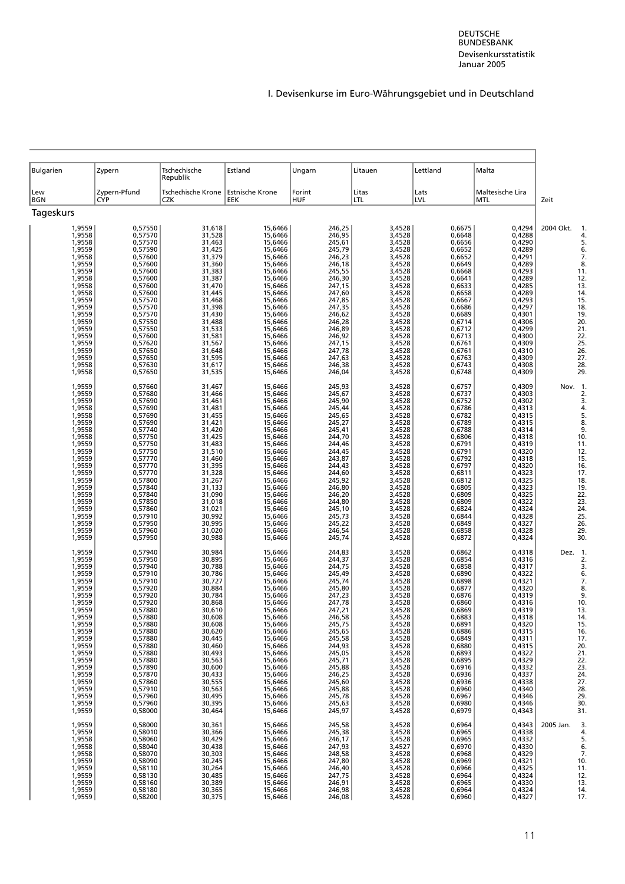## I. Devisenkurse im Euro-Währungsgebiet und in Deutschland

| Bulgarien<br>Lew<br>BGN | Zypern<br>Zypern-Pfund<br>CYP | Tschechische Republik<br>Tschechische Krone<br>CZK | Estland<br>Estnische Krone<br>EEK | Ungarn<br>Forint<br>HUF | Litauen<br>Litas<br>LTL | Lettland<br>Lats<br>LVL | Malta<br>Maltesische Lira<br>MTL | Zeit | |
|---|---|---|---|---|---|---|---|---|---|
| **Tageskurs** | | | | | | | | | |
| 1,9559 | 0,57550 | 31,618 | 15,6466 | 246,25 | 3,4528 | 0,6675 | 0,4294 | 2004 Okt. | 1. |
| 1,9558 | 0,57570 | 31,528 | 15,6466 | 246,95 | 3,4528 | 0,6648 | 0,4288 | | 4. |
| 1,9558 | 0,57570 | 31,463 | 15,6466 | 245,61 | 3,4528 | 0,6656 | 0,4290 | | 5. |
| 1,9559 | 0,57590 | 31,425 | 15,6466 | 245,79 | 3,4528 | 0,6652 | 0,4289 | | 6. |
| 1,9558 | 0,57600 | 31,379 | 15,6466 | 246,23 | 3,4528 | 0,6652 | 0,4291 | | 7. |
| 1,9559 | 0,57600 | 31,360 | 15,6466 | 246,18 | 3,4528 | 0,6649 | 0,4289 | | 8. |
| 1,9559 | 0,57600 | 31,383 | 15,6466 | 245,55 | 3,4528 | 0,6668 | 0,4293 | | 11. |
| 1,9558 | 0,57600 | 31,387 | 15,6466 | 246,30 | 3,4528 | 0,6641 | 0,4289 | | 12. |
| 1,9558 | 0,57600 | 31,470 | 15,6466 | 247,15 | 3,4528 | 0,6633 | 0,4285 | | 13. |
| 1,9558 | 0,57600 | 31,445 | 15,6466 | 247,60 | 3,4528 | 0,6658 | 0,4289 | | 14. |
| 1,9559 | 0,57570 | 31,468 | 15,6466 | 247,85 | 3,4528 | 0,6667 | 0,4293 | | 15. |
| 1,9559 | 0,57570 | 31,398 | 15,6466 | 247,35 | 3,4528 | 0,6686 | 0,4297 | | 18. |
| 1,9559 | 0,57570 | 31,430 | 15,6466 | 246,62 | 3,4528 | 0,6689 | 0,4301 | | 19. |
| 1,9559 | 0,57550 | 31,488 | 15,6466 | 246,28 | 3,4528 | 0,6714 | 0,4306 | | 20. |
| 1,9559 | 0,57550 | 31,533 | 15,6466 | 246,89 | 3,4528 | 0,6712 | 0,4299 | | 21. |
| 1,9559 | 0,57600 | 31,581 | 15,6466 | 246,92 | 3,4528 | 0,6713 | 0,4300 | | 22. |
| 1,9559 | 0,57620 | 31,567 | 15,6466 | 247,15 | 3,4528 | 0,6761 | 0,4309 | | 25. |
| 1,9559 | 0,57650 | 31,648 | 15,6466 | 247,78 | 3,4528 | 0,6761 | 0,4310 | | 26. |
| 1,9559 | 0,57650 | 31,595 | 15,6466 | 247,63 | 3,4528 | 0,6763 | 0,4309 | | 27. |
| 1,9558 | 0,57630 | 31,617 | 15,6466 | 246,38 | 3,4528 | 0,6743 | 0,4308 | | 28. |
| 1,9558 | 0,57650 | 31,535 | 15,6466 | 246,04 | 3,4528 | 0,6748 | 0,4309 | | 29. |
| 1,9559 | 0,57660 | 31,467 | 15,6466 | 245,93 | 3,4528 | 0,6757 | 0,4309 | Nov. | 1. |
| 1,9559 | 0,57680 | 31,466 | 15,6466 | 245,67 | 3,4528 | 0,6737 | 0,4303 | | 2. |
| 1,9559 | 0,57690 | 31,461 | 15,6466 | 245,90 | 3,4528 | 0,6752 | 0,4302 | | 3. |
| 1,9558 | 0,57690 | 31,481 | 15,6466 | 245,44 | 3,4528 | 0,6786 | 0,4313 | | 4. |
| 1,9558 | 0,57690 | 31,455 | 15,6466 | 245,65 | 3,4528 | 0,6782 | 0,4315 | | 5. |
| 1,9559 | 0,57690 | 31,421 | 15,6466 | 245,27 | 3,4528 | 0,6789 | 0,4315 | | 8. |
| 1,9558 | 0,57740 | 31,420 | 15,6466 | 245,41 | 3,4528 | 0,6788 | 0,4314 | | 9. |
| 1,9558 | 0,57750 | 31,425 | 15,6466 | 244,70 | 3,4528 | 0,6806 | 0,4318 | | 10. |
| 1,9559 | 0,57750 | 31,483 | 15,6466 | 244,46 | 3,4528 | 0,6791 | 0,4319 | | 11. |
| 1,9559 | 0,57750 | 31,510 | 15,6466 | 244,45 | 3,4528 | 0,6791 | 0,4320 | | 12. |
| 1,9559 | 0,57770 | 31,460 | 15,6466 | 243,87 | 3,4528 | 0,6792 | 0,4318 | | 15. |
| 1,9559 | 0,57770 | 31,395 | 15,6466 | 244,43 | 3,4528 | 0,6797 | 0,4320 | | 16. |
| 1,9559 | 0,57770 | 31,328 | 15,6466 | 244,60 | 3,4528 | 0,6811 | 0,4323 | | 17. |
| 1,9559 | 0,57800 | 31,267 | 15,6466 | 245,92 | 3,4528 | 0,6812 | 0,4325 | | 18. |
| 1,9559 | 0,57840 | 31,133 | 15,6466 | 246,80 | 3,4528 | 0,6805 | 0,4323 | | 19. |
| 1,9559 | 0,57840 | 31,090 | 15,6466 | 246,20 | 3,4528 | 0,6809 | 0,4325 | | 22. |
| 1,9559 | 0,57850 | 31,018 | 15,6466 | 244,80 | 3,4528 | 0,6809 | 0,4322 | | 23. |
| 1,9559 | 0,57860 | 31,021 | 15,6466 | 245,10 | 3,4528 | 0,6824 | 0,4324 | | 24. |
| 1,9559 | 0,57910 | 30,992 | 15,6466 | 245,73 | 3,4528 | 0,6844 | 0,4328 | | 25. |
| 1,9559 | 0,57950 | 30,995 | 15,6466 | 245,22 | 3,4528 | 0,6849 | 0,4327 | | 26. |
| 1,9559 | 0,57960 | 31,020 | 15,6466 | 246,54 | 3,4528 | 0,6858 | 0,4328 | | 29. |
| 1,9559 | 0,57950 | 30,988 | 15,6466 | 245,74 | 3,4528 | 0,6872 | 0,4324 | | 30. |
| 1,9559 | 0,57940 | 30,984 | 15,6466 | 244,83 | 3,4528 | 0,6862 | 0,4318 | Dez. | 1. |
| 1,9559 | 0,57950 | 30,895 | 15,6466 | 244,37 | 3,4528 | 0,6854 | 0,4316 | | 2. |
| 1,9559 | 0,57940 | 30,788 | 15,6466 | 244,75 | 3,4528 | 0,6858 | 0,4317 | | 3. |
| 1,9559 | 0,57910 | 30,786 | 15,6466 | 245,49 | 3,4528 | 0,6890 | 0,4322 | | 6. |
| 1,9559 | 0,57910 | 30,727 | 15,6466 | 245,74 | 3,4528 | 0,6898 | 0,4321 | | 7. |
| 1,9559 | 0,57920 | 30,884 | 15,6466 | 245,80 | 3,4528 | 0,6877 | 0,4320 | | 8. |
| 1,9559 | 0,57920 | 30,784 | 15,6466 | 247,23 | 3,4528 | 0,6876 | 0,4319 | | 9. |
| 1,9559 | 0,57920 | 30,868 | 15,6466 | 247,78 | 3,4528 | 0,6860 | 0,4316 | | 10. |
| 1,9559 | 0,57880 | 30,610 | 15,6466 | 247,21 | 3,4528 | 0,6869 | 0,4319 | | 13. |
| 1,9559 | 0,57880 | 30,608 | 15,6466 | 246,58 | 3,4528 | 0,6883 | 0,4318 | | 14. |
| 1,9559 | 0,57880 | 30,608 | 15,6466 | 245,75 | 3,4528 | 0,6891 | 0,4320 | | 15. |
| 1,9559 | 0,57880 | 30,620 | 15,6466 | 245,65 | 3,4528 | 0,6886 | 0,4315 | | 16. |
| 1,9559 | 0,57880 | 30,445 | 15,6466 | 245,58 | 3,4528 | 0,6849 | 0,4311 | | 17. |
| 1,9559 | 0,57880 | 30,460 | 15,6466 | 244,93 | 3,4528 | 0,6880 | 0,4315 | | 20. |
| 1,9559 | 0,57880 | 30,493 | 15,6466 | 245,05 | 3,4528 | 0,6893 | 0,4322 | | 21. |
| 1,9559 | 0,57880 | 30,563 | 15,6466 | 245,71 | 3,4528 | 0,6895 | 0,4329 | | 22. |
| 1,9559 | 0,57890 | 30,600 | 15,6466 | 245,88 | 3,4528 | 0,6916 | 0,4332 | | 23. |
| 1,9559 | 0,57870 | 30,433 | 15,6466 | 246,25 | 3,4528 | 0,6936 | 0,4337 | | 24. |
| 1,9559 | 0,57860 | 30,555 | 15,6466 | 245,60 | 3,4528 | 0,6936 | 0,4338 | | 27. |
| 1,9559 | 0,57910 | 30,563 | 15,6466 | 245,88 | 3,4528 | 0,6960 | 0,4340 | | 28. |
| 1,9559 | 0,57960 | 30,495 | 15,6466 | 245,78 | 3,4528 | 0,6967 | 0,4346 | | 29. |
| 1,9559 | 0,57960 | 30,395 | 15,6466 | 245,63 | 3,4528 | 0,6980 | 0,4346 | | 30. |
| 1,9559 | 0,58000 | 30,464 | 15,6466 | 245,97 | 3,4528 | 0,6979 | 0,4343 | | 31. |
| 1,9559 | 0,58000 | 30,361 | 15,6466 | 245,58 | 3,4528 | 0,6964 | 0,4343 | 2005 Jan. | 3. |
| 1,9559 | 0,58010 | 30,366 | 15,6466 | 245,38 | 3,4528 | 0,6965 | 0,4338 | | 4. |
| 1,9558 | 0,58060 | 30,429 | 15,6466 | 246,17 | 3,4528 | 0,6965 | 0,4332 | | 5. |
| 1,9558 | 0,58040 | 30,438 | 15,6466 | 247,93 | 3,4527 | 0,6970 | 0,4330 | | 6. |
| 1,9558 | 0,58070 | 30,303 | 15,6466 | 248,58 | 3,4528 | 0,6968 | 0,4329 | | 7. |
| 1,9559 | 0,58090 | 30,245 | 15,6466 | 247,80 | 3,4528 | 0,6969 | 0,4321 | | 10. |
| 1,9559 | 0,58110 | 30,264 | 15,6466 | 246,40 | 3,4528 | 0,6966 | 0,4325 | | 11. |
| 1,9559 | 0,58130 | 30,485 | 15,6466 | 247,75 | 3,4528 | 0,6964 | 0,4324 | | 12. |
| 1,9559 | 0,58160 | 30,389 | 15,6466 | 246,91 | 3,4528 | 0,6965 | 0,4330 | | 13. |
| 1,9559 | 0,58180 | 30,365 | 15,6466 | 246,98 | 3,4528 | 0,6964 | 0,4324 | | 14. |
| 1,9559 | 0,58200 | 30,375 | 15,6466 | 246,08 | 3,4528 | 0,6960 | 0,4327 | | 17. |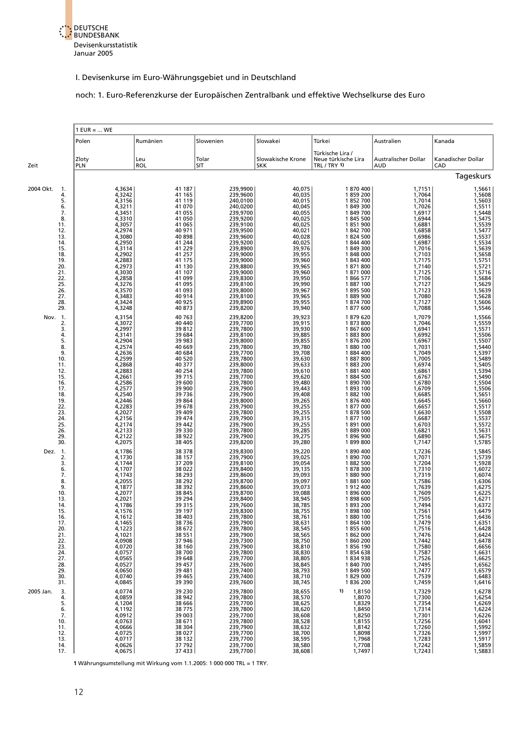I. Devisenkurse im Euro-Währungsgebiet und in Deutschland

noch: 1. Euro-Referenzkurse der Europäischen Zentralbank und effektive Wechselkurse des Euro

| Zeit | | 1 EUR = ... WE | | | | | | |
|---|---|---|---|---|---|---|---|---|
| | | Polen | Rumänien | Slowenien | Slowakei | Türkei | Australien | Kanada |
| | | Zloty PLN | Leu ROL | Tolar SIT | Slowakische Krone SKK | Türkische Lira / Neue türkische Lira TRL / TRY 1) | Australischer Dollar AUD | Kanadischer Dollar CAD |
| | | Tageskurs | | | | | | |
| 2004 Okt. | 1. | 4,3634 | 41 187 | 239,9900 | 40,075 | 1 870 400 | 1,7151 | 1,5661 |
| | 4. | 4,3242 | 41 165 | 239,9600 | 40,035 | 1 859 200 | 1,7064 | 1,5608 |
| | 5. | 4,3156 | 41 119 | 240,0100 | 40,015 | 1 852 700 | 1,7014 | 1,5603 |
| | 6. | 4,3211 | 41 070 | 240,0200 | 40,045 | 1 849 300 | 1,7026 | 1,5511 |
| | 7. | 4,3451 | 41 055 | 239,9700 | 40,055 | 1 849 700 | 1,6917 | 1,5448 |
| | 8. | 4,3310 | 41 050 | 239,9200 | 40,025 | 1 845 500 | 1,6944 | 1,5475 |
| | 11. | 4,3057 | 41 065 | 239,9100 | 40,025 | 1 851 900 | 1,6881 | 1,5539 |
| | 12. | 4,2974 | 40 971 | 239,9500 | 40,021 | 1 842 700 | 1,6858 | 1,5477 |
| | 13. | 4,3080 | 40 898 | 239,9600 | 40,028 | 1 824 500 | 1,6986 | 1,5537 |
| | 14. | 4,2950 | 41 244 | 239,9200 | 40,025 | 1 844 400 | 1,6987 | 1,5534 |
| | 15. | 4,3114 | 41 229 | 239,8900 | 39,976 | 1 849 300 | 1,7016 | 1,5639 |
| | 18. | 4,2902 | 41 257 | 239,9000 | 39,955 | 1 848 000 | 1,7103 | 1,5658 |
| | 19. | 4,2883 | 41 175 | 239,9000 | 39,960 | 1 843 400 | 1,7175 | 1,5751 |
| | 20. | 4,2973 | 41 130 | 239,8800 | 39,965 | 1 871 800 | 1,7140 | 1,5721 |
| | 21. | 4,3030 | 41 107 | 239,9000 | 39,960 | 1 871 000 | 1,7125 | 1,5716 |
| | 22. | 4,2858 | 41 099 | 239,8300 | 39,950 | 1 866 577 | 1,7106 | 1,5684 |
| | 25. | 4,3276 | 41 095 | 239,8100 | 39,990 | 1 887 100 | 1,7127 | 1,5629 |
| | 26. | 4,3570 | 41 093 | 239,8000 | 39,967 | 1 895 500 | 1,7123 | 1,5639 |
| | 27. | 4,3483 | 40 914 | 239,8100 | 39,965 | 1 889 900 | 1,7080 | 1,5628 |
| | 28. | 4,3424 | 40 925 | 239,8900 | 39,955 | 1 874 700 | 1,7127 | 1,5606 |
| | 29. | 4,3248 | 40 873 | 239,8200 | 39,940 | 1 877 600 | 1,7088 | 1,5546 |
| Nov. | 1. | 4,3154 | 40 763 | 239,8200 | 39,923 | 1 879 620 | 1,7079 | 1,5566 |
| | 2. | 4,3072 | 40 440 | 239,7700 | 39,915 | 1 873 800 | 1,7046 | 1,5559 |
| | 3. | 4,2997 | 39 812 | 239,7800 | 39,930 | 1 867 600 | 1,6941 | 1,5571 |
| | 4. | 4,3141 | 39 684 | 239,8100 | 39,885 | 1 883 800 | 1,6992 | 1,5506 |
| | 5. | 4,2904 | 39 983 | 239,8000 | 39,855 | 1 876 200 | 1,6967 | 1,5507 |
| | 8. | 4,2574 | 40 669 | 239,7800 | 39,780 | 1 880 100 | 1,7031 | 1,5440 |
| | 9. | 4,2636 | 40 684 | 239,7700 | 39,708 | 1 884 400 | 1,7049 | 1,5397 |
| | 10. | 4,2599 | 40 520 | 239,7800 | 39,630 | 1 887 800 | 1,7005 | 1,5489 |
| | 11. | 4,2868 | 40 377 | 239,8000 | 39,633 | 1 883 200 | 1,6974 | 1,5405 |
| | 12. | 4,2883 | 40 254 | 239,7800 | 39,610 | 1 881 400 | 1,6861 | 1,5394 |
| | 15. | 4,2661 | 39 715 | 239,7700 | 39,620 | 1 884 500 | 1,6767 | 1,5490 |
| | 16. | 4,2586 | 39 600 | 239,7800 | 39,480 | 1 890 700 | 1,6780 | 1,5504 |
| | 17. | 4,2577 | 39 900 | 239,7900 | 39,443 | 1 893 100 | 1,6709 | 1,5506 |
| | 18. | 4,2540 | 39 736 | 239,7900 | 39,408 | 1 882 100 | 1,6685 | 1,5651 |
| | 19. | 4,2446 | 39 864 | 239,8000 | 39,265 | 1 876 400 | 1,6645 | 1,5660 |
| | 22. | 4,2283 | 39 678 | 239,7900 | 39,255 | 1 877 000 | 1,6657 | 1,5517 |
| | 23. | 4,2027 | 39 409 | 239,7800 | 39,255 | 1 878 500 | 1,6630 | 1,5508 |
| | 24. | 4,2156 | 39 474 | 239,7900 | 39,315 | 1 877 100 | 1,6687 | 1,5537 |
| | 25. | 4,2174 | 39 442 | 239,7900 | 39,255 | 1 891 000 | 1,6703 | 1,5572 |
| | 26. | 4,2133 | 39 330 | 239,7800 | 39,285 | 1 889 000 | 1,6821 | 1,5631 |
| | 29. | 4,2122 | 38 922 | 239,7900 | 39,275 | 1 896 900 | 1,6890 | 1,5675 |
| | 30. | 4,2075 | 38 405 | 239,8200 | 39,280 | 1 899 800 | 1,7147 | 1,5785 |
| Dez. | 1. | 4,1786 | 38 378 | 239,8300 | 39,220 | 1 890 400 | 1,7236 | 1,5845 |
| | 2. | 4,1730 | 38 157 | 239,7900 | 39,025 | 1 890 700 | 1,7071 | 1,5739 |
| | 3. | 4,1744 | 37 209 | 239,8100 | 39,054 | 1 882 500 | 1,7204 | 1,5928 |
| | 6. | 4,1707 | 38 022 | 239,8400 | 39,135 | 1 878 300 | 1,7310 | 1,6072 |
| | 7. | 4,1743 | 38 293 | 239,8600 | 39,093 | 1 880 900 | 1,7319 | 1,6074 |
| | 8. | 4,2055 | 38 292 | 239,8700 | 39,097 | 1 881 600 | 1,7586 | 1,6306 |
| | 9. | 4,1877 | 38 392 | 239,8600 | 39,073 | 1 912 400 | 1,7639 | 1,6275 |
| | 10. | 4,2077 | 38 845 | 239,8700 | 39,088 | 1 896 000 | 1,7609 | 1,6225 |
| | 13. | 4,2021 | 39 294 | 239,8400 | 38,945 | 1 898 600 | 1,7505 | 1,6271 |
| | 14. | 4,1786 | 39 315 | 239,7600 | 38,785 | 1 893 200 | 1,7494 | 1,6372 |
| | 15. | 4,1576 | 39 197 | 239,8300 | 38,755 | 1 898 100 | 1,7561 | 1,6479 |
| | 16. | 4,1612 | 38 403 | 239,7800 | 38,761 | 1 880 100 | 1,7516 | 1,6436 |
| | 17. | 4,1465 | 38 736 | 239,7900 | 38,631 | 1 864 100 | 1,7479 | 1,6351 |
| | 20. | 4,1223 | 38 672 | 239,7800 | 38,545 | 1 855 600 | 1,7516 | 1,6428 |
| | 21. | 4,1021 | 38 551 | 239,7900 | 38,565 | 1 862 000 | 1,7476 | 1,6424 |
| | 22. | 4,0908 | 37 946 | 239,7300 | 38,750 | 1 860 200 | 1,7442 | 1,6478 |
| | 23. | 4,0720 | 38 160 | 239,7900 | 38,810 | 1 856 190 | 1,7580 | 1,6656 |
| | 24. | 4,0757 | 38 700 | 239,7800 | 38,830 | 1 854 638 | 1,7587 | 1,6631 |
| | 27. | 4,0565 | 39 648 | 239,7700 | 38,805 | 1 834 938 | 1,7526 | 1,6625 |
| | 28. | 4,0527 | 39 457 | 239,7600 | 38,845 | 1 840 700 | 1,7495 | 1,6562 |
| | 29. | 4,0650 | 39 481 | 239,7400 | 38,793 | 1 849 500 | 1,7477 | 1,6579 |
| | 30. | 4,0740 | 39 465 | 239,7400 | 38,710 | 1 829 000 | 1,7539 | 1,6483 |
| | 31. | 4,0845 | 39 390 | 239,7600 | 38,745 | 1 836 200 | 1,7459 | 1,6416 |
| 2005 Jan. | 3. | 4,0774 | 39 230 | 239,7800 | 38,655 | 1) 1,8150 | 1,7329 | 1,6278 |
| | 4. | 4,0859 | 38 942 | 239,7800 | 38,570 | 1,8070 | 1,7300 | 1,6254 |
| | 5. | 4,1204 | 38 666 | 239,7700 | 38,625 | 1,8329 | 1,7354 | 1,6269 |
| | 6. | 4,1192 | 38 775 | 239,7800 | 38,620 | 1,8450 | 1,7314 | 1,6224 |
| | 7. | 4,0912 | 39 003 | 239,7700 | 38,608 | 1,8250 | 1,7301 | 1,6226 |
| | 10. | 4,0763 | 38 671 | 239,7800 | 38,528 | 1,8155 | 1,7256 | 1,6041 |
| | 11. | 4,0666 | 38 304 | 239,7900 | 38,632 | 1,8142 | 1,7260 | 1,5992 |
| | 12. | 4,0725 | 38 027 | 239,7700 | 38,700 | 1,8098 | 1,7326 | 1,5997 |
| | 13. | 4,0717 | 38 132 | 239,7700 | 38,595 | 1,7968 | 1,7283 | 1,5917 |
| | 14. | 4,0626 | 37 792 | 239,7700 | 38,580 | 1,7708 | 1,7242 | 1,5859 |
| | 17. | 4,0675 | 37 433 | 239,7700 | 38,608 | 1,7497 | 1,7243 | 1,5883 |

**1** Währungsumstellung mit Wirkung vom 1.1.2005: 1 000 000 TRL = 1 TRY.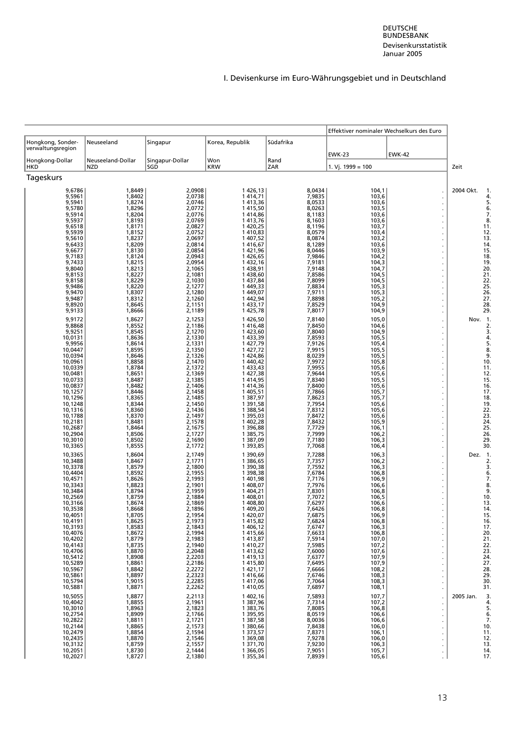# I. Devisenkurse im Euro-Währungsgebiet und in Deutschland

| Hongkong, Sonderverwaltungsregion | Neuseeland | Singapur | Korea, Republik | Südafrika | Effektiver nominaler Wechselkurs des Euro | | |
|---|---|---|---|---|---|---|---|
| | | | | | EWK-23 | EWK-42 | |
| Hongkong-Dollar HKD | Neuseeland-Dollar NZD | Singapur-Dollar SGD | Won KRW | Rand ZAR | 1. Vj. 1999 = 100 | | Zeit |
| **Tageskurs** | | | | | | | |
| 9,6786 | 1,8449 | 2,0908 | 1 426,13 | 8,0434 | 104,1 | . | 2004 Okt. 1. |
| 9,5961 | 1,8402 | 2,0738 | 1 414,71 | 7,9835 | 103,6 | . | 4. |
| 9,5941 | 1,8274 | 2,0746 | 1 413,36 | 8,0533 | 103,6 | . | 5. |
| 9,5780 | 1,8296 | 2,0772 | 1 415,50 | 8,0263 | 103,5 | . | 6. |
| 9,5914 | 1,8204 | 2,0776 | 1 414,86 | 8,1183 | 103,6 | . | 7. |
| 9,5937 | 1,8193 | 2,0769 | 1 413,76 | 8,1603 | 103,6 | . | 8. |
| 9,6518 | 1,8171 | 2,0827 | 1 420,25 | 8,1196 | 103,7 | . | 11. |
| 9,5939 | 1,8152 | 2,0752 | 1 410,83 | 8,0579 | 103,4 | . | 12. |
| 9,5610 | 1,8237 | 2,0697 | 1 407,52 | 8,0874 | 103,2 | . | 13. |
| 9,6433 | 1,8209 | 2,0814 | 1 416,67 | 8,1289 | 103,6 | . | 14. |
| 9,6677 | 1,8130 | 2,0854 | 1 421,96 | 8,0446 | 103,9 | . | 15. |
| 9,7183 | 1,8124 | 2,0943 | 1 426,65 | 7,9846 | 104,2 | . | 18. |
| 9,7433 | 1,8215 | 2,0954 | 1 432,16 | 7,9181 | 104,3 | . | 19. |
| 9,8040 | 1,8213 | 2,1065 | 1 438,91 | 7,9148 | 104,7 | . | 20. |
| 9,8153 | 1,8227 | 2,1081 | 1 438,60 | 7,8586 | 104,5 | . | 21. |
| 9,8158 | 1,8229 | 2,1030 | 1 437,84 | 7,8099 | 104,5 | . | 22. |
| 9,9486 | 1,8220 | 2,1277 | 1 449,33 | 7,8834 | 105,3 | . | 25. |
| 9,9470 | 1,8307 | 2,1280 | 1 449,07 | 7,9711 | 105,3 | . | 26. |
| 9,9487 | 1,8312 | 2,1260 | 1 442,94 | 7,8898 | 105,2 | . | 27. |
| 9,8920 | 1,8645 | 2,1151 | 1 433,17 | 7,8529 | 104,9 | . | 28. |
| 9,9133 | 1,8666 | 2,1189 | 1 425,78 | 7,8017 | 104,9 | . | 29. |
| 9,9172 | 1,8627 | 2,1253 | 1 426,50 | 7,8140 | 105,0 | . | Nov. 1. |
| 9,8868 | 1,8552 | 2,1186 | 1 416,48 | 7,8450 | 104,6 | . | 2. |
| 9,9251 | 1,8545 | 2,1270 | 1 423,60 | 7,8040 | 104,9 | . | 3. |
| 10,0131 | 1,8636 | 2,1330 | 1 433,39 | 7,8593 | 105,5 | . | 4. |
| 9,9956 | 1,8614 | 2,1331 | 1 427,79 | 7,9126 | 105,4 | . | 5. |
| 10,0447 | 1,8595 | 2,1350 | 1 427,72 | 7,9915 | 105,5 | . | 8. |
| 10,0394 | 1,8646 | 2,1326 | 1 424,86 | 8,0239 | 105,5 | . | 9. |
| 10,0961 | 1,8858 | 2,1470 | 1 440,42 | 7,9972 | 105,8 | . | 10. |
| 10,0339 | 1,8784 | 2,1372 | 1 433,43 | 7,9955 | 105,6 | . | 11. |
| 10,0481 | 1,8651 | 2,1369 | 1 427,38 | 7,9644 | 105,6 | . | 12. |
| 10,0733 | 1,8487 | 2,1385 | 1 414,95 | 7,8340 | 105,5 | . | 15. |
| 10,0837 | 1,8482 | 2,1406 | 1 414,36 | 7,8400 | 105,6 | . | 16. |
| 10,1257 | 1,8446 | 2,1458 | 1 405,51 | 7,7866 | 105,7 | . | 17. |
| 10,1296 | 1,8365 | 2,1485 | 1 387,97 | 7,8623 | 105,7 | . | 18. |
| 10,1248 | 1,8344 | 2,1450 | 1 391,58 | 7,7954 | 105,6 | . | 19. |
| 10,1316 | 1,8360 | 2,1436 | 1 388,54 | 7,8312 | 105,6 | . | 22. |
| 10,1788 | 1,8370 | 2,1497 | 1 395,03 | 7,8472 | 105,6 | . | 23. |
| 10,2181 | 1,8481 | 2,1578 | 1 402,28 | 7,8432 | 105,9 | . | 24. |
| 10,2687 | 1,8464 | 2,1675 | 1 396,88 | 7,7729 | 106,1 | . | 25. |
| 10,2904 | 1,8506 | 2,1727 | 1 385,75 | 7,7999 | 106,2 | . | 26. |
| 10,3010 | 1,8502 | 2,1690 | 1 387,09 | 7,7180 | 106,3 | . | 29. |
| 10,3365 | 1,8555 | 2,1772 | 1 393,85 | 7,7068 | 106,4 | . | 30. |
| 10,3365 | 1,8604 | 2,1749 | 1 390,69 | 7,7288 | 106,3 | . | Dez. 1. |
| 10,3488 | 1,8467 | 2,1771 | 1 386,65 | 7,7357 | 106,2 | . | 2. |
| 10,3378 | 1,8579 | 2,1800 | 1 390,38 | 7,7592 | 106,3 | . | 3. |
| 10,4404 | 1,8592 | 2,1955 | 1 398,38 | 7,6784 | 106,8 | . | 6. |
| 10,4571 | 1,8626 | 2,1993 | 1 401,98 | 7,7176 | 106,9 | . | 7. |
| 10,3343 | 1,8823 | 2,1901 | 1 408,07 | 7,7976 | 106,6 | . | 8. |
| 10,3484 | 1,8794 | 2,1959 | 1 404,21 | 7,8301 | 106,8 | . | 9. |
| 10,2569 | 1,8759 | 2,1884 | 1 408,01 | 7,7072 | 106,5 | . | 10. |
| 10,3166 | 1,8674 | 2,1869 | 1 408,80 | 7,6297 | 106,6 | . | 13. |
| 10,3538 | 1,8668 | 2,1896 | 1 409,20 | 7,6426 | 106,8 | . | 14. |
| 10,4051 | 1,8705 | 2,1954 | 1 420,07 | 7,6875 | 106,9 | . | 15. |
| 10,4191 | 1,8625 | 2,1973 | 1 415,82 | 7,6824 | 106,8 | . | 16. |
| 10,3193 | 1,8583 | 2,1843 | 1 406,12 | 7,6747 | 106,3 | . | 17. |
| 10,4076 | 1,8672 | 2,1994 | 1 415,66 | 7,6633 | 106,8 | . | 20. |
| 10,4202 | 1,8779 | 2,1983 | 1 413,87 | 7,5914 | 107,0 | . | 21. |
| 10,4143 | 1,8735 | 2,1940 | 1 410,27 | 7,5985 | 107,2 | . | 22. |
| 10,4706 | 1,8870 | 2,2048 | 1 413,62 | 7,6000 | 107,6 | . | 23. |
| 10,5412 | 1,8908 | 2,2203 | 1 419,13 | 7,6377 | 107,9 | . | 24. |
| 10,5289 | 1,8861 | 2,2186 | 1 415,80 | 7,6495 | 107,9 | . | 27. |
| 10,5967 | 1,8842 | 2,2272 | 1 421,17 | 7,6666 | 108,2 | . | 28. |
| 10,5861 | 1,8897 | 2,2323 | 1 416,66 | 7,6746 | 108,3 | . | 29. |
| 10,5794 | 1,9015 | 2,2285 | 1 417,06 | 7,7064 | 108,3 | . | 30. |
| 10,5881 | 1,8871 | 2,2262 | 1 410,05 | 7,6897 | 108,1 | . | 31. |
| 10,5055 | 1,8877 | 2,2113 | 1 402,16 | 7,5893 | 107,7 | . | 2005 Jan. 3. |
| 10,4042 | 1,8855 | 2,1961 | 1 387,96 | 7,7314 | 107,2 | . | 4. |
| 10,3010 | 1,8963 | 2,1823 | 1 383,76 | 7,8085 | 106,8 | . | 5. |
| 10,2754 | 1,8909 | 2,1766 | 1 395,95 | 8,0519 | 106,6 | . | 6. |
| 10,2822 | 1,8811 | 2,1721 | 1 387,58 | 8,0036 | 106,6 | . | 7. |
| 10,2144 | 1,8865 | 2,1573 | 1 380,66 | 7,8438 | 106,0 | . | 10. |
| 10,2479 | 1,8854 | 2,1594 | 1 373,57 | 7,8371 | 106,1 | . | 11. |
| 10,2435 | 1,8870 | 2,1546 | 1 369,08 | 7,9278 | 106,0 | . | 12. |
| 10,3132 | 1,8759 | 2,1557 | 1 371,70 | 7,9230 | 106,3 | . | 13. |
| 10,2051 | 1,8730 | 2,1444 | 1 366,05 | 7,9051 | 105,7 | . | 14. |
| 10,2027 | 1,8727 | 2,1380 | 1 355,34 | 7,8939 | 105,6 | . | 17. |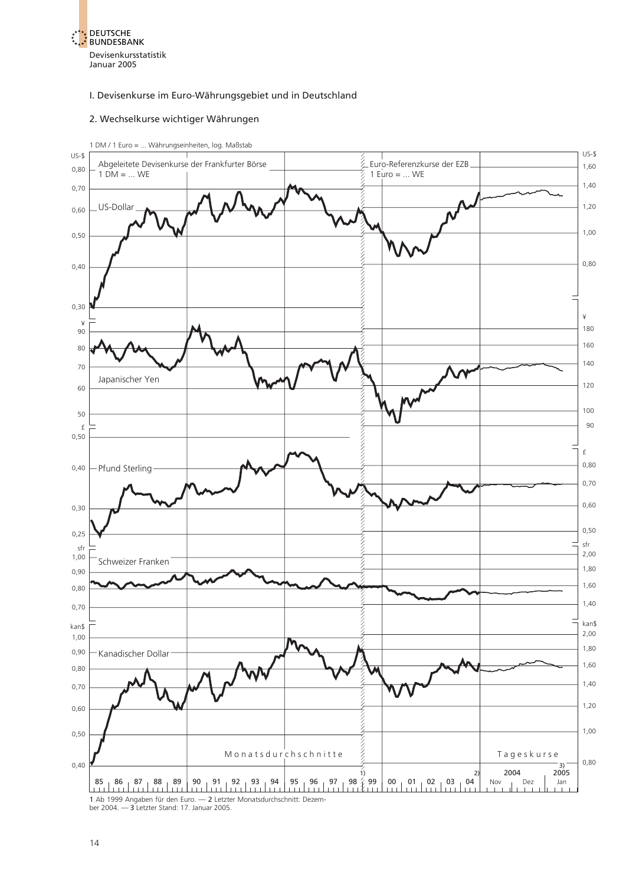# I. Devisenkurse im Euro-Währungsgebiet und in Deutschland

## 2. Wechselkurse wichtiger Währungen

1 DM / 1 Euro = ... Währungseinheiten, log. Maßstab

Abgeleitete Devisenkurse der Frankfurter Börse 1 DM = ... WE

Euro-Referenzkurse der EZB 1 Euro = ... WE

US-Dollar

Japanischer Yen

Pfund Sterling

Schweizer Franken

Kanadischer Dollar

Monatsdurchschnitte

Tageskurse

1 Ab 1999 Angaben für den Euro. — 2 Letzter Monatsdurchschnitt: Dezember 2004. — 3 Letzter Stand: 17. Januar 2005.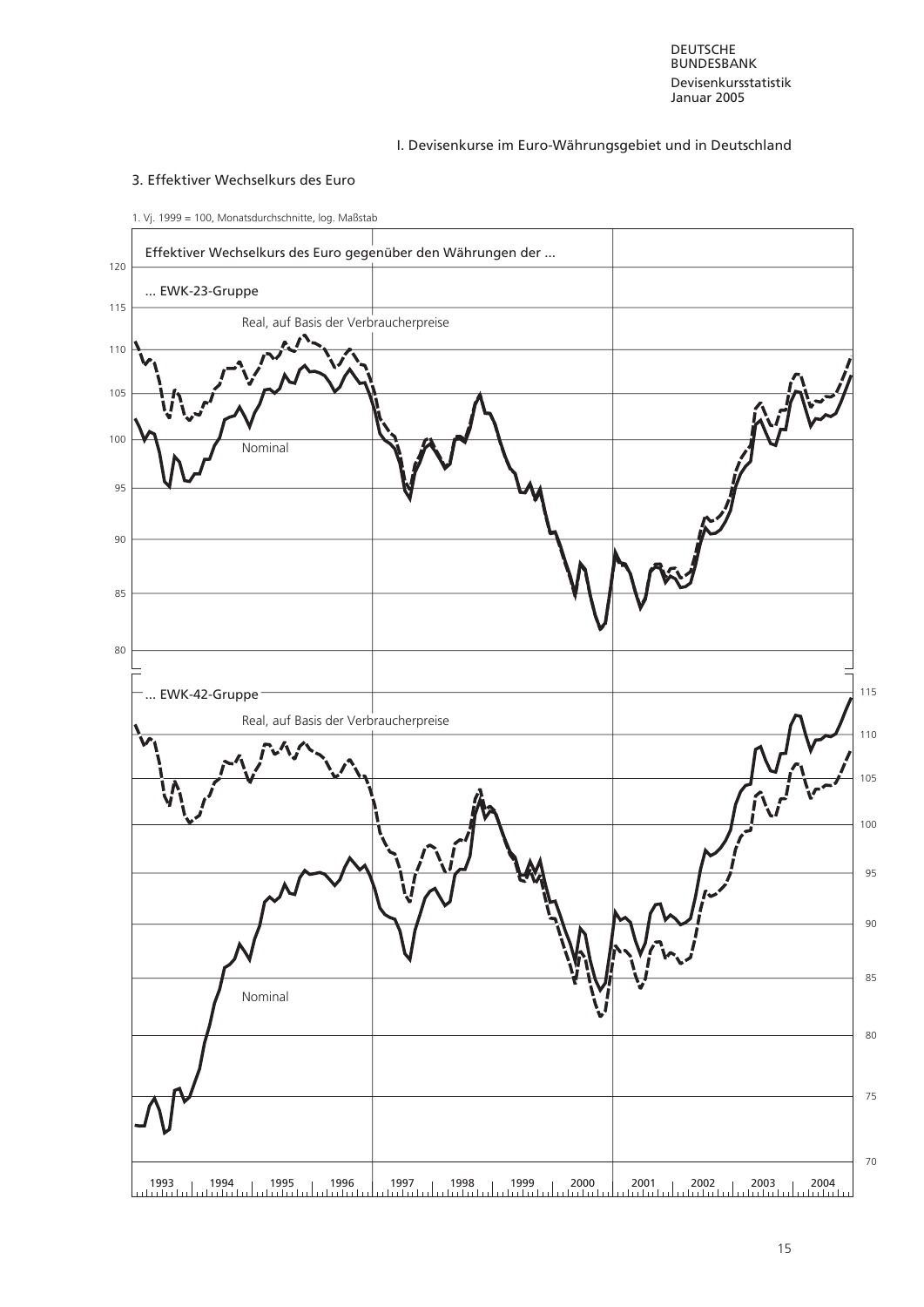I. Devisenkurse im Euro-Währungsgebiet und in Deutschland

## 3. Effektiver Wechselkurs des Euro

1. Vj. 1999 = 100, Monatsdurchschnitte, log. Maßstab

Effektiver Wechselkurs des Euro gegenüber den Währungen der ...

... EWK-23-Gruppe

Real, auf Basis der Verbraucherpreise

Nominal

... EWK-42-Gruppe

Real, auf Basis der Verbraucherpreise

Nominal

1993 1994 1995 1996 1997 1998 1999 2000 2001 2002 2003 2004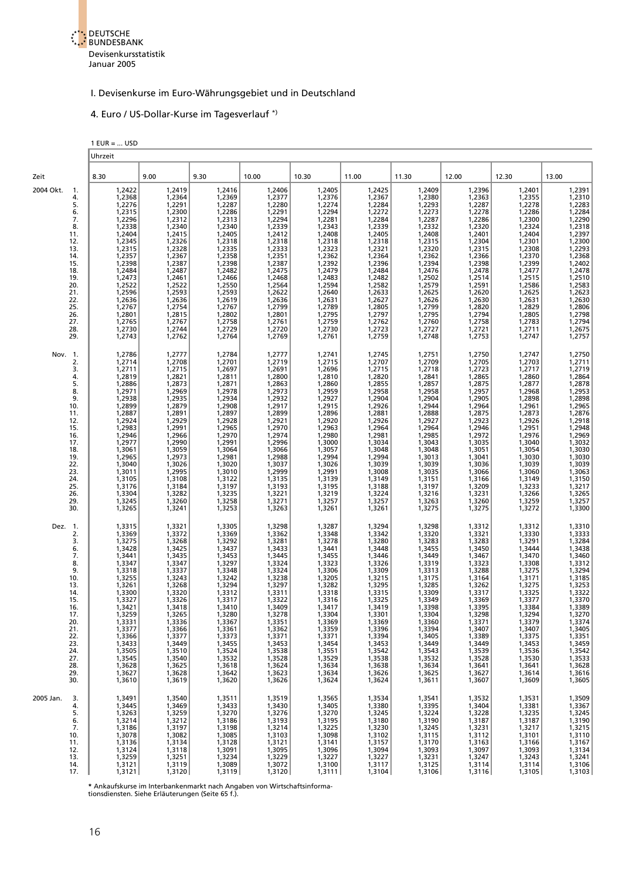DEUTSCHE BUNDESBANK
Devisenkursstatistik
Januar 2005

# I. Devisenkurse im Euro-Währungsgebiet und in Deutschland

## 4. Euro / US-Dollar-Kurse im Tagesverlauf *)

1 EUR = ... USD

| Zeit | | Uhrzeit | | | | | | | | | |
|---|---|---|---|---|---|---|---|---|---|---|---|
| | | 8.30 | 9.00 | 9.30 | 10.00 | 10.30 | 11.00 | 11.30 | 12.00 | 12.30 | 13.00 |
| 2004 Okt. | 1. | 1,2422 | 1,2419 | 1,2416 | 1,2406 | 1,2405 | 1,2425 | 1,2409 | 1,2396 | 1,2401 | 1,2391 |
| | 4. | 1,2368 | 1,2364 | 1,2369 | 1,2377 | 1,2376 | 1,2367 | 1,2380 | 1,2363 | 1,2355 | 1,2310 |
| | 5. | 1,2276 | 1,2291 | 1,2287 | 1,2280 | 1,2274 | 1,2284 | 1,2293 | 1,2287 | 1,2278 | 1,2283 |
| | 6. | 1,2315 | 1,2300 | 1,2286 | 1,2291 | 1,2294 | 1,2272 | 1,2273 | 1,2278 | 1,2286 | 1,2284 |
| | 7. | 1,2296 | 1,2312 | 1,2313 | 1,2294 | 1,2281 | 1,2284 | 1,2287 | 1,2287 | 1,2300 | 1,2290 |
| | 8. | 1,2338 | 1,2340 | 1,2340 | 1,2339 | 1,2343 | 1,2339 | 1,2332 | 1,2320 | 1,2324 | 1,2318 |
| | 11. | 1,2404 | 1,2415 | 1,2405 | 1,2412 | 1,2408 | 1,2405 | 1,2408 | 1,2401 | 1,2404 | 1,2397 |
| | 12. | 1,2345 | 1,2326 | 1,2318 | 1,2318 | 1,2318 | 1,2318 | 1,2315 | 1,2304 | 1,2301 | 1,2300 |
| | 13. | 1,2315 | 1,2328 | 1,2335 | 1,2333 | 1,2323 | 1,2321 | 1,2320 | 1,2315 | 1,2308 | 1,2293 |
| | 14. | 1,2357 | 1,2367 | 1,2358 | 1,2351 | 1,2362 | 1,2364 | 1,2362 | 1,2366 | 1,2370 | 1,2368 |
| | 15. | 1,2398 | 1,2387 | 1,2398 | 1,2387 | 1,2392 | 1,2396 | 1,2394 | 1,2398 | 1,2399 | 1,2402 |
| | 18. | 1,2484 | 1,2487 | 1,2482 | 1,2475 | 1,2479 | 1,2484 | 1,2476 | 1,2478 | 1,2477 | 1,2478 |
| | 19. | 1,2473 | 1,2461 | 1,2466 | 1,2468 | 1,2483 | 1,2482 | 1,2502 | 1,2514 | 1,2515 | 1,2510 |
| | 20. | 1,2522 | 1,2522 | 1,2550 | 1,2564 | 1,2594 | 1,2582 | 1,2579 | 1,2591 | 1,2586 | 1,2583 |
| | 21. | 1,2596 | 1,2593 | 1,2593 | 1,2622 | 1,2640 | 1,2633 | 1,2625 | 1,2620 | 1,2625 | 1,2623 |
| | 22. | 1,2636 | 1,2636 | 1,2619 | 1,2636 | 1,2631 | 1,2627 | 1,2626 | 1,2630 | 1,2631 | 1,2630 |
| | 25. | 1,2767 | 1,2754 | 1,2767 | 1,2799 | 1,2789 | 1,2805 | 1,2799 | 1,2820 | 1,2829 | 1,2806 |
| | 26. | 1,2801 | 1,2815 | 1,2802 | 1,2801 | 1,2795 | 1,2797 | 1,2795 | 1,2794 | 1,2805 | 1,2798 |
| | 27. | 1,2765 | 1,2767 | 1,2758 | 1,2761 | 1,2759 | 1,2762 | 1,2760 | 1,2758 | 1,2783 | 1,2794 |
| | 28. | 1,2730 | 1,2744 | 1,2729 | 1,2720 | 1,2730 | 1,2723 | 1,2727 | 1,2721 | 1,2711 | 1,2675 |
| | 29. | 1,2743 | 1,2762 | 1,2764 | 1,2769 | 1,2761 | 1,2759 | 1,2748 | 1,2753 | 1,2747 | 1,2757 |
| Nov. | 1. | 1,2786 | 1,2777 | 1,2784 | 1,2777 | 1,2741 | 1,2745 | 1,2751 | 1,2750 | 1,2747 | 1,2750 |
| | 2. | 1,2714 | 1,2708 | 1,2701 | 1,2719 | 1,2715 | 1,2707 | 1,2709 | 1,2705 | 1,2703 | 1,2711 |
| | 3. | 1,2711 | 1,2715 | 1,2697 | 1,2691 | 1,2696 | 1,2715 | 1,2718 | 1,2723 | 1,2717 | 1,2719 |
| | 4. | 1,2819 | 1,2821 | 1,2811 | 1,2800 | 1,2810 | 1,2820 | 1,2841 | 1,2865 | 1,2860 | 1,2864 |
| | 5. | 1,2886 | 1,2873 | 1,2871 | 1,2863 | 1,2860 | 1,2855 | 1,2857 | 1,2875 | 1,2877 | 1,2878 |
| | 8. | 1,2971 | 1,2969 | 1,2978 | 1,2973 | 1,2959 | 1,2958 | 1,2958 | 1,2957 | 1,2968 | 1,2953 |
| | 9. | 1,2938 | 1,2935 | 1,2934 | 1,2932 | 1,2927 | 1,2904 | 1,2904 | 1,2905 | 1,2898 | 1,2898 |
| | 10. | 1,2899 | 1,2879 | 1,2908 | 1,2917 | 1,2915 | 1,2926 | 1,2944 | 1,2964 | 1,2961 | 1,2965 |
| | 11. | 1,2887 | 1,2891 | 1,2897 | 1,2899 | 1,2896 | 1,2881 | 1,2888 | 1,2875 | 1,2873 | 1,2876 |
| | 12. | 1,2924 | 1,2929 | 1,2928 | 1,2921 | 1,2920 | 1,2926 | 1,2927 | 1,2923 | 1,2926 | 1,2918 |
| | 15. | 1,2983 | 1,2991 | 1,2965 | 1,2970 | 1,2963 | 1,2964 | 1,2964 | 1,2946 | 1,2951 | 1,2948 |
| | 16. | 1,2946 | 1,2966 | 1,2970 | 1,2974 | 1,2980 | 1,2981 | 1,2985 | 1,2972 | 1,2976 | 1,2969 |
| | 17. | 1,2977 | 1,2990 | 1,2991 | 1,2996 | 1,3000 | 1,3034 | 1,3043 | 1,3035 | 1,3040 | 1,3032 |
| | 18. | 1,3061 | 1,3059 | 1,3064 | 1,3066 | 1,3057 | 1,3048 | 1,3048 | 1,3051 | 1,3054 | 1,3030 |
| | 19. | 1,2965 | 1,2973 | 1,2981 | 1,2988 | 1,2994 | 1,2994 | 1,3013 | 1,3041 | 1,3030 | 1,3030 |
| | 22. | 1,3040 | 1,3026 | 1,3020 | 1,3037 | 1,3026 | 1,3039 | 1,3039 | 1,3036 | 1,3039 | 1,3039 |
| | 23. | 1,3011 | 1,2995 | 1,3010 | 1,2999 | 1,2991 | 1,3008 | 1,3035 | 1,3066 | 1,3060 | 1,3063 |
| | 24. | 1,3105 | 1,3108 | 1,3122 | 1,3135 | 1,3139 | 1,3149 | 1,3151 | 1,3166 | 1,3149 | 1,3150 |
| | 25. | 1,3176 | 1,3184 | 1,3197 | 1,3193 | 1,3195 | 1,3188 | 1,3197 | 1,3209 | 1,3233 | 1,3217 |
| | 26. | 1,3304 | 1,3282 | 1,3235 | 1,3221 | 1,3219 | 1,3224 | 1,3216 | 1,3231 | 1,3266 | 1,3265 |
| | 29. | 1,3245 | 1,3260 | 1,3258 | 1,3271 | 1,3257 | 1,3257 | 1,3263 | 1,3260 | 1,3259 | 1,3257 |
| | 30. | 1,3265 | 1,3241 | 1,3253 | 1,3263 | 1,3261 | 1,3261 | 1,3275 | 1,3275 | 1,3272 | 1,3300 |
| Dez. | 1. | 1,3315 | 1,3321 | 1,3305 | 1,3298 | 1,3287 | 1,3294 | 1,3298 | 1,3312 | 1,3312 | 1,3310 |
| | 2. | 1,3369 | 1,3372 | 1,3369 | 1,3362 | 1,3348 | 1,3342 | 1,3320 | 1,3321 | 1,3330 | 1,3333 |
| | 3. | 1,3275 | 1,3268 | 1,3292 | 1,3281 | 1,3278 | 1,3280 | 1,3283 | 1,3283 | 1,3291 | 1,3284 |
| | 6. | 1,3428 | 1,3425 | 1,3437 | 1,3433 | 1,3441 | 1,3448 | 1,3455 | 1,3450 | 1,3444 | 1,3438 |
| | 7. | 1,3441 | 1,3435 | 1,3453 | 1,3445 | 1,3455 | 1,3446 | 1,3449 | 1,3467 | 1,3470 | 1,3460 |
| | 8. | 1,3347 | 1,3347 | 1,3297 | 1,3324 | 1,3323 | 1,3326 | 1,3319 | 1,3323 | 1,3308 | 1,3312 |
| | 9. | 1,3318 | 1,3337 | 1,3348 | 1,3324 | 1,3306 | 1,3309 | 1,3313 | 1,3288 | 1,3275 | 1,3294 |
| | 10. | 1,3255 | 1,3243 | 1,3242 | 1,3238 | 1,3205 | 1,3215 | 1,3175 | 1,3164 | 1,3171 | 1,3185 |
| | 13. | 1,3261 | 1,3268 | 1,3294 | 1,3297 | 1,3282 | 1,3295 | 1,3285 | 1,3262 | 1,3275 | 1,3253 |
| | 14. | 1,3300 | 1,3320 | 1,3312 | 1,3311 | 1,3318 | 1,3315 | 1,3309 | 1,3317 | 1,3325 | 1,3322 |
| | 15. | 1,3327 | 1,3326 | 1,3317 | 1,3322 | 1,3316 | 1,3325 | 1,3349 | 1,3369 | 1,3377 | 1,3370 |
| | 16. | 1,3421 | 1,3418 | 1,3410 | 1,3409 | 1,3417 | 1,3419 | 1,3398 | 1,3395 | 1,3384 | 1,3389 |
| | 17. | 1,3259 | 1,3265 | 1,3280 | 1,3278 | 1,3304 | 1,3301 | 1,3304 | 1,3298 | 1,3294 | 1,3270 |
| | 20. | 1,3331 | 1,3336 | 1,3367 | 1,3351 | 1,3369 | 1,3369 | 1,3360 | 1,3371 | 1,3379 | 1,3374 |
| | 21. | 1,3377 | 1,3366 | 1,3361 | 1,3362 | 1,3359 | 1,3396 | 1,3394 | 1,3407 | 1,3407 | 1,3405 |
| | 22. | 1,3366 | 1,3377 | 1,3373 | 1,3371 | 1,3371 | 1,3394 | 1,3405 | 1,3389 | 1,3375 | 1,3351 |
| | 23. | 1,3433 | 1,3449 | 1,3455 | 1,3453 | 1,3454 | 1,3453 | 1,3449 | 1,3449 | 1,3453 | 1,3459 |
| | 24. | 1,3505 | 1,3510 | 1,3524 | 1,3538 | 1,3551 | 1,3542 | 1,3543 | 1,3539 | 1,3536 | 1,3542 |
| | 27. | 1,3545 | 1,3540 | 1,3532 | 1,3528 | 1,3529 | 1,3538 | 1,3532 | 1,3528 | 1,3530 | 1,3533 |
| | 28. | 1,3628 | 1,3625 | 1,3618 | 1,3624 | 1,3634 | 1,3638 | 1,3634 | 1,3641 | 1,3641 | 1,3628 |
| | 29. | 1,3627 | 1,3628 | 1,3642 | 1,3623 | 1,3634 | 1,3626 | 1,3625 | 1,3627 | 1,3614 | 1,3616 |
| | 30. | 1,3610 | 1,3619 | 1,3620 | 1,3626 | 1,3624 | 1,3624 | 1,3611 | 1,3607 | 1,3609 | 1,3605 |
| 2005 Jan. | 3. | 1,3491 | 1,3540 | 1,3511 | 1,3519 | 1,3565 | 1,3534 | 1,3541 | 1,3532 | 1,3531 | 1,3509 |
| | 4. | 1,3445 | 1,3469 | 1,3433 | 1,3430 | 1,3405 | 1,3380 | 1,3395 | 1,3404 | 1,3381 | 1,3367 |
| | 5. | 1,3263 | 1,3259 | 1,3270 | 1,3276 | 1,3270 | 1,3245 | 1,3224 | 1,3228 | 1,3235 | 1,3245 |
| | 6. | 1,3214 | 1,3212 | 1,3186 | 1,3193 | 1,3195 | 1,3180 | 1,3190 | 1,3187 | 1,3187 | 1,3190 |
| | 7. | 1,3186 | 1,3197 | 1,3198 | 1,3214 | 1,3225 | 1,3230 | 1,3245 | 1,3231 | 1,3217 | 1,3215 |
| | 10. | 1,3078 | 1,3082 | 1,3085 | 1,3103 | 1,3098 | 1,3102 | 1,3115 | 1,3112 | 1,3101 | 1,3110 |
| | 11. | 1,3136 | 1,3134 | 1,3128 | 1,3121 | 1,3141 | 1,3157 | 1,3170 | 1,3163 | 1,3166 | 1,3167 |
| | 12. | 1,3124 | 1,3118 | 1,3091 | 1,3095 | 1,3096 | 1,3094 | 1,3093 | 1,3097 | 1,3093 | 1,3134 |
| | 13. | 1,3259 | 1,3251 | 1,3234 | 1,3229 | 1,3227 | 1,3227 | 1,3231 | 1,3247 | 1,3243 | 1,3241 |
| | 14. | 1,3121 | 1,3119 | 1,3089 | 1,3072 | 1,3100 | 1,3117 | 1,3125 | 1,3114 | 1,3114 | 1,3106 |
| | 17. | 1,3121 | 1,3120 | 1,3119 | 1,3120 | 1,3111 | 1,3104 | 1,3106 | 1,3116 | 1,3105 | 1,3103 |

* Ankaufskurse im Interbankenmarkt nach Angaben von Wirtschaftsinformationsdiensten. Siehe Erläuterungen (Seite 65 f.).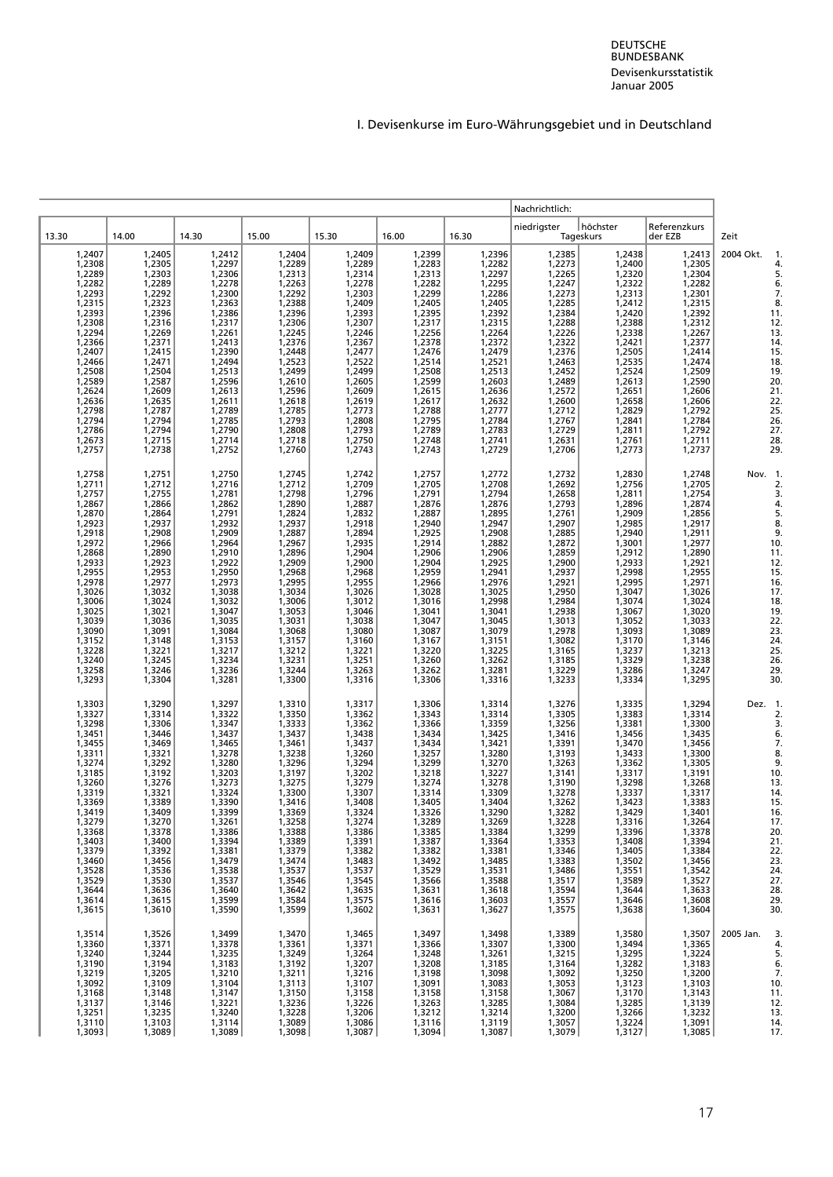# I. Devisenkurse im Euro-Währungsgebiet und in Deutschland

| 13.30 | 14.00 | 14.30 | 15.00 | 15.30 | 16.00 | 16.30 | Nachrichtlich: niedrigster Tageskurs | Nachrichtlich: höchster Tageskurs | Nachrichtlich: Referenzkurs der EZB | Zeit |
|---|---|---|---|---|---|---|---|---|---|---|
| 1,2407 | 1,2405 | 1,2412 | 1,2404 | 1,2409 | 1,2399 | 1,2396 | 1,2385 | 1,2438 | 1,2413 | 2004 Okt. 1. |
| 1,2308 | 1,2305 | 1,2297 | 1,2289 | 1,2289 | 1,2283 | 1,2282 | 1,2273 | 1,2400 | 1,2305 | 4. |
| 1,2289 | 1,2303 | 1,2306 | 1,2313 | 1,2314 | 1,2313 | 1,2297 | 1,2265 | 1,2320 | 1,2304 | 5. |
| 1,2282 | 1,2289 | 1,2278 | 1,2263 | 1,2278 | 1,2282 | 1,2295 | 1,2247 | 1,2322 | 1,2282 | 6. |
| 1,2293 | 1,2292 | 1,2300 | 1,2292 | 1,2303 | 1,2299 | 1,2286 | 1,2273 | 1,2313 | 1,2301 | 7. |
| 1,2315 | 1,2323 | 1,2363 | 1,2388 | 1,2409 | 1,2405 | 1,2405 | 1,2285 | 1,2412 | 1,2315 | 8. |
| 1,2393 | 1,2396 | 1,2386 | 1,2396 | 1,2393 | 1,2395 | 1,2392 | 1,2384 | 1,2420 | 1,2392 | 11. |
| 1,2308 | 1,2316 | 1,2317 | 1,2306 | 1,2307 | 1,2317 | 1,2315 | 1,2288 | 1,2388 | 1,2312 | 12. |
| 1,2294 | 1,2269 | 1,2261 | 1,2245 | 1,2246 | 1,2256 | 1,2264 | 1,2226 | 1,2338 | 1,2267 | 13. |
| 1,2366 | 1,2371 | 1,2413 | 1,2376 | 1,2367 | 1,2378 | 1,2372 | 1,2322 | 1,2421 | 1,2377 | 14. |
| 1,2407 | 1,2415 | 1,2390 | 1,2448 | 1,2477 | 1,2476 | 1,2479 | 1,2376 | 1,2505 | 1,2414 | 15. |
| 1,2466 | 1,2471 | 1,2494 | 1,2523 | 1,2522 | 1,2514 | 1,2521 | 1,2463 | 1,2535 | 1,2474 | 18. |
| 1,2508 | 1,2504 | 1,2513 | 1,2499 | 1,2499 | 1,2508 | 1,2513 | 1,2452 | 1,2524 | 1,2509 | 19. |
| 1,2589 | 1,2587 | 1,2596 | 1,2610 | 1,2605 | 1,2599 | 1,2603 | 1,2489 | 1,2613 | 1,2590 | 20. |
| 1,2624 | 1,2609 | 1,2613 | 1,2596 | 1,2609 | 1,2615 | 1,2636 | 1,2572 | 1,2651 | 1,2606 | 21. |
| 1,2636 | 1,2635 | 1,2611 | 1,2618 | 1,2619 | 1,2617 | 1,2632 | 1,2600 | 1,2658 | 1,2606 | 22. |
| 1,2798 | 1,2787 | 1,2789 | 1,2785 | 1,2773 | 1,2788 | 1,2777 | 1,2712 | 1,2829 | 1,2792 | 25. |
| 1,2794 | 1,2794 | 1,2785 | 1,2793 | 1,2808 | 1,2795 | 1,2784 | 1,2767 | 1,2841 | 1,2784 | 26. |
| 1,2786 | 1,2794 | 1,2790 | 1,2808 | 1,2793 | 1,2789 | 1,2783 | 1,2729 | 1,2811 | 1,2792 | 27. |
| 1,2673 | 1,2715 | 1,2714 | 1,2718 | 1,2750 | 1,2748 | 1,2741 | 1,2631 | 1,2761 | 1,2711 | 28. |
| 1,2757 | 1,2738 | 1,2752 | 1,2760 | 1,2743 | 1,2743 | 1,2729 | 1,2706 | 1,2773 | 1,2737 | 29. |
| 1,2758 | 1,2751 | 1,2750 | 1,2745 | 1,2742 | 1,2757 | 1,2772 | 1,2732 | 1,2830 | 1,2748 | Nov. 1. |
| 1,2711 | 1,2712 | 1,2716 | 1,2712 | 1,2709 | 1,2705 | 1,2708 | 1,2692 | 1,2756 | 1,2705 | 2. |
| 1,2757 | 1,2755 | 1,2781 | 1,2798 | 1,2796 | 1,2791 | 1,2794 | 1,2658 | 1,2811 | 1,2754 | 3. |
| 1,2867 | 1,2866 | 1,2862 | 1,2890 | 1,2887 | 1,2876 | 1,2876 | 1,2793 | 1,2896 | 1,2874 | 4. |
| 1,2870 | 1,2864 | 1,2791 | 1,2824 | 1,2832 | 1,2887 | 1,2895 | 1,2761 | 1,2909 | 1,2856 | 5. |
| 1,2923 | 1,2937 | 1,2932 | 1,2937 | 1,2918 | 1,2940 | 1,2947 | 1,2907 | 1,2985 | 1,2917 | 8. |
| 1,2918 | 1,2908 | 1,2909 | 1,2887 | 1,2894 | 1,2925 | 1,2908 | 1,2885 | 1,2940 | 1,2911 | 9. |
| 1,2972 | 1,2966 | 1,2964 | 1,2967 | 1,2935 | 1,2914 | 1,2882 | 1,2872 | 1,3001 | 1,2977 | 10. |
| 1,2868 | 1,2890 | 1,2910 | 1,2896 | 1,2904 | 1,2906 | 1,2906 | 1,2859 | 1,2912 | 1,2890 | 11. |
| 1,2933 | 1,2923 | 1,2922 | 1,2909 | 1,2900 | 1,2904 | 1,2925 | 1,2900 | 1,2933 | 1,2921 | 12. |
| 1,2955 | 1,2953 | 1,2950 | 1,2968 | 1,2968 | 1,2959 | 1,2941 | 1,2937 | 1,2998 | 1,2955 | 15. |
| 1,2978 | 1,2977 | 1,2973 | 1,2995 | 1,2955 | 1,2966 | 1,2976 | 1,2921 | 1,2995 | 1,2971 | 16. |
| 1,3026 | 1,3032 | 1,3038 | 1,3034 | 1,3026 | 1,3028 | 1,3025 | 1,2950 | 1,3047 | 1,3026 | 17. |
| 1,3006 | 1,3024 | 1,3032 | 1,3006 | 1,3012 | 1,3016 | 1,2998 | 1,2984 | 1,3074 | 1,3024 | 18. |
| 1,3025 | 1,3021 | 1,3047 | 1,3053 | 1,3046 | 1,3041 | 1,3041 | 1,2938 | 1,3067 | 1,3020 | 19. |
| 1,3039 | 1,3036 | 1,3035 | 1,3031 | 1,3038 | 1,3047 | 1,3045 | 1,3013 | 1,3052 | 1,3033 | 22. |
| 1,3090 | 1,3091 | 1,3084 | 1,3068 | 1,3080 | 1,3087 | 1,3079 | 1,2978 | 1,3093 | 1,3089 | 23. |
| 1,3152 | 1,3148 | 1,3153 | 1,3157 | 1,3160 | 1,3167 | 1,3151 | 1,3082 | 1,3170 | 1,3146 | 24. |
| 1,3228 | 1,3221 | 1,3217 | 1,3212 | 1,3221 | 1,3220 | 1,3225 | 1,3165 | 1,3237 | 1,3213 | 25. |
| 1,3240 | 1,3245 | 1,3234 | 1,3231 | 1,3251 | 1,3260 | 1,3262 | 1,3185 | 1,3329 | 1,3238 | 26. |
| 1,3258 | 1,3246 | 1,3236 | 1,3244 | 1,3263 | 1,3262 | 1,3281 | 1,3229 | 1,3286 | 1,3247 | 29. |
| 1,3293 | 1,3304 | 1,3281 | 1,3300 | 1,3316 | 1,3306 | 1,3316 | 1,3233 | 1,3334 | 1,3295 | 30. |
| 1,3303 | 1,3290 | 1,3297 | 1,3310 | 1,3317 | 1,3306 | 1,3314 | 1,3276 | 1,3335 | 1,3294 | Dez. 1. |
| 1,3327 | 1,3314 | 1,3322 | 1,3350 | 1,3362 | 1,3343 | 1,3314 | 1,3305 | 1,3383 | 1,3314 | 2. |
| 1,3298 | 1,3306 | 1,3347 | 1,3333 | 1,3362 | 1,3366 | 1,3359 | 1,3256 | 1,3381 | 1,3300 | 3. |
| 1,3451 | 1,3446 | 1,3437 | 1,3437 | 1,3438 | 1,3434 | 1,3425 | 1,3416 | 1,3456 | 1,3435 | 6. |
| 1,3455 | 1,3469 | 1,3465 | 1,3461 | 1,3437 | 1,3434 | 1,3421 | 1,3391 | 1,3470 | 1,3456 | 7. |
| 1,3311 | 1,3321 | 1,3278 | 1,3238 | 1,3260 | 1,3257 | 1,3280 | 1,3193 | 1,3433 | 1,3300 | 8. |
| 1,3274 | 1,3292 | 1,3280 | 1,3296 | 1,3294 | 1,3299 | 1,3270 | 1,3263 | 1,3362 | 1,3305 | 9. |
| 1,3185 | 1,3192 | 1,3203 | 1,3197 | 1,3202 | 1,3218 | 1,3227 | 1,3141 | 1,3317 | 1,3191 | 10. |
| 1,3260 | 1,3276 | 1,3273 | 1,3275 | 1,3279 | 1,3274 | 1,3278 | 1,3190 | 1,3298 | 1,3268 | 13. |
| 1,3319 | 1,3321 | 1,3324 | 1,3300 | 1,3307 | 1,3314 | 1,3309 | 1,3278 | 1,3337 | 1,3317 | 14. |
| 1,3369 | 1,3389 | 1,3390 | 1,3416 | 1,3408 | 1,3405 | 1,3404 | 1,3262 | 1,3423 | 1,3383 | 15. |
| 1,3419 | 1,3409 | 1,3399 | 1,3369 | 1,3324 | 1,3326 | 1,3290 | 1,3282 | 1,3429 | 1,3401 | 16. |
| 1,3279 | 1,3270 | 1,3261 | 1,3258 | 1,3274 | 1,3289 | 1,3269 | 1,3228 | 1,3316 | 1,3264 | 17. |
| 1,3368 | 1,3378 | 1,3386 | 1,3388 | 1,3386 | 1,3385 | 1,3384 | 1,3299 | 1,3396 | 1,3378 | 20. |
| 1,3403 | 1,3400 | 1,3394 | 1,3389 | 1,3391 | 1,3387 | 1,3364 | 1,3353 | 1,3408 | 1,3394 | 21. |
| 1,3379 | 1,3392 | 1,3381 | 1,3379 | 1,3382 | 1,3382 | 1,3381 | 1,3346 | 1,3405 | 1,3384 | 22. |
| 1,3460 | 1,3456 | 1,3479 | 1,3474 | 1,3483 | 1,3492 | 1,3485 | 1,3383 | 1,3502 | 1,3456 | 23. |
| 1,3528 | 1,3536 | 1,3538 | 1,3537 | 1,3537 | 1,3529 | 1,3531 | 1,3486 | 1,3551 | 1,3542 | 24. |
| 1,3529 | 1,3530 | 1,3537 | 1,3546 | 1,3545 | 1,3566 | 1,3588 | 1,3517 | 1,3589 | 1,3527 | 27. |
| 1,3644 | 1,3636 | 1,3640 | 1,3642 | 1,3635 | 1,3631 | 1,3618 | 1,3594 | 1,3644 | 1,3633 | 28. |
| 1,3614 | 1,3615 | 1,3599 | 1,3584 | 1,3575 | 1,3616 | 1,3603 | 1,3557 | 1,3646 | 1,3608 | 29. |
| 1,3615 | 1,3610 | 1,3590 | 1,3599 | 1,3602 | 1,3631 | 1,3627 | 1,3575 | 1,3638 | 1,3604 | 30. |
| 1,3514 | 1,3526 | 1,3499 | 1,3470 | 1,3465 | 1,3497 | 1,3498 | 1,3389 | 1,3580 | 1,3507 | 2005 Jan. 3. |
| 1,3360 | 1,3371 | 1,3378 | 1,3361 | 1,3371 | 1,3366 | 1,3307 | 1,3300 | 1,3494 | 1,3365 | 4. |
| 1,3240 | 1,3244 | 1,3235 | 1,3249 | 1,3264 | 1,3248 | 1,3261 | 1,3215 | 1,3295 | 1,3224 | 5. |
| 1,3190 | 1,3194 | 1,3183 | 1,3192 | 1,3207 | 1,3208 | 1,3185 | 1,3164 | 1,3282 | 1,3183 | 6. |
| 1,3219 | 1,3205 | 1,3210 | 1,3211 | 1,3216 | 1,3198 | 1,3098 | 1,3092 | 1,3250 | 1,3200 | 7. |
| 1,3092 | 1,3109 | 1,3104 | 1,3113 | 1,3107 | 1,3091 | 1,3083 | 1,3053 | 1,3123 | 1,3103 | 10. |
| 1,3168 | 1,3148 | 1,3147 | 1,3150 | 1,3158 | 1,3158 | 1,3158 | 1,3067 | 1,3170 | 1,3143 | 11. |
| 1,3137 | 1,3146 | 1,3221 | 1,3236 | 1,3226 | 1,3263 | 1,3285 | 1,3084 | 1,3285 | 1,3139 | 12. |
| 1,3251 | 1,3235 | 1,3240 | 1,3228 | 1,3206 | 1,3212 | 1,3214 | 1,3200 | 1,3266 | 1,3232 | 13. |
| 1,3110 | 1,3103 | 1,3114 | 1,3089 | 1,3086 | 1,3116 | 1,3119 | 1,3057 | 1,3224 | 1,3091 | 14. |
| 1,3093 | 1,3089 | 1,3089 | 1,3098 | 1,3087 | 1,3094 | 1,3087 | 1,3079 | 1,3127 | 1,3085 | 17. |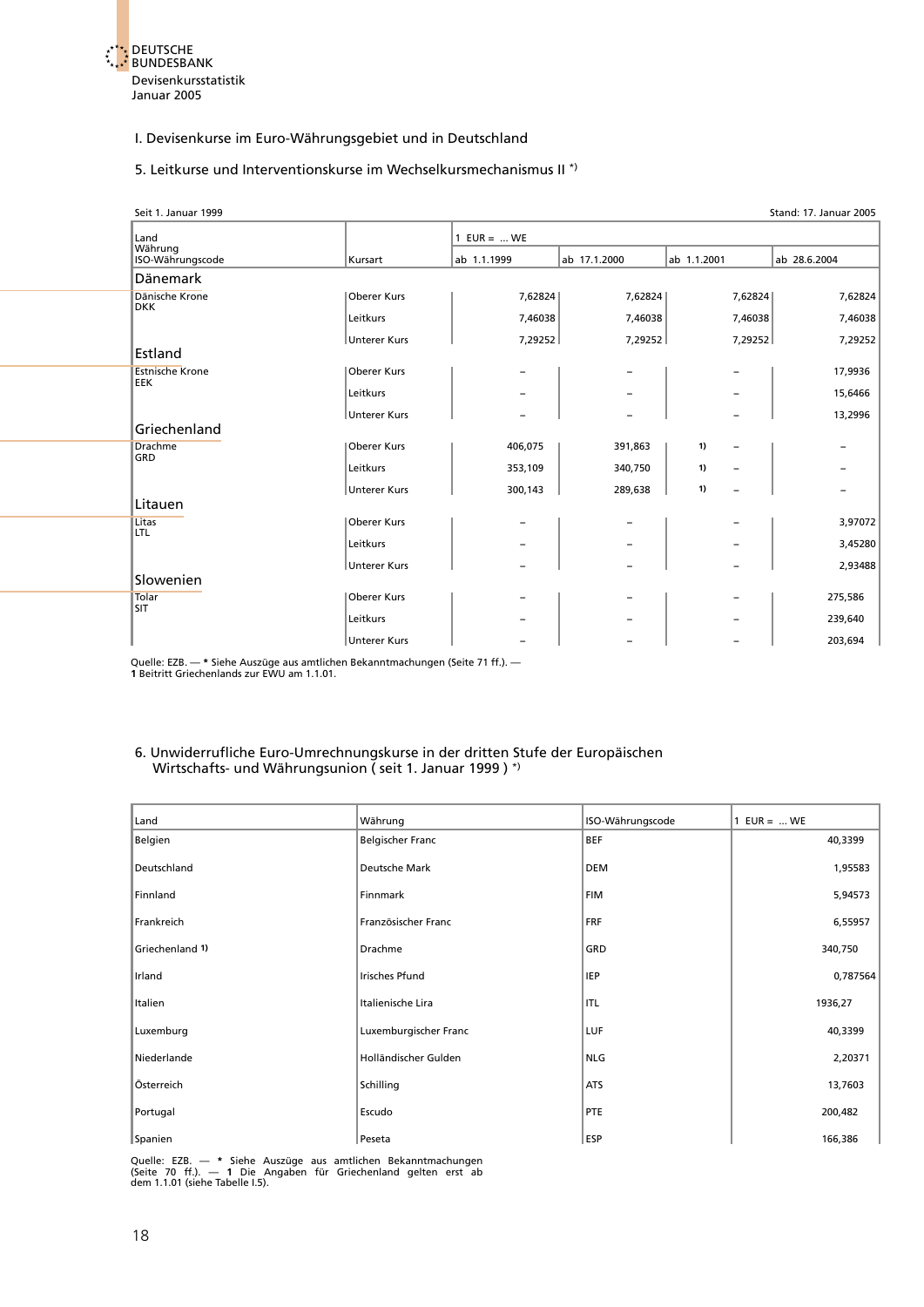# I. Devisenkurse im Euro-Währungsgebiet und in Deutschland

## 5. Leitkurse und Interventionskurse im Wechselkursmechanismus II *)

Seit 1. Januar 1999 — Stand: 17. Januar 2005

| Land / Währung / ISO-Währungscode | Kursart | 1 EUR = ... WE ab 1.1.1999 | ab 17.1.2000 | ab 1.1.2001 | ab 28.6.2004 |
|---|---|---|---|---|---|
| **Dänemark** | | | | | |
| Dänische Krone DKK | Oberer Kurs | 7,62824 | 7,62824 | 7,62824 | 7,62824 |
| | Leitkurs | 7,46038 | 7,46038 | 7,46038 | 7,46038 |
| | Unterer Kurs | 7,29252 | 7,29252 | 7,29252 | 7,29252 |
| **Estland** | | | | | |
| Estnische Krone EEK | Oberer Kurs | – | – | – | 17,9936 |
| | Leitkurs | – | – | – | 15,6466 |
| | Unterer Kurs | – | – | – | 13,2996 |
| **Griechenland** | | | | | |
| Drachme GRD | Oberer Kurs | 406,075 | 391,863 | 1) – | – |
| | Leitkurs | 353,109 | 340,750 | 1) – | – |
| | Unterer Kurs | 300,143 | 289,638 | 1) – | – |
| **Litauen** | | | | | |
| Litas LTL | Oberer Kurs | – | – | – | 3,97072 |
| | Leitkurs | – | – | – | 3,45280 |
| | Unterer Kurs | – | – | – | 2,93488 |
| **Slowenien** | | | | | |
| Tolar SIT | Oberer Kurs | – | – | – | 275,586 |
| | Leitkurs | – | – | – | 239,640 |
| | Unterer Kurs | – | – | – | 203,694 |

Quelle: EZB. — * Siehe Auszüge aus amtlichen Bekanntmachungen (Seite 71 ff.). —
**1** Beitritt Griechenlands zur EWU am 1.1.01.

## 6. Unwiderrufliche Euro-Umrechnungskurse in der dritten Stufe der Europäischen Wirtschafts- und Währungsunion ( seit 1. Januar 1999 ) *)

| Land | Währung | ISO-Währungscode | 1 EUR = ... WE |
|---|---|---|---|
| Belgien | Belgischer Franc | BEF | 40,3399 |
| Deutschland | Deutsche Mark | DEM | 1,95583 |
| Finnland | Finnmark | FIM | 5,94573 |
| Frankreich | Französischer Franc | FRF | 6,55957 |
| Griechenland 1) | Drachme | GRD | 340,750 |
| Irland | Irisches Pfund | IEP | 0,787564 |
| Italien | Italienische Lira | ITL | 1936,27 |
| Luxemburg | Luxemburgischer Franc | LUF | 40,3399 |
| Niederlande | Holländischer Gulden | NLG | 2,20371 |
| Österreich | Schilling | ATS | 13,7603 |
| Portugal | Escudo | PTE | 200,482 |
| Spanien | Peseta | ESP | 166,386 |

Quelle: EZB. — * Siehe Auszüge aus amtlichen Bekanntmachungen (Seite 70 ff.). — **1** Die Angaben für Griechenland gelten erst ab dem 1.1.01 (siehe Tabelle I.5).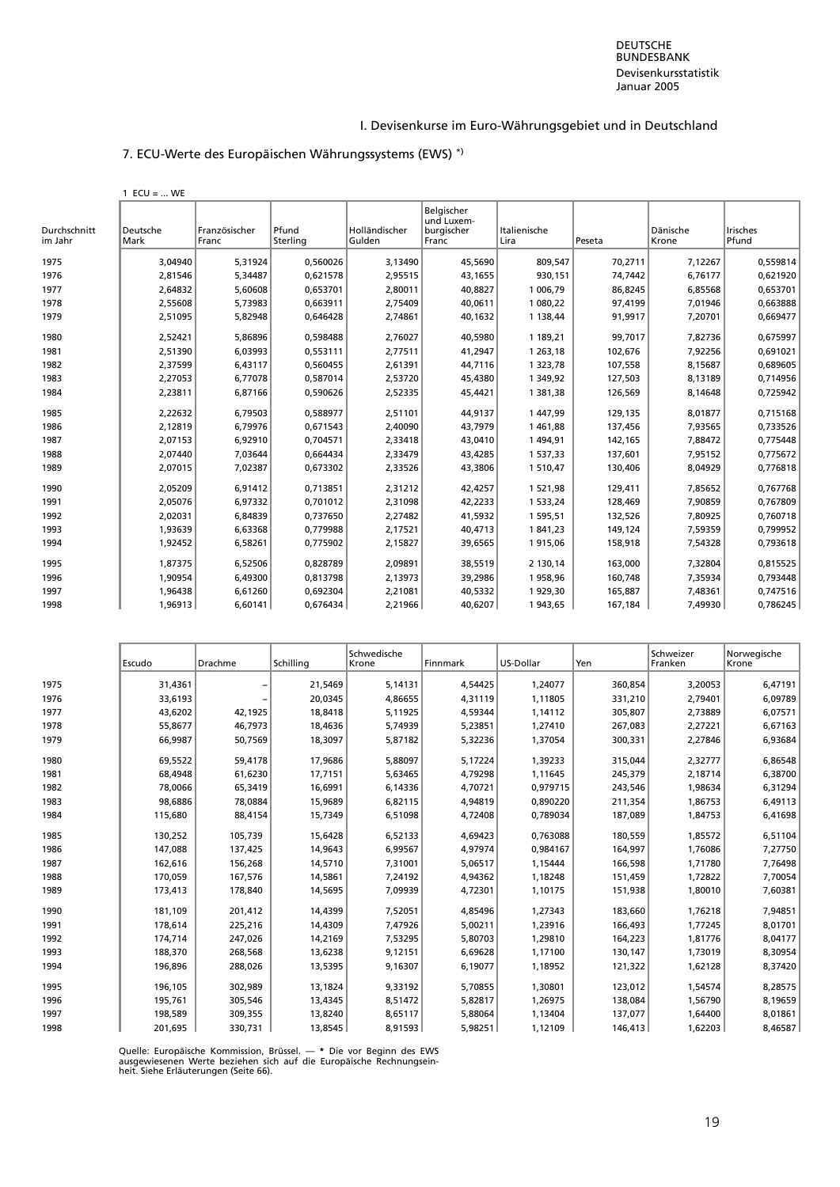I. Devisenkurse im Euro-Währungsgebiet und in Deutschland

## 7. ECU-Werte des Europäischen Währungssystems (EWS) *)

1 ECU = ... WE

| Durchschnitt im Jahr | Deutsche Mark | Französischer Franc | Pfund Sterling | Holländischer Gulden | Belgischer und Luxemburgischer Franc | Italienische Lira | Peseta | Dänische Krone | Irisches Pfund |
|---|---|---|---|---|---|---|---|---|---|
| 1975 | 3,04940 | 5,31924 | 0,560026 | 3,13490 | 45,5690 | 809,547 | 70,2711 | 7,12267 | 0,559814 |
| 1976 | 2,81546 | 5,34487 | 0,621578 | 2,95515 | 43,1655 | 930,151 | 74,7442 | 6,76177 | 0,621920 |
| 1977 | 2,64832 | 5,60608 | 0,653701 | 2,80011 | 40,8827 | 1 006,79 | 86,8245 | 6,85568 | 0,653701 |
| 1978 | 2,55608 | 5,73983 | 0,663911 | 2,75409 | 40,0611 | 1 080,22 | 97,4199 | 7,01946 | 0,663888 |
| 1979 | 2,51095 | 5,82948 | 0,646428 | 2,74861 | 40,1632 | 1 138,44 | 91,9917 | 7,20701 | 0,669477 |
| 1980 | 2,52421 | 5,86896 | 0,598488 | 2,76027 | 40,5980 | 1 189,21 | 99,7017 | 7,82736 | 0,675997 |
| 1981 | 2,51390 | 6,03993 | 0,553111 | 2,77511 | 41,2947 | 1 263,18 | 102,676 | 7,92256 | 0,691021 |
| 1982 | 2,37599 | 6,43117 | 0,560455 | 2,61391 | 44,7116 | 1 323,78 | 107,558 | 8,15687 | 0,689605 |
| 1983 | 2,27053 | 6,77078 | 0,587014 | 2,53720 | 45,4380 | 1 349,92 | 127,503 | 8,13189 | 0,714956 |
| 1984 | 2,23811 | 6,87166 | 0,590626 | 2,52335 | 45,4421 | 1 381,38 | 126,569 | 8,14648 | 0,725942 |
| 1985 | 2,22632 | 6,79503 | 0,588977 | 2,51101 | 44,9137 | 1 447,99 | 129,135 | 8,01877 | 0,715168 |
| 1986 | 2,12819 | 6,79976 | 0,671543 | 2,40090 | 43,7979 | 1 461,88 | 137,456 | 7,93565 | 0,733526 |
| 1987 | 2,07153 | 6,92910 | 0,704571 | 2,33418 | 43,0410 | 1 494,91 | 142,165 | 7,88472 | 0,775448 |
| 1988 | 2,07440 | 7,03644 | 0,664434 | 2,33479 | 43,4285 | 1 537,33 | 137,601 | 7,95152 | 0,775672 |
| 1989 | 2,07015 | 7,02387 | 0,673302 | 2,33526 | 43,3806 | 1 510,47 | 130,406 | 8,04929 | 0,776818 |
| 1990 | 2,05209 | 6,91412 | 0,713851 | 2,31212 | 42,4257 | 1 521,98 | 129,411 | 7,85652 | 0,767768 |
| 1991 | 2,05076 | 6,97332 | 0,701012 | 2,31098 | 42,2233 | 1 533,24 | 128,469 | 7,90859 | 0,767809 |
| 1992 | 2,02031 | 6,84839 | 0,737650 | 2,27482 | 41,5932 | 1 595,51 | 132,526 | 7,80925 | 0,760718 |
| 1993 | 1,93639 | 6,63368 | 0,779988 | 2,17521 | 40,4713 | 1 841,23 | 149,124 | 7,59359 | 0,799952 |
| 1994 | 1,92452 | 6,58261 | 0,775902 | 2,15827 | 39,6565 | 1 915,06 | 158,918 | 7,54328 | 0,793618 |
| 1995 | 1,87375 | 6,52506 | 0,828789 | 2,09891 | 38,5519 | 2 130,14 | 163,000 | 7,32804 | 0,815525 |
| 1996 | 1,90954 | 6,49300 | 0,813798 | 2,13973 | 39,2986 | 1 958,96 | 160,748 | 7,35934 | 0,793448 |
| 1997 | 1,96438 | 6,61260 | 0,692304 | 2,21081 | 40,5332 | 1 929,30 | 165,887 | 7,48361 | 0,747516 |
| 1998 | 1,96913 | 6,60141 | 0,676434 | 2,21966 | 40,6207 | 1 943,65 | 167,184 | 7,49930 | 0,786245 |

| Durchschnitt im Jahr | Escudo | Drachme | Schilling | Schwedische Krone | Finnmark | US-Dollar | Yen | Schweizer Franken | Norwegische Krone |
|---|---|---|---|---|---|---|---|---|---|
| 1975 | 31,4361 | – | 21,5469 | 5,14131 | 4,54425 | 1,24077 | 360,854 | 3,20053 | 6,47191 |
| 1976 | 33,6193 | – | 20,0345 | 4,86655 | 4,31119 | 1,11805 | 331,210 | 2,79401 | 6,09789 |
| 1977 | 43,6202 | 42,1925 | 18,8418 | 5,11925 | 4,59344 | 1,14112 | 305,807 | 2,73889 | 6,07571 |
| 1978 | 55,8677 | 46,7973 | 18,4636 | 5,74939 | 5,23851 | 1,27410 | 267,083 | 2,27221 | 6,67163 |
| 1979 | 66,9987 | 50,7569 | 18,3097 | 5,87182 | 5,32236 | 1,37054 | 300,331 | 2,27846 | 6,93684 |
| 1980 | 69,5522 | 59,4178 | 17,9686 | 5,88097 | 5,17224 | 1,39233 | 315,044 | 2,32777 | 6,86548 |
| 1981 | 68,4948 | 61,6230 | 17,7151 | 5,63465 | 4,79298 | 1,11645 | 245,379 | 2,18714 | 6,38700 |
| 1982 | 78,0066 | 65,3419 | 16,6991 | 6,14336 | 4,70721 | 0,979715 | 243,546 | 1,98634 | 6,31294 |
| 1983 | 98,6886 | 78,0884 | 15,9689 | 6,82115 | 4,94819 | 0,890220 | 211,354 | 1,86753 | 6,49113 |
| 1984 | 115,680 | 88,4154 | 15,7349 | 6,51098 | 4,72408 | 0,789034 | 187,089 | 1,84753 | 6,41698 |
| 1985 | 130,252 | 105,739 | 15,6428 | 6,52133 | 4,69423 | 0,763088 | 180,559 | 1,85572 | 6,51104 |
| 1986 | 147,088 | 137,425 | 14,9643 | 6,99567 | 4,97974 | 0,984167 | 164,997 | 1,76086 | 7,27750 |
| 1987 | 162,616 | 156,268 | 14,5710 | 7,31001 | 5,06517 | 1,15444 | 166,598 | 1,71780 | 7,76498 |
| 1988 | 170,059 | 167,576 | 14,5861 | 7,24192 | 4,94362 | 1,18248 | 151,459 | 1,72822 | 7,70054 |
| 1989 | 173,413 | 178,840 | 14,5695 | 7,09939 | 4,72301 | 1,10175 | 151,938 | 1,80010 | 7,60381 |
| 1990 | 181,109 | 201,412 | 14,4399 | 7,52051 | 4,85496 | 1,27343 | 183,660 | 1,76218 | 7,94851 |
| 1991 | 178,614 | 225,216 | 14,4309 | 7,47926 | 5,00211 | 1,23916 | 166,493 | 1,77245 | 8,01701 |
| 1992 | 174,714 | 247,026 | 14,2169 | 7,53295 | 5,80703 | 1,29810 | 164,223 | 1,81776 | 8,04177 |
| 1993 | 188,370 | 268,568 | 13,6238 | 9,12151 | 6,69628 | 1,17100 | 130,147 | 1,73019 | 8,30954 |
| 1994 | 196,896 | 288,026 | 13,5395 | 9,16307 | 6,19077 | 1,18952 | 121,322 | 1,62128 | 8,37420 |
| 1995 | 196,105 | 302,989 | 13,1824 | 9,33192 | 5,70855 | 1,30801 | 123,012 | 1,54574 | 8,28575 |
| 1996 | 195,761 | 305,546 | 13,4345 | 8,51472 | 5,82817 | 1,26975 | 138,084 | 1,56790 | 8,19659 |
| 1997 | 198,589 | 309,355 | 13,8240 | 8,65117 | 5,88064 | 1,13404 | 137,077 | 1,64400 | 8,01861 |
| 1998 | 201,695 | 330,731 | 13,8545 | 8,91593 | 5,98251 | 1,12109 | 146,413 | 1,62203 | 8,46587 |

Quelle: Europäische Kommission, Brüssel. — * Die vor Beginn des EWS ausgewiesenen Werte beziehen sich auf die Europäische Rechnungseinheit. Siehe Erläuterungen (Seite 66).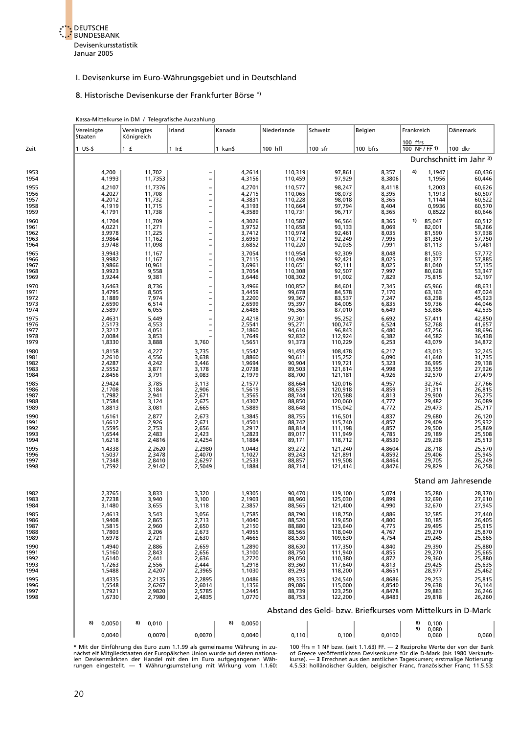I. Devisenkurse im Euro-Währungsgebiet und in Deutschland

## 8. Historische Devisenkurse der Frankfurter Börse *)

Kassa-Mittelkurse in DM / Telegrafische Auszahlung

| Zeit | Vereinigte Staaten | Vereinigtes Königreich | Irland | Kanada | Niederlande | Schweiz | Belgien | Frankreich | Dänemark |
|---|---|---|---|---|---|---|---|---|---|
| | 1 US-$ | 1 £ | 1 Ir£ | 1 kan$ | 100 hfl | 100 sfr | 100 bfrs | 100 ffrs / 100 NF / FF 1) | 100 dkr |
| | **Durchschnitt im Jahr 3)** | | | | | | | | |
| 1953 | 4,200 | 11,702 | – | 4,2614 | 110,319 | 97,861 | 8,357 | 4) 1,1947 | 60,436 |
| 1954 | 4,1993 | 11,7353 | – | 4,3156 | 110,459 | 97,929 | 8,3806 | 1,1956 | 60,446 |
| 1955 | 4,2107 | 11,7376 | – | 4,2701 | 110,577 | 98,247 | 8,4118 | 1,2003 | 60,626 |
| 1956 | 4,2027 | 11,708 | – | 4,2715 | 110,065 | 98,073 | 8,395 | 1,1913 | 60,507 |
| 1957 | 4,2012 | 11,732 | – | 4,3831 | 110,228 | 98,018 | 8,365 | 1,1144 | 60,522 |
| 1958 | 4,1919 | 11,715 | – | 4,3193 | 110,664 | 97,794 | 8,404 | 0,9936 | 60,570 |
| 1959 | 4,1791 | 11,738 | – | 4,3589 | 110,731 | 96,717 | 8,365 | 0,8522 | 60,646 |
| 1960 | 4,1704 | 11,709 | – | 4,3026 | 110,587 | 96,564 | 8,365 | 1) 85,047 | 60,512 |
| 1961 | 4,0221 | 11,271 | – | 3,9752 | 110,658 | 93,133 | 8,069 | 82,001 | 58,266 |
| 1962 | 3,9978 | 11,225 | – | 3,7412 | 110,974 | 92,461 | 8,035 | 81,590 | 57,938 |
| 1963 | 3,9864 | 11,162 | – | 3,6959 | 110,712 | 92,249 | 7,995 | 81,350 | 57,750 |
| 1964 | 3,9748 | 11,098 | – | 3,6852 | 110,220 | 92,035 | 7,991 | 81,113 | 57,481 |
| 1965 | 3,9943 | 11,167 | – | 3,7054 | 110,954 | 92,309 | 8,048 | 81,503 | 57,772 |
| 1966 | 3,9982 | 11,167 | – | 3,7115 | 110,490 | 92,421 | 8,025 | 81,377 | 57,885 |
| 1967 | 3,9866 | 10,961 | – | 3,6961 | 110,651 | 92,111 | 8,025 | 81,040 | 57,135 |
| 1968 | 3,9923 | 9,558 | – | 3,7054 | 110,308 | 92,507 | 7,997 | 80,628 | 53,347 |
| 1969 | 3,9244 | 9,381 | – | 3,6446 | 108,302 | 91,002 | 7,829 | 75,815 | 52,197 |
| 1970 | 3,6463 | 8,736 | – | 3,4966 | 100,852 | 84,601 | 7,345 | 65,966 | 48,631 |
| 1971 | 3,4795 | 8,505 | – | 3,4459 | 99,678 | 84,578 | 7,170 | 63,163 | 47,024 |
| 1972 | 3,1889 | 7,974 | – | 3,2200 | 99,367 | 83,537 | 7,247 | 63,238 | 45,923 |
| 1973 | 2,6590 | 6,514 | – | 2,6599 | 95,397 | 84,005 | 6,835 | 59,736 | 44,046 |
| 1974 | 2,5897 | 6,055 | – | 2,6486 | 96,365 | 87,010 | 6,649 | 53,886 | 42,535 |
| 1975 | 2,4631 | 5,449 | – | 2,4218 | 97,301 | 95,252 | 6,692 | 57,411 | 42,850 |
| 1976 | 2,5173 | 4,553 | – | 2,5541 | 95,271 | 100,747 | 6,524 | 52,768 | 41,657 |
| 1977 | 2,3217 | 4,051 | – | 2,1860 | 94,610 | 96,843 | 6,480 | 47,256 | 38,696 |
| 1978 | 2,0084 | 3,853 | – | 1,7649 | 92,832 | 112,924 | 6,382 | 44,582 | 36,438 |
| 1979 | 1,8330 | 3,888 | 3,760 | 1,5651 | 91,373 | 110,229 | 6,253 | 43,079 | 34,872 |
| 1980 | 1,8158 | 4,227 | 3,735 | 1,5542 | 91,459 | 108,478 | 6,217 | 43,013 | 32,245 |
| 1981 | 2,2610 | 4,556 | 3,638 | 1,8860 | 90,611 | 115,252 | 6,090 | 41,640 | 31,735 |
| 1982 | 2,4287 | 4,242 | 3,446 | 1,9694 | 90,904 | 119,721 | 5,323 | 36,995 | 29,138 |
| 1983 | 2,5552 | 3,871 | 3,178 | 2,0738 | 89,503 | 121,614 | 4,998 | 33,559 | 27,926 |
| 1984 | 2,8456 | 3,791 | 3,083 | 2,1979 | 88,700 | 121,181 | 4,926 | 32,570 | 27,479 |
| 1985 | 2,9424 | 3,785 | 3,113 | 2,1577 | 88,664 | 120,016 | 4,957 | 32,764 | 27,766 |
| 1986 | 2,1708 | 3,184 | 2,906 | 1,5619 | 88,639 | 120,918 | 4,859 | 31,311 | 26,815 |
| 1987 | 1,7982 | 2,941 | 2,671 | 1,3565 | 88,744 | 120,588 | 4,813 | 29,900 | 26,275 |
| 1988 | 1,7584 | 3,124 | 2,675 | 1,4307 | 88,850 | 120,060 | 4,777 | 29,482 | 26,089 |
| 1989 | 1,8813 | 3,081 | 2,665 | 1,5889 | 88,648 | 115,042 | 4,772 | 29,473 | 25,717 |
| 1990 | 1,6161 | 2,877 | 2,673 | 1,3845 | 88,755 | 116,501 | 4,837 | 29,680 | 26,120 |
| 1991 | 1,6612 | 2,926 | 2,671 | 1,4501 | 88,742 | 115,740 | 4,857 | 29,409 | 25,932 |
| 1992 | 1,5595 | 2,753 | 2,656 | 1,2917 | 88,814 | 111,198 | 4,857 | 29,500 | 25,869 |
| 1993 | 1,6544 | 2,483 | 2,423 | 1,2823 | 89,017 | 111,949 | 4,785 | 29,189 | 25,508 |
| 1994 | 1,6218 | 2,4816 | 2,4254 | 1,1884 | 89,171 | 118,712 | 4,8530 | 29,238 | 25,513 |
| 1995 | 1,4338 | 2,2620 | 2,2980 | 1,0443 | 89,272 | 121,240 | 4,8604 | 28,718 | 25,570 |
| 1996 | 1,5037 | 2,3478 | 2,4070 | 1,1027 | 89,243 | 121,891 | 4,8592 | 29,406 | 25,945 |
| 1997 | 1,7348 | 2,8410 | 2,6297 | 1,2533 | 88,857 | 119,508 | 4,8464 | 29,705 | 26,249 |
| 1998 | 1,7592 | 2,9142 | 2,5049 | 1,1884 | 88,714 | 121,414 | 4,8476 | 29,829 | 26,258 |
| | **Stand am Jahresende** | | | | | | | | |
| 1982 | 2,3765 | 3,833 | 3,320 | 1,9305 | 90,470 | 119,100 | 5,074 | 35,280 | 28,370 |
| 1983 | 2,7238 | 3,940 | 3,100 | 2,1903 | 88,960 | 125,030 | 4,899 | 32,690 | 27,610 |
| 1984 | 3,1480 | 3,655 | 3,118 | 2,3857 | 88,565 | 121,400 | 4,990 | 32,670 | 27,945 |
| 1985 | 2,4613 | 3,543 | 3,056 | 1,7585 | 88,790 | 118,750 | 4,886 | 32,585 | 27,440 |
| 1986 | 1,9408 | 2,865 | 2,713 | 1,4040 | 88,520 | 119,650 | 4,800 | 30,185 | 26,405 |
| 1987 | 1,5815 | 2,960 | 2,650 | 1,2150 | 88,880 | 123,640 | 4,775 | 29,495 | 25,915 |
| 1988 | 1,7803 | 3,206 | 2,673 | 1,4955 | 88,565 | 118,040 | 4,767 | 29,270 | 25,870 |
| 1989 | 1,6978 | 2,721 | 2,630 | 1,4665 | 88,530 | 109,630 | 4,754 | 29,245 | 25,665 |
| 1990 | 1,4940 | 2,886 | 2,659 | 1,2890 | 88,630 | 117,350 | 4,840 | 29,390 | 25,880 |
| 1991 | 1,5160 | 2,843 | 2,656 | 1,3100 | 88,750 | 111,940 | 4,855 | 29,270 | 25,665 |
| 1992 | 1,6140 | 2,441 | 2,636 | 1,2720 | 89,050 | 110,380 | 4,872 | 29,360 | 25,880 |
| 1993 | 1,7263 | 2,556 | 2,444 | 1,2918 | 89,360 | 117,640 | 4,813 | 29,425 | 25,635 |
| 1994 | 1,5488 | 2,4207 | 2,3965 | 1,1030 | 89,293 | 118,200 | 4,8651 | 28,977 | 25,462 |
| 1995 | 1,4335 | 2,2135 | 2,2895 | 1,0486 | 89,335 | 124,540 | 4,8686 | 29,253 | 25,815 |
| 1996 | 1,5548 | 2,6267 | 2,6014 | 1,1356 | 89,086 | 115,000 | 4,8540 | 29,638 | 26,144 |
| 1997 | 1,7921 | 2,9820 | 2,5785 | 1,2445 | 88,739 | 123,250 | 4,8478 | 29,883 | 26,246 |
| 1998 | 1,6730 | 2,7980 | 2,4835 | 1,0770 | 88,753 | 122,200 | 4,8483 | 29,818 | 26,260 |
| | **Abstand des Geld- bzw. Briefkurses vom Mittelkurs in D-Mark** | | | | | | | | |
| | 8) 0,0050 | 8) 0,010 | | 8) 0,0050 | | | | 8) 0,100 / 9) 0,080 | |
| | 0,0040 | 0,0070 | 0,0070 | 0,0040 | 0,110 | 0,100 | 0,0100 | 0,060 | 0,060 |

* Mit der Einführung des Euro zum 1.1.99 als gemeinsame Währung in zunächst elf Mitgliedstaaten der Europäischen Union wurde auf deren nationalen Devisenmärkten der Handel mit den im Euro aufgegangenen Währungen eingestellt. — **1** Währungsumstellung mit Wirkung vom 1.1.60: 100 ffrs = 1 NF bzw. (seit 1.1.63) FF. — **2** Reziproke Werte der von der Bank of Greece veröffentlichten Devisenkurse für die D-Mark (bis 1980 Verkaufskurse). — **3** Errechnet aus den amtlichen Tageskursen; erstmalige Notierung: 4.5.53: holländischer Gulden, belgischer Franc, französischer Franc; 11.5.53: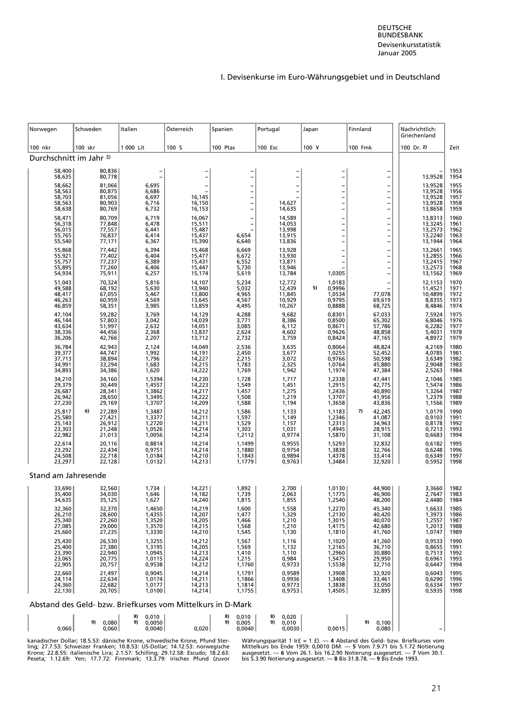I. Devisenkurse im Euro-Währungsgebiet und in Deutschland

| Norwegen | Schweden | Italien | Österreich | Spanien | Portugal | Japan | Finnland | Nachrichtlich: Griechenland | |
|---|---|---|---|---|---|---|---|---|---|
| 100 nkr | 100 skr | 1 000 Lit | 100 S | 100 Ptas | 100 Esc | 100 ¥ | 100 Fmk | 100 Dr. 2) | Zeit |
| **Durchschnitt im Jahr 3)** | | | | | | | | | |
| 58,400 | 80,836 | – | – | – | – | – | – | – | 1953 |
| 58,635 | 80,778 | – | – | – | – | – | – | 13,9528 | 1954 |
| 58,662 | 81,066 | 6,695 | – | – | – | – | – | 13,9528 | 1955 |
| 58,563 | 80,875 | 6,686 | – | – | – | – | – | 13,9528 | 1956 |
| 58,703 | 81,056 | 6,697 | 16,145 | – | – | – | – | 13,9528 | 1957 |
| 58,563 | 80,903 | 6,716 | 16,150 | – | 14,627 | – | – | 13,9528 | 1958 |
| 58,638 | 80,769 | 6,732 | 16,153 | – | 14,635 | – | – | 13,8658 | 1959 |
| 58,471 | 80,709 | 6,719 | 16,067 | – | 14,589 | – | – | 13,8313 | 1960 |
| 56,318 | 77,848 | 6,478 | 15,511 | – | 14,053 | – | – | 13,3245 | 1961 |
| 56,015 | 77,557 | 6,441 | 15,487 | – | 13,998 | – | – | 13,2573 | 1962 |
| 55,765 | 76,837 | 6,414 | 15,437 | 6,654 | 13,915 | – | – | 13,2240 | 1963 |
| 55,540 | 77,171 | 6,367 | 15,390 | 6,640 | 13,836 | – | – | 13,1944 | 1964 |
| 55,868 | 77,442 | 6,394 | 15,468 | 6,669 | 13,928 | – | – | 13,2661 | 1965 |
| 55,921 | 77,402 | 6,404 | 15,477 | 6,672 | 13,930 | – | – | 13,2855 | 1966 |
| 55,757 | 77,237 | 6,389 | 15,431 | 6,552 | 13,871 | – | – | 13,2415 | 1967 |
| 55,895 | 77,260 | 6,406 | 15,447 | 5,730 | 13,946 | – | – | 13,2573 | 1968 |
| 54,934 | 75,911 | 6,257 | 15,174 | 5,619 | 13,784 | 1,0305 | – | 13,1562 | 1969 |
| 51,043 | 70,324 | 5,816 | 14,107 | 5,234 | 12,772 | 1,0183 | – | 12,1153 | 1970 |
| 49,588 | 68,192 | 5,630 | 13,940 | 5,032 | 12,439 | 5) 0,9996 | – | 11,4521 | 1971 |
| 48,417 | 67,055 | 5,467 | 13,800 | 4,965 | 11,845 | 1,0534 | 77,078 | 10,4899 | 1972 |
| 46,263 | 60,959 | 4,569 | 13,645 | 4,567 | 10,929 | 0,9795 | 69,619 | 8,8355 | 1973 |
| 46,859 | 58,351 | 3,985 | 13,859 | 4,495 | 10,267 | 0,8888 | 68,725 | 8,4846 | 1974 |
| 47,104 | 59,282 | 3,769 | 14,129 | 4,288 | 9,682 | 0,8301 | 67,033 | 7,5924 | 1975 |
| 46,144 | 57,803 | 3,042 | 14,039 | 3,771 | 8,386 | 0,8500 | 65,302 | 6,8046 | 1976 |
| 43,634 | 51,997 | 2,632 | 14,051 | 3,085 | 6,112 | 0,8671 | 57,786 | 6,2282 | 1977 |
| 38,336 | 44,456 | 2,368 | 13,837 | 2,624 | 4,602 | 0,9626 | 48,858 | 5,4031 | 1978 |
| 36,206 | 42,766 | 2,207 | 13,712 | 2,732 | 3,759 | 0,8424 | 47,165 | 4,8972 | 1979 |
| 36,784 | 42,943 | 2,124 | 14,049 | 2,536 | 3,635 | 0,8064 | 48,824 | 4,2169 | 1980 |
| 39,377 | 44,747 | 1,992 | 14,191 | 2,450 | 3,677 | 1,0255 | 52,452 | 4,0785 | 1981 |
| 37,713 | 38,894 | 1,796 | 14,227 | 2,215 | 3,072 | 0,9766 | 50,598 | 3,6349 | 1982 |
| 34,991 | 33,294 | 1,683 | 14,215 | 1,783 | 2,325 | 1,0764 | 45,880 | 2,9048 | 1983 |
| 34,893 | 34,386 | 1,620 | 14,222 | 1,769 | 1,942 | 1,1974 | 47,384 | 2,5263 | 1984 |
| 34,210 | 34,160 | 1,5394 | 14,230 | 1,728 | 1,717 | 1,2338 | 47,441 | 2,1046 | 1985 |
| 29,379 | 30,449 | 1,4557 | 14,223 | 1,549 | 1,451 | 1,2915 | 42,775 | 1,5474 | 1986 |
| 26,687 | 28,341 | 1,3862 | 14,217 | 1,457 | 1,275 | 1,2436 | 40,890 | 1,3264 | 1987 |
| 26,942 | 28,650 | 1,3495 | 14,222 | 1,508 | 1,219 | 1,3707 | 41,956 | 1,2379 | 1988 |
| 27,230 | 29,169 | 1,3707 | 14,209 | 1,588 | 1,194 | 1,3658 | 43,836 | 1,1566 | 1989 |
| 25,817 | 6) 27,289 | 1,3487 | 14,212 | 1,586 | 1,133 | 1,1183 | 7) 42,245 | 1,0179 | 1990 |
| 25,580 | 27,421 | 1,3377 | 14,211 | 1,597 | 1,149 | 1,2346 | 41,087 | 0,9103 | 1991 |
| 25,143 | 26,912 | 1,2720 | 14,211 | 1,529 | 1,157 | 1,2313 | 34,963 | 0,8178 | 1992 |
| 23,303 | 21,248 | 1,0526 | 14,214 | 1,303 | 1,031 | 1,4945 | 28,915 | 0,7213 | 1993 |
| 22,982 | 21,013 | 1,0056 | 14,214 | 1,2112 | 0,9774 | 1,5870 | 31,108 | 0,6683 | 1994 |
| 22,614 | 20,116 | 0,8814 | 14,214 | 1,1499 | 0,9555 | 1,5293 | 32,832 | 0,6182 | 1995 |
| 23,292 | 22,434 | 0,9751 | 14,214 | 1,1880 | 0,9754 | 1,3838 | 32,766 | 0,6248 | 1996 |
| 24,508 | 22,718 | 1,0184 | 14,210 | 1,1843 | 0,9894 | 1,4378 | 33,414 | 0,6349 | 1997 |
| 23,297 | 22,128 | 1,0132 | 14,213 | 1,1779 | 0,9763 | 1,3484 | 32,920 | 0,5952 | 1998 |
| **Stand am Jahresende** | | | | | | | | | |
| 33,690 | 32,560 | 1,734 | 14,221 | 1,892 | 2,700 | 1,0130 | 44,900 | 3,3660 | 1982 |
| 35,400 | 34,030 | 1,646 | 14,182 | 1,739 | 2,063 | 1,1775 | 46,900 | 2,7647 | 1983 |
| 34,635 | 35,125 | 1,627 | 14,240 | 1,815 | 1,855 | 1,2540 | 48,200 | 2,4480 | 1984 |
| 32,360 | 32,370 | 1,4650 | 14,219 | 1,600 | 1,558 | 1,2270 | 45,340 | 1,6633 | 1985 |
| 26,210 | 28,600 | 1,4355 | 14,207 | 1,477 | 1,329 | 1,2130 | 40,420 | 1,3973 | 1986 |
| 25,340 | 27,260 | 1,3520 | 14,205 | 1,466 | 1,210 | 1,3015 | 40,070 | 1,2557 | 1987 |
| 27,085 | 29,000 | 1,3570 | 14,215 | 1,568 | 1,210 | 1,4175 | 42,680 | 1,2013 | 1988 |
| 25,660 | 27,235 | 1,3330 | 14,210 | 1,545 | 1,130 | 1,1810 | 41,760 | 1,0747 | 1989 |
| 25,430 | 26,530 | 1,3255 | 14,212 | 1,567 | 1,116 | 1,1020 | 41,260 | 0,9533 | 1990 |
| 25,400 | 27,380 | 1,3195 | 14,205 | 1,569 | 1,132 | 1,2165 | 36,710 | 0,8655 | 1991 |
| 23,390 | 22,940 | 1,0945 | 14,213 | 1,410 | 1,110 | 1,2960 | 30,880 | 0,7513 | 1992 |
| 23,065 | 20,775 | 1,0115 | 14,224 | 1,215 | 0,984 | 1,5475 | 29,950 | 0,6961 | 1993 |
| 22,905 | 20,757 | 0,9538 | 14,212 | 1,1760 | 0,9733 | 1,5538 | 32,710 | 0,6447 | 1994 |
| 22,660 | 21,497 | 0,9045 | 14,214 | 1,1791 | 0,9589 | 1,3908 | 32,920 | 0,6043 | 1995 |
| 24,114 | 22,634 | 1,0174 | 14,211 | 1,1866 | 0,9936 | 1,3408 | 33,461 | 0,6290 | 1996 |
| 24,360 | 22,682 | 1,0177 | 14,213 | 1,1814 | 0,9773 | 1,3838 | 33,050 | 0,6334 | 1997 |
| 22,130 | 20,705 | 1,0100 | 14,214 | 1,1755 | 0,9753 | 1,4505 | 32,895 | 0,5935 | 1998 |
| **Abstand des Geld- bzw. Briefkurses vom Mittelkurs in D-Mark** | | | | | | | | | |
| | | 8) 0,010 | | 8) 0,010 | 8) 0,020 | | | | |
| | 9) 0,080 | 9) 0,0050 | | 9) 0,005 | 9) 0,010 | | 9) 0,100 | | |
| 0,060 | 0,060 | 0,0040 | 0,020 | 0,0040 | 0,0030 | 0,0015 | 0,080 | – | |

kanadischer Dollar; 18.5.53: dänische Krone, schwedische Krone, Pfund Sterling; 27.7.53: Schweizer Franken; 10.8.53: US-Dollar; 14.12.53: norwegische Krone; 22.8.55: italienische Lira; 2.1.57: Schilling; 29.12.58: Escudo; 18.2.63: Peseta; 1.12.69: Yen; 17.7.72: Finnmark; 13.3.79: irisches Pfund (zuvor Währungsparität 1 Ir£ = 1 £). — **4** Abstand des Geld- bzw. Briefkurses vom Mittelkurs bis Ende 1959: 0,0010 DM. — **5** Vom 7.9.71 bis 5.1.72 Notierung ausgesetzt. — **6** Vom 26.1. bis 16.2.90 Notierung ausgesetzt. — **7** Vom 30.1. bis 5.3.90 Notierung ausgesetzt. — **8** Bis 31.8.78. — **9** Bis Ende 1993.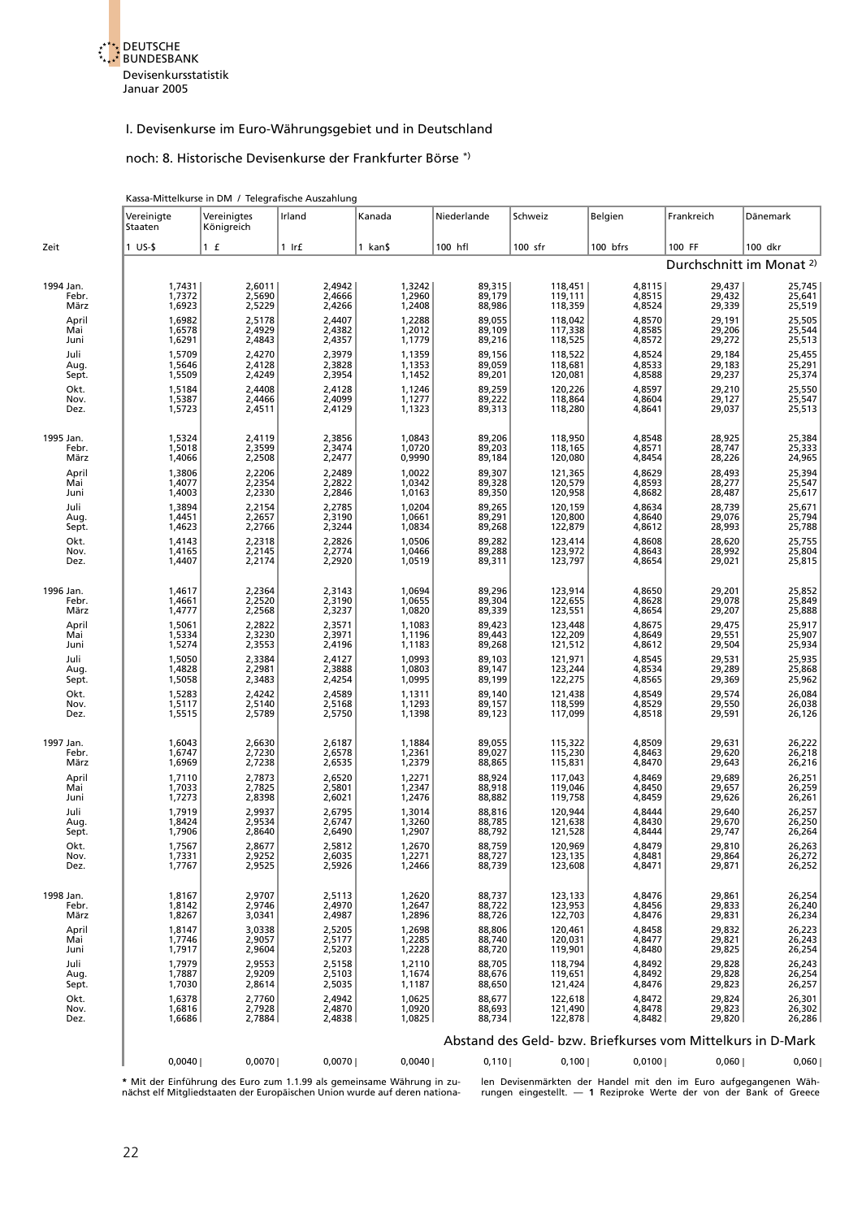# I. Devisenkurse im Euro-Währungsgebiet und in Deutschland

## noch: 8. Historische Devisenkurse der Frankfurter Börse *)

Kassa-Mittelkurse in DM / Telegrafische Auszahlung

| Zeit | Vereinigte Staaten | Vereinigtes Königreich | Irland | Kanada | Niederlande | Schweiz | Belgien | Frankreich | Dänemark |
|---|---|---|---|---|---|---|---|---|---|
| | 1 US-$ | 1 £ | 1 Ir£ | 1 kan$ | 100 hfl | 100 sfr | 100 bfrs | 100 FF | 100 dkr |
| | Durchschnitt im Monat 2) | | | | | | | | |
| 1994 Jan. | 1,7431 | 2,6011 | 2,4942 | 1,3242 | 89,315 | 118,451 | 4,8115 | 29,437 | 25,745 |
| Febr. | 1,7372 | 2,5690 | 2,4666 | 1,2960 | 89,179 | 119,111 | 4,8515 | 29,432 | 25,641 |
| März | 1,6923 | 2,5229 | 2,4266 | 1,2408 | 88,986 | 118,359 | 4,8524 | 29,339 | 25,519 |
| April | 1,6982 | 2,5178 | 2,4407 | 1,2288 | 89,055 | 118,042 | 4,8570 | 29,191 | 25,505 |
| Mai | 1,6578 | 2,4929 | 2,4382 | 1,2012 | 89,109 | 117,338 | 4,8585 | 29,206 | 25,544 |
| Juni | 1,6291 | 2,4843 | 2,4357 | 1,1779 | 89,216 | 118,525 | 4,8572 | 29,272 | 25,513 |
| Juli | 1,5709 | 2,4270 | 2,3979 | 1,1359 | 89,156 | 118,522 | 4,8524 | 29,184 | 25,455 |
| Aug. | 1,5646 | 2,4128 | 2,3828 | 1,1353 | 89,059 | 118,681 | 4,8533 | 29,183 | 25,291 |
| Sept. | 1,5509 | 2,4249 | 2,3954 | 1,1452 | 89,201 | 120,081 | 4,8588 | 29,237 | 25,374 |
| Okt. | 1,5184 | 2,4408 | 2,4128 | 1,1246 | 89,259 | 120,226 | 4,8597 | 29,210 | 25,550 |
| Nov. | 1,5387 | 2,4466 | 2,4099 | 1,1277 | 89,222 | 118,864 | 4,8604 | 29,127 | 25,547 |
| Dez. | 1,5723 | 2,4511 | 2,4129 | 1,1323 | 89,313 | 118,280 | 4,8641 | 29,037 | 25,513 |
| 1995 Jan. | 1,5324 | 2,4119 | 2,3856 | 1,0843 | 89,206 | 118,950 | 4,8548 | 28,925 | 25,384 |
| Febr. | 1,5018 | 2,3599 | 2,3474 | 1,0720 | 89,203 | 118,165 | 4,8571 | 28,747 | 25,333 |
| März | 1,4066 | 2,2508 | 2,2477 | 0,9990 | 89,184 | 120,080 | 4,8454 | 28,226 | 24,965 |
| April | 1,3806 | 2,2206 | 2,2489 | 1,0022 | 89,307 | 121,365 | 4,8629 | 28,493 | 25,394 |
| Mai | 1,4077 | 2,2354 | 2,2822 | 1,0342 | 89,328 | 120,579 | 4,8593 | 28,277 | 25,547 |
| Juni | 1,4003 | 2,2330 | 2,2846 | 1,0163 | 89,350 | 120,958 | 4,8682 | 28,487 | 25,617 |
| Juli | 1,3894 | 2,2154 | 2,2785 | 1,0204 | 89,265 | 120,159 | 4,8634 | 28,739 | 25,671 |
| Aug. | 1,4451 | 2,2657 | 2,3190 | 1,0661 | 89,291 | 120,800 | 4,8640 | 29,076 | 25,794 |
| Sept. | 1,4623 | 2,2766 | 2,3244 | 1,0834 | 89,268 | 122,879 | 4,8612 | 28,993 | 25,788 |
| Okt. | 1,4143 | 2,2318 | 2,2826 | 1,0506 | 89,282 | 123,414 | 4,8608 | 28,620 | 25,755 |
| Nov. | 1,4165 | 2,2145 | 2,2774 | 1,0466 | 89,288 | 123,972 | 4,8643 | 28,992 | 25,804 |
| Dez. | 1,4407 | 2,2174 | 2,2920 | 1,0519 | 89,311 | 123,797 | 4,8654 | 29,021 | 25,815 |
| 1996 Jan. | 1,4617 | 2,2364 | 2,3143 | 1,0694 | 89,296 | 123,914 | 4,8650 | 29,201 | 25,852 |
| Febr. | 1,4661 | 2,2520 | 2,3190 | 1,0655 | 89,304 | 122,655 | 4,8628 | 29,078 | 25,849 |
| März | 1,4777 | 2,2568 | 2,3237 | 1,0820 | 89,339 | 123,551 | 4,8654 | 29,207 | 25,888 |
| April | 1,5061 | 2,2822 | 2,3571 | 1,1083 | 89,423 | 123,448 | 4,8675 | 29,475 | 25,917 |
| Mai | 1,5334 | 2,3230 | 2,3971 | 1,1196 | 89,443 | 122,209 | 4,8649 | 29,551 | 25,907 |
| Juni | 1,5274 | 2,3553 | 2,4196 | 1,1183 | 89,268 | 121,512 | 4,8612 | 29,504 | 25,934 |
| Juli | 1,5050 | 2,3384 | 2,4127 | 1,0993 | 89,103 | 121,971 | 4,8545 | 29,531 | 25,935 |
| Aug. | 1,4828 | 2,2981 | 2,3888 | 1,0803 | 89,147 | 123,244 | 4,8534 | 29,289 | 25,868 |
| Sept. | 1,5058 | 2,3483 | 2,4254 | 1,0995 | 89,199 | 122,275 | 4,8565 | 29,369 | 25,962 |
| Okt. | 1,5283 | 2,4242 | 2,4589 | 1,1311 | 89,140 | 121,438 | 4,8549 | 29,574 | 26,084 |
| Nov. | 1,5117 | 2,5140 | 2,5168 | 1,1293 | 89,157 | 118,599 | 4,8529 | 29,550 | 26,038 |
| Dez. | 1,5515 | 2,5789 | 2,5750 | 1,1398 | 89,123 | 117,099 | 4,8518 | 29,591 | 26,126 |
| 1997 Jan. | 1,6043 | 2,6630 | 2,6187 | 1,1884 | 89,055 | 115,322 | 4,8509 | 29,631 | 26,222 |
| Febr. | 1,6747 | 2,7230 | 2,6578 | 1,2361 | 89,027 | 115,230 | 4,8463 | 29,620 | 26,218 |
| März | 1,6969 | 2,7238 | 2,6535 | 1,2379 | 88,865 | 115,831 | 4,8470 | 29,643 | 26,216 |
| April | 1,7110 | 2,7873 | 2,6520 | 1,2271 | 88,924 | 117,043 | 4,8469 | 29,689 | 26,251 |
| Mai | 1,7033 | 2,7825 | 2,5801 | 1,2347 | 88,918 | 119,046 | 4,8450 | 29,657 | 26,259 |
| Juni | 1,7273 | 2,8398 | 2,6021 | 1,2476 | 88,882 | 119,758 | 4,8459 | 29,626 | 26,261 |
| Juli | 1,7919 | 2,9937 | 2,6795 | 1,3014 | 88,816 | 120,944 | 4,8444 | 29,640 | 26,257 |
| Aug. | 1,8424 | 2,9534 | 2,6747 | 1,3260 | 88,785 | 121,638 | 4,8430 | 29,670 | 26,250 |
| Sept. | 1,7906 | 2,8640 | 2,6490 | 1,2907 | 88,792 | 121,528 | 4,8444 | 29,747 | 26,264 |
| Okt. | 1,7567 | 2,8677 | 2,5812 | 1,2670 | 88,759 | 120,969 | 4,8479 | 29,810 | 26,263 |
| Nov. | 1,7331 | 2,9252 | 2,6035 | 1,2271 | 88,727 | 123,135 | 4,8481 | 29,864 | 26,272 |
| Dez. | 1,7767 | 2,9525 | 2,5926 | 1,2466 | 88,739 | 123,608 | 4,8471 | 29,871 | 26,252 |
| 1998 Jan. | 1,8167 | 2,9707 | 2,5113 | 1,2620 | 88,737 | 123,133 | 4,8476 | 29,861 | 26,254 |
| Febr. | 1,8142 | 2,9746 | 2,4970 | 1,2647 | 88,722 | 123,953 | 4,8456 | 29,833 | 26,240 |
| März | 1,8267 | 3,0341 | 2,4987 | 1,2896 | 88,726 | 122,703 | 4,8476 | 29,831 | 26,234 |
| April | 1,8147 | 3,0338 | 2,5205 | 1,2698 | 88,806 | 120,461 | 4,8458 | 29,832 | 26,223 |
| Mai | 1,7746 | 2,9057 | 2,5177 | 1,2285 | 88,740 | 120,031 | 4,8477 | 29,821 | 26,243 |
| Juni | 1,7917 | 2,9604 | 2,5203 | 1,2228 | 88,720 | 119,901 | 4,8480 | 29,825 | 26,254 |
| Juli | 1,7979 | 2,9553 | 2,5158 | 1,2110 | 88,705 | 118,794 | 4,8492 | 29,828 | 26,243 |
| Aug. | 1,7887 | 2,9209 | 2,5103 | 1,1674 | 88,676 | 119,651 | 4,8492 | 29,828 | 26,254 |
| Sept. | 1,7030 | 2,8614 | 2,5035 | 1,1187 | 88,650 | 121,424 | 4,8476 | 29,823 | 26,257 |
| Okt. | 1,6378 | 2,7760 | 2,4942 | 1,0625 | 88,677 | 122,618 | 4,8472 | 29,824 | 26,301 |
| Nov. | 1,6816 | 2,7928 | 2,4870 | 1,0920 | 88,693 | 121,490 | 4,8478 | 29,823 | 26,302 |
| Dez. | 1,6686 | 2,7884 | 2,4838 | 1,0825 | 88,734 | 122,878 | 4,8482 | 29,820 | 26,286 |
| | Abstand des Geld- bzw. Briefkurses vom Mittelkurs in D-Mark | | | | | | | | |
| | 0,0040 | 0,0070 | 0,0070 | 0,0040 | 0,110 | 0,100 | 0,0100 | 0,060 | 0,060 |

* Mit der Einführung des Euro zum 1.1.99 als gemeinsame Währung in zunächst elf Mitgliedstaaten der Europäischen Union wurde auf deren nationalen Devisenmärkten der Handel mit den im Euro aufgegangenen Währungen eingestellt. — **1** Reziproke Werte der von der Bank of Greece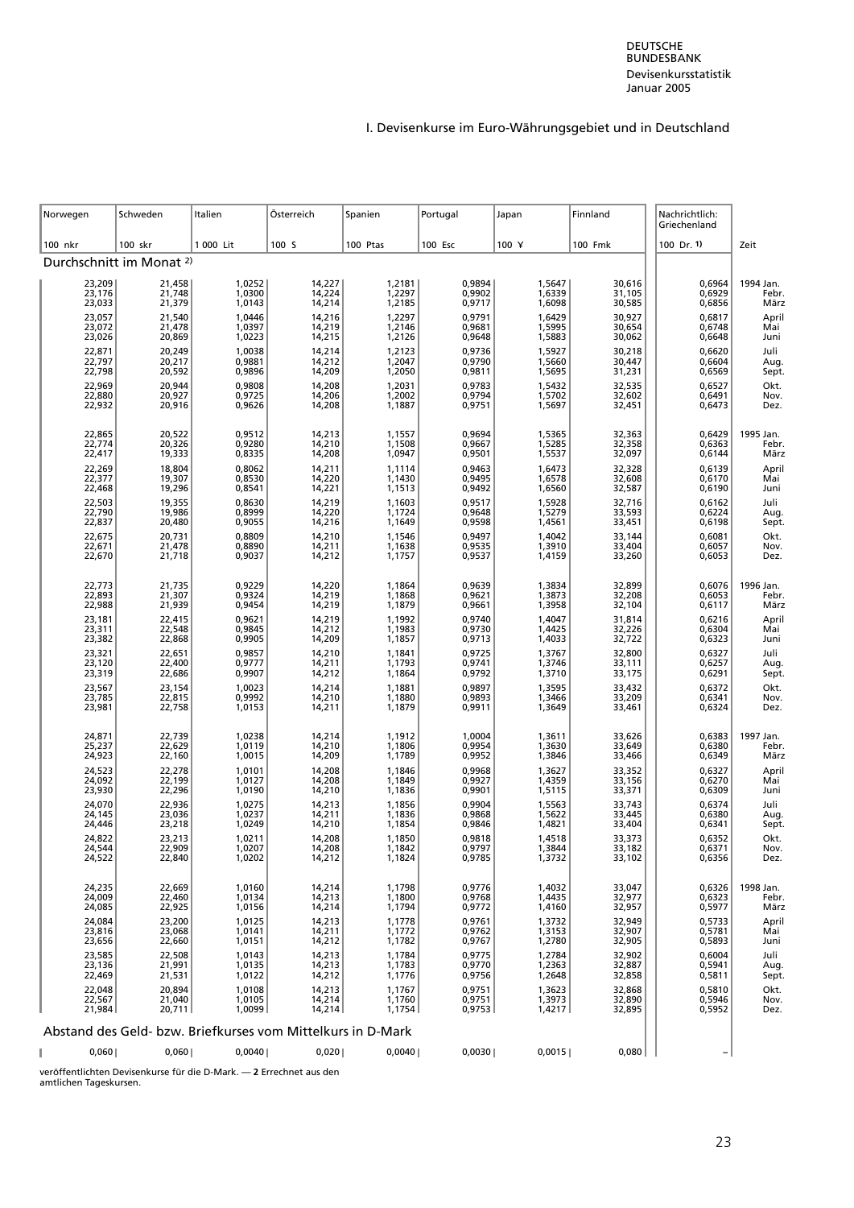# I. Devisenkurse im Euro-Währungsgebiet und in Deutschland

| Norwegen | Schweden | Italien | Österreich | Spanien | Portugal | Japan | Finnland | Nachrichtlich: Griechenland | |
|---|---|---|---|---|---|---|---|---|---|
| 100 nkr | 100 skr | 1 000 Lit | 100 S | 100 Ptas | 100 Esc | 100 ¥ | 100 Fmk | 100 Dr. 1) | Zeit |
| **Durchschnitt im Monat 2)** | | | | | | | | | |
| 23,209 | 21,458 | 1,0252 | 14,227 | 1,2181 | 0,9894 | 1,5647 | 30,616 | 0,6964 | 1994 Jan. |
| 23,176 | 21,748 | 1,0300 | 14,224 | 1,2297 | 0,9902 | 1,6339 | 31,105 | 0,6929 | Febr. |
| 23,033 | 21,379 | 1,0143 | 14,214 | 1,2185 | 0,9717 | 1,6098 | 30,585 | 0,6856 | März |
| 23,057 | 21,540 | 1,0446 | 14,216 | 1,2297 | 0,9791 | 1,6429 | 30,927 | 0,6817 | April |
| 23,072 | 21,478 | 1,0397 | 14,219 | 1,2146 | 0,9681 | 1,5995 | 30,654 | 0,6748 | Mai |
| 23,026 | 20,869 | 1,0223 | 14,215 | 1,2126 | 0,9648 | 1,5883 | 30,062 | 0,6648 | Juni |
| 22,871 | 20,249 | 1,0038 | 14,214 | 1,2123 | 0,9736 | 1,5927 | 30,218 | 0,6620 | Juli |
| 22,797 | 20,217 | 0,9881 | 14,212 | 1,2047 | 0,9790 | 1,5660 | 30,447 | 0,6604 | Aug. |
| 22,798 | 20,592 | 0,9896 | 14,209 | 1,2050 | 0,9811 | 1,5695 | 31,231 | 0,6569 | Sept. |
| 22,969 | 20,944 | 0,9808 | 14,208 | 1,2031 | 0,9783 | 1,5432 | 32,535 | 0,6527 | Okt. |
| 22,880 | 20,927 | 0,9725 | 14,206 | 1,2002 | 0,9794 | 1,5702 | 32,602 | 0,6491 | Nov. |
| 22,932 | 20,916 | 0,9626 | 14,208 | 1,1887 | 0,9751 | 1,5697 | 32,451 | 0,6473 | Dez. |
| 22,865 | 20,522 | 0,9512 | 14,213 | 1,1557 | 0,9694 | 1,5365 | 32,363 | 0,6429 | 1995 Jan. |
| 22,774 | 20,326 | 0,9280 | 14,210 | 1,1508 | 0,9667 | 1,5285 | 32,358 | 0,6363 | Febr. |
| 22,417 | 19,333 | 0,8335 | 14,208 | 1,0947 | 0,9501 | 1,5537 | 32,097 | 0,6144 | März |
| 22,269 | 18,804 | 0,8062 | 14,211 | 1,1114 | 0,9463 | 1,6473 | 32,328 | 0,6139 | April |
| 22,377 | 19,307 | 0,8530 | 14,220 | 1,1430 | 0,9495 | 1,6578 | 32,608 | 0,6170 | Mai |
| 22,468 | 19,296 | 0,8541 | 14,221 | 1,1513 | 0,9492 | 1,6560 | 32,587 | 0,6190 | Juni |
| 22,503 | 19,355 | 0,8630 | 14,219 | 1,1603 | 0,9517 | 1,5928 | 32,716 | 0,6162 | Juli |
| 22,790 | 19,986 | 0,8999 | 14,220 | 1,1724 | 0,9648 | 1,5279 | 33,593 | 0,6224 | Aug. |
| 22,837 | 20,480 | 0,9055 | 14,216 | 1,1649 | 0,9598 | 1,4561 | 33,451 | 0,6198 | Sept. |
| 22,675 | 20,731 | 0,8809 | 14,210 | 1,1546 | 0,9497 | 1,4042 | 33,144 | 0,6081 | Okt. |
| 22,671 | 21,478 | 0,8890 | 14,211 | 1,1638 | 0,9535 | 1,3910 | 33,404 | 0,6057 | Nov. |
| 22,670 | 21,718 | 0,9037 | 14,212 | 1,1757 | 0,9537 | 1,4159 | 33,260 | 0,6053 | Dez. |
| 22,773 | 21,735 | 0,9229 | 14,220 | 1,1864 | 0,9639 | 1,3834 | 32,899 | 0,6076 | 1996 Jan. |
| 22,893 | 21,307 | 0,9324 | 14,219 | 1,1868 | 0,9621 | 1,3873 | 32,208 | 0,6053 | Febr. |
| 22,988 | 21,939 | 0,9454 | 14,219 | 1,1879 | 0,9661 | 1,3958 | 32,104 | 0,6117 | März |
| 23,181 | 22,415 | 0,9621 | 14,219 | 1,1992 | 0,9740 | 1,4047 | 31,814 | 0,6216 | April |
| 23,311 | 22,548 | 0,9845 | 14,212 | 1,1983 | 0,9730 | 1,4425 | 32,226 | 0,6304 | Mai |
| 23,382 | 22,868 | 0,9905 | 14,209 | 1,1857 | 0,9713 | 1,4033 | 32,722 | 0,6323 | Juni |
| 23,321 | 22,651 | 0,9857 | 14,210 | 1,1841 | 0,9725 | 1,3767 | 32,800 | 0,6327 | Juli |
| 23,120 | 22,400 | 0,9777 | 14,211 | 1,1793 | 0,9741 | 1,3746 | 33,111 | 0,6257 | Aug. |
| 23,319 | 22,686 | 0,9907 | 14,212 | 1,1864 | 0,9792 | 1,3710 | 33,175 | 0,6291 | Sept. |
| 23,567 | 23,154 | 1,0023 | 14,214 | 1,1881 | 0,9897 | 1,3595 | 33,432 | 0,6372 | Okt. |
| 23,785 | 22,815 | 0,9992 | 14,210 | 1,1880 | 0,9893 | 1,3466 | 33,209 | 0,6341 | Nov. |
| 23,981 | 22,758 | 1,0153 | 14,211 | 1,1879 | 0,9911 | 1,3649 | 33,461 | 0,6324 | Dez. |
| 24,871 | 22,739 | 1,0238 | 14,214 | 1,1912 | 1,0004 | 1,3611 | 33,626 | 0,6383 | 1997 Jan. |
| 25,237 | 22,629 | 1,0119 | 14,210 | 1,1806 | 0,9954 | 1,3630 | 33,649 | 0,6380 | Febr. |
| 24,923 | 22,160 | 1,0015 | 14,209 | 1,1789 | 0,9952 | 1,3846 | 33,466 | 0,6349 | März |
| 24,523 | 22,278 | 1,0101 | 14,208 | 1,1846 | 0,9968 | 1,3627 | 33,352 | 0,6327 | April |
| 24,092 | 22,199 | 1,0127 | 14,208 | 1,1849 | 0,9927 | 1,4359 | 33,156 | 0,6270 | Mai |
| 23,930 | 22,296 | 1,0190 | 14,210 | 1,1836 | 0,9901 | 1,5115 | 33,371 | 0,6309 | Juni |
| 24,070 | 22,936 | 1,0275 | 14,213 | 1,1856 | 0,9904 | 1,5563 | 33,743 | 0,6374 | Juli |
| 24,145 | 23,036 | 1,0237 | 14,211 | 1,1836 | 0,9868 | 1,5622 | 33,445 | 0,6380 | Aug. |
| 24,446 | 23,218 | 1,0249 | 14,210 | 1,1854 | 0,9846 | 1,4821 | 33,404 | 0,6341 | Sept. |
| 24,822 | 23,213 | 1,0211 | 14,208 | 1,1850 | 0,9818 | 1,4518 | 33,373 | 0,6352 | Okt. |
| 24,544 | 22,909 | 1,0207 | 14,208 | 1,1842 | 0,9797 | 1,3844 | 33,182 | 0,6371 | Nov. |
| 24,522 | 22,840 | 1,0202 | 14,212 | 1,1824 | 0,9785 | 1,3732 | 33,102 | 0,6356 | Dez. |
| 24,235 | 22,669 | 1,0160 | 14,214 | 1,1798 | 0,9776 | 1,4032 | 33,047 | 0,6326 | 1998 Jan. |
| 24,009 | 22,460 | 1,0134 | 14,213 | 1,1800 | 0,9768 | 1,4435 | 32,977 | 0,6323 | Febr. |
| 24,085 | 22,925 | 1,0156 | 14,214 | 1,1794 | 0,9772 | 1,4160 | 32,957 | 0,5977 | März |
| 24,084 | 23,200 | 1,0125 | 14,213 | 1,1778 | 0,9761 | 1,3732 | 32,949 | 0,5733 | April |
| 23,816 | 23,068 | 1,0141 | 14,211 | 1,1772 | 0,9762 | 1,3153 | 32,907 | 0,5781 | Mai |
| 23,656 | 22,660 | 1,0151 | 14,212 | 1,1782 | 0,9767 | 1,2780 | 32,905 | 0,5893 | Juni |
| 23,585 | 22,508 | 1,0143 | 14,213 | 1,1784 | 0,9775 | 1,2784 | 32,902 | 0,6004 | Juli |
| 23,136 | 21,991 | 1,0135 | 14,213 | 1,1783 | 0,9770 | 1,2363 | 32,887 | 0,5941 | Aug. |
| 22,469 | 21,531 | 1,0122 | 14,212 | 1,1776 | 0,9756 | 1,2648 | 32,858 | 0,5811 | Sept. |
| 22,048 | 20,894 | 1,0108 | 14,213 | 1,1767 | 0,9751 | 1,3623 | 32,868 | 0,5810 | Okt. |
| 22,567 | 21,040 | 1,0105 | 14,214 | 1,1760 | 0,9751 | 1,3973 | 32,890 | 0,5946 | Nov. |
| 21,984 | 20,711 | 1,0099 | 14,214 | 1,1754 | 0,9753 | 1,4217 | 32,895 | 0,5952 | Dez. |
| **Abstand des Geld- bzw. Briefkurses vom Mittelkurs in D-Mark** | | | | | | | | | |
| 0,060 | 0,060 | 0,0040 | 0,020 | 0,0040 | 0,0030 | 0,0015 | 0,080 | – | |

veröffentlichten Devisenkurse für die D-Mark. — **2** Errechnet aus den amtlichen Tageskursen.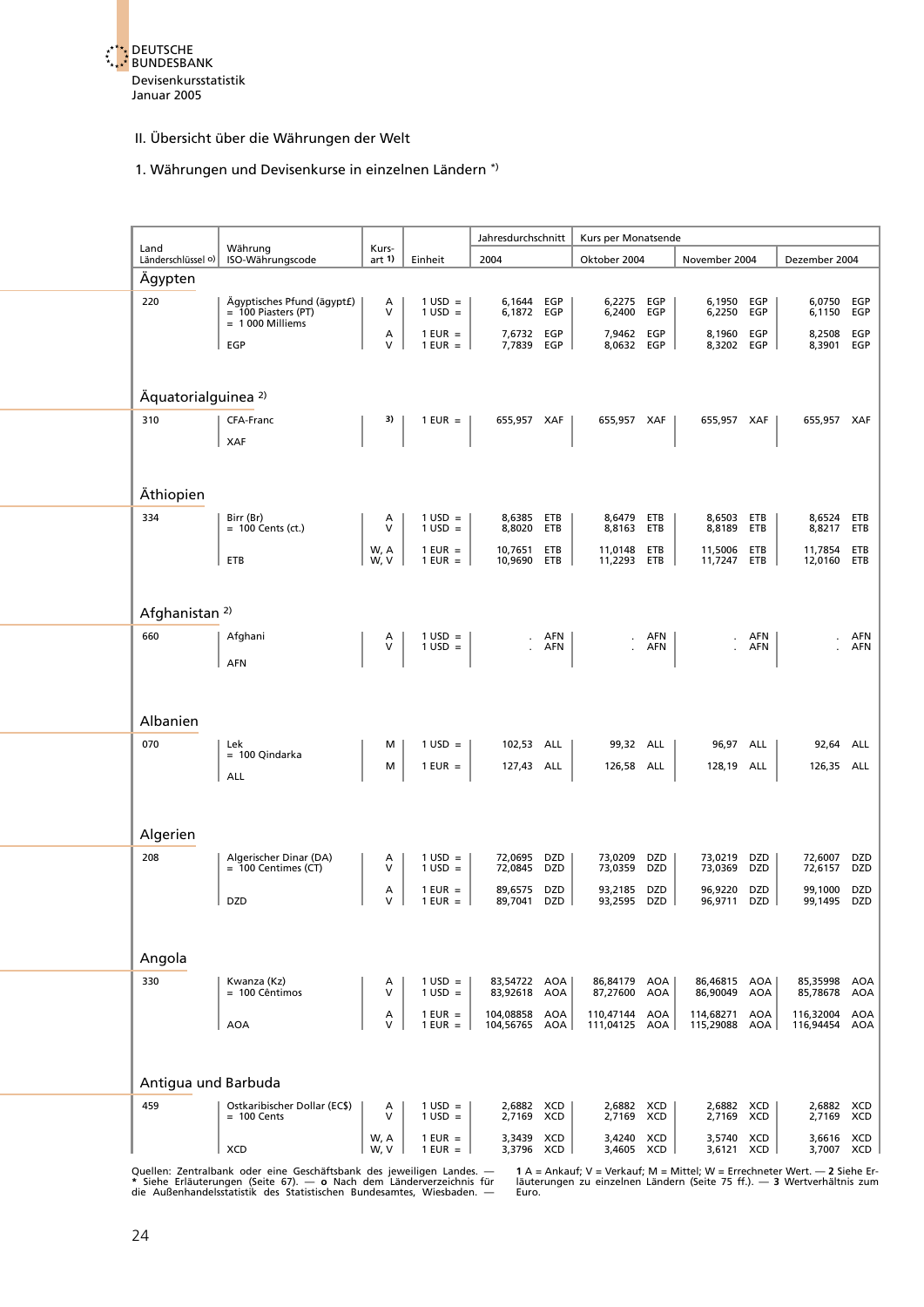## II. Übersicht über die Währungen der Welt

### 1. Währungen und Devisenkurse in einzelnen Ländern *)

| Land / Länderschlüssel o) | Währung / ISO-Währungscode | Kursart 1) | Einheit | Jahresdurchschnitt 2004 | Kurs per Monatsende Oktober 2004 | November 2004 | Dezember 2004 |
|---|---|---|---|---|---|---|---|
| **Ägypten** | | | | | | | |
| 220 | Ägyptisches Pfund (ägypt£) = 100 Piasters (PT) = 1 000 Milliems | A | 1 USD = | 6,1644 EGP | 6,2275 EGP | 6,1950 EGP | 6,0750 EGP |
| | | V | 1 USD = | 6,1872 EGP | 6,2400 EGP | 6,2250 EGP | 6,1150 EGP |
| | | A | 1 EUR = | 7,6732 EGP | 7,9462 EGP | 8,1960 EGP | 8,2508 EGP |
| | EGP | V | 1 EUR = | 7,7839 EGP | 8,0632 EGP | 8,3202 EGP | 8,3901 EGP |
| **Äquatorialguinea 2)** | | | | | | | |
| 310 | CFA-Franc XAF | 3) | 1 EUR = | 655,957 XAF | 655,957 XAF | 655,957 XAF | 655,957 XAF |
| **Äthiopien** | | | | | | | |
| 334 | Birr (Br) = 100 Cents (ct.) | A | 1 USD = | 8,6385 ETB | 8,6479 ETB | 8,6503 ETB | 8,6524 ETB |
| | | V | 1 USD = | 8,8020 ETB | 8,8163 ETB | 8,8189 ETB | 8,8217 ETB |
| | | W, A | 1 EUR = | 10,7651 ETB | 11,0148 ETB | 11,5006 ETB | 11,7854 ETB |
| | ETB | W, V | 1 EUR = | 10,9690 ETB | 11,2293 ETB | 11,7247 ETB | 12,0160 ETB |
| **Afghanistan 2)** | | | | | | | |
| 660 | Afghani | A | 1 USD = | . AFN | . AFN | . AFN | . AFN |
| | AFN | V | 1 USD = | . AFN | . AFN | . AFN | . AFN |
| **Albanien** | | | | | | | |
| 070 | Lek = 100 Qindarka | M | 1 USD = | 102,53 ALL | 99,32 ALL | 96,97 ALL | 92,64 ALL |
| | ALL | M | 1 EUR = | 127,43 ALL | 126,58 ALL | 128,19 ALL | 126,35 ALL |
| **Algerien** | | | | | | | |
| 208 | Algerischer Dinar (DA) = 100 Centimes (CT) | A | 1 USD = | 72,0695 DZD | 73,0209 DZD | 73,0219 DZD | 72,6007 DZD |
| | | V | 1 USD = | 72,0845 DZD | 73,0359 DZD | 73,0369 DZD | 72,6157 DZD |
| | | A | 1 EUR = | 89,6575 DZD | 93,2185 DZD | 96,9220 DZD | 99,1000 DZD |
| | DZD | V | 1 EUR = | 89,7041 DZD | 93,2595 DZD | 96,9711 DZD | 99,1495 DZD |
| **Angola** | | | | | | | |
| 330 | Kwanza (Kz) = 100 Cêntimos | A | 1 USD = | 83,54722 AOA | 86,84179 AOA | 86,46815 AOA | 85,35998 AOA |
| | | V | 1 USD = | 83,92618 AOA | 87,27600 AOA | 86,90049 AOA | 85,78678 AOA |
| | | A | 1 EUR = | 104,08858 AOA | 110,47144 AOA | 114,68271 AOA | 116,32004 AOA |
| | AOA | V | 1 EUR = | 104,56765 AOA | 111,04125 AOA | 115,29088 AOA | 116,94454 AOA |
| **Antigua und Barbuda** | | | | | | | |
| 459 | Ostkaribischer Dollar (EC$) = 100 Cents | A | 1 USD = | 2,6882 XCD | 2,6882 XCD | 2,6882 XCD | 2,6882 XCD |
| | | V | 1 USD = | 2,7169 XCD | 2,7169 XCD | 2,7169 XCD | 2,7169 XCD |
| | | W, A | 1 EUR = | 3,3439 XCD | 3,4240 XCD | 3,5740 XCD | 3,6616 XCD |
| | XCD | W, V | 1 EUR = | 3,3796 XCD | 3,4605 XCD | 3,6121 XCD | 3,7007 XCD |

Quellen: Zentralbank oder eine Geschäftsbank des jeweiligen Landes. — * Siehe Erläuterungen (Seite 67). — o Nach dem Länderverzeichnis für die Außenhandelsstatistik des Statistischen Bundesamtes, Wiesbaden. — **1** A = Ankauf; V = Verkauf; M = Mittel; W = Errechneter Wert. — **2** Siehe Erläuterungen zu einzelnen Ländern (Seite 75 ff.). — **3** Wertverhältnis zum Euro.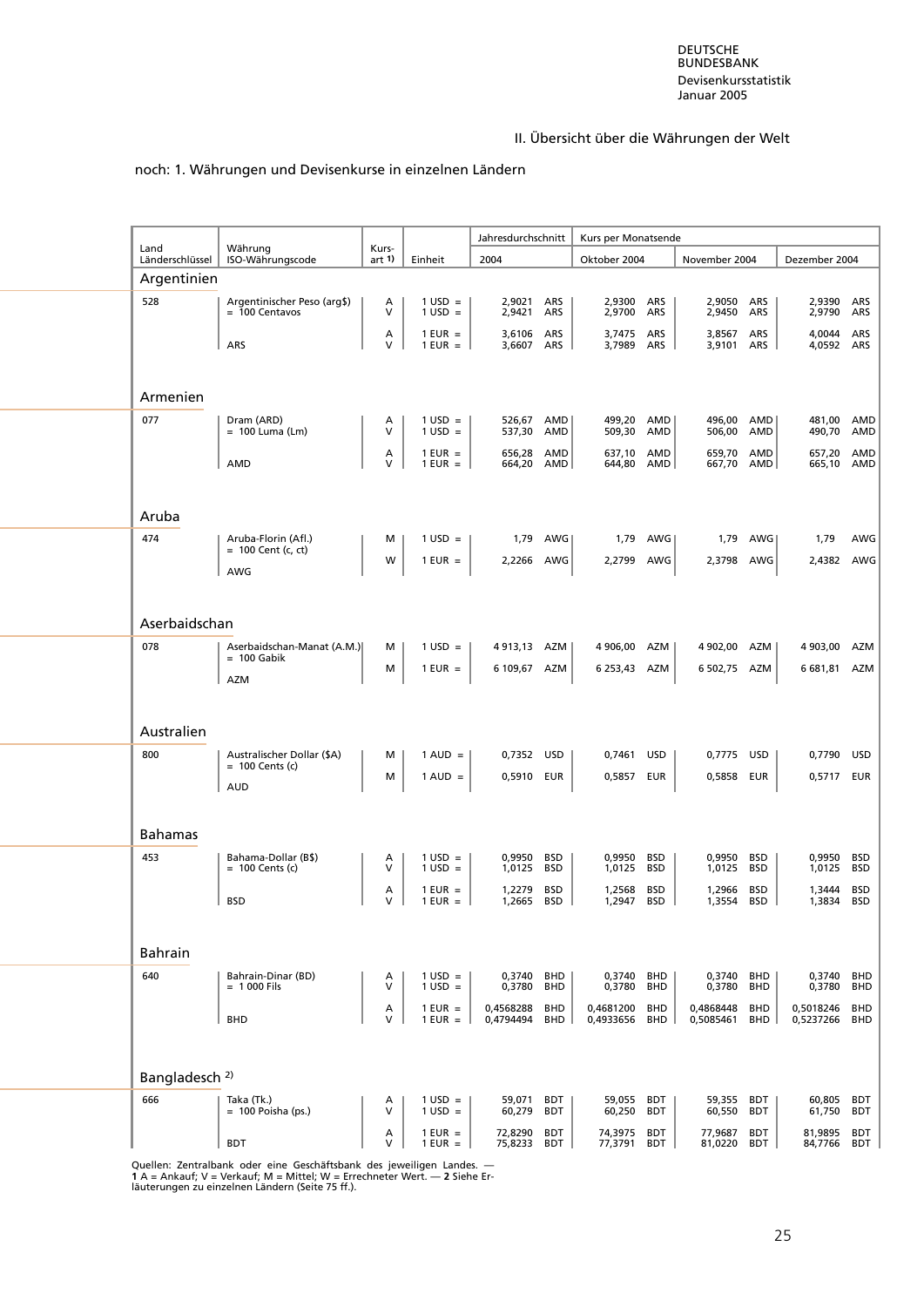## II. Übersicht über die Währungen der Welt

noch: 1. Währungen und Devisenkurse in einzelnen Ländern

| Land Länderschlüssel | Währung ISO-Währungscode | Kurs-art 1) | Einheit | Jahresdurchschnitt 2004 | | Kurs per Monatsende Oktober 2004 | | November 2004 | | Dezember 2004 | |
|---|---|---|---|---|---|---|---|---|---|---|---|
| **Argentinien** | | | | | | | | | | | |
| 528 | Argentinischer Peso (arg$) = 100 Centavos | A | 1 USD = | 2,9021 | ARS | 2,9300 | ARS | 2,9050 | ARS | 2,9390 | ARS |
| | | V | 1 USD = | 2,9421 | ARS | 2,9700 | ARS | 2,9450 | ARS | 2,9790 | ARS |
| | | A | 1 EUR = | 3,6106 | ARS | 3,7475 | ARS | 3,8567 | ARS | 4,0044 | ARS |
| | ARS | V | 1 EUR = | 3,6607 | ARS | 3,7989 | ARS | 3,9101 | ARS | 4,0592 | ARS |
| **Armenien** | | | | | | | | | | | |
| 077 | Dram (ARD) = 100 Luma (Lm) | A | 1 USD = | 526,67 | AMD | 499,20 | AMD | 496,00 | AMD | 481,00 | AMD |
| | | V | 1 USD = | 537,30 | AMD | 509,30 | AMD | 506,00 | AMD | 490,70 | AMD |
| | | A | 1 EUR = | 656,28 | AMD | 637,10 | AMD | 659,70 | AMD | 657,20 | AMD |
| | AMD | V | 1 EUR = | 664,20 | AMD | 644,80 | AMD | 667,70 | AMD | 665,10 | AMD |
| **Aruba** | | | | | | | | | | | |
| 474 | Aruba-Florin (Afl.) = 100 Cent (c, ct) | M | 1 USD = | 1,79 | AWG | 1,79 | AWG | 1,79 | AWG | 1,79 | AWG |
| | AWG | W | 1 EUR = | 2,2266 | AWG | 2,2799 | AWG | 2,3798 | AWG | 2,4382 | AWG |
| **Aserbaidschan** | | | | | | | | | | | |
| 078 | Aserbaidschan-Manat (A.M.) = 100 Gabik | M | 1 USD = | 4 913,13 | AZM | 4 906,00 | AZM | 4 902,00 | AZM | 4 903,00 | AZM |
| | AZM | M | 1 EUR = | 6 109,67 | AZM | 6 253,43 | AZM | 6 502,75 | AZM | 6 681,81 | AZM |
| **Australien** | | | | | | | | | | | |
| 800 | Australischer Dollar ($A) = 100 Cents (c) | M | 1 AUD = | 0,7352 | USD | 0,7461 | USD | 0,7775 | USD | 0,7790 | USD |
| | AUD | M | 1 AUD = | 0,5910 | EUR | 0,5857 | EUR | 0,5858 | EUR | 0,5717 | EUR |
| **Bahamas** | | | | | | | | | | | |
| 453 | Bahama-Dollar (B$) = 100 Cents (c) | A | 1 USD = | 0,9950 | BSD | 0,9950 | BSD | 0,9950 | BSD | 0,9950 | BSD |
| | | V | 1 USD = | 1,0125 | BSD | 1,0125 | BSD | 1,0125 | BSD | 1,0125 | BSD |
| | | A | 1 EUR = | 1,2279 | BSD | 1,2568 | BSD | 1,2966 | BSD | 1,3444 | BSD |
| | BSD | V | 1 EUR = | 1,2665 | BSD | 1,2947 | BSD | 1,3554 | BSD | 1,3834 | BSD |
| **Bahrain** | | | | | | | | | | | |
| 640 | Bahrain-Dinar (BD) = 1 000 Fils | A | 1 USD = | 0,3740 | BHD | 0,3740 | BHD | 0,3740 | BHD | 0,3740 | BHD |
| | | V | 1 USD = | 0,3780 | BHD | 0,3780 | BHD | 0,3780 | BHD | 0,3780 | BHD |
| | | A | 1 EUR = | 0,4568288 | BHD | 0,4681200 | BHD | 0,4868448 | BHD | 0,5018246 | BHD |
| | BHD | V | 1 EUR = | 0,4794494 | BHD | 0,4933656 | BHD | 0,5085461 | BHD | 0,5237266 | BHD |
| **Bangladesch 2)** | | | | | | | | | | | |
| 666 | Taka (Tk.) = 100 Poisha (ps.) | A | 1 USD = | 59,071 | BDT | 59,055 | BDT | 59,355 | BDT | 60,805 | BDT |
| | | V | 1 USD = | 60,279 | BDT | 60,250 | BDT | 60,550 | BDT | 61,750 | BDT |
| | | A | 1 EUR = | 72,8290 | BDT | 74,3975 | BDT | 77,9687 | BDT | 81,9895 | BDT |
| | BDT | V | 1 EUR = | 75,8233 | BDT | 77,3791 | BDT | 81,0220 | BDT | 84,7766 | BDT |

Quellen: Zentralbank oder eine Geschäftsbank des jeweiligen Landes. — **1** A = Ankauf; V = Verkauf; M = Mittel; W = Errechneter Wert. — **2** Siehe Erläuterungen zu einzelnen Ländern (Seite 75 ff.).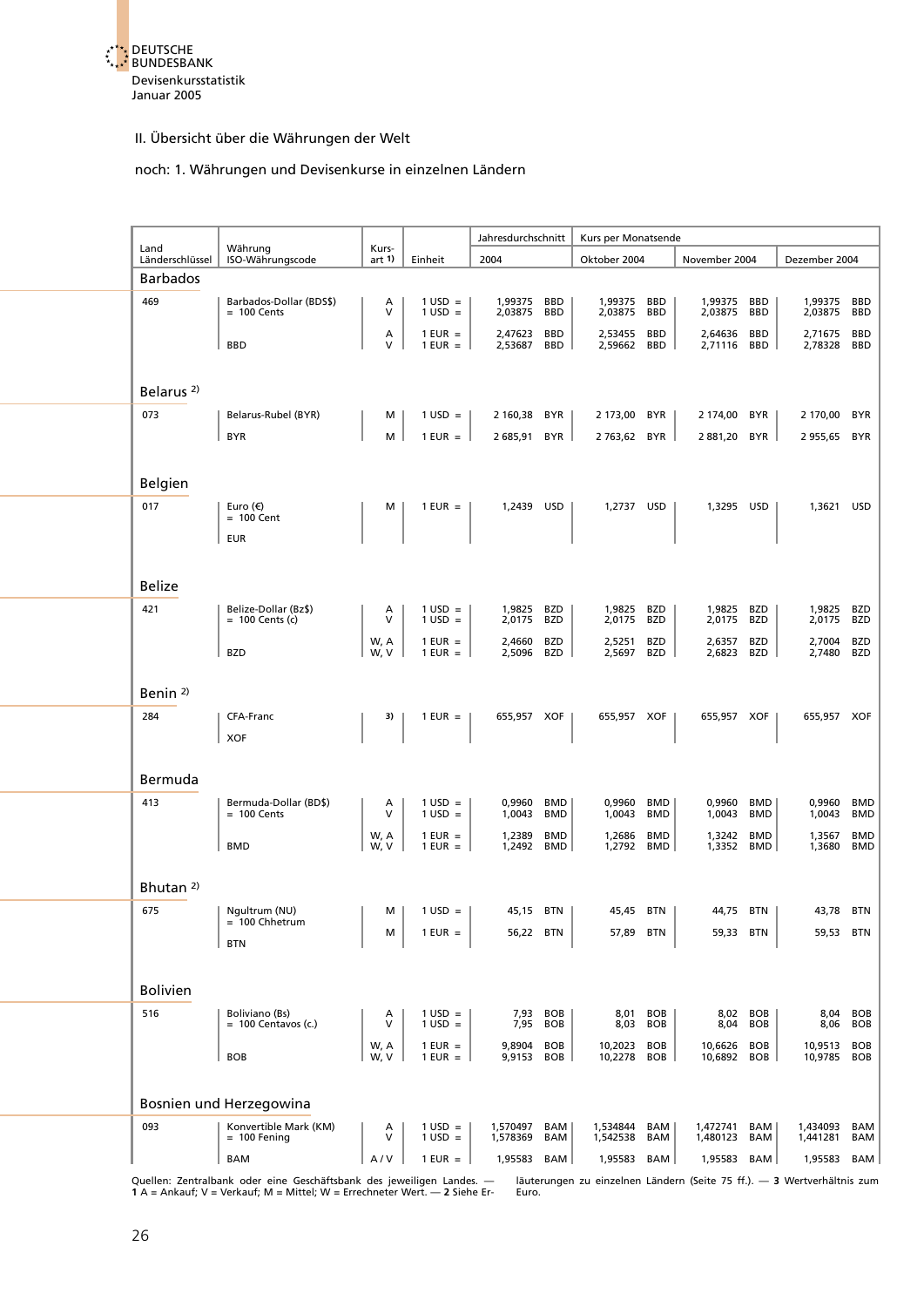## II. Übersicht über die Währungen der Welt

### noch: 1. Währungen und Devisenkurse in einzelnen Ländern

| Land Länderschlüssel | Währung ISO-Währungscode | Kursart 1) | Einheit | Jahresdurchschnitt 2004 | | Kurs per Monatsende Oktober 2004 | | November 2004 | | Dezember 2004 | |
|---|---|---|---|---|---|---|---|---|---|---|---|
| **Barbados** | | | | | | | | | | | |
| 469 | Barbados-Dollar (BDS$) = 100 Cents | A | 1 USD = | 1,99375 | BBD | 1,99375 | BBD | 1,99375 | BBD | 1,99375 | BBD |
| | | V | 1 USD = | 2,03875 | BBD | 2,03875 | BBD | 2,03875 | BBD | 2,03875 | BBD |
| | | A | 1 EUR = | 2,47623 | BBD | 2,53455 | BBD | 2,64636 | BBD | 2,71675 | BBD |
| | BBD | V | 1 EUR = | 2,53687 | BBD | 2,59662 | BBD | 2,71116 | BBD | 2,78328 | BBD |
| **Belarus 2)** | | | | | | | | | | | |
| 073 | Belarus-Rubel (BYR) | M | 1 USD = | 2 160,38 | BYR | 2 173,00 | BYR | 2 174,00 | BYR | 2 170,00 | BYR |
| | BYR | M | 1 EUR = | 2 685,91 | BYR | 2 763,62 | BYR | 2 881,20 | BYR | 2 955,65 | BYR |
| **Belgien** | | | | | | | | | | | |
| 017 | Euro (€) = 100 Cent | M | 1 EUR = | 1,2439 | USD | 1,2737 | USD | 1,3295 | USD | 1,3621 | USD |
| | EUR | | | | | | | | | | |
| **Belize** | | | | | | | | | | | |
| 421 | Belize-Dollar (Bz$) = 100 Cents (c) | A | 1 USD = | 1,9825 | BZD | 1,9825 | BZD | 1,9825 | BZD | 1,9825 | BZD |
| | | V | 1 USD = | 2,0175 | BZD | 2,0175 | BZD | 2,0175 | BZD | 2,0175 | BZD |
| | | W, A | 1 EUR = | 2,4660 | BZD | 2,5251 | BZD | 2,6357 | BZD | 2,7004 | BZD |
| | BZD | W, V | 1 EUR = | 2,5096 | BZD | 2,5697 | BZD | 2,6823 | BZD | 2,7480 | BZD |
| **Benin 2)** | | | | | | | | | | | |
| 284 | CFA-Franc | 3) | 1 EUR = | 655,957 | XOF | 655,957 | XOF | 655,957 | XOF | 655,957 | XOF |
| | XOF | | | | | | | | | | |
| **Bermuda** | | | | | | | | | | | |
| 413 | Bermuda-Dollar (BD$) = 100 Cents | A | 1 USD = | 0,9960 | BMD | 0,9960 | BMD | 0,9960 | BMD | 0,9960 | BMD |
| | | V | 1 USD = | 1,0043 | BMD | 1,0043 | BMD | 1,0043 | BMD | 1,0043 | BMD |
| | | W, A | 1 EUR = | 1,2389 | BMD | 1,2686 | BMD | 1,3242 | BMD | 1,3567 | BMD |
| | BMD | W, V | 1 EUR = | 1,2492 | BMD | 1,2792 | BMD | 1,3352 | BMD | 1,3680 | BMD |
| **Bhutan 2)** | | | | | | | | | | | |
| 675 | Ngultrum (NU) = 100 Chhetrum | M | 1 USD = | 45,15 | BTN | 45,45 | BTN | 44,75 | BTN | 43,78 | BTN |
| | BTN | M | 1 EUR = | 56,22 | BTN | 57,89 | BTN | 59,33 | BTN | 59,53 | BTN |
| **Bolivien** | | | | | | | | | | | |
| 516 | Boliviano (Bs) = 100 Centavos (c.) | A | 1 USD = | 7,93 | BOB | 8,01 | BOB | 8,02 | BOB | 8,04 | BOB |
| | | V | 1 USD = | 7,95 | BOB | 8,03 | BOB | 8,04 | BOB | 8,06 | BOB |
| | | W, A | 1 EUR = | 9,8904 | BOB | 10,2023 | BOB | 10,6626 | BOB | 10,9513 | BOB |
| | BOB | W, V | 1 EUR = | 9,9153 | BOB | 10,2278 | BOB | 10,6892 | BOB | 10,9785 | BOB |
| **Bosnien und Herzegowina** | | | | | | | | | | | |
| 093 | Konvertible Mark (KM) = 100 Fening | A | 1 USD = | 1,570497 | BAM | 1,534844 | BAM | 1,472741 | BAM | 1,434093 | BAM |
| | | V | 1 USD = | 1,578369 | BAM | 1,542538 | BAM | 1,480123 | BAM | 1,441281 | BAM |
| | BAM | A / V | 1 EUR = | 1,95583 | BAM | 1,95583 | BAM | 1,95583 | BAM | 1,95583 | BAM |

Quellen: Zentralbank oder eine Geschäftsbank des jeweiligen Landes. — **1** A = Ankauf; V = Verkauf; M = Mittel; W = Errechneter Wert. — **2** Siehe Erläuterungen zu einzelnen Ländern (Seite 75 ff.). — **3** Wertverhältnis zum Euro.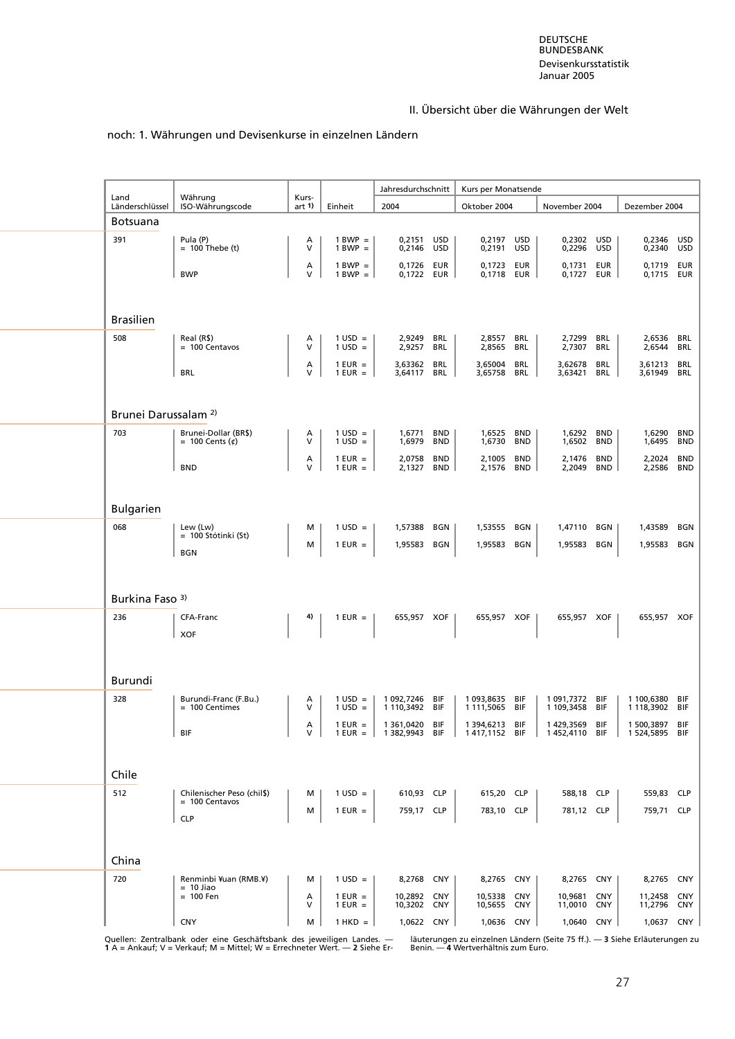## II. Übersicht über die Währungen der Welt

noch: 1. Währungen und Devisenkurse in einzelnen Ländern

| Land Länderschlüssel | Währung ISO-Währungscode | Kursart 1) | Einheit | Jahresdurchschnitt 2004 | Kurs per Monatsende Oktober 2004 | November 2004 | Dezember 2004 |
|---|---|---|---|---|---|---|---|
| **Botsuana** | | | | | | | |
| 391 | Pula (P) = 100 Thebe (t) | A | 1 BWP = | 0,2151 USD | 0,2197 USD | 0,2302 USD | 0,2346 USD |
| | | V | 1 BWP = | 0,2146 USD | 0,2191 USD | 0,2296 USD | 0,2340 USD |
| | | A | 1 BWP = | 0,1726 EUR | 0,1723 EUR | 0,1731 EUR | 0,1719 EUR |
| | BWP | V | 1 BWP = | 0,1722 EUR | 0,1718 EUR | 0,1727 EUR | 0,1715 EUR |
| **Brasilien** | | | | | | | |
| 508 | Real (R$) = 100 Centavos | A | 1 USD = | 2,9249 BRL | 2,8557 BRL | 2,7299 BRL | 2,6536 BRL |
| | | V | 1 USD = | 2,9257 BRL | 2,8565 BRL | 2,7307 BRL | 2,6544 BRL |
| | | A | 1 EUR = | 3,63362 BRL | 3,65004 BRL | 3,62678 BRL | 3,61213 BRL |
| | BRL | V | 1 EUR = | 3,64117 BRL | 3,65758 BRL | 3,63421 BRL | 3,61949 BRL |
| **Brunei Darussalam 2)** | | | | | | | |
| 703 | Brunei-Dollar (BR$) = 100 Cents (¢) | A | 1 USD = | 1,6771 BND | 1,6525 BND | 1,6292 BND | 1,6290 BND |
| | | V | 1 USD = | 1,6979 BND | 1,6730 BND | 1,6502 BND | 1,6495 BND |
| | | A | 1 EUR = | 2,0758 BND | 2,1005 BND | 2,1476 BND | 2,2024 BND |
| | BND | V | 1 EUR = | 2,1327 BND | 2,1576 BND | 2,2049 BND | 2,2586 BND |
| **Bulgarien** | | | | | | | |
| 068 | Lew (Lw) = 100 Stótinki (St) | M | 1 USD = | 1,57388 BGN | 1,53555 BGN | 1,47110 BGN | 1,43589 BGN |
| | BGN | M | 1 EUR = | 1,95583 BGN | 1,95583 BGN | 1,95583 BGN | 1,95583 BGN |
| **Burkina Faso 3)** | | | | | | | |
| 236 | CFA-Franc XOF | 4) | 1 EUR = | 655,957 XOF | 655,957 XOF | 655,957 XOF | 655,957 XOF |
| **Burundi** | | | | | | | |
| 328 | Burundi-Franc (F.Bu.) = 100 Centimes | A | 1 USD = | 1 092,7246 BIF | 1 093,8635 BIF | 1 091,7372 BIF | 1 100,6380 BIF |
| | | V | 1 USD = | 1 110,3492 BIF | 1 111,5065 BIF | 1 109,3458 BIF | 1 118,3902 BIF |
| | | A | 1 EUR = | 1 361,0420 BIF | 1 394,6213 BIF | 1 429,3569 BIF | 1 500,3897 BIF |
| | BIF | V | 1 EUR = | 1 382,9943 BIF | 1 417,1152 BIF | 1 452,4110 BIF | 1 524,5895 BIF |
| **Chile** | | | | | | | |
| 512 | Chilenischer Peso (chil$) = 100 Centavos | M | 1 USD = | 610,93 CLP | 615,20 CLP | 588,18 CLP | 559,83 CLP |
| | CLP | M | 1 EUR = | 759,17 CLP | 783,10 CLP | 781,12 CLP | 759,71 CLP |
| **China** | | | | | | | |
| 720 | Renminbi ¥uan (RMB.¥) = 10 Jiao = 100 Fen | M | 1 USD = | 8,2768 CNY | 8,2765 CNY | 8,2765 CNY | 8,2765 CNY |
| | | A | 1 EUR = | 10,2892 CNY | 10,5338 CNY | 10,9681 CNY | 11,2458 CNY |
| | | V | 1 EUR = | 10,3202 CNY | 10,5655 CNY | 11,0010 CNY | 11,2796 CNY |
| | CNY | M | 1 HKD = | 1,0622 CNY | 1,0636 CNY | 1,0640 CNY | 1,0637 CNY |

Quellen: Zentralbank oder eine Geschäftsbank des jeweiligen Landes. — **1** A = Ankauf; V = Verkauf; M = Mittel; W = Errechneter Wert. — **2** Siehe Erläuterungen zu einzelnen Ländern (Seite 75 ff.). — **3** Siehe Erläuterungen zu Benin. — **4** Wertverhältnis zum Euro.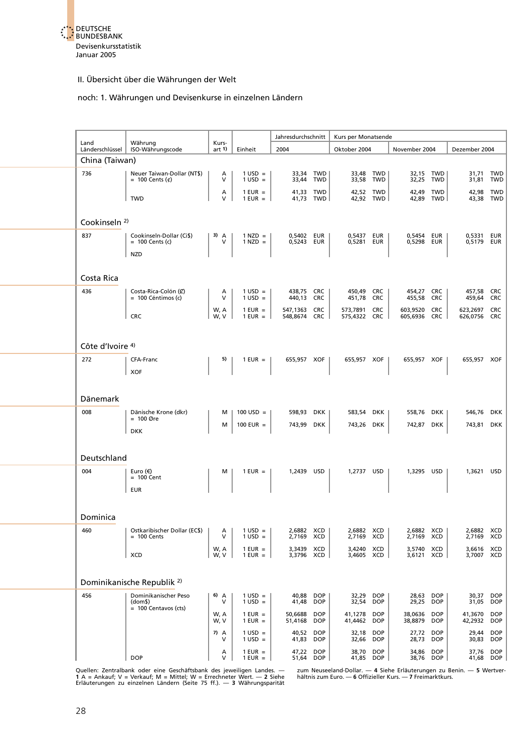## II. Übersicht über die Währungen der Welt

### noch: 1. Währungen und Devisenkurse in einzelnen Ländern

| Land Länderschlüssel | Währung ISO-Währungscode | Kurs-art 1) | Einheit | Jahresdurchschnitt 2004 | | Kurs per Monatsende Oktober 2004 | | November 2004 | | Dezember 2004 | |
|---|---|---|---|---|---|---|---|---|---|---|---|
| **China (Taiwan)** | | | | | | | | | | | |
| 736 | Neuer Taiwan-Dollar (NT$) = 100 Cents (¢) | A | 1 USD = | 33,34 | TWD | 33,48 | TWD | 32,15 | TWD | 31,71 | TWD |
| | | V | 1 USD = | 33,44 | TWD | 33,58 | TWD | 32,25 | TWD | 31,81 | TWD |
| | | A | 1 EUR = | 41,33 | TWD | 42,52 | TWD | 42,49 | TWD | 42,98 | TWD |
| | TWD | V | 1 EUR = | 41,73 | TWD | 42,92 | TWD | 42,89 | TWD | 43,38 | TWD |
| **Cookinseln 2)** | | | | | | | | | | | |
| 837 | Cookinseln-Dollar (Ci$) = 100 Cents (c) | 3) A | 1 NZD = | 0,5402 | EUR | 0,5437 | EUR | 0,5454 | EUR | 0,5331 | EUR |
| | NZD | V | 1 NZD = | 0,5243 | EUR | 0,5281 | EUR | 0,5298 | EUR | 0,5179 | EUR |
| **Costa Rica** | | | | | | | | | | | |
| 436 | Costa-Rica-Colón (₡) = 100 Céntimos (c) | A | 1 USD = | 438,75 | CRC | 450,49 | CRC | 454,27 | CRC | 457,58 | CRC |
| | | V | 1 USD = | 440,13 | CRC | 451,78 | CRC | 455,58 | CRC | 459,64 | CRC |
| | | W, A | 1 EUR = | 547,1363 | CRC | 573,7891 | CRC | 603,9520 | CRC | 623,2697 | CRC |
| | CRC | W, V | 1 EUR = | 548,8674 | CRC | 575,4322 | CRC | 605,6936 | CRC | 626,0756 | CRC |
| **Côte d'Ivoire 4)** | | | | | | | | | | | |
| 272 | CFA-Franc XOF | 5) | 1 EUR = | 655,957 | XOF | 655,957 | XOF | 655,957 | XOF | 655,957 | XOF |
| **Dänemark** | | | | | | | | | | | |
| 008 | Dänische Krone (dkr) = 100 Øre | M | 100 USD = | 598,93 | DKK | 583,54 | DKK | 558,76 | DKK | 546,76 | DKK |
| | DKK | M | 100 EUR = | 743,99 | DKK | 743,26 | DKK | 742,87 | DKK | 743,81 | DKK |
| **Deutschland** | | | | | | | | | | | |
| 004 | Euro (€) = 100 Cent EUR | M | 1 EUR = | 1,2439 | USD | 1,2737 | USD | 1,3295 | USD | 1,3621 | USD |
| **Dominica** | | | | | | | | | | | |
| 460 | Ostkaribischer Dollar (EC$) = 100 Cents | A | 1 USD = | 2,6882 | XCD | 2,6882 | XCD | 2,6882 | XCD | 2,6882 | XCD |
| | | V | 1 USD = | 2,7169 | XCD | 2,7169 | XCD | 2,7169 | XCD | 2,7169 | XCD |
| | | W, A | 1 EUR = | 3,3439 | XCD | 3,4240 | XCD | 3,5740 | XCD | 3,6616 | XCD |
| | XCD | W, V | 1 EUR = | 3,3796 | XCD | 3,4605 | XCD | 3,6121 | XCD | 3,7007 | XCD |
| **Dominikanische Republik 2)** | | | | | | | | | | | |
| 456 | Dominikanischer Peso (dom$) = 100 Centavos (cts) | 6) A | 1 USD = | 40,88 | DOP | 32,29 | DOP | 28,63 | DOP | 30,37 | DOP |
| | | V | 1 USD = | 41,48 | DOP | 32,54 | DOP | 29,25 | DOP | 31,05 | DOP |
| | | W, A | 1 EUR = | 50,6688 | DOP | 41,1278 | DOP | 38,0636 | DOP | 41,3670 | DOP |
| | | W, V | 1 EUR = | 51,4168 | DOP | 41,4462 | DOP | 38,8879 | DOP | 42,2932 | DOP |
| | | 7) A | 1 USD = | 40,52 | DOP | 32,18 | DOP | 27,72 | DOP | 29,44 | DOP |
| | | V | 1 USD = | 41,83 | DOP | 32,66 | DOP | 28,73 | DOP | 30,83 | DOP |
| | | A | 1 EUR = | 47,22 | DOP | 38,70 | DOP | 34,86 | DOP | 37,76 | DOP |
| | DOP | V | 1 EUR = | 51,64 | DOP | 41,85 | DOP | 38,76 | DOP | 41,68 | DOP |

Quellen: Zentralbank oder eine Geschäftsbank des jeweiligen Landes. — **1** A = Ankauf; V = Verkauf; M = Mittel; W = Errechneter Wert. — **2** Siehe Erläuterungen zu einzelnen Ländern (Seite 75 ff.). — **3** Währungsparität zum Neuseeland-Dollar. — **4** Siehe Erläuterungen zu Benin. — **5** Wertverhältnis zum Euro. — **6** Offizieller Kurs. — **7** Freimarktkurs.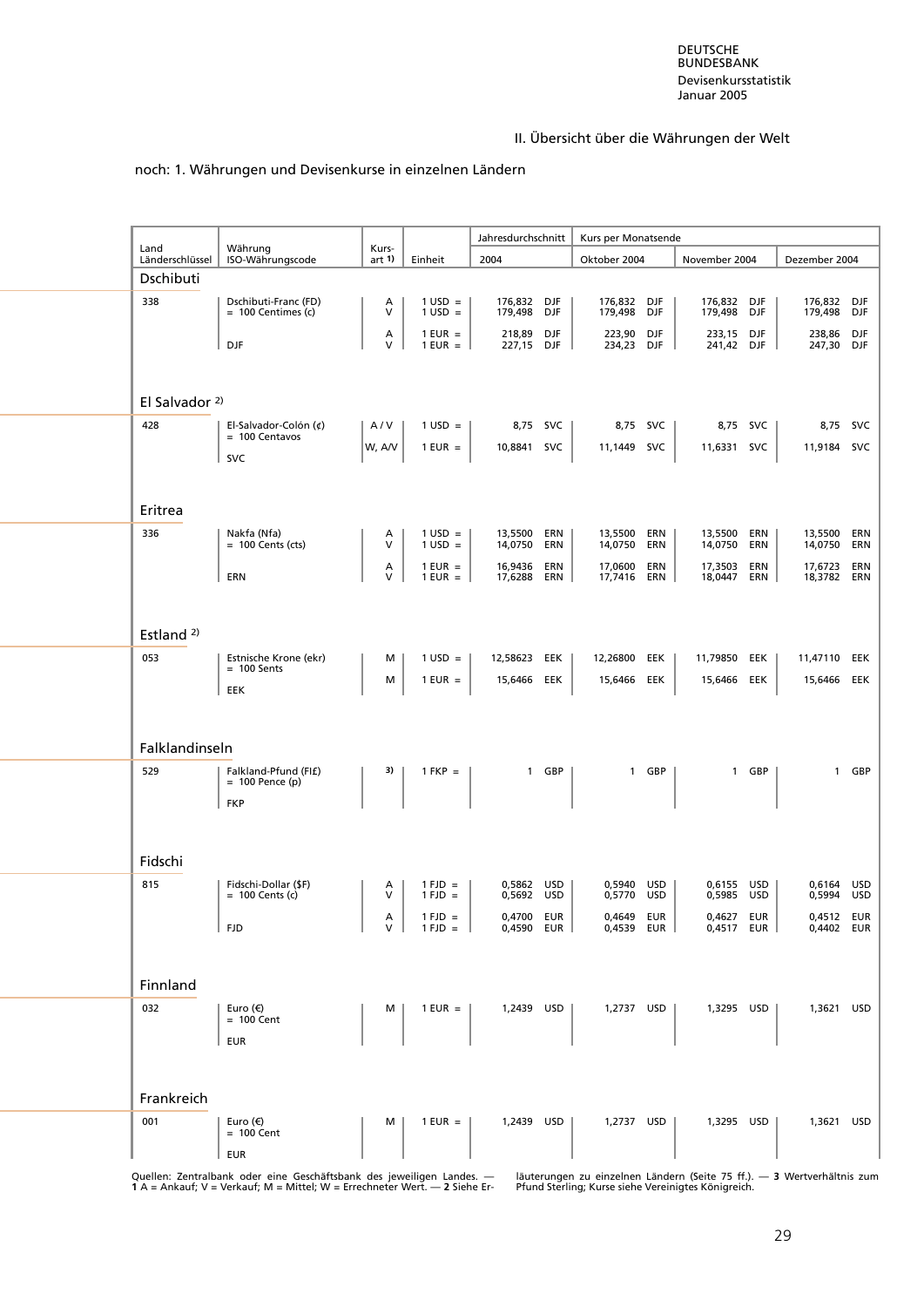## II. Übersicht über die Währungen der Welt

noch: 1. Währungen und Devisenkurse in einzelnen Ländern

| Land Länderschlüssel | Währung ISO-Währungscode | Kurs-art 1) | Einheit | Jahresdurchschnitt 2004 | Kurs per Monatsende Oktober 2004 | November 2004 | Dezember 2004 |
|---|---|---|---|---|---|---|---|
| **Dschibuti** | | | | | | | |
| 338 | Dschibuti-Franc (FD) = 100 Centimes (c) | A | 1 USD = | 176,832 DJF | 176,832 DJF | 176,832 DJF | 176,832 DJF |
| | | V | 1 USD = | 179,498 DJF | 179,498 DJF | 179,498 DJF | 179,498 DJF |
| | | A | 1 EUR = | 218,89 DJF | 223,90 DJF | 233,15 DJF | 238,86 DJF |
| | DJF | V | 1 EUR = | 227,15 DJF | 234,23 DJF | 241,42 DJF | 247,30 DJF |
| **El Salvador 2)** | | | | | | | |
| 428 | El-Salvador-Colón (¢) = 100 Centavos | A / V | 1 USD = | 8,75 SVC | 8,75 SVC | 8,75 SVC | 8,75 SVC |
| | SVC | W, A/V | 1 EUR = | 10,8841 SVC | 11,1449 SVC | 11,6331 SVC | 11,9184 SVC |
| **Eritrea** | | | | | | | |
| 336 | Nakfa (Nfa) = 100 Cents (cts) | A | 1 USD = | 13,5500 ERN | 13,5500 ERN | 13,5500 ERN | 13,5500 ERN |
| | | V | 1 USD = | 14,0750 ERN | 14,0750 ERN | 14,0750 ERN | 14,0750 ERN |
| | | A | 1 EUR = | 16,9436 ERN | 17,0600 ERN | 17,3503 ERN | 17,6723 ERN |
| | ERN | V | 1 EUR = | 17,6288 ERN | 17,7416 ERN | 18,0447 ERN | 18,3782 ERN |
| **Estland 2)** | | | | | | | |
| 053 | Estnische Krone (ekr) = 100 Sents | M | 1 USD = | 12,58623 EEK | 12,26800 EEK | 11,79850 EEK | 11,47110 EEK |
| | EEK | M | 1 EUR = | 15,6466 EEK | 15,6466 EEK | 15,6466 EEK | 15,6466 EEK |
| **Falklandinseln** | | | | | | | |
| 529 | Falkland-Pfund (Fl£) = 100 Pence (p) | 3) | 1 FKP = | 1 GBP | 1 GBP | 1 GBP | 1 GBP |
| | FKP | | | | | | |
| **Fidschi** | | | | | | | |
| 815 | Fidschi-Dollar ($F) = 100 Cents (c) | A | 1 FJD = | 0,5862 USD | 0,5940 USD | 0,6155 USD | 0,6164 USD |
| | | V | 1 FJD = | 0,5692 USD | 0,5770 USD | 0,5985 USD | 0,5994 USD |
| | | A | 1 FJD = | 0,4700 EUR | 0,4649 EUR | 0,4627 EUR | 0,4512 EUR |
| | FJD | V | 1 FJD = | 0,4590 EUR | 0,4539 EUR | 0,4517 EUR | 0,4402 EUR |
| **Finnland** | | | | | | | |
| 032 | Euro (€) = 100 Cent | M | 1 EUR = | 1,2439 USD | 1,2737 USD | 1,3295 USD | 1,3621 USD |
| | EUR | | | | | | |
| **Frankreich** | | | | | | | |
| 001 | Euro (€) = 100 Cent | M | 1 EUR = | 1,2439 USD | 1,2737 USD | 1,3295 USD | 1,3621 USD |
| | EUR | | | | | | |

Quellen: Zentralbank oder eine Geschäftsbank des jeweiligen Landes. — **1** A = Ankauf; V = Verkauf; M = Mittel; W = Errechneter Wert. — **2** Siehe Erläuterungen zu einzelnen Ländern (Seite 75 ff.). — **3** Wertverhältnis zum Pfund Sterling; Kurse siehe Vereinigtes Königreich.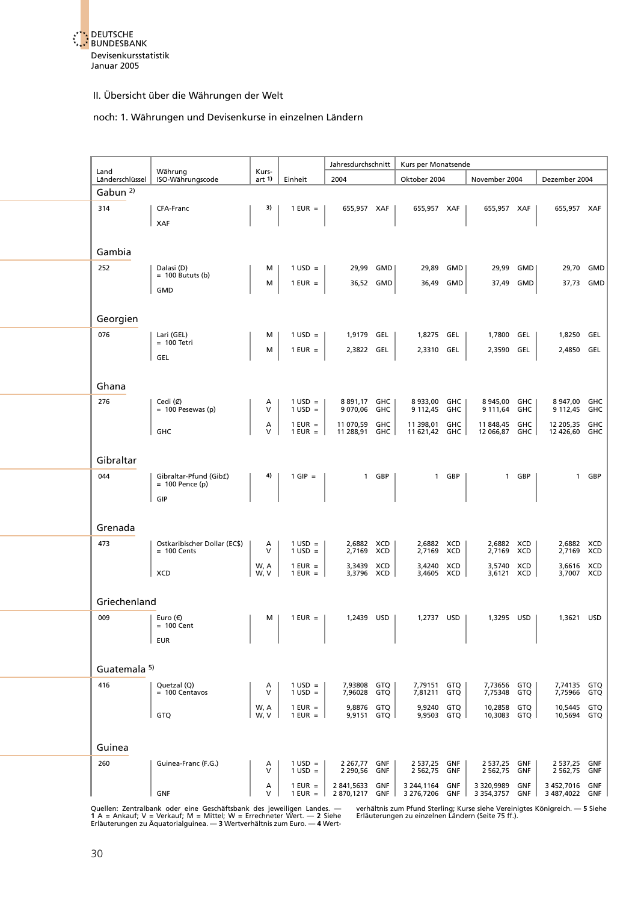## II. Übersicht über die Währungen der Welt

### noch: 1. Währungen und Devisenkurse in einzelnen Ländern

| Land Länderschlüssel [2] | Währung ISO-Währungscode | Kurs-art [1] | Einheit | Jahresdurchschnitt 2004 | | Kurs per Monatsende Oktober 2004 | | November 2004 | | Dezember 2004 | |
|---|---|---|---|---|---|---|---|---|---|---|---|
| **Gabun** [2] | | | | | | | | | | | |
| 314 | CFA-Franc XAF | [3] | 1 EUR = | 655,957 | XAF | 655,957 | XAF | 655,957 | XAF | 655,957 | XAF |
| **Gambia** | | | | | | | | | | | |
| 252 | Dalasi (D) = 100 Bututs (b) GMD | M | 1 USD = | 29,99 | GMD | 29,89 | GMD | 29,99 | GMD | 29,70 | GMD |
| | | M | 1 EUR = | 36,52 | GMD | 36,49 | GMD | 37,49 | GMD | 37,73 | GMD |
| **Georgien** | | | | | | | | | | | |
| 076 | Lari (GEL) = 100 Tetri GEL | M | 1 USD = | 1,9179 | GEL | 1,8275 | GEL | 1,7800 | GEL | 1,8250 | GEL |
| | | M | 1 EUR = | 2,3822 | GEL | 2,3310 | GEL | 2,3590 | GEL | 2,4850 | GEL |
| **Ghana** | | | | | | | | | | | |
| 276 | Cedi (₵) = 100 Pesewas (p) GHC | A | 1 USD = | 8 891,17 | GHC | 8 933,00 | GHC | 8 945,00 | GHC | 8 947,00 | GHC |
| | | V | 1 USD = | 9 070,06 | GHC | 9 112,45 | GHC | 9 111,64 | GHC | 9 112,45 | GHC |
| | | A | 1 EUR = | 11 070,59 | GHC | 11 398,01 | GHC | 11 848,45 | GHC | 12 205,35 | GHC |
| | | V | 1 EUR = | 11 288,91 | GHC | 11 621,42 | GHC | 12 066,87 | GHC | 12 426,60 | GHC |
| **Gibraltar** | | | | | | | | | | | |
| 044 | Gibraltar-Pfund (Gib£) = 100 Pence (p) GIP | [4] | 1 GIP = | 1 | GBP | 1 | GBP | 1 | GBP | 1 | GBP |
| **Grenada** | | | | | | | | | | | |
| 473 | Ostkaribischer Dollar (EC$) = 100 Cents XCD | A | 1 USD = | 2,6882 | XCD | 2,6882 | XCD | 2,6882 | XCD | 2,6882 | XCD |
| | | V | 1 USD = | 2,7169 | XCD | 2,7169 | XCD | 2,7169 | XCD | 2,7169 | XCD |
| | | W, A | 1 EUR = | 3,3439 | XCD | 3,4240 | XCD | 3,5740 | XCD | 3,6616 | XCD |
| | | W, V | 1 EUR = | 3,3796 | XCD | 3,4605 | XCD | 3,6121 | XCD | 3,7007 | XCD |
| **Griechenland** | | | | | | | | | | | |
| 009 | Euro (€) = 100 Cent EUR | M | 1 EUR = | 1,2439 | USD | 1,2737 | USD | 1,3295 | USD | 1,3621 | USD |
| **Guatemala** [5] | | | | | | | | | | | |
| 416 | Quetzal (Q) = 100 Centavos GTQ | A | 1 USD = | 7,93808 | GTQ | 7,79151 | GTQ | 7,73656 | GTQ | 7,74135 | GTQ |
| | | V | 1 USD = | 7,96028 | GTQ | 7,81211 | GTQ | 7,75348 | GTQ | 7,75966 | GTQ |
| | | W, A | 1 EUR = | 9,8876 | GTQ | 9,9240 | GTQ | 10,2858 | GTQ | 10,5445 | GTQ |
| | | W, V | 1 EUR = | 9,9151 | GTQ | 9,9503 | GTQ | 10,3083 | GTQ | 10,5694 | GTQ |
| **Guinea** | | | | | | | | | | | |
| 260 | Guinea-Franc (F.G.) GNF | A | 1 USD = | 2 267,77 | GNF | 2 537,25 | GNF | 2 537,25 | GNF | 2 537,25 | GNF |
| | | V | 1 USD = | 2 290,56 | GNF | 2 562,75 | GNF | 2 562,75 | GNF | 2 562,75 | GNF |
| | | A | 1 EUR = | 2 841,5633 | GNF | 3 244,1164 | GNF | 3 320,9989 | GNF | 3 452,7016 | GNF |
| | | V | 1 EUR = | 2 870,1217 | GNF | 3 276,7206 | GNF | 3 354,3757 | GNF | 3 487,4022 | GNF |

Quellen: Zentralbank oder eine Geschäftsbank des jeweiligen Landes. — **1** A = Ankauf; V = Verkauf; M = Mittel; W = Errechneter Wert. — **2** Siehe Erläuterungen zu Äquatorialguinea. — **3** Wertverhältnis zum Euro. — **4** Wertverhältnis zum Pfund Sterling; Kurse siehe Vereinigtes Königreich. — **5** Siehe Erläuterungen zu einzelnen Ländern (Seite 75 ff.).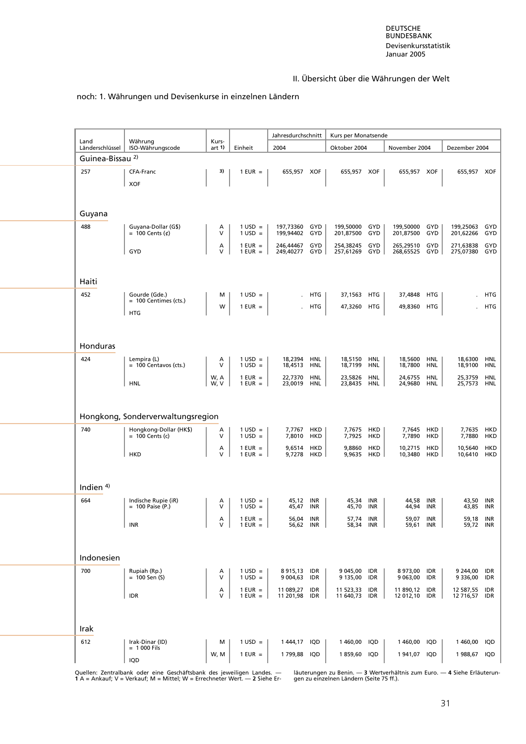## II. Übersicht über die Währungen der Welt

noch: 1. Währungen und Devisenkurse in einzelnen Ländern

| Land Länderschlüssel | Währung ISO-Währungscode | Kursart [1] | Einheit | Jahresdurchschnitt 2004 | Kurs per Monatsende Oktober 2004 | November 2004 | Dezember 2004 |
|---|---|---|---|---|---|---|---|
| **Guinea-Bissau [2]** | | | | | | | |
| 257 | CFA-Franc XOF | [3] | 1 EUR = | 655,957 XOF | 655,957 XOF | 655,957 XOF | 655,957 XOF |
| **Guyana** | | | | | | | |
| 488 | Guyana-Dollar (G$) = 100 Cents (¢) | A | 1 USD = | 197,73360 GYD | 199,50000 GYD | 199,50000 GYD | 199,25063 GYD |
| | | V | 1 USD = | 199,94402 GYD | 201,87500 GYD | 201,87500 GYD | 201,62266 GYD |
| | | A | 1 EUR = | 246,44467 GYD | 254,38245 GYD | 265,29510 GYD | 271,63838 GYD |
| | GYD | V | 1 EUR = | 249,40277 GYD | 257,61269 GYD | 268,65525 GYD | 275,07380 GYD |
| **Haiti** | | | | | | | |
| 452 | Gourde (Gde.) = 100 Centimes (cts.) | M | 1 USD = | . HTG | 37,1563 HTG | 37,4848 HTG | . HTG |
| | HTG | W | 1 EUR = | . HTG | 47,3260 HTG | 49,8360 HTG | . HTG |
| **Honduras** | | | | | | | |
| 424 | Lempira (L) = 100 Centavos (cts.) | A | 1 USD = | 18,2394 HNL | 18,5150 HNL | 18,5600 HNL | 18,6300 HNL |
| | | V | 1 USD = | 18,4513 HNL | 18,7199 HNL | 18,7800 HNL | 18,9100 HNL |
| | | W, A | 1 EUR = | 22,7370 HNL | 23,5826 HNL | 24,6755 HNL | 25,3759 HNL |
| | HNL | W, V | 1 EUR = | 23,0019 HNL | 23,8435 HNL | 24,9680 HNL | 25,7573 HNL |
| **Hongkong, Sonderverwaltungsregion** | | | | | | | |
| 740 | Hongkong-Dollar (HK$) = 100 Cents (c) | A | 1 USD = | 7,7767 HKD | 7,7675 HKD | 7,7645 HKD | 7,7635 HKD |
| | | V | 1 USD = | 7,8010 HKD | 7,7925 HKD | 7,7890 HKD | 7,7880 HKD |
| | | A | 1 EUR = | 9,6514 HKD | 9,8860 HKD | 10,2715 HKD | 10,5640 HKD |
| | HKD | V | 1 EUR = | 9,7278 HKD | 9,9635 HKD | 10,3480 HKD | 10,6410 HKD |
| **Indien [4]** | | | | | | | |
| 664 | Indische Rupie (iR) = 100 Paise (P.) | A | 1 USD = | 45,12 INR | 45,34 INR | 44,58 INR | 43,50 INR |
| | | V | 1 USD = | 45,47 INR | 45,70 INR | 44,94 INR | 43,85 INR |
| | | A | 1 EUR = | 56,04 INR | 57,74 INR | 59,07 INR | 59,18 INR |
| | INR | V | 1 EUR = | 56,62 INR | 58,34 INR | 59,61 INR | 59,72 INR |
| **Indonesien** | | | | | | | |
| 700 | Rupiah (Rp.) = 100 Sen (S) | A | 1 USD = | 8 915,13 IDR | 9 045,00 IDR | 8 973,00 IDR | 9 244,00 IDR |
| | | V | 1 USD = | 9 004,63 IDR | 9 135,00 IDR | 9 063,00 IDR | 9 336,00 IDR |
| | | A | 1 EUR = | 11 089,27 IDR | 11 523,33 IDR | 11 890,12 IDR | 12 587,55 IDR |
| | IDR | V | 1 EUR = | 11 201,98 IDR | 11 640,73 IDR | 12 012,10 IDR | 12 716,57 IDR |
| **Irak** | | | | | | | |
| 612 | Irak-Dinar (ID) = 1 000 Fils | M | 1 USD = | 1 444,17 IQD | 1 460,00 IQD | 1 460,00 IQD | 1 460,00 IQD |
| | IQD | W, M | 1 EUR = | 1 799,88 IQD | 1 859,60 IQD | 1 941,07 IQD | 1 988,67 IQD |

Quellen: Zentralbank oder eine Geschäftsbank des jeweiligen Landes. — **1** A = Ankauf; V = Verkauf; M = Mittel; W = Errechneter Wert. — **2** Siehe Erläuterungen zu Benin. — **3** Wertverhältnis zum Euro. — **4** Siehe Erläuterungen zu einzelnen Ländern (Seite 75 ff.).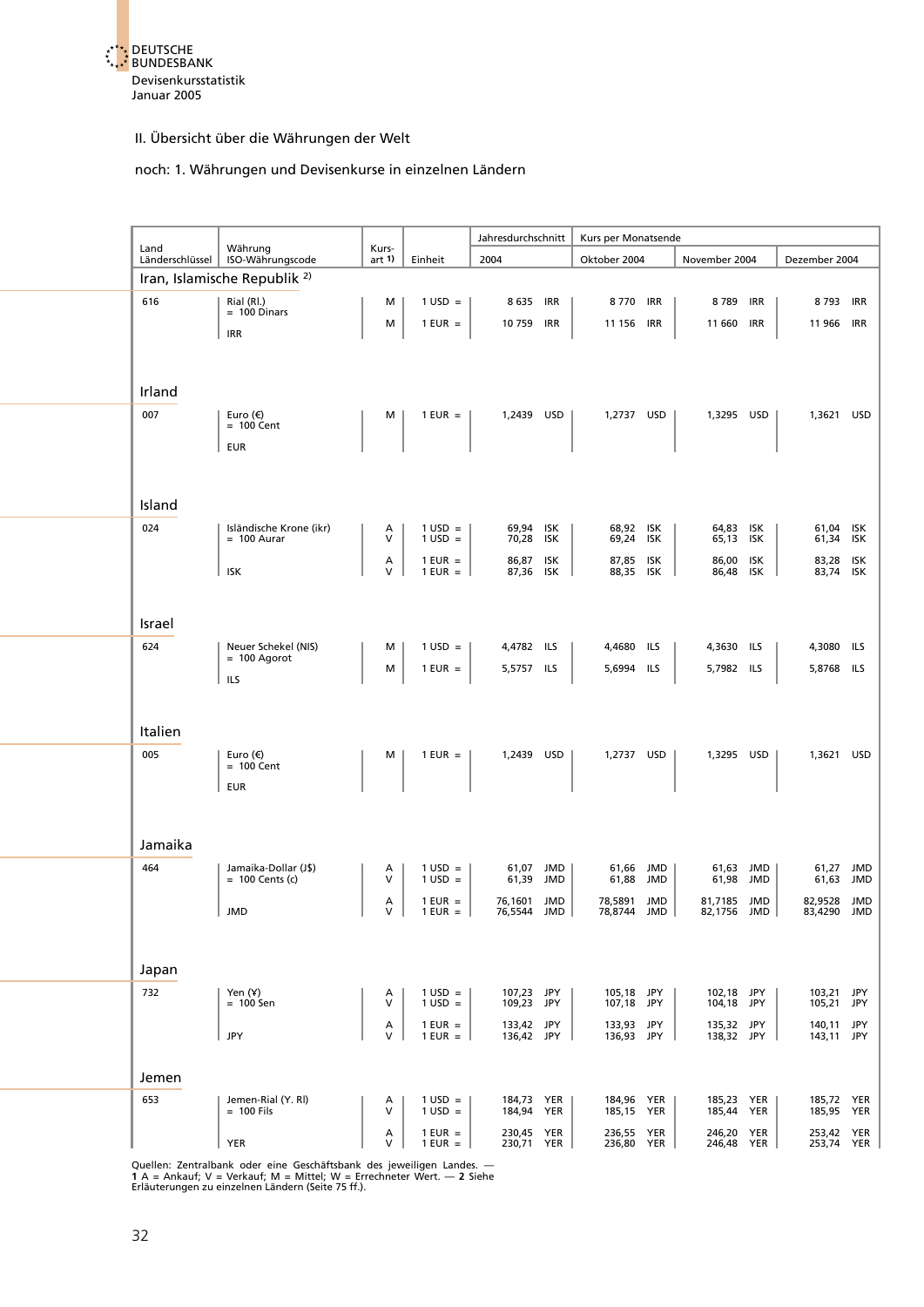Devisenkursstatistik
Januar 2005

## II. Übersicht über die Währungen der Welt

### noch: 1. Währungen und Devisenkurse in einzelnen Ländern

| Land Länderschlüssel | Währung ISO-Währungscode | Kurs-art 1) | Einheit | Jahresdurchschnitt 2004 | Kurs per Monatsende Oktober 2004 | November 2004 | Dezember 2004 |
|---|---|---|---|---|---|---|---|
| **Iran, Islamische Republik 2)** | | | | | | | |
| 616 | Rial (RI.) = 100 Dinars IRR | M | 1 USD = | 8 635 IRR | 8 770 IRR | 8 789 IRR | 8 793 IRR |
| | | M | 1 EUR = | 10 759 IRR | 11 156 IRR | 11 660 IRR | 11 966 IRR |
| **Irland** | | | | | | | |
| 007 | Euro (€) = 100 Cent EUR | M | 1 EUR = | 1,2439 USD | 1,2737 USD | 1,3295 USD | 1,3621 USD |
| **Island** | | | | | | | |
| 024 | Isländische Krone (ikr) = 100 Aurar ISK | A | 1 USD = | 69,94 ISK | 68,92 ISK | 64,83 ISK | 61,04 ISK |
| | | V | 1 USD = | 70,28 ISK | 69,24 ISK | 65,13 ISK | 61,34 ISK |
| | | A | 1 EUR = | 86,87 ISK | 87,85 ISK | 86,00 ISK | 83,28 ISK |
| | | V | 1 EUR = | 87,36 ISK | 88,35 ISK | 86,48 ISK | 83,74 ISK |
| **Israel** | | | | | | | |
| 624 | Neuer Schekel (NIS) = 100 Agorot ILS | M | 1 USD = | 4,4782 ILS | 4,4680 ILS | 4,3630 ILS | 4,3080 ILS |
| | | M | 1 EUR = | 5,5757 ILS | 5,6994 ILS | 5,7982 ILS | 5,8768 ILS |
| **Italien** | | | | | | | |
| 005 | Euro (€) = 100 Cent EUR | M | 1 EUR = | 1,2439 USD | 1,2737 USD | 1,3295 USD | 1,3621 USD |
| **Jamaika** | | | | | | | |
| 464 | Jamaika-Dollar (J$) = 100 Cents (c) JMD | A | 1 USD = | 61,07 JMD | 61,66 JMD | 61,63 JMD | 61,27 JMD |
| | | V | 1 USD = | 61,39 JMD | 61,88 JMD | 61,98 JMD | 61,63 JMD |
| | | A | 1 EUR = | 76,1601 JMD | 78,5891 JMD | 81,7185 JMD | 82,9528 JMD |
| | | V | 1 EUR = | 76,5544 JMD | 78,8744 JMD | 82,1756 JMD | 83,4290 JMD |
| **Japan** | | | | | | | |
| 732 | Yen (¥) = 100 Sen JPY | A | 1 USD = | 107,23 JPY | 105,18 JPY | 102,18 JPY | 103,21 JPY |
| | | V | 1 USD = | 109,23 JPY | 107,18 JPY | 104,18 JPY | 105,21 JPY |
| | | A | 1 EUR = | 133,42 JPY | 133,93 JPY | 135,32 JPY | 140,11 JPY |
| | | V | 1 EUR = | 136,42 JPY | 136,93 JPY | 138,32 JPY | 143,11 JPY |
| **Jemen** | | | | | | | |
| 653 | Jemen-Rial (Y. Rl) = 100 Fils YER | A | 1 USD = | 184,73 YER | 184,96 YER | 185,23 YER | 185,72 YER |
| | | V | 1 USD = | 184,94 YER | 185,15 YER | 185,44 YER | 185,95 YER |
| | | A | 1 EUR = | 230,45 YER | 236,55 YER | 246,20 YER | 253,42 YER |
| | | V | 1 EUR = | 230,71 YER | 236,80 YER | 246,48 YER | 253,74 YER |

Quellen: Zentralbank oder eine Geschäftsbank des jeweiligen Landes. — **1** A = Ankauf; V = Verkauf; M = Mittel; W = Errechneter Wert. — **2** Siehe Erläuterungen zu einzelnen Ländern (Seite 75 ff.).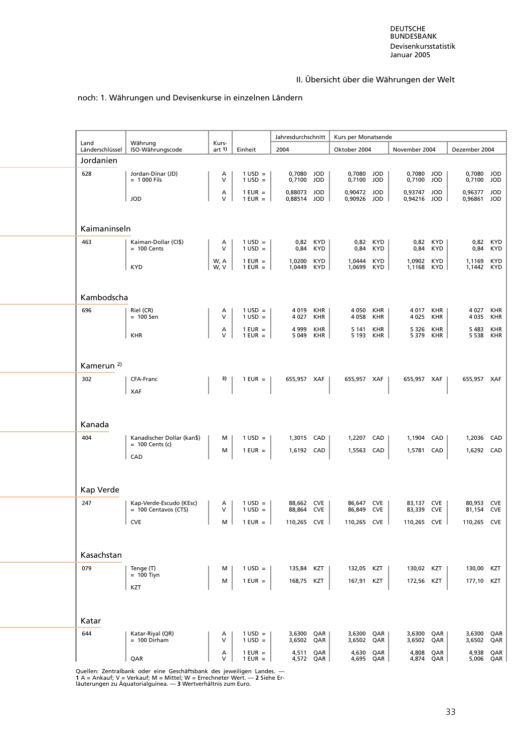## II. Übersicht über die Währungen der Welt

noch: 1. Währungen und Devisenkurse in einzelnen Ländern

| Land Länderschlüssel | Währung ISO-Währungscode | Kurs-art 1) | Einheit | Jahresdurchschnitt 2004 | | Kurs per Monatsende Oktober 2004 | | November 2004 | | Dezember 2004 | |
|---|---|---|---|---|---|---|---|---|---|---|---|
| **Jordanien** | | | | | | | | | | | |
| 628 | Jordan-Dinar (JD) = 1 000 Fils | A | 1 USD = | 0,7080 | JOD | 0,7080 | JOD | 0,7080 | JOD | 0,7080 | JOD |
| | | V | 1 USD = | 0,7100 | JOD | 0,7100 | JOD | 0,7100 | JOD | 0,7100 | JOD |
| | | A | 1 EUR = | 0,88073 | JOD | 0,90472 | JOD | 0,93747 | JOD | 0,96377 | JOD |
| | JOD | V | 1 EUR = | 0,88514 | JOD | 0,90926 | JOD | 0,94216 | JOD | 0,96861 | JOD |
| **Kaimaninseln** | | | | | | | | | | | |
| 463 | Kaiman-Dollar (CI$) = 100 Cents | A | 1 USD = | 0,82 | KYD | 0,82 | KYD | 0,82 | KYD | 0,82 | KYD |
| | | V | 1 USD = | 0,84 | KYD | 0,84 | KYD | 0,84 | KYD | 0,84 | KYD |
| | | W, A | 1 EUR = | 1,0200 | KYD | 1,0444 | KYD | 1,0902 | KYD | 1,1169 | KYD |
| | KYD | W, V | 1 EUR = | 1,0449 | KYD | 1,0699 | KYD | 1,1168 | KYD | 1,1442 | KYD |
| **Kambodscha** | | | | | | | | | | | |
| 696 | Riel (CR) = 100 Sen | A | 1 USD = | 4 019 | KHR | 4 050 | KHR | 4 017 | KHR | 4 027 | KHR |
| | | V | 1 USD = | 4 027 | KHR | 4 058 | KHR | 4 025 | KHR | 4 035 | KHR |
| | | A | 1 EUR = | 4 999 | KHR | 5 141 | KHR | 5 326 | KHR | 5 483 | KHR |
| | KHR | V | 1 EUR = | 5 049 | KHR | 5 193 | KHR | 5 379 | KHR | 5 538 | KHR |
| **Kamerun** 2) | | | | | | | | | | | |
| 302 | CFA-Franc XAF | 3) | 1 EUR = | 655,957 | XAF | 655,957 | XAF | 655,957 | XAF | 655,957 | XAF |
| **Kanada** | | | | | | | | | | | |
| 404 | Kanadischer Dollar (kan$) = 100 Cents (c) | M | 1 USD = | 1,3015 | CAD | 1,2207 | CAD | 1,1904 | CAD | 1,2036 | CAD |
| | CAD | M | 1 EUR = | 1,6192 | CAD | 1,5563 | CAD | 1,5781 | CAD | 1,6292 | CAD |
| **Kap Verde** | | | | | | | | | | | |
| 247 | Kap-Verde-Escudo (KEsc) = 100 Centavos (CTS) | A | 1 USD = | 88,662 | CVE | 86,647 | CVE | 83,137 | CVE | 80,953 | CVE |
| | | V | 1 USD = | 88,864 | CVE | 86,849 | CVE | 83,339 | CVE | 81,154 | CVE |
| | CVE | M | 1 EUR = | 110,265 | CVE | 110,265 | CVE | 110,265 | CVE | 110,265 | CVE |
| **Kasachstan** | | | | | | | | | | | |
| 079 | Tenge (T) = 100 Tiyn | M | 1 USD = | 135,84 | KZT | 132,05 | KZT | 130,02 | KZT | 130,00 | KZT |
| | KZT | M | 1 EUR = | 168,75 | KZT | 167,91 | KZT | 172,56 | KZT | 177,10 | KZT |
| **Katar** | | | | | | | | | | | |
| 644 | Katar-Riyal (QR) = 100 Dirham | A | 1 USD = | 3,6300 | QAR | 3,6300 | QAR | 3,6300 | QAR | 3,6300 | QAR |
| | | V | 1 USD = | 3,6502 | QAR | 3,6502 | QAR | 3,6502 | QAR | 3,6502 | QAR |
| | | A | 1 EUR = | 4,511 | QAR | 4,630 | QAR | 4,808 | QAR | 4,938 | QAR |
| | QAR | V | 1 EUR = | 4,572 | QAR | 4,695 | QAR | 4,874 | QAR | 5,006 | QAR |

Quellen: Zentralbank oder eine Geschäftsbank des jeweiligen Landes. — **1** A = Ankauf; V = Verkauf; M = Mittel; W = Errechneter Wert. — **2** Siehe Erläuterungen zu Äquatorialguinea. — **3** Wertverhältnis zum Euro.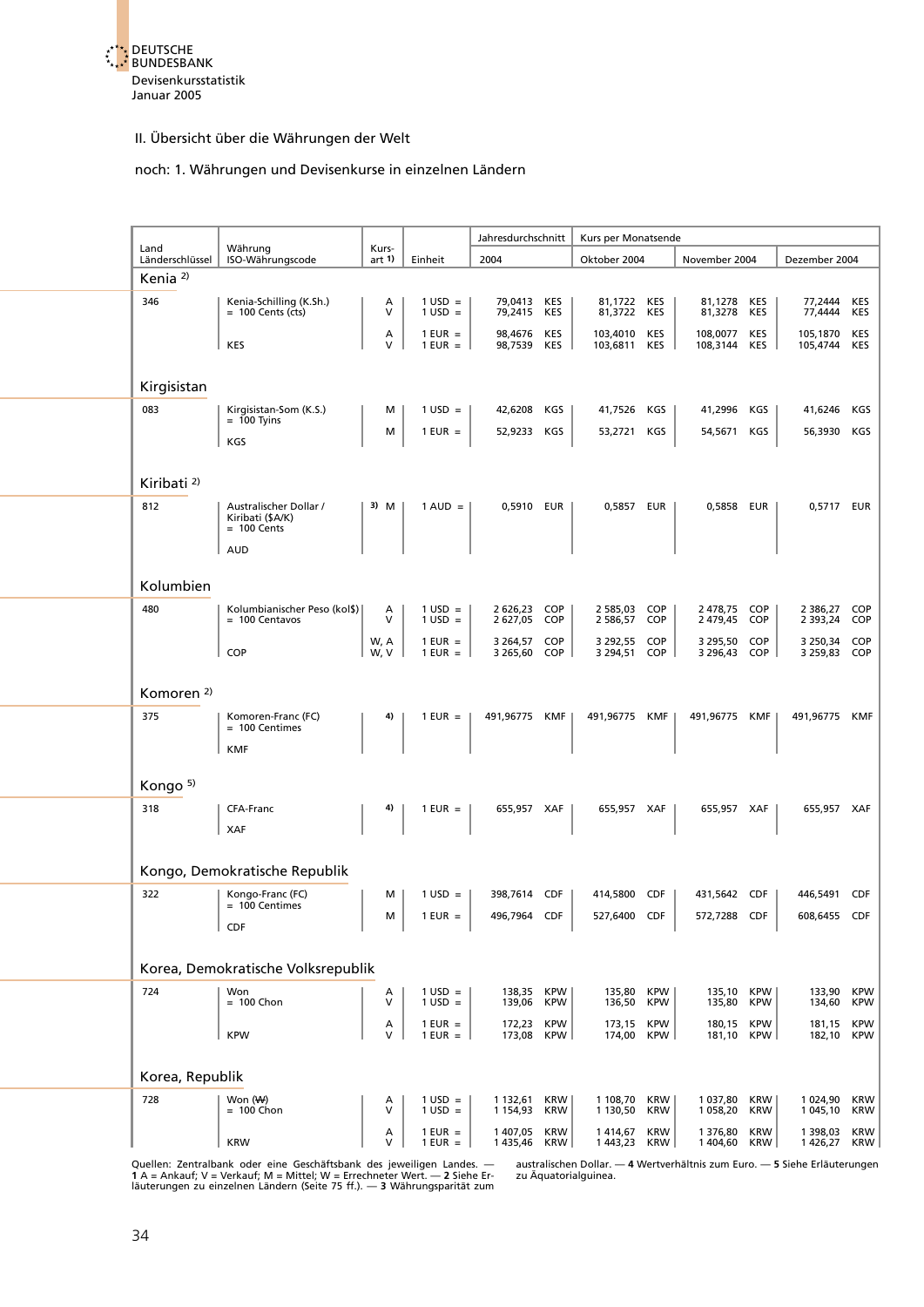DEUTSCHE BUNDESBANK
Devisenkursstatistik
Januar 2005

## II. Übersicht über die Währungen der Welt

### noch: 1. Währungen und Devisenkurse in einzelnen Ländern

| Land Länderschlüssel | Währung ISO-Währungscode | Kurs-art 1) | Einheit | Jahresdurchschnitt 2004 | | Kurs per Monatsende Oktober 2004 | | November 2004 | | Dezember 2004 | |
|---|---|---|---|---|---|---|---|---|---|---|---|
| **Kenia 2)** | | | | | | | | | | | |
| 346 | Kenia-Schilling (K.Sh.) = 100 Cents (cts) | A | 1 USD = | 79,0413 | KES | 81,1722 | KES | 81,1278 | KES | 77,2444 | KES |
| | | V | 1 USD = | 79,2415 | KES | 81,3722 | KES | 81,3278 | KES | 77,4444 | KES |
| | | A | 1 EUR = | 98,4676 | KES | 103,4010 | KES | 108,0077 | KES | 105,1870 | KES |
| | KES | V | 1 EUR = | 98,7539 | KES | 103,6811 | KES | 108,3144 | KES | 105,4744 | KES |
| **Kirgisistan** | | | | | | | | | | | |
| 083 | Kirgisistan-Som (K.S.) = 100 Tyins | M | 1 USD = | 42,6208 | KGS | 41,7526 | KGS | 41,2996 | KGS | 41,6246 | KGS |
| | KGS | M | 1 EUR = | 52,9233 | KGS | 53,2721 | KGS | 54,5671 | KGS | 56,3930 | KGS |
| **Kiribati 2)** | | | | | | | | | | | |
| 812 | Australischer Dollar / Kiribati ($A/K) = 100 Cents AUD | 3) M | 1 AUD = | 0,5910 | EUR | 0,5857 | EUR | 0,5858 | EUR | 0,5717 | EUR |
| **Kolumbien** | | | | | | | | | | | |
| 480 | Kolumbianischer Peso (kol$) = 100 Centavos | A | 1 USD = | 2 626,23 | COP | 2 585,03 | COP | 2 478,75 | COP | 2 386,27 | COP |
| | | V | 1 USD = | 2 627,05 | COP | 2 586,57 | COP | 2 479,45 | COP | 2 393,24 | COP |
| | | W, A | 1 EUR = | 3 264,57 | COP | 3 292,55 | COP | 3 295,50 | COP | 3 250,34 | COP |
| | COP | W, V | 1 EUR = | 3 265,60 | COP | 3 294,51 | COP | 3 296,43 | COP | 3 259,83 | COP |
| **Komoren 2)** | | | | | | | | | | | |
| 375 | Komoren-Franc (FC) = 100 Centimes KMF | 4) | 1 EUR = | 491,96775 | KMF | 491,96775 | KMF | 491,96775 | KMF | 491,96775 | KMF |
| **Kongo 5)** | | | | | | | | | | | |
| 318 | CFA-Franc XAF | 4) | 1 EUR = | 655,957 | XAF | 655,957 | XAF | 655,957 | XAF | 655,957 | XAF |
| **Kongo, Demokratische Republik** | | | | | | | | | | | |
| 322 | Kongo-Franc (FC) = 100 Centimes | M | 1 USD = | 398,7614 | CDF | 414,5800 | CDF | 431,5642 | CDF | 446,5491 | CDF |
| | CDF | M | 1 EUR = | 496,7964 | CDF | 527,6400 | CDF | 572,7288 | CDF | 608,6455 | CDF |
| **Korea, Demokratische Volksrepublik** | | | | | | | | | | | |
| 724 | Won = 100 Chon | A | 1 USD = | 138,35 | KPW | 135,80 | KPW | 135,10 | KPW | 133,90 | KPW |
| | | V | 1 USD = | 139,06 | KPW | 136,50 | KPW | 135,80 | KPW | 134,60 | KPW |
| | | A | 1 EUR = | 172,23 | KPW | 173,15 | KPW | 180,15 | KPW | 181,15 | KPW |
| | KPW | V | 1 EUR = | 173,08 | KPW | 174,00 | KPW | 181,10 | KPW | 182,10 | KPW |
| **Korea, Republik** | | | | | | | | | | | |
| 728 | Won (₩) = 100 Chon | A | 1 USD = | 1 132,61 | KRW | 1 108,70 | KRW | 1 037,80 | KRW | 1 024,90 | KRW |
| | | V | 1 USD = | 1 154,93 | KRW | 1 130,50 | KRW | 1 058,20 | KRW | 1 045,10 | KRW |
| | | A | 1 EUR = | 1 407,05 | KRW | 1 414,67 | KRW | 1 376,80 | KRW | 1 398,03 | KRW |
| | KRW | V | 1 EUR = | 1 435,46 | KRW | 1 443,23 | KRW | 1 404,60 | KRW | 1 426,27 | KRW |

Quellen: Zentralbank oder eine Geschäftsbank des jeweiligen Landes. — **1** A = Ankauf; V = Verkauf; M = Mittel; W = Errechneter Wert. — **2** Siehe Erläuterungen zu einzelnen Ländern (Seite 75 ff.). — **3** Währungsparität zum australischen Dollar. — **4** Wertverhältnis zum Euro. — **5** Siehe Erläuterungen zu Äquatorialguinea.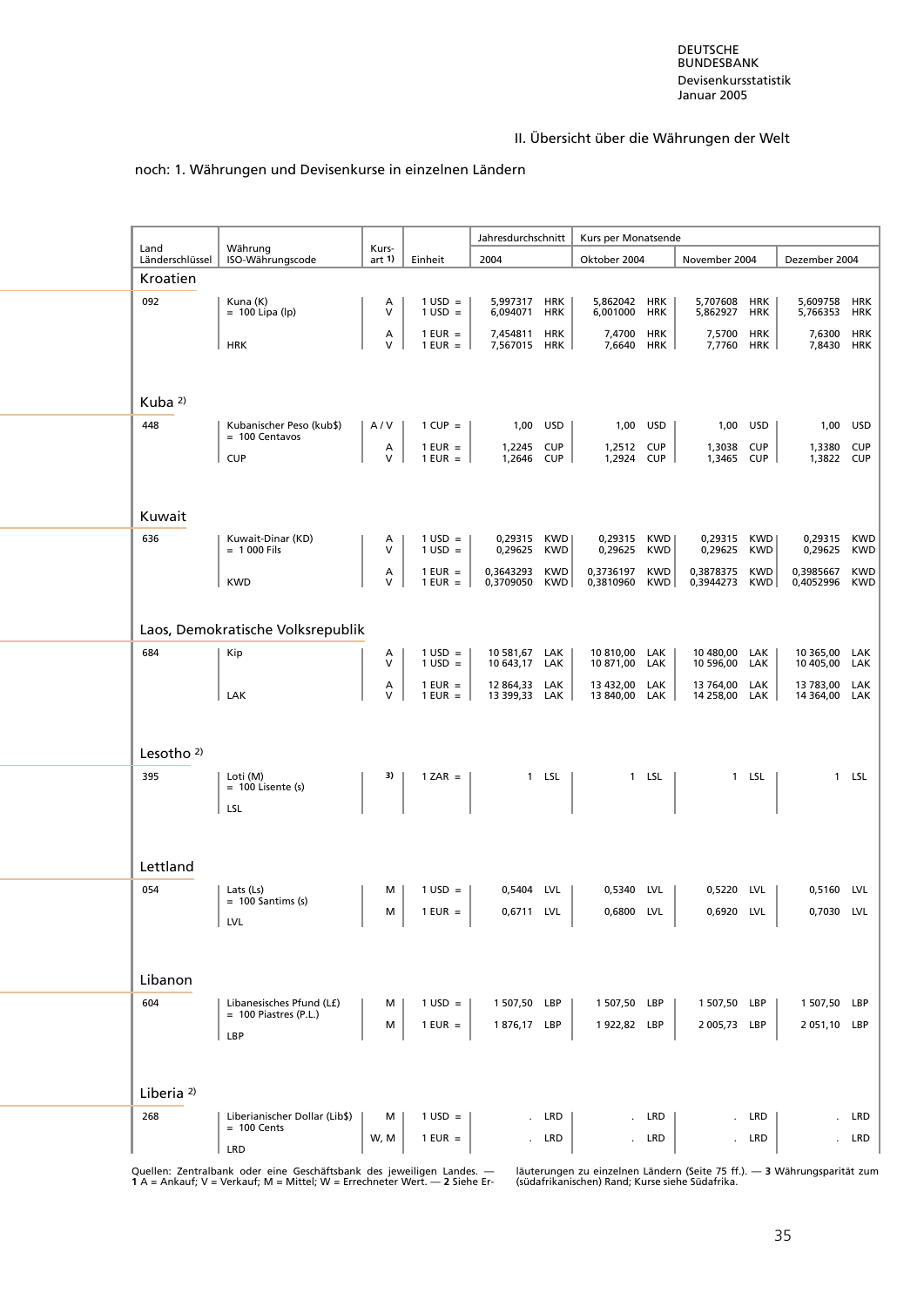## II. Übersicht über die Währungen der Welt

noch: 1. Währungen und Devisenkurse in einzelnen Ländern

| Land Länderschlüssel | Währung ISO-Währungscode | Kursart 1) | Einheit | Jahresdurchschnitt 2004 | | Kurs per Monatsende Oktober 2004 | | November 2004 | | Dezember 2004 | |
|---|---|---|---|---|---|---|---|---|---|---|---|
| **Kroatien** | | | | | | | | | | | |
| 092 | Kuna (K) = 100 Lipa (lp) | A | 1 USD = | 5,997317 | HRK | 5,862042 | HRK | 5,707608 | HRK | 5,609758 | HRK |
| | | V | 1 USD = | 6,094071 | HRK | 6,001000 | HRK | 5,862927 | HRK | 5,766353 | HRK |
| | | A | 1 EUR = | 7,454811 | HRK | 7,4700 | HRK | 7,5700 | HRK | 7,6300 | HRK |
| | HRK | V | 1 EUR = | 7,567015 | HRK | 7,6640 | HRK | 7,7760 | HRK | 7,8430 | HRK |
| **Kuba 2)** | | | | | | | | | | | |
| 448 | Kubanischer Peso (kub$) = 100 Centavos | A / V | 1 CUP = | 1,00 | USD | 1,00 | USD | 1,00 | USD | 1,00 | USD |
| | | A | 1 EUR = | 1,2245 | CUP | 1,2512 | CUP | 1,3038 | CUP | 1,3380 | CUP |
| | CUP | V | 1 EUR = | 1,2646 | CUP | 1,2924 | CUP | 1,3465 | CUP | 1,3822 | CUP |
| **Kuwait** | | | | | | | | | | | |
| 636 | Kuwait-Dinar (KD) = 1 000 Fils | A | 1 USD = | 0,29315 | KWD | 0,29315 | KWD | 0,29315 | KWD | 0,29315 | KWD |
| | | V | 1 USD = | 0,29625 | KWD | 0,29625 | KWD | 0,29625 | KWD | 0,29625 | KWD |
| | | A | 1 EUR = | 0,3643293 | KWD | 0,3736197 | KWD | 0,3878375 | KWD | 0,3985667 | KWD |
| | KWD | V | 1 EUR = | 0,3709050 | KWD | 0,3810960 | KWD | 0,3944273 | KWD | 0,4052996 | KWD |
| **Laos, Demokratische Volksrepublik** | | | | | | | | | | | |
| 684 | Kip | A | 1 USD = | 10 581,67 | LAK | 10 810,00 | LAK | 10 480,00 | LAK | 10 365,00 | LAK |
| | | V | 1 USD = | 10 643,17 | LAK | 10 871,00 | LAK | 10 596,00 | LAK | 10 405,00 | LAK |
| | | A | 1 EUR = | 12 864,33 | LAK | 13 432,00 | LAK | 13 764,00 | LAK | 13 783,00 | LAK |
| | LAK | V | 1 EUR = | 13 399,33 | LAK | 13 840,00 | LAK | 14 258,00 | LAK | 14 364,00 | LAK |
| **Lesotho 2)** | | | | | | | | | | | |
| 395 | Loti (M) = 100 Lisente (s) | 3) | 1 ZAR = | 1 | LSL | 1 | LSL | 1 | LSL | 1 | LSL |
| | LSL | | | | | | | | | | |
| **Lettland** | | | | | | | | | | | |
| 054 | Lats (Ls) = 100 Santims (s) | M | 1 USD = | 0,5404 | LVL | 0,5340 | LVL | 0,5220 | LVL | 0,5160 | LVL |
| | LVL | M | 1 EUR = | 0,6711 | LVL | 0,6800 | LVL | 0,6920 | LVL | 0,7030 | LVL |
| **Libanon** | | | | | | | | | | | |
| 604 | Libanesisches Pfund (L£) = 100 Piastres (P.L.) | M | 1 USD = | 1 507,50 | LBP | 1 507,50 | LBP | 1 507,50 | LBP | 1 507,50 | LBP |
| | LBP | M | 1 EUR = | 1 876,17 | LBP | 1 922,82 | LBP | 2 005,73 | LBP | 2 051,10 | LBP |
| **Liberia 2)** | | | | | | | | | | | |
| 268 | Liberianischer Dollar (Lib$) = 100 Cents | M | 1 USD = | . | LRD | . | LRD | . | LRD | . | LRD |
| | LRD | W, M | 1 EUR = | . | LRD | . | LRD | . | LRD | . | LRD |

Quellen: Zentralbank oder eine Geschäftsbank des jeweiligen Landes. — **1** A = Ankauf; V = Verkauf; M = Mittel; W = Errechneter Wert. — **2** Siehe Erläuterungen zu einzelnen Ländern (Seite 75 ff.). — **3** Währungsparität zum (südafrikanischen) Rand; Kurse siehe Südafrika.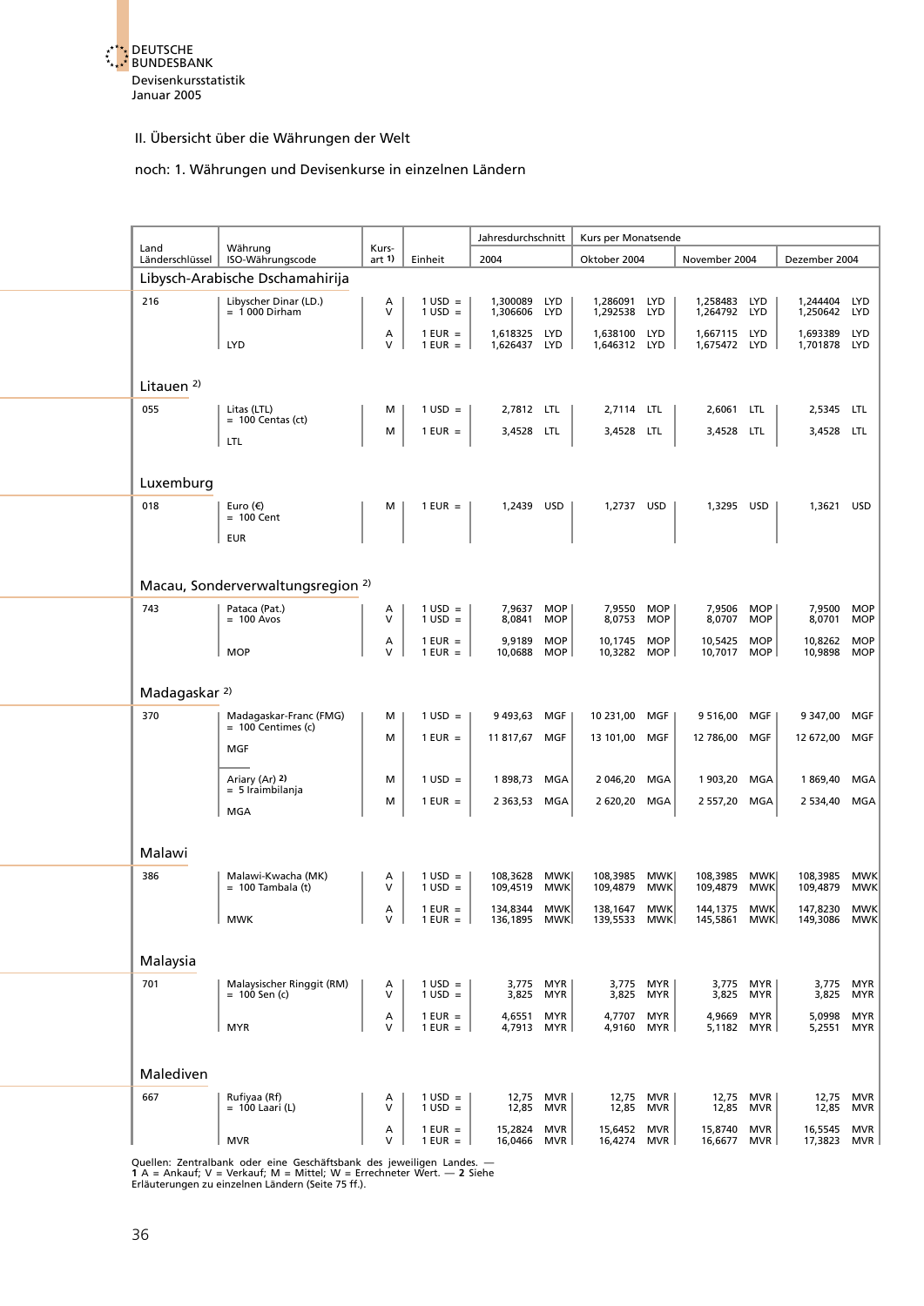## II. Übersicht über die Währungen der Welt

### noch: 1. Währungen und Devisenkurse in einzelnen Ländern

| Land Länderschlüssel | Währung ISO-Währungscode | Kurs-art 1) | Einheit | Jahresdurchschnitt 2004 | | Kurs per Monatsende Oktober 2004 | | November 2004 | | Dezember 2004 | |
|---|---|---|---|---|---|---|---|---|---|---|---|
| **Libysch-Arabische Dschamahirija** | | | | | | | | | | | |
| 216 | Libyscher Dinar (LD.) = 1 000 Dirham | A | 1 USD = | 1,300089 | LYD | 1,286091 | LYD | 1,258483 | LYD | 1,244404 | LYD |
| | | V | 1 USD = | 1,306606 | LYD | 1,292538 | LYD | 1,264792 | LYD | 1,250642 | LYD |
| | | A | 1 EUR = | 1,618325 | LYD | 1,638100 | LYD | 1,667115 | LYD | 1,693389 | LYD |
| | LYD | V | 1 EUR = | 1,626437 | LYD | 1,646312 | LYD | 1,675472 | LYD | 1,701878 | LYD |
| **Litauen 2)** | | | | | | | | | | | |
| 055 | Litas (LTL) = 100 Centas (ct) | M | 1 USD = | 2,7812 | LTL | 2,7114 | LTL | 2,6061 | LTL | 2,5345 | LTL |
| | LTL | M | 1 EUR = | 3,4528 | LTL | 3,4528 | LTL | 3,4528 | LTL | 3,4528 | LTL |
| **Luxemburg** | | | | | | | | | | | |
| 018 | Euro (€) = 100 Cent EUR | M | 1 EUR = | 1,2439 | USD | 1,2737 | USD | 1,3295 | USD | 1,3621 | USD |
| **Macau, Sonderverwaltungsregion 2)** | | | | | | | | | | | |
| 743 | Pataca (Pat.) = 100 Avos | A | 1 USD = | 7,9637 | MOP | 7,9550 | MOP | 7,9506 | MOP | 7,9500 | MOP |
| | | V | 1 USD = | 8,0841 | MOP | 8,0753 | MOP | 8,0707 | MOP | 8,0701 | MOP |
| | | A | 1 EUR = | 9,9189 | MOP | 10,1745 | MOP | 10,5425 | MOP | 10,8262 | MOP |
| | MOP | V | 1 EUR = | 10,0688 | MOP | 10,3282 | MOP | 10,7017 | MOP | 10,9898 | MOP |
| **Madagaskar 2)** | | | | | | | | | | | |
| 370 | Madagaskar-Franc (FMG) = 100 Centimes (c) | M | 1 USD = | 9 493,63 | MGF | 10 231,00 | MGF | 9 516,00 | MGF | 9 347,00 | MGF |
| | MGF | M | 1 EUR = | 11 817,67 | MGF | 13 101,00 | MGF | 12 786,00 | MGF | 12 672,00 | MGF |
| | Ariary (Ar) 2) = 5 Iraimbilanja | M | 1 USD = | 1 898,73 | MGA | 2 046,20 | MGA | 1 903,20 | MGA | 1 869,40 | MGA |
| | MGA | M | 1 EUR = | 2 363,53 | MGA | 2 620,20 | MGA | 2 557,20 | MGA | 2 534,40 | MGA |
| **Malawi** | | | | | | | | | | | |
| 386 | Malawi-Kwacha (MK) = 100 Tambala (t) | A | 1 USD = | 108,3628 | MWK | 108,3985 | MWK | 108,3985 | MWK | 108,3985 | MWK |
| | | V | 1 USD = | 109,4519 | MWK | 109,4879 | MWK | 109,4879 | MWK | 109,4879 | MWK |
| | | A | 1 EUR = | 134,8344 | MWK | 138,1647 | MWK | 144,1375 | MWK | 147,8230 | MWK |
| | MWK | V | 1 EUR = | 136,1895 | MWK | 139,5533 | MWK | 145,5861 | MWK | 149,3086 | MWK |
| **Malaysia** | | | | | | | | | | | |
| 701 | Malaysischer Ringgit (RM) = 100 Sen (c) | A | 1 USD = | 3,775 | MYR | 3,775 | MYR | 3,775 | MYR | 3,775 | MYR |
| | | V | 1 USD = | 3,825 | MYR | 3,825 | MYR | 3,825 | MYR | 3,825 | MYR |
| | | A | 1 EUR = | 4,6551 | MYR | 4,7707 | MYR | 4,9669 | MYR | 5,0998 | MYR |
| | MYR | V | 1 EUR = | 4,7913 | MYR | 4,9160 | MYR | 5,1182 | MYR | 5,2551 | MYR |
| **Malediven** | | | | | | | | | | | |
| 667 | Rufiyaa (Rf) = 100 Laari (L) | A | 1 USD = | 12,75 | MVR | 12,75 | MVR | 12,75 | MVR | 12,75 | MVR |
| | | V | 1 USD = | 12,85 | MVR | 12,85 | MVR | 12,85 | MVR | 12,85 | MVR |
| | | A | 1 EUR = | 15,2824 | MVR | 15,6452 | MVR | 15,8740 | MVR | 16,5545 | MVR |
| | MVR | V | 1 EUR = | 16,0466 | MVR | 16,4274 | MVR | 16,6677 | MVR | 17,3823 | MVR |

Quellen: Zentralbank oder eine Geschäftsbank des jeweiligen Landes. — **1** A = Ankauf; V = Verkauf; M = Mittel; W = Errechneter Wert. — **2** Siehe Erläuterungen zu einzelnen Ländern (Seite 75 ff.).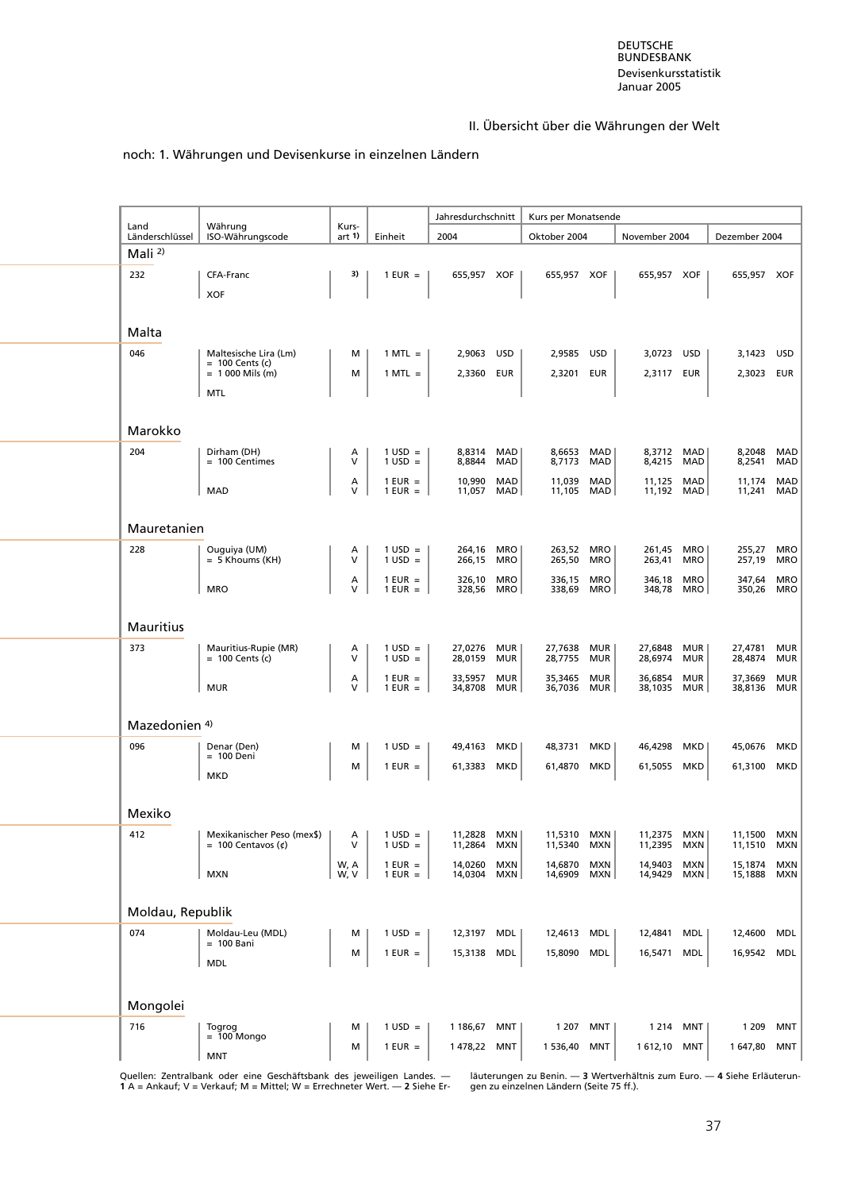## II. Übersicht über die Währungen der Welt

noch: 1. Währungen und Devisenkurse in einzelnen Ländern

| Land Länderschlüssel | Währung ISO-Währungscode | Kursart 1) | Einheit | Jahresdurchschnitt 2004 | | Kurs per Monatsende Oktober 2004 | | November 2004 | | Dezember 2004 | |
|---|---|---|---|---|---|---|---|---|---|---|---|
| **Mali 2)** | | | | | | | | | | | |
| 232 | CFA-Franc | 3) | 1 EUR = | 655,957 | XOF | 655,957 | XOF | 655,957 | XOF | 655,957 | XOF |
| | XOF | | | | | | | | | | |
| **Malta** | | | | | | | | | | | |
| 046 | Maltesische Lira (Lm) = 100 Cents (c) | M | 1 MTL = | 2,9063 | USD | 2,9585 | USD | 3,0723 | USD | 3,1423 | USD |
| | = 1 000 Mils (m) | M | 1 MTL = | 2,3360 | EUR | 2,3201 | EUR | 2,3117 | EUR | 2,3023 | EUR |
| | MTL | | | | | | | | | | |
| **Marokko** | | | | | | | | | | | |
| 204 | Dirham (DH) = 100 Centimes | A | 1 USD = | 8,8314 | MAD | 8,6653 | MAD | 8,3712 | MAD | 8,2048 | MAD |
| | | V | 1 USD = | 8,8844 | MAD | 8,7173 | MAD | 8,4215 | MAD | 8,2541 | MAD |
| | | A | 1 EUR = | 10,990 | MAD | 11,039 | MAD | 11,125 | MAD | 11,174 | MAD |
| | MAD | V | 1 EUR = | 11,057 | MAD | 11,105 | MAD | 11,192 | MAD | 11,241 | MAD |
| **Mauretanien** | | | | | | | | | | | |
| 228 | Ouguiya (UM) = 5 Khoums (KH) | A | 1 USD = | 264,16 | MRO | 263,52 | MRO | 261,45 | MRO | 255,27 | MRO |
| | | V | 1 USD = | 266,15 | MRO | 265,50 | MRO | 263,41 | MRO | 257,19 | MRO |
| | | A | 1 EUR = | 326,10 | MRO | 336,15 | MRO | 346,18 | MRO | 347,64 | MRO |
| | MRO | V | 1 EUR = | 328,56 | MRO | 338,69 | MRO | 348,78 | MRO | 350,26 | MRO |
| **Mauritius** | | | | | | | | | | | |
| 373 | Mauritius-Rupie (MR) = 100 Cents (c) | A | 1 USD = | 27,0276 | MUR | 27,7638 | MUR | 27,6848 | MUR | 27,4781 | MUR |
| | | V | 1 USD = | 28,0159 | MUR | 28,7755 | MUR | 28,6974 | MUR | 28,4874 | MUR |
| | | A | 1 EUR = | 33,5957 | MUR | 35,3465 | MUR | 36,6854 | MUR | 37,3669 | MUR |
| | MUR | V | 1 EUR = | 34,8708 | MUR | 36,7036 | MUR | 38,1035 | MUR | 38,8136 | MUR |
| **Mazedonien 4)** | | | | | | | | | | | |
| 096 | Denar (Den) = 100 Deni | M | 1 USD = | 49,4163 | MKD | 48,3731 | MKD | 46,4298 | MKD | 45,0676 | MKD |
| | | M | 1 EUR = | 61,3383 | MKD | 61,4870 | MKD | 61,5055 | MKD | 61,3100 | MKD |
| | MKD | | | | | | | | | | |
| **Mexiko** | | | | | | | | | | | |
| 412 | Mexikanischer Peso (mex$) = 100 Centavos (¢) | A | 1 USD = | 11,2828 | MXN | 11,5310 | MXN | 11,2375 | MXN | 11,1500 | MXN |
| | | V | 1 USD = | 11,2864 | MXN | 11,5340 | MXN | 11,2395 | MXN | 11,1510 | MXN |
| | | W, A | 1 EUR = | 14,0260 | MXN | 14,6870 | MXN | 14,9403 | MXN | 15,1874 | MXN |
| | MXN | W, V | 1 EUR = | 14,0304 | MXN | 14,6909 | MXN | 14,9429 | MXN | 15,1888 | MXN |
| **Moldau, Republik** | | | | | | | | | | | |
| 074 | Moldau-Leu (MDL) = 100 Bani | M | 1 USD = | 12,3197 | MDL | 12,4613 | MDL | 12,4841 | MDL | 12,4600 | MDL |
| | | M | 1 EUR = | 15,3138 | MDL | 15,8090 | MDL | 16,5471 | MDL | 16,9542 | MDL |
| | MDL | | | | | | | | | | |
| **Mongolei** | | | | | | | | | | | |
| 716 | Togrog = 100 Mongo | M | 1 USD = | 1 186,67 | MNT | 1 207 | MNT | 1 214 | MNT | 1 209 | MNT |
| | | M | 1 EUR = | 1 478,22 | MNT | 1 536,40 | MNT | 1 612,10 | MNT | 1 647,80 | MNT |
| | MNT | | | | | | | | | | |

Quellen: Zentralbank oder eine Geschäftsbank des jeweiligen Landes. — **1** A = Ankauf; V = Verkauf; M = Mittel; W = Errechneter Wert. — **2** Siehe Erläuterungen zu Benin. — **3** Wertverhältnis zum Euro. — **4** Siehe Erläuterungen zu einzelnen Ländern (Seite 75 ff.).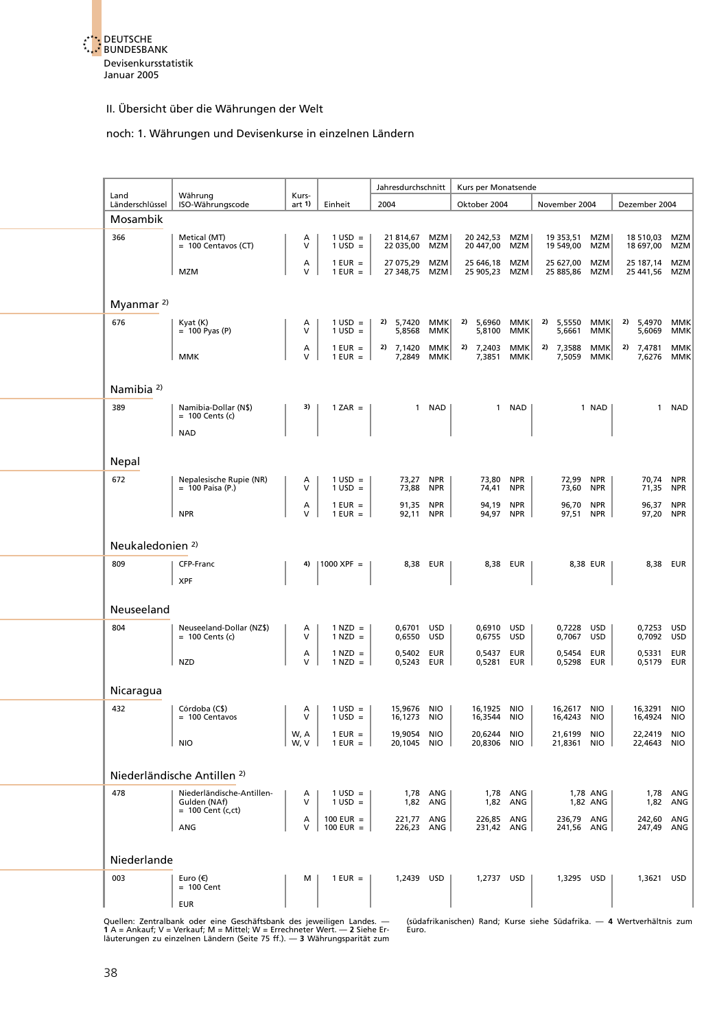## II. Übersicht über die Währungen der Welt

### noch: 1. Währungen und Devisenkurse in einzelnen Ländern

| Land Länderschlüssel | Währung ISO-Währungscode | Kursart 1) | Einheit | Jahresdurchschnitt 2004 | | Kurs per Monatsende Oktober 2004 | | November 2004 | | Dezember 2004 | |
|---|---|---|---|---|---|---|---|---|---|---|---|
| **Mosambik** | | | | | | | | | | | |
| 366 | Metical (MT) = 100 Centavos (CT) | A | 1 USD = | 21 814,67 | MZM | 20 242,53 | MZM | 19 353,51 | MZM | 18 510,03 | MZM |
| | | V | 1 USD = | 22 035,00 | MZM | 20 447,00 | MZM | 19 549,00 | MZM | 18 697,00 | MZM |
| | | A | 1 EUR = | 27 075,29 | MZM | 25 646,18 | MZM | 25 627,00 | MZM | 25 187,14 | MZM |
| | MZM | V | 1 EUR = | 27 348,75 | MZM | 25 905,23 | MZM | 25 885,86 | MZM | 25 441,56 | MZM |
| **Myanmar 2)** | | | | | | | | | | | |
| 676 | Kyat (K) = 100 Pyas (P) | A | 1 USD = | 2) 5,7420 | MMK | 2) 5,6960 | MMK | 2) 5,5550 | MMK | 2) 5,4970 | MMK |
| | | V | 1 USD = | 5,8568 | MMK | 5,8100 | MMK | 5,6661 | MMK | 5,6069 | MMK |
| | | A | 1 EUR = | 2) 7,1420 | MMK | 2) 7,2403 | MMK | 2) 7,3588 | MMK | 2) 7,4781 | MMK |
| | MMK | V | 1 EUR = | 7,2849 | MMK | 7,3851 | MMK | 7,5059 | MMK | 7,6276 | MMK |
| **Namibia 2)** | | | | | | | | | | | |
| 389 | Namibia-Dollar (N$) = 100 Cents (c) NAD | 3) | 1 ZAR = | 1 | NAD | 1 | NAD | 1 | NAD | 1 | NAD |
| **Nepal** | | | | | | | | | | | |
| 672 | Nepalesische Rupie (NR) = 100 Paisa (P.) | A | 1 USD = | 73,27 | NPR | 73,80 | NPR | 72,99 | NPR | 70,74 | NPR |
| | | V | 1 USD = | 73,88 | NPR | 74,41 | NPR | 73,60 | NPR | 71,35 | NPR |
| | | A | 1 EUR = | 91,35 | NPR | 94,19 | NPR | 96,70 | NPR | 96,37 | NPR |
| | NPR | V | 1 EUR = | 92,11 | NPR | 94,97 | NPR | 97,51 | NPR | 97,20 | NPR |
| **Neukaledonien 2)** | | | | | | | | | | | |
| 809 | CFP-Franc XPF | 4) | 1000 XPF = | 8,38 | EUR | 8,38 | EUR | 8,38 | EUR | 8,38 | EUR |
| **Neuseeland** | | | | | | | | | | | |
| 804 | Neuseeland-Dollar (NZ$) = 100 Cents (c) | A | 1 NZD = | 0,6701 | USD | 0,6910 | USD | 0,7228 | USD | 0,7253 | USD |
| | | V | 1 NZD = | 0,6550 | USD | 0,6755 | USD | 0,7067 | USD | 0,7092 | USD |
| | | A | 1 NZD = | 0,5402 | EUR | 0,5437 | EUR | 0,5454 | EUR | 0,5331 | EUR |
| | NZD | V | 1 NZD = | 0,5243 | EUR | 0,5281 | EUR | 0,5298 | EUR | 0,5179 | EUR |
| **Nicaragua** | | | | | | | | | | | |
| 432 | Córdoba (C$) = 100 Centavos | A | 1 USD = | 15,9676 | NIO | 16,1925 | NIO | 16,2617 | NIO | 16,3291 | NIO |
| | | V | 1 USD = | 16,1273 | NIO | 16,3544 | NIO | 16,4243 | NIO | 16,4924 | NIO |
| | | W, A | 1 EUR = | 19,9054 | NIO | 20,6244 | NIO | 21,6199 | NIO | 22,2419 | NIO |
| | NIO | W, V | 1 EUR = | 20,1045 | NIO | 20,8306 | NIO | 21,8361 | NIO | 22,4643 | NIO |
| **Niederländische Antillen 2)** | | | | | | | | | | | |
| 478 | Niederländische-Antillen-Gulden (NAf) = 100 Cent (c,ct) | A | 1 USD = | 1,78 | ANG | 1,78 | ANG | 1,78 | ANG | 1,78 | ANG |
| | | V | 1 USD = | 1,82 | ANG | 1,82 | ANG | 1,82 | ANG | 1,82 | ANG |
| | | A | 100 EUR = | 221,77 | ANG | 226,85 | ANG | 236,79 | ANG | 242,60 | ANG |
| | ANG | V | 100 EUR = | 226,23 | ANG | 231,42 | ANG | 241,56 | ANG | 247,49 | ANG |
| **Niederlande** | | | | | | | | | | | |
| 003 | Euro (€) = 100 Cent EUR | M | 1 EUR = | 1,2439 | USD | 1,2737 | USD | 1,3295 | USD | 1,3621 | USD |

Quellen: Zentralbank oder eine Geschäftsbank des jeweiligen Landes. — **1** A = Ankauf; V = Verkauf; M = Mittel; W = Errechneter Wert. — **2** Siehe Erläuterungen zu einzelnen Ländern (Seite 75 ff.). — **3** Währungsparität zum (südafrikanischen) Rand; Kurse siehe Südafrika. — **4** Wertverhältnis zum Euro.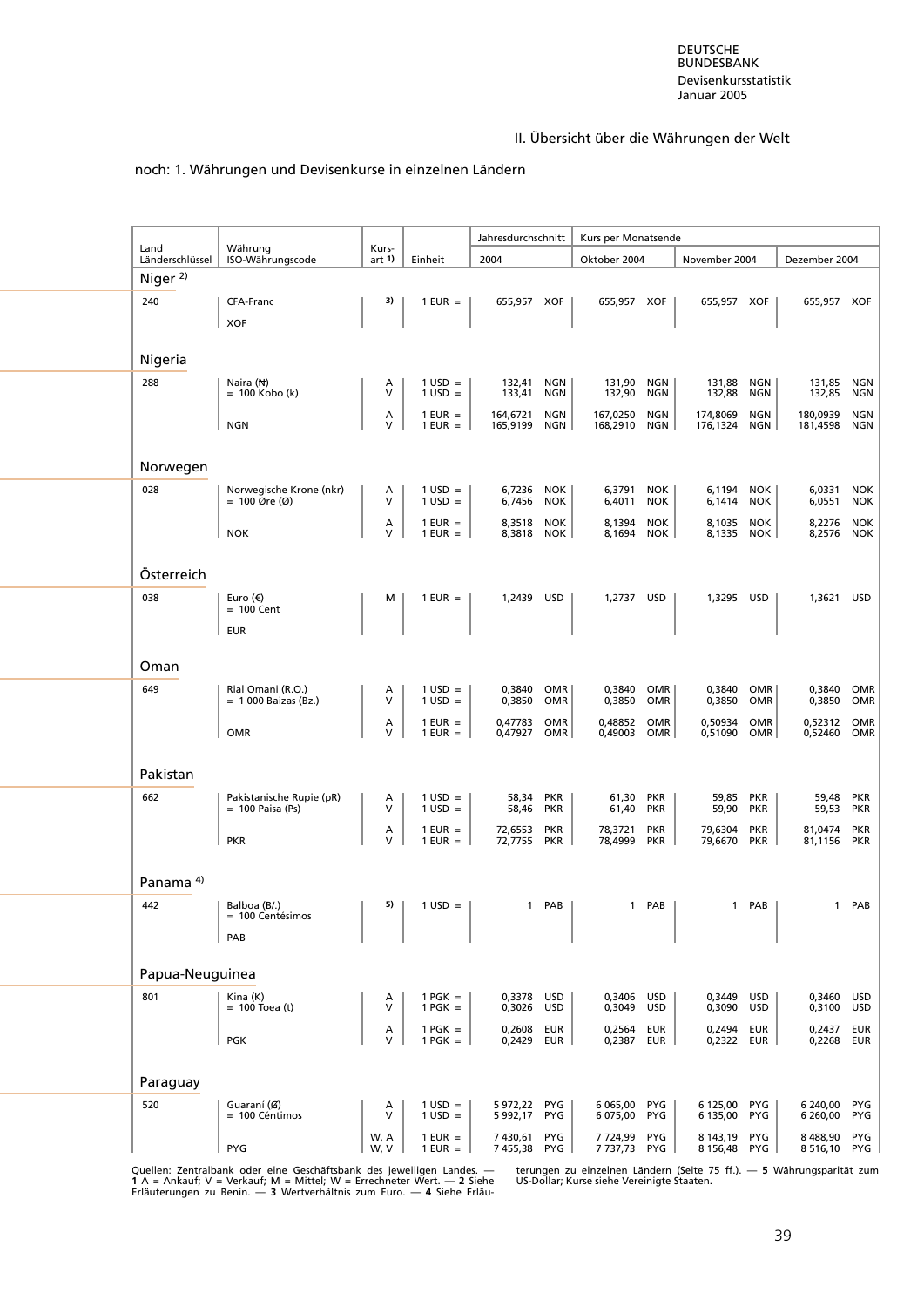## II. Übersicht über die Währungen der Welt

noch: 1. Währungen und Devisenkurse in einzelnen Ländern

| Land Länderschlüssel | Währung ISO-Währungscode | Kursart 1) | Einheit | Jahresdurchschnitt 2004 | | Kurs per Monatsende Oktober 2004 | | November 2004 | | Dezember 2004 | |
|---|---|---|---|---|---|---|---|---|---|---|---|
| **Niger** 2) | | | | | | | | | | | |
| 240 | CFA-Franc XOF | 3) | 1 EUR = | 655,957 | XOF | 655,957 | XOF | 655,957 | XOF | 655,957 | XOF |
| **Nigeria** | | | | | | | | | | | |
| 288 | Naira (₦) = 100 Kobo (k) | A | 1 USD = | 132,41 | NGN | 131,90 | NGN | 131,88 | NGN | 131,85 | NGN |
| | | V | 1 USD = | 133,41 | NGN | 132,90 | NGN | 132,88 | NGN | 132,85 | NGN |
| | NGN | A | 1 EUR = | 164,6721 | NGN | 167,0250 | NGN | 174,8069 | NGN | 180,0939 | NGN |
| | | V | 1 EUR = | 165,9199 | NGN | 168,2910 | NGN | 176,1324 | NGN | 181,4598 | NGN |
| **Norwegen** | | | | | | | | | | | |
| 028 | Norwegische Krone (nkr) = 100 Øre (Ø) | A | 1 USD = | 6,7236 | NOK | 6,3791 | NOK | 6,1194 | NOK | 6,0331 | NOK |
| | | V | 1 USD = | 6,7456 | NOK | 6,4011 | NOK | 6,1414 | NOK | 6,0551 | NOK |
| | NOK | A | 1 EUR = | 8,3518 | NOK | 8,1394 | NOK | 8,1035 | NOK | 8,2276 | NOK |
| | | V | 1 EUR = | 8,3818 | NOK | 8,1694 | NOK | 8,1335 | NOK | 8,2576 | NOK |
| **Österreich** | | | | | | | | | | | |
| 038 | Euro (€) = 100 Cent EUR | M | 1 EUR = | 1,2439 | USD | 1,2737 | USD | 1,3295 | USD | 1,3621 | USD |
| **Oman** | | | | | | | | | | | |
| 649 | Rial Omani (R.O.) = 1 000 Baizas (Bz.) | A | 1 USD = | 0,3840 | OMR | 0,3840 | OMR | 0,3840 | OMR | 0,3840 | OMR |
| | | V | 1 USD = | 0,3850 | OMR | 0,3850 | OMR | 0,3850 | OMR | 0,3850 | OMR |
| | OMR | A | 1 EUR = | 0,47783 | OMR | 0,48852 | OMR | 0,50934 | OMR | 0,52312 | OMR |
| | | V | 1 EUR = | 0,47927 | OMR | 0,49003 | OMR | 0,51090 | OMR | 0,52460 | OMR |
| **Pakistan** | | | | | | | | | | | |
| 662 | Pakistanische Rupie (pR) = 100 Paisa (Ps) | A | 1 USD = | 58,34 | PKR | 61,30 | PKR | 59,85 | PKR | 59,48 | PKR |
| | | V | 1 USD = | 58,46 | PKR | 61,40 | PKR | 59,90 | PKR | 59,53 | PKR |
| | PKR | A | 1 EUR = | 72,6553 | PKR | 78,3721 | PKR | 79,6304 | PKR | 81,0474 | PKR |
| | | V | 1 EUR = | 72,7755 | PKR | 78,4999 | PKR | 79,6670 | PKR | 81,1156 | PKR |
| **Panama** 4) | | | | | | | | | | | |
| 442 | Balboa (B/.) = 100 Centésimos PAB | 5) | 1 USD = | 1 | PAB | 1 | PAB | 1 | PAB | 1 | PAB |
| **Papua-Neuguinea** | | | | | | | | | | | |
| 801 | Kina (K) = 100 Toea (t) | A | 1 PGK = | 0,3378 | USD | 0,3406 | USD | 0,3449 | USD | 0,3460 | USD |
| | | V | 1 PGK = | 0,3026 | USD | 0,3049 | USD | 0,3090 | USD | 0,3100 | USD |
| | PGK | A | 1 PGK = | 0,2608 | EUR | 0,2564 | EUR | 0,2494 | EUR | 0,2437 | EUR |
| | | V | 1 PGK = | 0,2429 | EUR | 0,2387 | EUR | 0,2322 | EUR | 0,2268 | EUR |
| **Paraguay** | | | | | | | | | | | |
| 520 | Guaraní (₲) = 100 Céntimos | A | 1 USD = | 5 972,22 | PYG | 6 065,00 | PYG | 6 125,00 | PYG | 6 240,00 | PYG |
| | | V | 1 USD = | 5 992,17 | PYG | 6 075,00 | PYG | 6 135,00 | PYG | 6 260,00 | PYG |
| | PYG | W, A | 1 EUR = | 7 430,61 | PYG | 7 724,99 | PYG | 8 143,19 | PYG | 8 488,90 | PYG |
| | | W, V | 1 EUR = | 7 455,38 | PYG | 7 737,73 | PYG | 8 156,48 | PYG | 8 516,10 | PYG |

Quellen: Zentralbank oder eine Geschäftsbank des jeweiligen Landes. — **1** A = Ankauf; V = Verkauf; M = Mittel; W = Errechneter Wert. — **2** Siehe Erläuterungen zu Benin. — **3** Wertverhältnis zum Euro. — **4** Siehe Erläuterungen zu einzelnen Ländern (Seite 75 ff.). — **5** Währungsparität zum US-Dollar; Kurse siehe Vereinigte Staaten.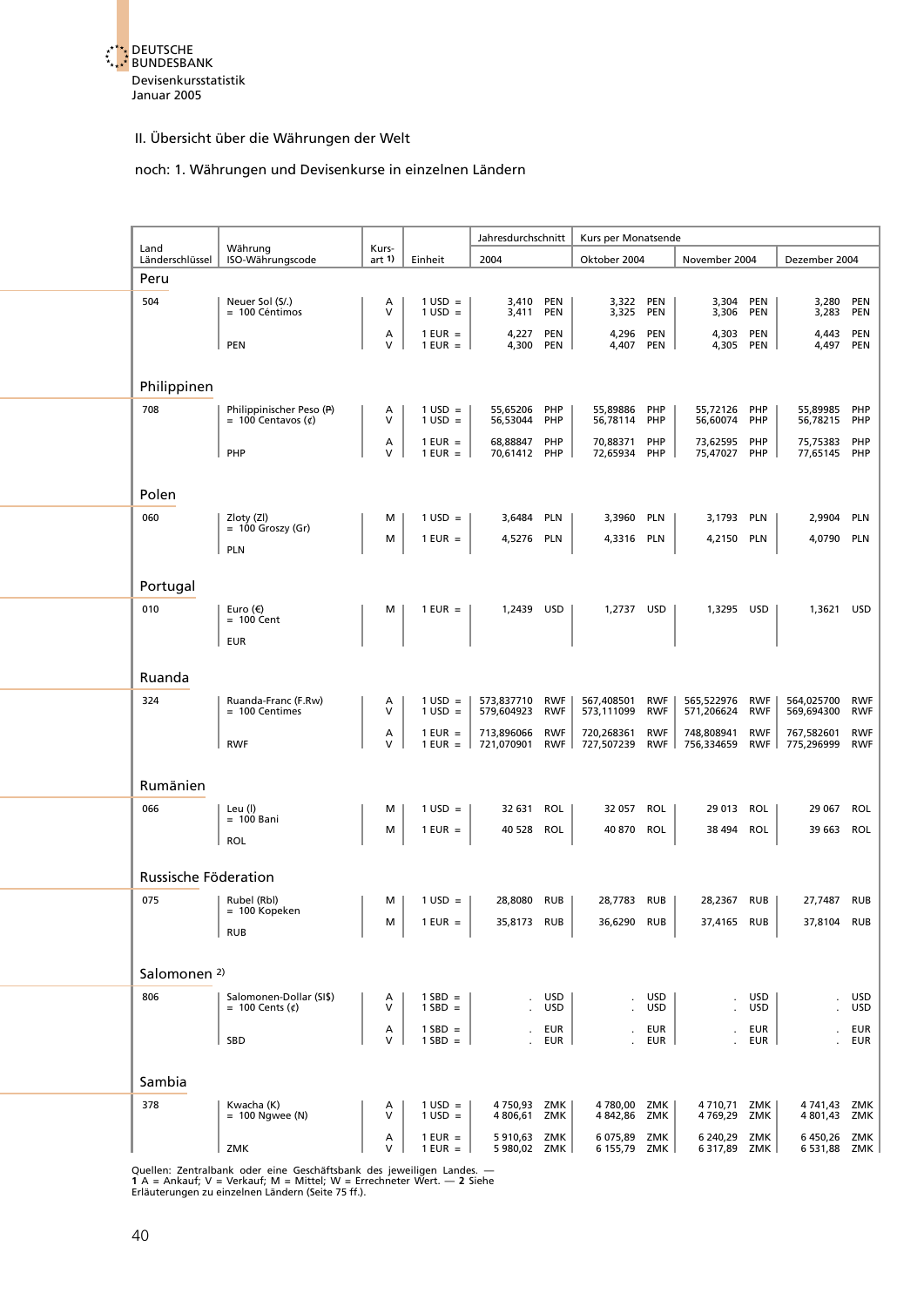## II. Übersicht über die Währungen der Welt

### noch: 1. Währungen und Devisenkurse in einzelnen Ländern

| Land Länderschlüssel | Währung ISO-Währungscode | Kurs-art 1) | Einheit | Jahresdurchschnitt 2004 | | Kurs per Monatsende Oktober 2004 | | November 2004 | | Dezember 2004 | |
|---|---|---|---|---|---|---|---|---|---|---|---|
| **Peru** | | | | | | | | | | | |
| 504 | Neuer Sol (S/.) = 100 Céntimos | A | 1 USD = | 3,410 | PEN | 3,322 | PEN | 3,304 | PEN | 3,280 | PEN |
| | | V | 1 USD = | 3,411 | PEN | 3,325 | PEN | 3,306 | PEN | 3,283 | PEN |
| | | A | 1 EUR = | 4,227 | PEN | 4,296 | PEN | 4,303 | PEN | 4,443 | PEN |
| | PEN | V | 1 EUR = | 4,300 | PEN | 4,407 | PEN | 4,305 | PEN | 4,497 | PEN |
| **Philippinen** | | | | | | | | | | | |
| 708 | Philippinischer Peso (₱) = 100 Centavos (¢) | A | 1 USD = | 55,65206 | PHP | 55,89886 | PHP | 55,72126 | PHP | 55,89985 | PHP |
| | | V | 1 USD = | 56,53044 | PHP | 56,78114 | PHP | 56,60074 | PHP | 56,78215 | PHP |
| | | A | 1 EUR = | 68,88847 | PHP | 70,88371 | PHP | 73,62595 | PHP | 75,75383 | PHP |
| | PHP | V | 1 EUR = | 70,61412 | PHP | 72,65934 | PHP | 75,47027 | PHP | 77,65145 | PHP |
| **Polen** | | | | | | | | | | | |
| 060 | Zloty (Zl) = 100 Groszy (Gr) | M | 1 USD = | 3,6484 | PLN | 3,3960 | PLN | 3,1793 | PLN | 2,9904 | PLN |
| | PLN | M | 1 EUR = | 4,5276 | PLN | 4,3316 | PLN | 4,2150 | PLN | 4,0790 | PLN |
| **Portugal** | | | | | | | | | | | |
| 010 | Euro (€) = 100 Cent EUR | M | 1 EUR = | 1,2439 | USD | 1,2737 | USD | 1,3295 | USD | 1,3621 | USD |
| **Ruanda** | | | | | | | | | | | |
| 324 | Ruanda-Franc (F.Rw) = 100 Centimes | A | 1 USD = | 573,837710 | RWF | 567,408501 | RWF | 565,522976 | RWF | 564,025700 | RWF |
| | | V | 1 USD = | 579,604923 | RWF | 573,111099 | RWF | 571,206624 | RWF | 569,694300 | RWF |
| | | A | 1 EUR = | 713,896066 | RWF | 720,268361 | RWF | 748,808941 | RWF | 767,582601 | RWF |
| | RWF | V | 1 EUR = | 721,070901 | RWF | 727,507239 | RWF | 756,334659 | RWF | 775,296999 | RWF |
| **Rumänien** | | | | | | | | | | | |
| 066 | Leu (l) = 100 Bani | M | 1 USD = | 32 631 | ROL | 32 057 | ROL | 29 013 | ROL | 29 067 | ROL |
| | ROL | M | 1 EUR = | 40 528 | ROL | 40 870 | ROL | 38 494 | ROL | 39 663 | ROL |
| **Russische Föderation** | | | | | | | | | | | |
| 075 | Rubel (Rbl) = 100 Kopeken | M | 1 USD = | 28,8080 | RUB | 28,7783 | RUB | 28,2367 | RUB | 27,7487 | RUB |
| | RUB | M | 1 EUR = | 35,8173 | RUB | 36,6290 | RUB | 37,4165 | RUB | 37,8104 | RUB |
| **Salomonen 2)** | | | | | | | | | | | |
| 806 | Salomonen-Dollar (SI$) = 100 Cents (¢) | A | 1 SBD = | . | USD | . | USD | . | USD | . | USD |
| | | V | 1 SBD = | . | USD | . | USD | . | USD | . | USD |
| | | A | 1 SBD = | . | EUR | . | EUR | . | EUR | . | EUR |
| | SBD | V | 1 SBD = | . | EUR | . | EUR | . | EUR | . | EUR |
| **Sambia** | | | | | | | | | | | |
| 378 | Kwacha (K) = 100 Ngwee (N) | A | 1 USD = | 4 750,93 | ZMK | 4 780,00 | ZMK | 4 710,71 | ZMK | 4 741,43 | ZMK |
| | | V | 1 USD = | 4 806,61 | ZMK | 4 842,86 | ZMK | 4 769,29 | ZMK | 4 801,43 | ZMK |
| | | A | 1 EUR = | 5 910,63 | ZMK | 6 075,89 | ZMK | 6 240,29 | ZMK | 6 450,26 | ZMK |
| | ZMK | V | 1 EUR = | 5 980,02 | ZMK | 6 155,79 | ZMK | 6 317,89 | ZMK | 6 531,88 | ZMK |

Quellen: Zentralbank oder eine Geschäftsbank des jeweiligen Landes. — **1** A = Ankauf; V = Verkauf; M = Mittel; W = Errechneter Wert. — **2** Siehe Erläuterungen zu einzelnen Ländern (Seite 75 ff.).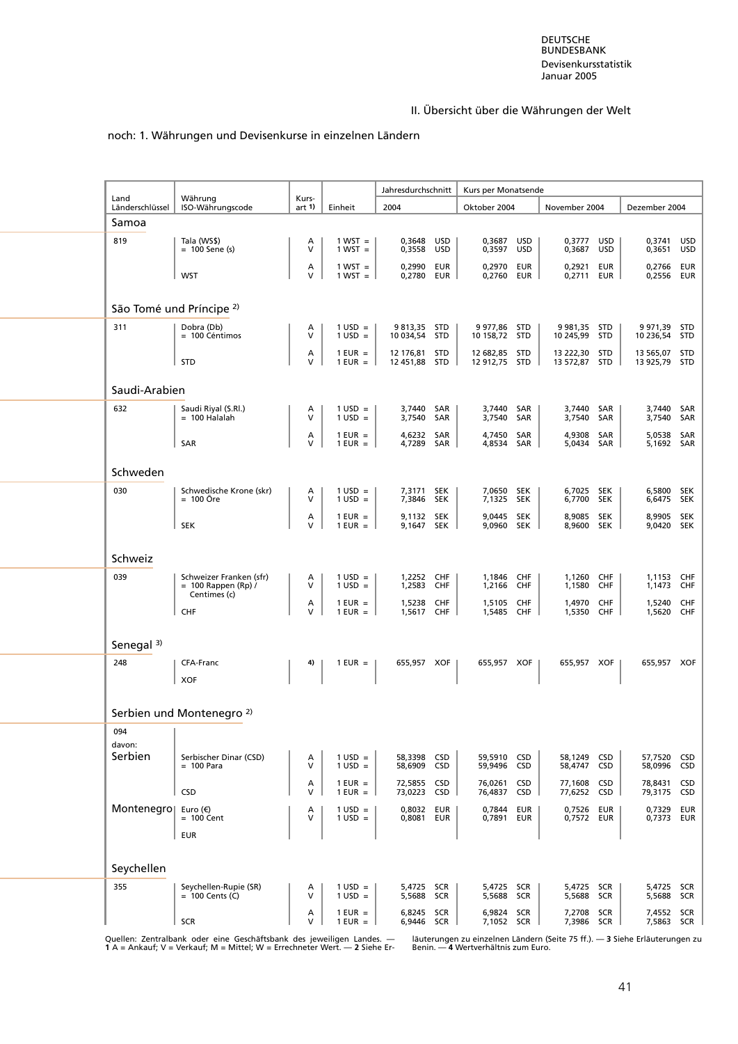## II. Übersicht über die Währungen der Welt

noch: 1. Währungen und Devisenkurse in einzelnen Ländern

| Land Länderschlüssel | Währung ISO-Währungscode | Kurs-art 1) | Einheit | Jahresdurchschnitt 2004 | Kurs per Monatsende Oktober 2004 | November 2004 | Dezember 2004 |
|---|---|---|---|---|---|---|---|
| **Samoa** | | | | | | | |
| 819 | Tala (WS$) = 100 Sene (s) | A | 1 WST = | 0,3648 USD | 0,3687 USD | 0,3777 USD | 0,3741 USD |
| | | V | 1 WST = | 0,3558 USD | 0,3597 USD | 0,3687 USD | 0,3651 USD |
| | | A | 1 WST = | 0,2990 EUR | 0,2970 EUR | 0,2921 EUR | 0,2766 EUR |
| | WST | V | 1 WST = | 0,2780 EUR | 0,2760 EUR | 0,2711 EUR | 0,2556 EUR |
| **São Tomé und Príncipe 2)** | | | | | | | |
| 311 | Dobra (Db) = 100 Céntimos | A | 1 USD = | 9 813,35 STD | 9 977,86 STD | 9 981,35 STD | 9 971,39 STD |
| | | V | 1 USD = | 10 034,54 STD | 10 158,72 STD | 10 245,99 STD | 10 236,54 STD |
| | | A | 1 EUR = | 12 176,81 STD | 12 682,85 STD | 13 222,30 STD | 13 565,07 STD |
| | STD | V | 1 EUR = | 12 451,88 STD | 12 912,75 STD | 13 572,87 STD | 13 925,79 STD |
| **Saudi-Arabien** | | | | | | | |
| 632 | Saudi Riyal (S.Rl.) = 100 Halalah | A | 1 USD = | 3,7440 SAR | 3,7440 SAR | 3,7440 SAR | 3,7440 SAR |
| | | V | 1 USD = | 3,7540 SAR | 3,7540 SAR | 3,7540 SAR | 3,7540 SAR |
| | | A | 1 EUR = | 4,6232 SAR | 4,7450 SAR | 4,9308 SAR | 5,0538 SAR |
| | SAR | V | 1 EUR = | 4,7289 SAR | 4,8534 SAR | 5,0434 SAR | 5,1692 SAR |
| **Schweden** | | | | | | | |
| 030 | Schwedische Krone (skr) = 100 Öre | A | 1 USD = | 7,3171 SEK | 7,0650 SEK | 6,7025 SEK | 6,5800 SEK |
| | | V | 1 USD = | 7,3846 SEK | 7,1325 SEK | 6,7700 SEK | 6,6475 SEK |
| | | A | 1 EUR = | 9,1132 SEK | 9,0445 SEK | 8,9085 SEK | 8,9905 SEK |
| | SEK | V | 1 EUR = | 9,1647 SEK | 9,0960 SEK | 8,9600 SEK | 9,0420 SEK |
| **Schweiz** | | | | | | | |
| 039 | Schweizer Franken (sfr) = 100 Rappen (Rp) / Centimes (c) | A | 1 USD = | 1,2252 CHF | 1,1846 CHF | 1,1260 CHF | 1,1153 CHF |
| | | V | 1 USD = | 1,2583 CHF | 1,2166 CHF | 1,1580 CHF | 1,1473 CHF |
| | | A | 1 EUR = | 1,5238 CHF | 1,5105 CHF | 1,4970 CHF | 1,5240 CHF |
| | CHF | V | 1 EUR = | 1,5617 CHF | 1,5485 CHF | 1,5350 CHF | 1,5620 CHF |
| **Senegal 3)** | | | | | | | |
| 248 | CFA-Franc | 4) | 1 EUR = | 655,957 XOF | 655,957 XOF | 655,957 XOF | 655,957 XOF |
| | XOF | | | | | | |
| **Serbien und Montenegro 2)** | | | | | | | |
| 094 davon: | | | | | | | |
| **Serbien** | Serbischer Dinar (CSD) = 100 Para | A | 1 USD = | 58,3398 CSD | 59,5910 CSD | 58,1249 CSD | 57,7520 CSD |
| | | V | 1 USD = | 58,6909 CSD | 59,9496 CSD | 58,4747 CSD | 58,0996 CSD |
| | | A | 1 EUR = | 72,5855 CSD | 76,0261 CSD | 77,1608 CSD | 78,8431 CSD |
| | CSD | V | 1 EUR = | 73,0223 CSD | 76,4837 CSD | 77,6252 CSD | 79,3175 CSD |
| **Montenegro** | Euro (€) = 100 Cent | A | 1 USD = | 0,8032 EUR | 0,7844 EUR | 0,7526 EUR | 0,7329 EUR |
| | | V | 1 USD = | 0,8081 EUR | 0,7891 EUR | 0,7572 EUR | 0,7373 EUR |
| | EUR | | | | | | |
| **Seychellen** | | | | | | | |
| 355 | Seychellen-Rupie (SR) = 100 Cents (C) | A | 1 USD = | 5,4725 SCR | 5,4725 SCR | 5,4725 SCR | 5,4725 SCR |
| | | V | 1 USD = | 5,5688 SCR | 5,5688 SCR | 5,5688 SCR | 5,5688 SCR |
| | | A | 1 EUR = | 6,8245 SCR | 6,9824 SCR | 7,2708 SCR | 7,4552 SCR |
| | SCR | V | 1 EUR = | 6,9446 SCR | 7,1052 SCR | 7,3986 SCR | 7,5863 SCR |

Quellen: Zentralbank oder eine Geschäftsbank des jeweiligen Landes. — **1** A = Ankauf; V = Verkauf; M = Mittel; W = Errechneter Wert. — **2** Siehe Erläuterungen zu einzelnen Ländern (Seite 75 ff.). — **3** Siehe Erläuterungen zu Benin. — **4** Wertverhältnis zum Euro.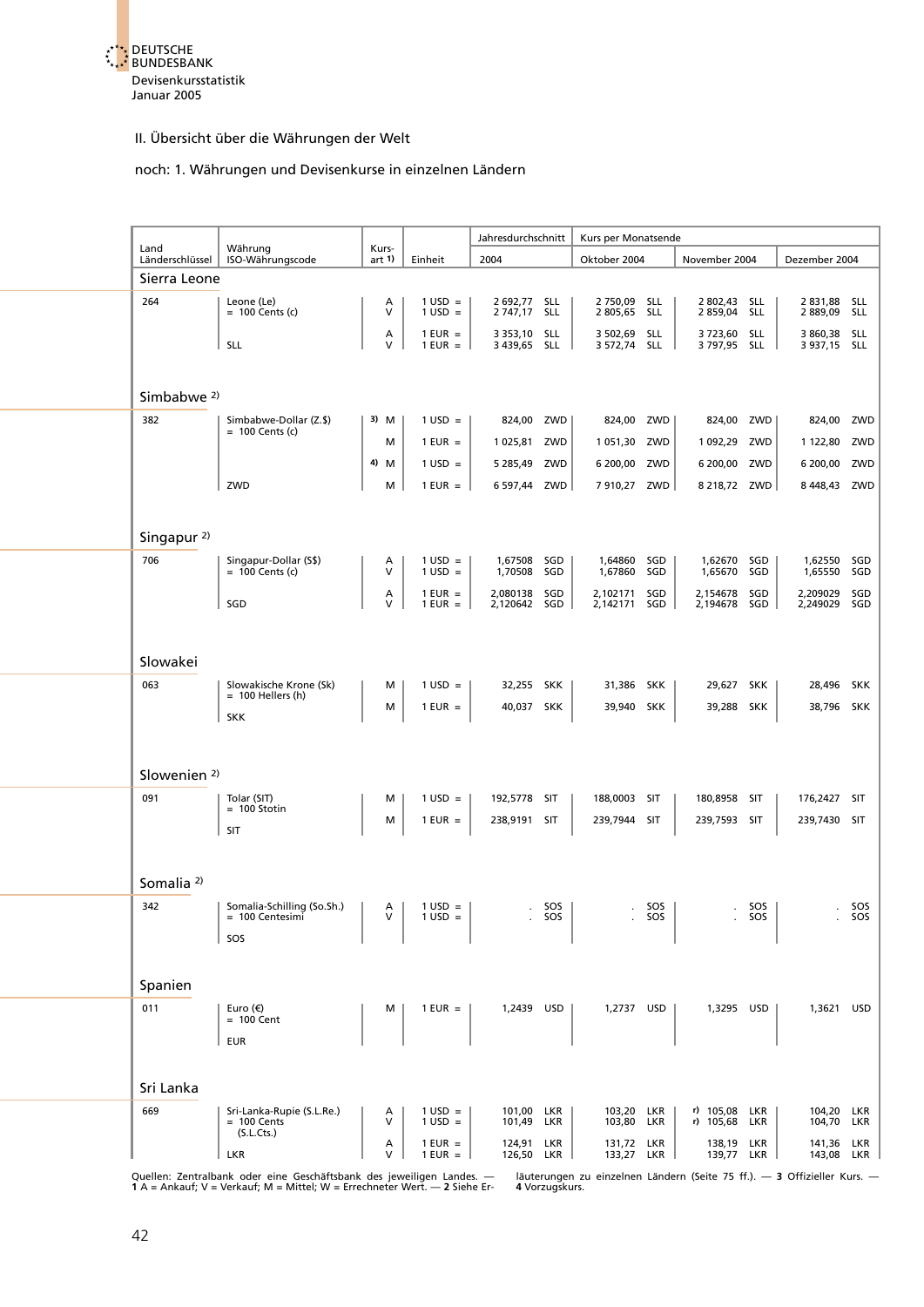## II. Übersicht über die Währungen der Welt

### noch: 1. Währungen und Devisenkurse in einzelnen Ländern

| Land Länderschlüssel | Währung ISO-Währungscode | Kurs-art 1) | Einheit | Jahresdurchschnitt 2004 | | Kurs per Monatsende Oktober 2004 | | November 2004 | | Dezember 2004 | |
|---|---|---|---|---|---|---|---|---|---|---|---|
| **Sierra Leone** | | | | | | | | | | | |
| 264 | Leone (Le) = 100 Cents (c) | A | 1 USD = | 2 692,77 | SLL | 2 750,09 | SLL | 2 802,43 | SLL | 2 831,88 | SLL |
| | | V | 1 USD = | 2 747,17 | SLL | 2 805,65 | SLL | 2 859,04 | SLL | 2 889,09 | SLL |
| | | A | 1 EUR = | 3 353,10 | SLL | 3 502,69 | SLL | 3 723,60 | SLL | 3 860,38 | SLL |
| | SLL | V | 1 EUR = | 3 439,65 | SLL | 3 572,74 | SLL | 3 797,95 | SLL | 3 937,15 | SLL |
| **Simbabwe 2)** | | | | | | | | | | | |
| 382 | Simbabwe-Dollar (Z.$) = 100 Cents (c) | 3) M | 1 USD = | 824,00 | ZWD | 824,00 | ZWD | 824,00 | ZWD | 824,00 | ZWD |
| | | M | 1 EUR = | 1 025,81 | ZWD | 1 051,30 | ZWD | 1 092,29 | ZWD | 1 122,80 | ZWD |
| | | 4) M | 1 USD = | 5 285,49 | ZWD | 6 200,00 | ZWD | 6 200,00 | ZWD | 6 200,00 | ZWD |
| | ZWD | M | 1 EUR = | 6 597,44 | ZWD | 7 910,27 | ZWD | 8 218,72 | ZWD | 8 448,43 | ZWD |
| **Singapur 2)** | | | | | | | | | | | |
| 706 | Singapur-Dollar (S$) = 100 Cents (c) | A | 1 USD = | 1,67508 | SGD | 1,64860 | SGD | 1,62670 | SGD | 1,62550 | SGD |
| | | V | 1 USD = | 1,70508 | SGD | 1,67860 | SGD | 1,65670 | SGD | 1,65550 | SGD |
| | | A | 1 EUR = | 2,080138 | SGD | 2,102171 | SGD | 2,154678 | SGD | 2,209029 | SGD |
| | SGD | V | 1 EUR = | 2,120642 | SGD | 2,142171 | SGD | 2,194678 | SGD | 2,249029 | SGD |
| **Slowakei** | | | | | | | | | | | |
| 063 | Slowakische Krone (Sk) = 100 Hellers (h) | M | 1 USD = | 32,255 | SKK | 31,386 | SKK | 29,627 | SKK | 28,496 | SKK |
| | SKK | M | 1 EUR = | 40,037 | SKK | 39,940 | SKK | 39,288 | SKK | 38,796 | SKK |
| **Slowenien 2)** | | | | | | | | | | | |
| 091 | Tolar (SIT) = 100 Stotin | M | 1 USD = | 192,5778 | SIT | 188,0003 | SIT | 180,8958 | SIT | 176,2427 | SIT |
| | SIT | M | 1 EUR = | 238,9191 | SIT | 239,7944 | SIT | 239,7593 | SIT | 239,7430 | SIT |
| **Somalia 2)** | | | | | | | | | | | |
| 342 | Somalia-Schilling (So.Sh.) = 100 Centesimi | A | 1 USD = | . | SOS | . | SOS | . | SOS | . | SOS |
| | SOS | V | 1 USD = | . | SOS | . | SOS | . | SOS | . | SOS |
| **Spanien** | | | | | | | | | | | |
| 011 | Euro (€) = 100 Cent EUR | M | 1 EUR = | 1,2439 | USD | 1,2737 | USD | 1,3295 | USD | 1,3621 | USD |
| **Sri Lanka** | | | | | | | | | | | |
| 669 | Sri-Lanka-Rupie (S.L.Re.) = 100 Cents (S.L.Cts.) | A | 1 USD = | 101,00 | LKR | 103,20 | LKR | r) 105,08 | LKR | 104,20 | LKR |
| | | V | 1 USD = | 101,49 | LKR | 103,80 | LKR | r) 105,68 | LKR | 104,70 | LKR |
| | | A | 1 EUR = | 124,91 | LKR | 131,72 | LKR | 138,19 | LKR | 141,36 | LKR |
| | LKR | V | 1 EUR = | 126,50 | LKR | 133,27 | LKR | 139,77 | LKR | 143,08 | LKR |

Quellen: Zentralbank oder eine Geschäftsbank des jeweiligen Landes. — **1** A = Ankauf; V = Verkauf; M = Mittel; W = Errechneter Wert. — **2** Siehe Erläuterungen zu einzelnen Ländern (Seite 75 ff.). — **3** Offizieller Kurs. — **4** Vorzugskurs.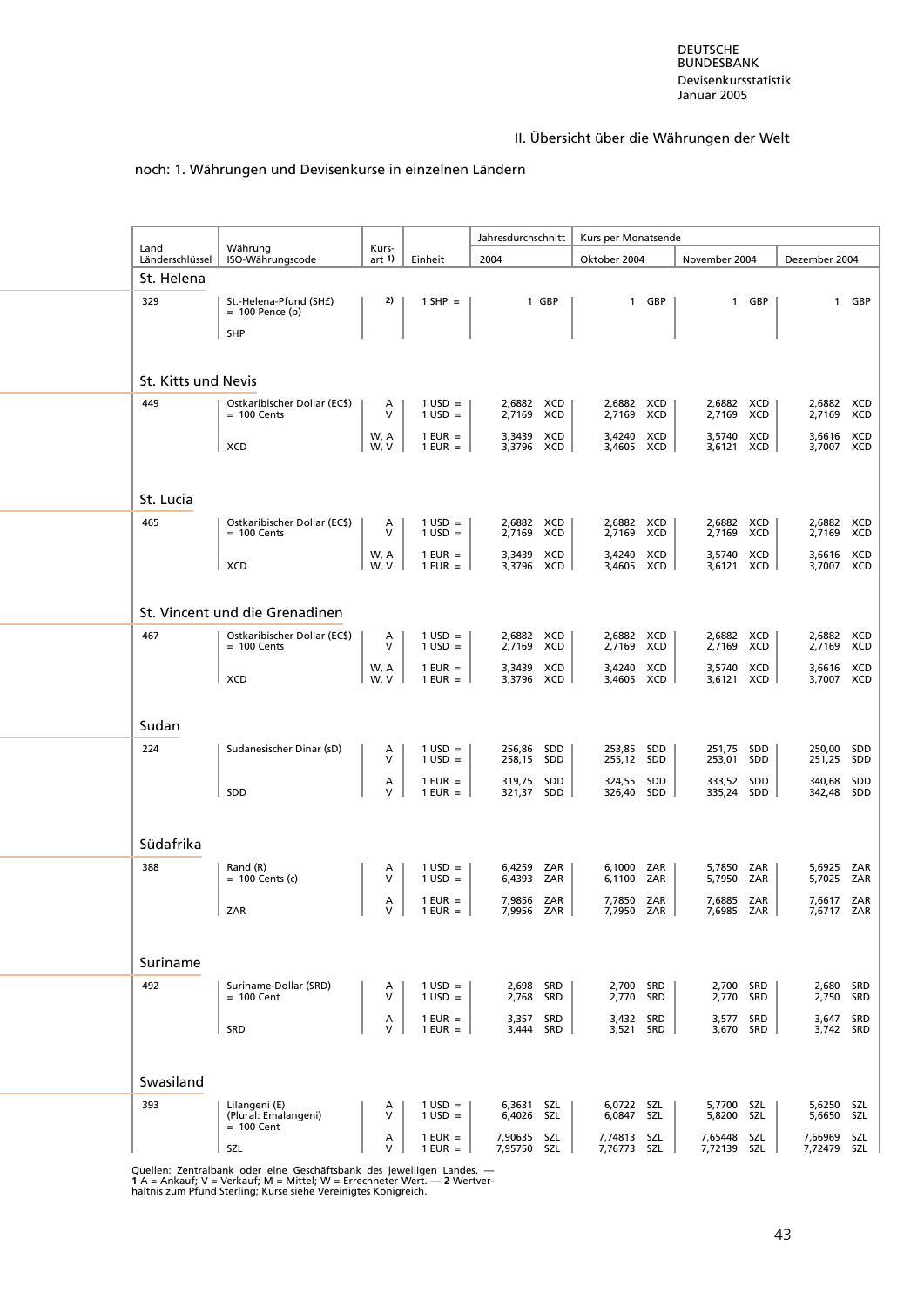DEUTSCHE BUNDESBANK
Devisenkursstatistik
Januar 2005

## II. Übersicht über die Währungen der Welt

### noch: 1. Währungen und Devisenkurse in einzelnen Ländern

| Land Länderschlüssel | Währung ISO-Währungscode | Kurs-art 1) | Einheit | Jahresdurchschnitt 2004 | Kurs per Monatsende Oktober 2004 | November 2004 | Dezember 2004 |
|---|---|---|---|---|---|---|---|
| **St. Helena** | | | | | | | |
| 329 | St.-Helena-Pfund (SH£) = 100 Pence (p) SHP | 2) | 1 SHP = | 1 GBP | 1 GBP | 1 GBP | 1 GBP |
| **St. Kitts und Nevis** | | | | | | | |
| 449 | Ostkaribischer Dollar (EC$) = 100 Cents | A | 1 USD = | 2,6882 XCD | 2,6882 XCD | 2,6882 XCD | 2,6882 XCD |
| | | V | 1 USD = | 2,7169 XCD | 2,7169 XCD | 2,7169 XCD | 2,7169 XCD |
| | XCD | W, A | 1 EUR = | 3,3439 XCD | 3,4240 XCD | 3,5740 XCD | 3,6616 XCD |
| | | W, V | 1 EUR = | 3,3796 XCD | 3,4605 XCD | 3,6121 XCD | 3,7007 XCD |
| **St. Lucia** | | | | | | | |
| 465 | Ostkaribischer Dollar (EC$) = 100 Cents | A | 1 USD = | 2,6882 XCD | 2,6882 XCD | 2,6882 XCD | 2,6882 XCD |
| | | V | 1 USD = | 2,7169 XCD | 2,7169 XCD | 2,7169 XCD | 2,7169 XCD |
| | XCD | W, A | 1 EUR = | 3,3439 XCD | 3,4240 XCD | 3,5740 XCD | 3,6616 XCD |
| | | W, V | 1 EUR = | 3,3796 XCD | 3,4605 XCD | 3,6121 XCD | 3,7007 XCD |
| **St. Vincent und die Grenadinen** | | | | | | | |
| 467 | Ostkaribischer Dollar (EC$) = 100 Cents | A | 1 USD = | 2,6882 XCD | 2,6882 XCD | 2,6882 XCD | 2,6882 XCD |
| | | V | 1 USD = | 2,7169 XCD | 2,7169 XCD | 2,7169 XCD | 2,7169 XCD |
| | XCD | W, A | 1 EUR = | 3,3439 XCD | 3,4240 XCD | 3,5740 XCD | 3,6616 XCD |
| | | W, V | 1 EUR = | 3,3796 XCD | 3,4605 XCD | 3,6121 XCD | 3,7007 XCD |
| **Sudan** | | | | | | | |
| 224 | Sudanesischer Dinar (sD) | A | 1 USD = | 256,86 SDD | 253,85 SDD | 251,75 SDD | 250,00 SDD |
| | | V | 1 USD = | 258,15 SDD | 255,12 SDD | 253,01 SDD | 251,25 SDD |
| | SDD | A | 1 EUR = | 319,75 SDD | 324,55 SDD | 333,52 SDD | 340,68 SDD |
| | | V | 1 EUR = | 321,37 SDD | 326,40 SDD | 335,24 SDD | 342,48 SDD |
| **Südafrika** | | | | | | | |
| 388 | Rand (R) = 100 Cents (c) | A | 1 USD = | 6,4259 ZAR | 6,1000 ZAR | 5,7850 ZAR | 5,6925 ZAR |
| | | V | 1 USD = | 6,4393 ZAR | 6,1100 ZAR | 5,7950 ZAR | 5,7025 ZAR |
| | ZAR | A | 1 EUR = | 7,9856 ZAR | 7,7850 ZAR | 7,6885 ZAR | 7,6617 ZAR |
| | | V | 1 EUR = | 7,9956 ZAR | 7,7950 ZAR | 7,6985 ZAR | 7,6717 ZAR |
| **Suriname** | | | | | | | |
| 492 | Suriname-Dollar (SRD) = 100 Cent | A | 1 USD = | 2,698 SRD | 2,700 SRD | 2,700 SRD | 2,680 SRD |
| | | V | 1 USD = | 2,768 SRD | 2,770 SRD | 2,770 SRD | 2,750 SRD |
| | SRD | A | 1 EUR = | 3,357 SRD | 3,432 SRD | 3,577 SRD | 3,647 SRD |
| | | V | 1 EUR = | 3,444 SRD | 3,521 SRD | 3,670 SRD | 3,742 SRD |
| **Swasiland** | | | | | | | |
| 393 | Lilangeni (E) (Plural: Emalangeni) = 100 Cent | A | 1 USD = | 6,3631 SZL | 6,0722 SZL | 5,7700 SZL | 5,6250 SZL |
| | | V | 1 USD = | 6,4026 SZL | 6,0847 SZL | 5,8200 SZL | 5,6650 SZL |
| | SZL | A | 1 EUR = | 7,90635 SZL | 7,74813 SZL | 7,65448 SZL | 7,66969 SZL |
| | | V | 1 EUR = | 7,95750 SZL | 7,76773 SZL | 7,72139 SZL | 7,72479 SZL |

Quellen: Zentralbank oder eine Geschäftsbank des jeweiligen Landes. — **1** A = Ankauf; V = Verkauf; M = Mittel; W = Errechneter Wert. — **2** Wertverhältnis zum Pfund Sterling; Kurse siehe Vereinigtes Königreich.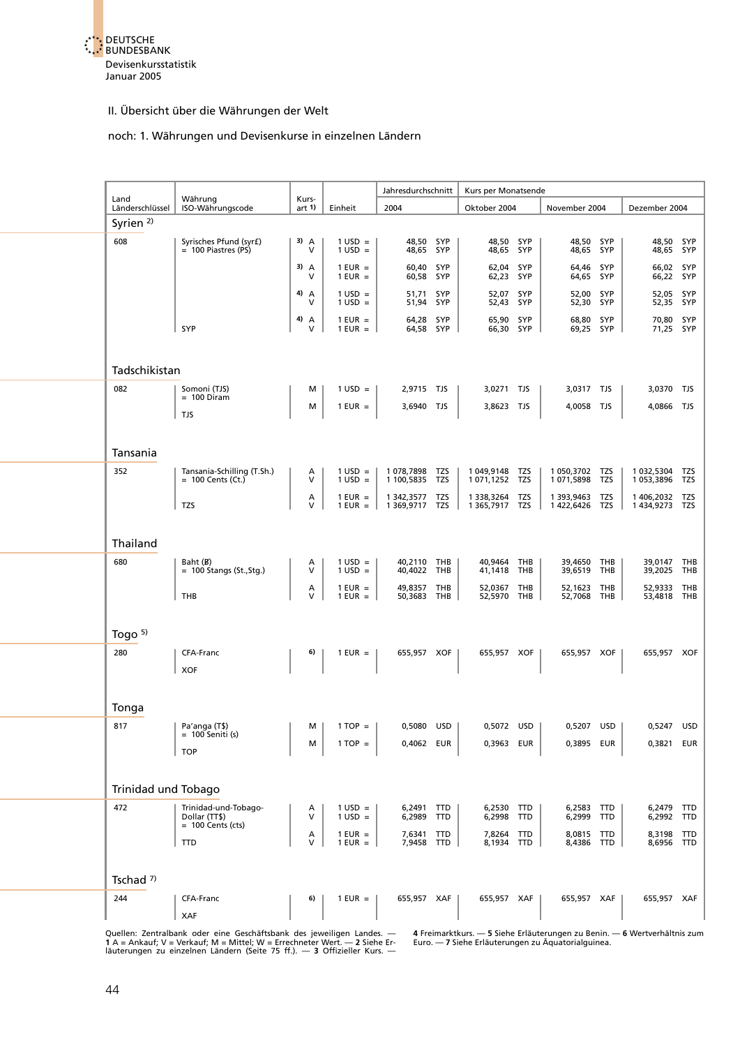II. Übersicht über die Währungen der Welt

noch: 1. Währungen und Devisenkurse in einzelnen Ländern

| Land Länderschlüssel | Währung ISO-Währungscode | Kursart [1] | Einheit | Jahresdurchschnitt 2004 | Kurs per Monatsende Oktober 2004 | November 2004 | Dezember 2004 |
|---|---|---|---|---|---|---|---|
| **Syrien [2]** | | | | | | | |
| 608 | Syrisches Pfund (syr£) = 100 Piastres (PS) | [3] A | 1 USD = | 48,50 SYP | 48,50 SYP | 48,50 SYP | 48,50 SYP |
| | | V | 1 USD = | 48,65 SYP | 48,65 SYP | 48,65 SYP | 48,65 SYP |
| | | [3] A | 1 EUR = | 60,40 SYP | 62,04 SYP | 64,46 SYP | 66,02 SYP |
| | | V | 1 EUR = | 60,58 SYP | 62,23 SYP | 64,65 SYP | 66,22 SYP |
| | | [4] A | 1 USD = | 51,71 SYP | 52,07 SYP | 52,00 SYP | 52,05 SYP |
| | | V | 1 USD = | 51,94 SYP | 52,43 SYP | 52,30 SYP | 52,35 SYP |
| | | [4] A | 1 EUR = | 64,28 SYP | 65,90 SYP | 68,80 SYP | 70,80 SYP |
| | SYP | V | 1 EUR = | 64,58 SYP | 66,30 SYP | 69,25 SYP | 71,25 SYP |
| **Tadschikistan** | | | | | | | |
| 082 | Somoni (TJS) = 100 Diram | M | 1 USD = | 2,9715 TJS | 3,0271 TJS | 3,0317 TJS | 3,0370 TJS |
| | TJS | M | 1 EUR = | 3,6940 TJS | 3,8623 TJS | 4,0058 TJS | 4,0866 TJS |
| **Tansania** | | | | | | | |
| 352 | Tansania-Schilling (T.Sh.) = 100 Cents (Ct.) | A | 1 USD = | 1 078,7898 TZS | 1 049,9148 TZS | 1 050,3702 TZS | 1 032,5304 TZS |
| | | V | 1 USD = | 1 100,5835 TZS | 1 071,1252 TZS | 1 071,5898 TZS | 1 053,3896 TZS |
| | | A | 1 EUR = | 1 342,3577 TZS | 1 338,3264 TZS | 1 393,9463 TZS | 1 406,2032 TZS |
| | TZS | V | 1 EUR = | 1 369,9717 TZS | 1 365,7917 TZS | 1 422,6426 TZS | 1 434,9273 TZS |
| **Thailand** | | | | | | | |
| 680 | Baht (฿) = 100 Stangs (St.,Stg.) | A | 1 USD = | 40,2110 THB | 40,9464 THB | 39,4650 THB | 39,0147 THB |
| | | V | 1 USD = | 40,4022 THB | 41,1418 THB | 39,6519 THB | 39,2025 THB |
| | | A | 1 EUR = | 49,8357 THB | 52,0367 THB | 52,1623 THB | 52,9333 THB |
| | THB | V | 1 EUR = | 50,3683 THB | 52,5970 THB | 52,7068 THB | 53,4818 THB |
| **Togo [5]** | | | | | | | |
| 280 | CFA-Franc XOF | [6] | 1 EUR = | 655,957 XOF | 655,957 XOF | 655,957 XOF | 655,957 XOF |
| **Tonga** | | | | | | | |
| 817 | Pa'anga (T$) = 100 Seniti (s) | M | 1 TOP = | 0,5080 USD | 0,5072 USD | 0,5207 USD | 0,5247 USD |
| | TOP | M | 1 TOP = | 0,4062 EUR | 0,3963 EUR | 0,3895 EUR | 0,3821 EUR |
| **Trinidad und Tobago** | | | | | | | |
| 472 | Trinidad-und-Tobago-Dollar (TT$) = 100 Cents (cts) | A | 1 USD = | 6,2491 TTD | 6,2530 TTD | 6,2583 TTD | 6,2479 TTD |
| | | V | 1 USD = | 6,2989 TTD | 6,2998 TTD | 6,2999 TTD | 6,2992 TTD |
| | | A | 1 EUR = | 7,6341 TTD | 7,8264 TTD | 8,0815 TTD | 8,3198 TTD |
| | TTD | V | 1 EUR = | 7,9458 TTD | 8,1934 TTD | 8,4386 TTD | 8,6956 TTD |
| **Tschad [7]** | | | | | | | |
| 244 | CFA-Franc XAF | [6] | 1 EUR = | 655,957 XAF | 655,957 XAF | 655,957 XAF | 655,957 XAF |

Quellen: Zentralbank oder eine Geschäftsbank des jeweiligen Landes. — 1 A = Ankauf; V = Verkauf; M = Mittel; W = Errechneter Wert. — 2 Siehe Erläuterungen zu einzelnen Ländern (Seite 75 ff.). — 3 Offizieller Kurs. — 4 Freimarktkurs. — 5 Siehe Erläuterungen zu Benin. — 6 Wertverhältnis zum Euro. — 7 Siehe Erläuterungen zu Äquatorialguinea.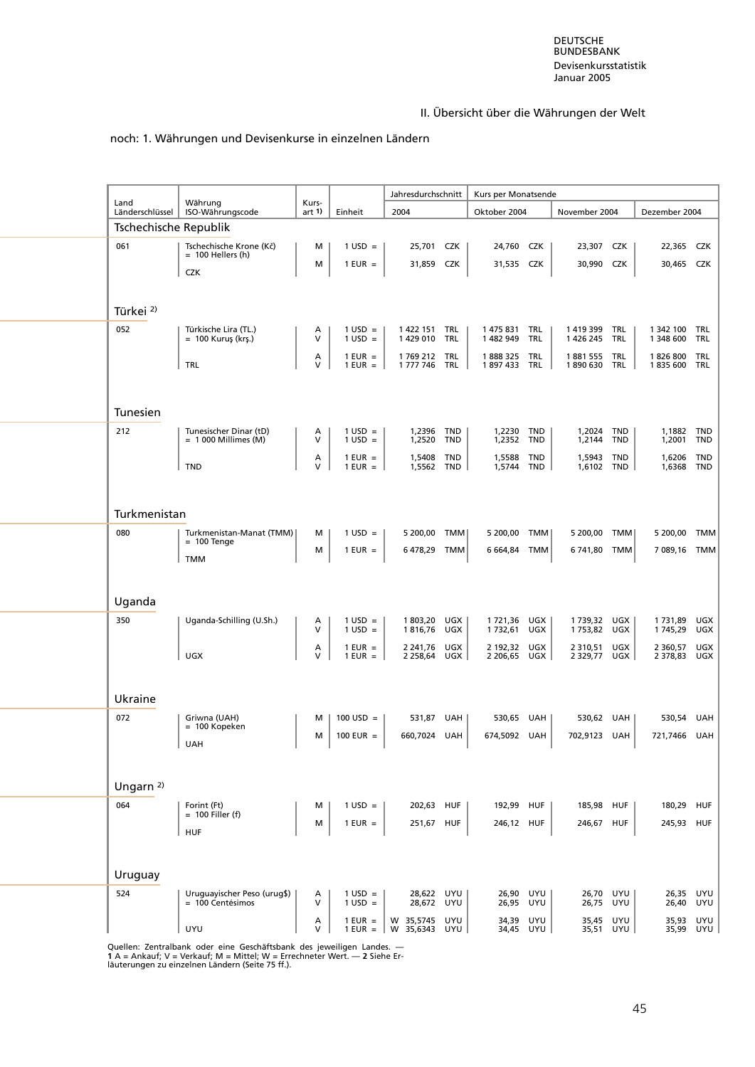## II. Übersicht über die Währungen der Welt

noch: 1. Währungen und Devisenkurse in einzelnen Ländern

| Land<br>Länderschlüssel | Währung<br>ISO-Währungscode | Kursart 1) | Einheit | Jahresdurchschnitt 2004 | | Kurs per Monatsende Oktober 2004 | | November 2004 | | Dezember 2004 | |
|---|---|---|---|---|---|---|---|---|---|---|---|
| **Tschechische Republik** | | | | | | | | | | | |
| 061 | Tschechische Krone (Kč) = 100 Hellers (h) | M | 1 USD = | 25,701 | CZK | 24,760 | CZK | 23,307 | CZK | 22,365 | CZK |
| | CZK | M | 1 EUR = | 31,859 | CZK | 31,535 | CZK | 30,990 | CZK | 30,465 | CZK |
| **Türkei 2)** | | | | | | | | | | | |
| 052 | Türkische Lira (TL.) = 100 Kuruş (krş.) | A | 1 USD = | 1 422 151 | TRL | 1 475 831 | TRL | 1 419 399 | TRL | 1 342 100 | TRL |
| | | V | 1 USD = | 1 429 010 | TRL | 1 482 949 | TRL | 1 426 245 | TRL | 1 348 600 | TRL |
| | | A | 1 EUR = | 1 769 212 | TRL | 1 888 325 | TRL | 1 881 555 | TRL | 1 826 800 | TRL |
| | TRL | V | 1 EUR = | 1 777 746 | TRL | 1 897 433 | TRL | 1 890 630 | TRL | 1 835 600 | TRL |
| **Tunesien** | | | | | | | | | | | |
| 212 | Tunesischer Dinar (tD) = 1 000 Millimes (M) | A | 1 USD = | 1,2396 | TND | 1,2230 | TND | 1,2024 | TND | 1,1882 | TND |
| | | V | 1 USD = | 1,2520 | TND | 1,2352 | TND | 1,2144 | TND | 1,2001 | TND |
| | | A | 1 EUR = | 1,5408 | TND | 1,5588 | TND | 1,5943 | TND | 1,6206 | TND |
| | TND | V | 1 EUR = | 1,5562 | TND | 1,5744 | TND | 1,6102 | TND | 1,6368 | TND |
| **Turkmenistan** | | | | | | | | | | | |
| 080 | Turkmenistan-Manat (TMM) = 100 Tenge | M | 1 USD = | 5 200,00 | TMM | 5 200,00 | TMM | 5 200,00 | TMM | 5 200,00 | TMM |
| | TMM | M | 1 EUR = | 6 478,29 | TMM | 6 664,84 | TMM | 6 741,80 | TMM | 7 089,16 | TMM |
| **Uganda** | | | | | | | | | | | |
| 350 | Uganda-Schilling (U.Sh.) | A | 1 USD = | 1 803,20 | UGX | 1 721,36 | UGX | 1 739,32 | UGX | 1 731,89 | UGX |
| | | V | 1 USD = | 1 816,76 | UGX | 1 732,61 | UGX | 1 753,82 | UGX | 1 745,29 | UGX |
| | | A | 1 EUR = | 2 241,76 | UGX | 2 192,32 | UGX | 2 310,51 | UGX | 2 360,57 | UGX |
| | UGX | V | 1 EUR = | 2 258,64 | UGX | 2 206,65 | UGX | 2 329,77 | UGX | 2 378,83 | UGX |
| **Ukraine** | | | | | | | | | | | |
| 072 | Griwna (UAH) = 100 Kopeken | M | 100 USD = | 531,87 | UAH | 530,65 | UAH | 530,62 | UAH | 530,54 | UAH |
| | UAH | M | 100 EUR = | 660,7024 | UAH | 674,5092 | UAH | 702,9123 | UAH | 721,7466 | UAH |
| **Ungarn 2)** | | | | | | | | | | | |
| 064 | Forint (Ft) = 100 Filler (f) | M | 1 USD = | 202,63 | HUF | 192,99 | HUF | 185,98 | HUF | 180,29 | HUF |
| | HUF | M | 1 EUR = | 251,67 | HUF | 246,12 | HUF | 246,67 | HUF | 245,93 | HUF |
| **Uruguay** | | | | | | | | | | | |
| 524 | Uruguayischer Peso (urug$) = 100 Centésimos | A | 1 USD = | 28,622 | UYU | 26,90 | UYU | 26,70 | UYU | 26,35 | UYU |
| | | V | 1 USD = | 28,672 | UYU | 26,95 | UYU | 26,75 | UYU | 26,40 | UYU |
| | | A | 1 EUR = | W 35,5745 | UYU | 34,39 | UYU | 35,45 | UYU | 35,93 | UYU |
| | UYU | V | 1 EUR = | W 35,6343 | UYU | 34,45 | UYU | 35,51 | UYU | 35,99 | UYU |

Quellen: Zentralbank oder eine Geschäftsbank des jeweiligen Landes. — **1** A = Ankauf; V = Verkauf; M = Mittel; W = Errechneter Wert. — **2** Siehe Erläuterungen zu einzelnen Ländern (Seite 75 ff.).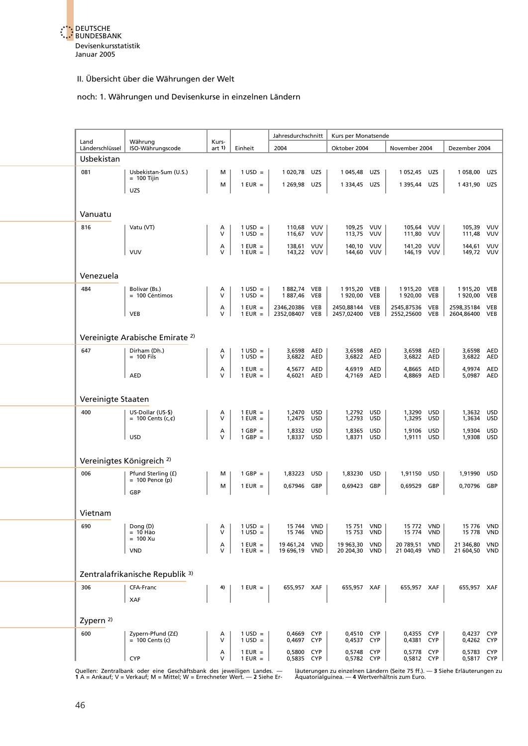## II. Übersicht über die Währungen der Welt

### noch: 1. Währungen und Devisenkurse in einzelnen Ländern

| Land Länderschlüssel | Währung ISO-Währungscode | Kurs-art [1] | Einheit | Jahresdurchschnitt 2004 | | Kurs per Monatsende Oktober 2004 | | November 2004 | | Dezember 2004 | |
|---|---|---|---|---|---|---|---|---|---|---|---|
| **Usbekistan** | | | | | | | | | | | |
| 081 | Usbekistan-Sum (U.S.) = 100 Tijin | M | 1 USD = | 1 020,78 | UZS | 1 045,48 | UZS | 1 052,45 | UZS | 1 058,00 | UZS |
| | UZS | M | 1 EUR = | 1 269,98 | UZS | 1 334,45 | UZS | 1 395,44 | UZS | 1 431,90 | UZS |
| **Vanuatu** | | | | | | | | | | | |
| 816 | Vatu (VT) | A | 1 USD = | 110,68 | VUV | 109,25 | VUV | 105,64 | VUV | 105,39 | VUV |
| | | V | 1 USD = | 116,67 | VUV | 113,75 | VUV | 111,80 | VUV | 111,48 | VUV |
| | | A | 1 EUR = | 138,61 | VUV | 140,10 | VUV | 141,20 | VUV | 144,61 | VUV |
| | VUV | V | 1 EUR = | 143,22 | VUV | 144,60 | VUV | 146,19 | VUV | 149,72 | VUV |
| **Venezuela** | | | | | | | | | | | |
| 484 | Bolívar (Bs.) = 100 Céntimos | A | 1 USD = | 1 882,74 | VEB | 1 915,20 | VEB | 1 915,20 | VEB | 1 915,20 | VEB |
| | | V | 1 USD = | 1 887,46 | VEB | 1 920,00 | VEB | 1 920,00 | VEB | 1 920,00 | VEB |
| | | A | 1 EUR = | 2346,20386 | VEB | 2450,88144 | VEB | 2545,87536 | VEB | 2598,35184 | VEB |
| | VEB | V | 1 EUR = | 2352,08407 | VEB | 2457,02400 | VEB | 2552,25600 | VEB | 2604,86400 | VEB |
| **Vereinigte Arabische Emirate** [2] | | | | | | | | | | | |
| 647 | Dirham (Dh.) = 100 Fils | A | 1 USD = | 3,6598 | AED | 3,6598 | AED | 3,6598 | AED | 3,6598 | AED |
| | | V | 1 USD = | 3,6822 | AED | 3,6822 | AED | 3,6822 | AED | 3,6822 | AED |
| | | A | 1 EUR = | 4,5677 | AED | 4,6919 | AED | 4,8665 | AED | 4,9974 | AED |
| | AED | V | 1 EUR = | 4,6021 | AED | 4,7169 | AED | 4,8869 | AED | 5,0987 | AED |
| **Vereinigte Staaten** | | | | | | | | | | | |
| 400 | US-Dollar (US-$) = 100 Cents (c,¢) | A | 1 EUR = | 1,2470 | USD | 1,2792 | USD | 1,3290 | USD | 1,3632 | USD |
| | | V | 1 EUR = | 1,2475 | USD | 1,2793 | USD | 1,3295 | USD | 1,3634 | USD |
| | | A | 1 GBP = | 1,8332 | USD | 1,8365 | USD | 1,9106 | USD | 1,9304 | USD |
| | USD | V | 1 GBP = | 1,8337 | USD | 1,8371 | USD | 1,9111 | USD | 1,9308 | USD |
| **Vereinigtes Königreich** [2] | | | | | | | | | | | |
| 006 | Pfund Sterling (£) = 100 Pence (p) | M | 1 GBP = | 1,83223 | USD | 1,83230 | USD | 1,91150 | USD | 1,91990 | USD |
| | GBP | M | 1 EUR = | 0,67946 | GBP | 0,69423 | GBP | 0,69529 | GBP | 0,70796 | GBP |
| **Vietnam** | | | | | | | | | | | |
| 690 | Dong (D) = 10 Hào = 100 Xu | A | 1 USD = | 15 744 | VND | 15 751 | VND | 15 772 | VND | 15 776 | VND |
| | | V | 1 USD = | 15 746 | VND | 15 753 | VND | 15 774 | VND | 15 778 | VND |
| | | A | 1 EUR = | 19 461,24 | VND | 19 963,30 | VND | 20 789,51 | VND | 21 346,80 | VND |
| | VND | V | 1 EUR = | 19 696,19 | VND | 20 204,30 | VND | 21 040,49 | VND | 21 604,50 | VND |
| **Zentralafrikanische Republik** [3] | | | | | | | | | | | |
| 306 | CFA-Franc | [4] | 1 EUR = | 655,957 | XAF | 655,957 | XAF | 655,957 | XAF | 655,957 | XAF |
| | XAF | | | | | | | | | | |
| **Zypern** [2] | | | | | | | | | | | |
| 600 | Zypern-Pfund (Z£) = 100 Cents (c) | A | 1 USD = | 0,4669 | CYP | 0,4510 | CYP | 0,4355 | CYP | 0,4237 | CYP |
| | | V | 1 USD = | 0,4697 | CYP | 0,4537 | CYP | 0,4381 | CYP | 0,4262 | CYP |
| | | A | 1 EUR = | 0,5800 | CYP | 0,5748 | CYP | 0,5778 | CYP | 0,5783 | CYP |
| | CYP | V | 1 EUR = | 0,5835 | CYP | 0,5782 | CYP | 0,5812 | CYP | 0,5817 | CYP |

Quellen: Zentralbank oder eine Geschäftsbank des jeweiligen Landes. — **1** A = Ankauf; V = Verkauf; M = Mittel; W = Errechneter Wert. — **2** Siehe Erläuterungen zu einzelnen Ländern (Seite 75 ff.). — **3** Siehe Erläuterungen zu Äquatorialguinea. — **4** Wertverhältnis zum Euro.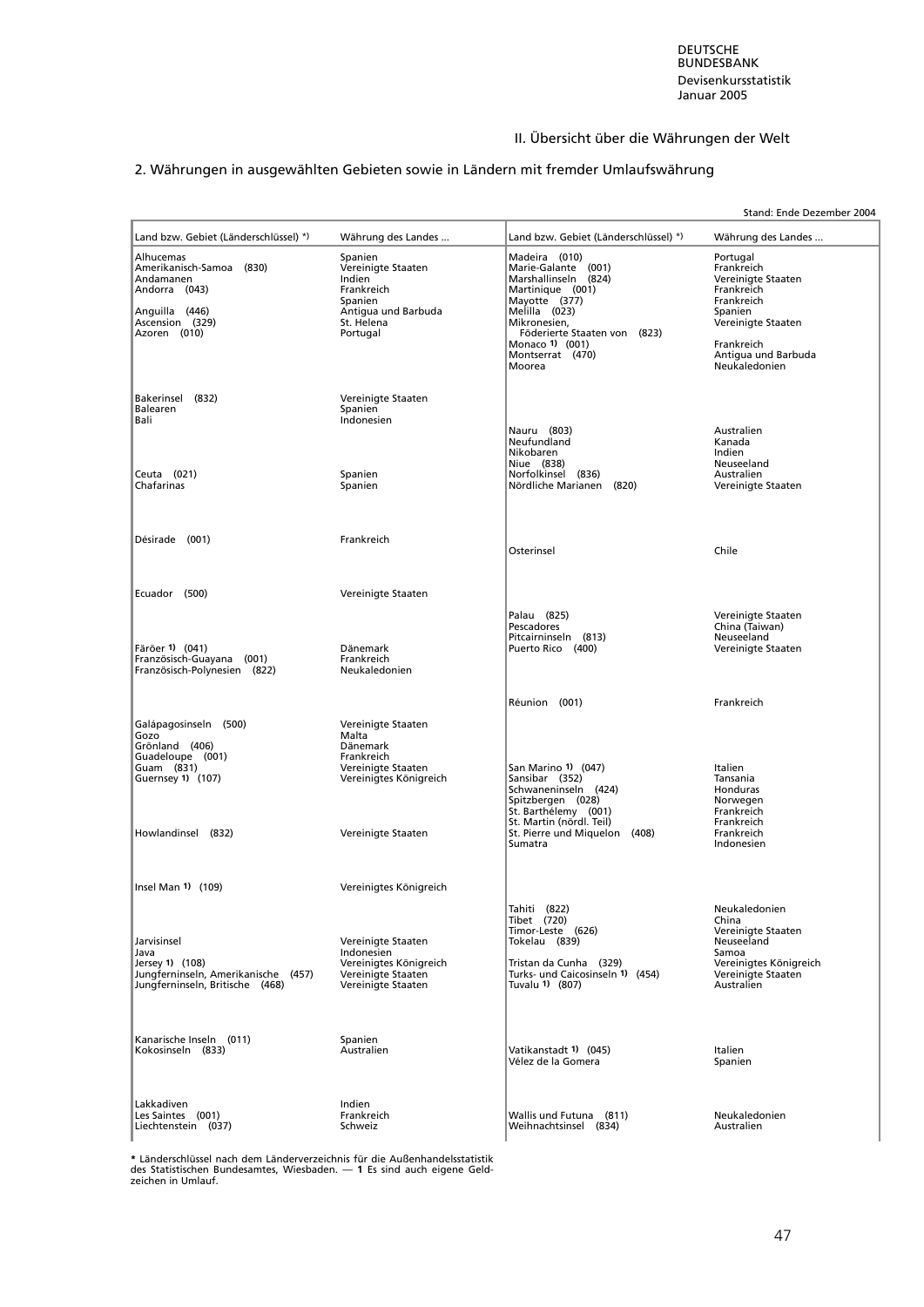## II. Übersicht über die Währungen der Welt

### 2. Währungen in ausgewählten Gebieten sowie in Ländern mit fremder Umlaufswährung

Stand: Ende Dezember 2004

| Land bzw. Gebiet (Länderschlüssel) *) | Währung des Landes ... | Land bzw. Gebiet (Länderschlüssel) *) | Währung des Landes ... |
|---|---|---|---|
| Alhucemas | Spanien | Madeira (010) | Portugal |
| Amerikanisch-Samoa (830) | Vereinigte Staaten | Marie-Galante (001) | Frankreich |
| Andamanen | Indien | Marshallinseln (824) | Vereinigte Staaten |
| Andorra (043) | Frankreich | Martinique (001) | Frankreich |
| | Spanien | Mayotte (377) | Frankreich |
| Anguilla (446) | Antigua und Barbuda | Melilla (023) | Spanien |
| Ascension (329) | St. Helena | Mikronesien, Föderierte Staaten von (823) | Vereinigte Staaten |
| Azoren (010) | Portugal | Monaco 1) (001) | Frankreich |
| | | Montserrat (470) | Antigua und Barbuda |
| | | Moorea | Neukaledonien |
| Bakerinsel (832) | Vereinigte Staaten | | |
| Balearen | Spanien | | |
| Bali | Indonesien | | |
| | | Nauru (803) | Australien |
| | | Neufundland | Kanada |
| | | Nikobaren | Indien |
| | | Niue (838) | Neuseeland |
| Ceuta (021) | Spanien | Norfolkinsel (836) | Australien |
| Chafarinas | Spanien | Nördliche Marianen (820) | Vereinigte Staaten |
| Désirade (001) | Frankreich | | |
| | | Osterinsel | Chile |
| Ecuador (500) | Vereinigte Staaten | | |
| | | Palau (825) | Vereinigte Staaten |
| | | Pescadores | China (Taiwan) |
| | | Pitcairninseln (813) | Neuseeland |
| Färöer 1) (041) | Dänemark | Puerto Rico (400) | Vereinigte Staaten |
| Französisch-Guayana (001) | Frankreich | | |
| Französisch-Polynesien (822) | Neukaledonien | | |
| | | Réunion (001) | Frankreich |
| Galápagosinseln (500) | Vereinigte Staaten | | |
| Gozo | Malta | | |
| Grönland (406) | Dänemark | | |
| Guadeloupe (001) | Frankreich | | |
| Guam (831) | Vereinigte Staaten | San Marino 1) (047) | Italien |
| Guernsey 1) (107) | Vereinigtes Königreich | Sansibar (352) | Tansania |
| | | Schwaneninseln (424) | Honduras |
| | | Spitzbergen (028) | Norwegen |
| | | St. Barthélemy (001) | Frankreich |
| | | St. Martin (nördl. Teil) | Frankreich |
| Howlandinsel (832) | Vereinigte Staaten | St. Pierre und Miquelon (408) | Frankreich |
| | | Sumatra | Indonesien |
| Insel Man 1) (109) | Vereinigtes Königreich | | |
| | | Tahiti (822) | Neukaledonien |
| | | Tibet (720) | China |
| | | Timor-Leste (626) | Vereinigte Staaten |
| Jarvisinsel | Vereinigte Staaten | Tokelau (839) | Neuseeland |
| Java | Indonesien | | Samoa |
| Jersey 1) (108) | Vereinigtes Königreich | Tristan da Cunha (329) | Vereinigtes Königreich |
| Jungferninseln, Amerikanische (457) | Vereinigte Staaten | Turks- und Caicosinseln 1) (454) | Vereinigte Staaten |
| Jungferninseln, Britische (468) | Vereinigte Staaten | Tuvalu 1) (807) | Australien |
| Kanarische Inseln (011) | Spanien | | |
| Kokosinseln (833) | Australien | Vatikanstadt 1) (045) | Italien |
| | | Vélez de la Gomera | Spanien |
| Lakkadiven | Indien | | |
| Les Saintes (001) | Frankreich | Wallis und Futuna (811) | Neukaledonien |
| Liechtenstein (037) | Schweiz | Weihnachtsinsel (834) | Australien |

**\*** Länderschlüssel nach dem Länderverzeichnis für die Außenhandelsstatistik des Statistischen Bundesamtes, Wiesbaden. — **1** Es sind auch eigene Geldzeichen in Umlauf.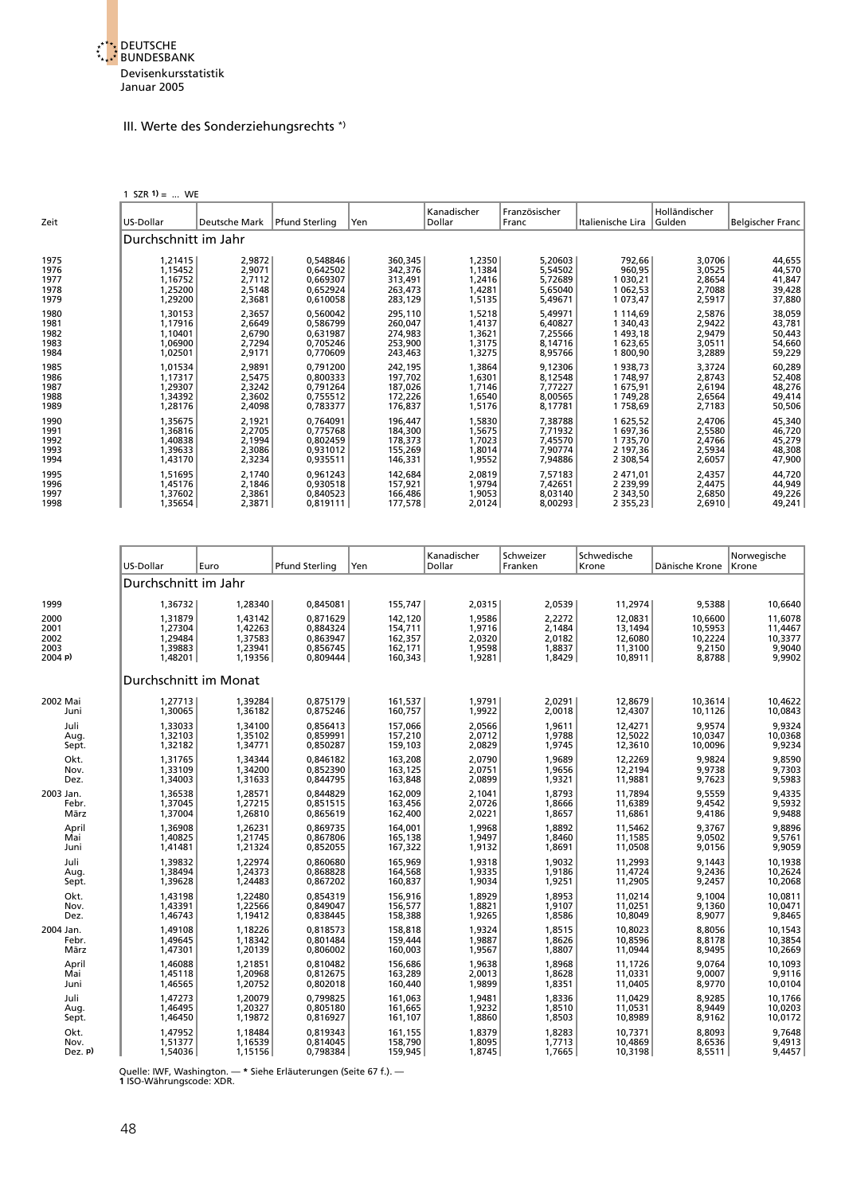## III. Werte des Sonderziehungsrechts *)

1 SZR 1) = ... WE

| Zeit | US-Dollar | Deutsche Mark | Pfund Sterling | Yen | Kanadischer Dollar | Französischer Franc | Italienische Lira | Holländischer Gulden | Belgischer Franc |
|---|---|---|---|---|---|---|---|---|---|
| | Durchschnitt im Jahr | | | | | | | | |
| 1975 | 1,21415 | 2,9872 | 0,548846 | 360,345 | 1,2350 | 5,20603 | 792,66 | 3,0706 | 44,655 |
| 1976 | 1,15452 | 2,9071 | 0,642502 | 342,376 | 1,1384 | 5,54502 | 960,95 | 3,0525 | 44,570 |
| 1977 | 1,16752 | 2,7112 | 0,669307 | 313,491 | 1,2416 | 5,72689 | 1 030,21 | 2,8654 | 41,847 |
| 1978 | 1,25200 | 2,5148 | 0,652924 | 263,473 | 1,4281 | 5,65040 | 1 062,53 | 2,7088 | 39,428 |
| 1979 | 1,29200 | 2,3681 | 0,610058 | 283,129 | 1,5135 | 5,49671 | 1 073,47 | 2,5917 | 37,880 |
| 1980 | 1,30153 | 2,3657 | 0,560042 | 295,110 | 1,5218 | 5,49971 | 1 114,69 | 2,5876 | 38,059 |
| 1981 | 1,17916 | 2,6649 | 0,586799 | 260,047 | 1,4137 | 6,40827 | 1 340,43 | 2,9422 | 43,781 |
| 1982 | 1,10401 | 2,6790 | 0,631987 | 274,983 | 1,3621 | 7,25566 | 1 493,18 | 2,9479 | 50,443 |
| 1983 | 1,06900 | 2,7294 | 0,705246 | 253,900 | 1,3175 | 8,14716 | 1 623,65 | 3,0511 | 54,660 |
| 1984 | 1,02501 | 2,9171 | 0,770609 | 243,463 | 1,3275 | 8,95766 | 1 800,90 | 3,2889 | 59,229 |
| 1985 | 1,01534 | 2,9891 | 0,791200 | 242,195 | 1,3864 | 9,12306 | 1 938,73 | 3,3724 | 60,289 |
| 1986 | 1,17317 | 2,5475 | 0,800333 | 197,702 | 1,6301 | 8,12548 | 1 748,97 | 2,8743 | 52,408 |
| 1987 | 1,29307 | 2,3242 | 0,791264 | 187,026 | 1,7146 | 7,77227 | 1 675,91 | 2,6194 | 48,276 |
| 1988 | 1,34392 | 2,3602 | 0,755512 | 172,226 | 1,6540 | 8,00565 | 1 749,28 | 2,6564 | 49,414 |
| 1989 | 1,28176 | 2,4098 | 0,783377 | 176,837 | 1,5176 | 8,17781 | 1 758,69 | 2,7183 | 50,506 |
| 1990 | 1,35675 | 2,1921 | 0,764091 | 196,447 | 1,5830 | 7,38788 | 1 625,52 | 2,4706 | 45,340 |
| 1991 | 1,36816 | 2,2705 | 0,775768 | 184,300 | 1,5675 | 7,71932 | 1 697,36 | 2,5580 | 46,720 |
| 1992 | 1,40838 | 2,1994 | 0,802459 | 178,373 | 1,7023 | 7,45570 | 1 735,70 | 2,4766 | 45,279 |
| 1993 | 1,39633 | 2,3086 | 0,931012 | 155,269 | 1,8014 | 7,90774 | 2 197,36 | 2,5934 | 48,308 |
| 1994 | 1,43170 | 2,3234 | 0,935511 | 146,331 | 1,9552 | 7,94886 | 2 308,54 | 2,6057 | 47,900 |
| 1995 | 1,51695 | 2,1740 | 0,961243 | 142,684 | 2,0819 | 7,57183 | 2 471,01 | 2,4357 | 44,720 |
| 1996 | 1,45176 | 2,1846 | 0,930518 | 157,921 | 1,9794 | 7,42651 | 2 239,99 | 2,4475 | 44,949 |
| 1997 | 1,37602 | 2,3861 | 0,840523 | 166,486 | 1,9053 | 8,03140 | 2 343,50 | 2,6850 | 49,226 |
| 1998 | 1,35654 | 2,3871 | 0,819111 | 177,578 | 2,0124 | 8,00293 | 2 355,23 | 2,6910 | 49,241 |

| Zeit | US-Dollar | Euro | Pfund Sterling | Yen | Kanadischer Dollar | Schweizer Franken | Schwedische Krone | Dänische Krone | Norwegische Krone |
|---|---|---|---|---|---|---|---|---|---|
| | Durchschnitt im Jahr | | | | | | | | |
| 1999 | 1,36732 | 1,28340 | 0,845081 | 155,747 | 2,0315 | 2,0539 | 11,2974 | 9,5388 | 10,6640 |
| 2000 | 1,31879 | 1,43142 | 0,871629 | 142,120 | 1,9586 | 2,2272 | 12,0831 | 10,6600 | 11,6078 |
| 2001 | 1,27304 | 1,42263 | 0,884324 | 154,711 | 1,9716 | 2,1484 | 13,1494 | 10,5953 | 11,4467 |
| 2002 | 1,29484 | 1,37583 | 0,863947 | 162,357 | 2,0320 | 2,0182 | 12,6080 | 10,2224 | 10,3377 |
| 2003 | 1,39883 | 1,23941 | 0,856745 | 162,171 | 1,9598 | 1,8837 | 11,3100 | 9,2150 | 9,9040 |
| 2004 p) | 1,48201 | 1,19356 | 0,809444 | 160,343 | 1,9281 | 1,8429 | 10,8911 | 8,8788 | 9,9902 |
| | Durchschnitt im Monat | | | | | | | | |
| 2002 Mai | 1,27713 | 1,39284 | 0,875179 | 161,537 | 1,9791 | 2,0291 | 12,8679 | 10,3614 | 10,4622 |
| Juni | 1,30065 | 1,36182 | 0,875246 | 160,757 | 1,9922 | 2,0018 | 12,4307 | 10,1126 | 10,0843 |
| Juli | 1,33033 | 1,34100 | 0,856413 | 157,066 | 2,0566 | 1,9611 | 12,4271 | 9,9574 | 9,9324 |
| Aug. | 1,32103 | 1,35102 | 0,859991 | 157,210 | 2,0712 | 1,9788 | 12,5022 | 10,0347 | 10,0368 |
| Sept. | 1,32182 | 1,34771 | 0,850287 | 159,103 | 2,0829 | 1,9745 | 12,3610 | 10,0096 | 9,9234 |
| Okt. | 1,31765 | 1,34344 | 0,846182 | 163,208 | 2,0790 | 1,9689 | 12,2269 | 9,9824 | 9,8590 |
| Nov. | 1,33109 | 1,34200 | 0,852390 | 163,125 | 2,0751 | 1,9656 | 12,2194 | 9,9738 | 9,7303 |
| Dez. | 1,34003 | 1,31633 | 0,844795 | 163,848 | 2,0899 | 1,9321 | 11,9881 | 9,7623 | 9,5983 |
| 2003 Jan. | 1,36538 | 1,28571 | 0,844829 | 162,009 | 2,1041 | 1,8793 | 11,7894 | 9,5559 | 9,4335 |
| Febr. | 1,37045 | 1,27215 | 0,851515 | 163,456 | 2,0726 | 1,8666 | 11,6389 | 9,4542 | 9,5932 |
| März | 1,37004 | 1,26810 | 0,865619 | 162,400 | 2,0221 | 1,8657 | 11,6861 | 9,4186 | 9,9488 |
| April | 1,36908 | 1,26231 | 0,869735 | 164,001 | 1,9968 | 1,8892 | 11,5462 | 9,3767 | 9,8896 |
| Mai | 1,40825 | 1,21745 | 0,867806 | 165,138 | 1,9497 | 1,8460 | 11,1585 | 9,0502 | 9,5761 |
| Juni | 1,41481 | 1,21324 | 0,852055 | 167,322 | 1,9132 | 1,8691 | 11,0508 | 9,0156 | 9,9059 |
| Juli | 1,39832 | 1,22974 | 0,860680 | 165,969 | 1,9318 | 1,9032 | 11,2993 | 9,1443 | 10,1938 |
| Aug. | 1,38494 | 1,24373 | 0,868828 | 164,568 | 1,9335 | 1,9186 | 11,4724 | 9,2436 | 10,2624 |
| Sept. | 1,39628 | 1,24483 | 0,867202 | 160,837 | 1,9034 | 1,9251 | 11,2905 | 9,2457 | 10,2068 |
| Okt. | 1,43198 | 1,22480 | 0,854319 | 156,916 | 1,8929 | 1,8953 | 11,0214 | 9,1004 | 10,0811 |
| Nov. | 1,43391 | 1,22566 | 0,849047 | 156,577 | 1,8821 | 1,9107 | 11,0251 | 9,1360 | 10,0471 |
| Dez. | 1,46743 | 1,19412 | 0,838445 | 158,388 | 1,9265 | 1,8586 | 10,8049 | 8,9077 | 9,8465 |
| 2004 Jan. | 1,49108 | 1,18226 | 0,818573 | 158,818 | 1,9324 | 1,8515 | 10,8023 | 8,8056 | 10,1543 |
| Febr. | 1,49645 | 1,18342 | 0,801484 | 159,444 | 1,9887 | 1,8626 | 10,8596 | 8,8178 | 10,3854 |
| März | 1,47301 | 1,20139 | 0,806002 | 160,003 | 1,9567 | 1,8807 | 11,0944 | 8,9495 | 10,2669 |
| April | 1,46088 | 1,21851 | 0,810482 | 156,686 | 1,9638 | 1,8968 | 11,1726 | 9,0764 | 10,1093 |
| Mai | 1,45118 | 1,20968 | 0,812675 | 163,289 | 2,0013 | 1,8628 | 11,0331 | 9,0007 | 9,9116 |
| Juni | 1,46565 | 1,20752 | 0,802018 | 160,440 | 1,9899 | 1,8351 | 11,0405 | 8,9770 | 10,0104 |
| Juli | 1,47273 | 1,20079 | 0,799825 | 161,063 | 1,9481 | 1,8336 | 11,0429 | 8,9285 | 10,1766 |
| Aug. | 1,46495 | 1,20327 | 0,805180 | 161,665 | 1,9232 | 1,8510 | 11,0531 | 8,9449 | 10,0203 |
| Sept. | 1,46450 | 1,19872 | 0,816927 | 161,107 | 1,8860 | 1,8503 | 10,8989 | 8,9162 | 10,0172 |
| Okt. | 1,47952 | 1,18484 | 0,819343 | 161,155 | 1,8379 | 1,8283 | 10,7371 | 8,8093 | 9,7648 |
| Nov. | 1,51377 | 1,16539 | 0,814045 | 158,790 | 1,8095 | 1,7713 | 10,4869 | 8,6536 | 9,4913 |
| Dez. p) | 1,54036 | 1,15156 | 0,798384 | 159,945 | 1,8745 | 1,7665 | 10,3198 | 8,5511 | 9,4457 |

Quelle: IWF, Washington. — * Siehe Erläuterungen (Seite 67 f.). —
**1** ISO-Währungscode: XDR.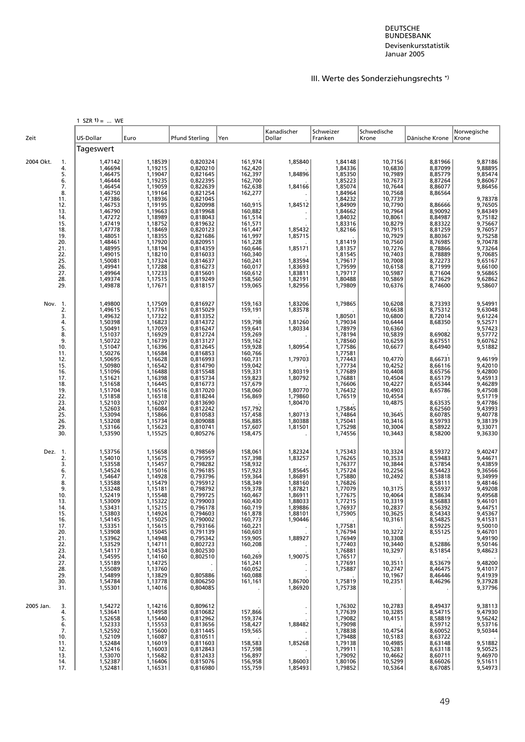DEUTSCHE BUNDESBANK
Devisenkursstatistik
Januar 2005

## III. Werte des Sonderziehungsrechts *)

1 SZR 1) = ... WE

| Zeit | | US-Dollar | Euro | Pfund Sterling | Yen | Kanadischer Dollar | Schweizer Franken | Schwedische Krone | Dänische Krone | Norwegische Krone |
|---|---|---|---|---|---|---|---|---|---|---|
| | | Tageswert | | | | | | | | |
| 2004 Okt. | 1. | 1,47142 | 1,18539 | 0,820324 | 161,974 | 1,85840 | 1,84148 | 10,7156 | 8,81966 | 9,87186 |
| | 4. | 1,46694 | 1,19215 | 0,820210 | 162,420 | . | 1,84336 | 10,6830 | 8,87099 | 9,88895 |
| | 5. | 1,46475 | 1,19047 | 0,821645 | 162,397 | 1,84896 | 1,85350 | 10,7989 | 8,85779 | 9,85474 |
| | 6. | 1,46444 | 1,19235 | 0,822395 | 162,700 | . | 1,85223 | 10,7673 | 8,87264 | 9,86067 |
| | 7. | 1,46454 | 1,19059 | 0,822639 | 162,638 | 1,84166 | 1,85074 | 10,7644 | 8,86077 | 9,86456 |
| | 8. | 1,46750 | 1,19164 | 0,821254 | 162,277 | . | 1,84964 | 10,7568 | 8,86564 | . |
| | 11. | 1,47386 | 1,18936 | 0,821045 | . | . | 1,84232 | 10,7739 | . | 9,78378 |
| | 12. | 1,46753 | 1,19195 | 0,820998 | 160,915 | 1,84512 | 1,84909 | 10,7790 | 8,86666 | 9,76505 |
| | 13. | 1,46790 | 1,19663 | 0,819968 | 160,882 | . | 1,84662 | 10,7964 | 8,90092 | 9,84349 |
| | 14. | 1,47272 | 1,18989 | 0,818043 | 161,514 | . | 1,84032 | 10,8061 | 8,84987 | 9,75182 |
| | 15. | 1,47419 | 1,18752 | 0,819632 | 161,571 | . | 1,83316 | 10,8279 | 8,83322 | 9,75667 |
| | 18. | 1,47778 | 1,18469 | 0,820123 | 161,447 | 1,85432 | 1,82166 | 10,7915 | 8,81259 | 9,76057 |
| | 19. | 1,48051 | 1,18355 | 0,821686 | 161,997 | 1,85715 | . | 10,7929 | 8,80367 | 9,75258 |
| | 20. | 1,48461 | 1,17920 | 0,820951 | 161,228 | . | 1,81419 | 10,7560 | 8,76985 | 9,70478 |
| | 21. | 1,48995 | 1,18194 | 0,814359 | 160,646 | 1,85171 | 1,81357 | 10,7276 | 8,78866 | 9,73264 |
| | 22. | 1,49015 | 1,18210 | 0,816033 | 160,340 | . | 1,81545 | 10,7403 | 8,78889 | 9,70685 |
| | 25. | 1,50081 | 1,17324 | 0,814637 | 160,241 | 1,83594 | 1,79617 | 10,7008 | 8,72273 | 9,65167 |
| | 26. | 1,49941 | 1,17288 | 0,816273 | 160,017 | 1,83693 | 1,79599 | 10,6158 | 8,71999 | 9,66100 |
| | 27. | 1,49964 | 1,17233 | 0,815601 | 160,612 | 1,83811 | 1,79717 | 10,5987 | 8,71604 | 9,56865 |
| | 28. | 1,49374 | 1,17515 | 0,819249 | 158,560 | 1,82191 | 1,80488 | 10,5869 | 8,73629 | 9,62862 |
| | 29. | 1,49878 | 1,17671 | 0,818157 | 159,065 | 1,82956 | 1,79809 | 10,6376 | 8,74600 | 9,58607 |
| Nov. | 1. | 1,49800 | 1,17509 | 0,816927 | 159,163 | 1,83206 | 1,79865 | 10,6208 | 8,73393 | 9,54991 |
| | 2. | 1,49615 | 1,17761 | 0,815029 | 159,191 | 1,83578 | . | 10,6638 | 8,75312 | 9,63048 |
| | 3. | 1,49632 | 1,17322 | 0,813352 | . | . | 1,80501 | 10,6800 | 8,72014 | 9,61224 |
| | 4. | 1,50398 | 1,16823 | 0,814372 | 159,798 | 1,81260 | 1,79034 | 10,6444 | 8,68350 | 9,52571 |
| | 5. | 1,50491 | 1,17059 | 0,816247 | 159,641 | 1,80334 | 1,78979 | 10,6360 | . | 9,57423 |
| | 8. | 1,51037 | 1,16929 | 0,812724 | 159,269 | . | 1,78194 | 10,5839 | 8,69082 | 9,57772 |
| | 9. | 1,50722 | 1,16739 | 0,813127 | 159,162 | . | 1,78560 | 10,6259 | 8,67551 | 9,60762 |
| | 10. | 1,51047 | 1,16396 | 0,812645 | 159,928 | 1,80954 | 1,77586 | 10,6677 | 8,64940 | 9,51882 |
| | 11. | 1,50276 | 1,16584 | 0,816853 | 160,766 | . | 1,77581 | . | . | . |
| | 12. | 1,50695 | 1,16628 | 0,816993 | 160,731 | 1,79703 | 1,77443 | 10,4770 | 8,66731 | 9,46199 |
| | 15. | 1,50980 | 1,16542 | 0,814790 | 159,042 | . | 1,77734 | 10,4252 | 8,66116 | 9,42010 |
| | 16. | 1,51096 | 1,16488 | 0,815548 | 159,331 | 1,80319 | 1,77689 | 10,4408 | 8,65756 | 9,42800 |
| | 17. | 1,51621 | 1,16398 | 0,815734 | 159,823 | 1,80792 | 1,76881 | 10,4504 | 8,65179 | 9,45913 |
| | 18. | 1,51658 | 1,16445 | 0,816773 | 157,679 | . | 1,76606 | 10,4227 | 8,65344 | 9,46289 |
| | 19. | 1,51704 | 1,16516 | 0,817020 | 158,060 | 1,80770 | 1,76432 | 10,4903 | 8,65786 | 9,47508 |
| | 22. | 1,51858 | 1,16518 | 0,818244 | 156,869 | 1,79860 | 1,76519 | 10,4554 | . | 9,51719 |
| | 23. | 1,52103 | 1,16207 | 0,813690 | . | 1,80470 | . | 10,4875 | 8,63535 | 9,47786 |
| | 24. | 1,52603 | 1,16084 | 0,812242 | 157,792 | . | 1,75845 | . | 8,62560 | 9,43993 |
| | 25. | 1,53094 | 1,15866 | 0,810583 | 157,458 | 1,80713 | 1,74864 | 10,3645 | 8,60785 | 9,40778 |
| | 26. | 1,53208 | 1,15734 | 0,809088 | 156,885 | 1,80388 | 1,75041 | 10,3416 | 8,59793 | 9,38139 |
| | 29. | 1,53166 | 1,15623 | 0,810741 | 157,607 | 1,81501 | 1,75298 | 10,3004 | 8,58922 | 9,33071 |
| | 30. | 1,53590 | 1,15525 | 0,805276 | 158,475 | . | 1,74556 | 10,3443 | 8,58200 | 9,36330 |
| Dez. | 1. | 1,53756 | 1,15658 | 0,798569 | 158,061 | 1,82324 | 1,75343 | 10,3324 | 8,59372 | 9,40247 |
| | 2. | 1,54010 | 1,15675 | 0,795957 | 157,398 | 1,83257 | 1,76265 | 10,3533 | 8,59483 | 9,44671 |
| | 3. | 1,53558 | 1,15457 | 0,798282 | 158,932 | . | 1,76377 | 10,3844 | 8,57854 | 9,43859 |
| | 6. | 1,54524 | 1,15016 | 0,796185 | 157,923 | 1,85645 | 1,75724 | 10,2256 | 8,54423 | 9,36566 |
| | 7. | 1,54647 | 1,14928 | 0,793796 | 159,364 | 1,86891 | 1,75880 | 10,2492 | 8,53818 | 9,34999 |
| | 8. | 1,53588 | 1,15479 | 0,795912 | 158,349 | 1,88160 | 1,76826 | . | 8,58111 | 9,48146 |
| | 9. | 1,53248 | 1,15181 | 0,798792 | 159,378 | 1,87821 | 1,77079 | 10,3175 | 8,55937 | 9,49208 |
| | 10. | 1,52419 | 1,15548 | 0,799725 | 160,467 | 1,86911 | 1,77675 | 10,4064 | 8,58634 | 9,49568 |
| | 13. | 1,53009 | 1,15322 | 0,799003 | 160,430 | 1,88033 | 1,77215 | 10,3319 | 8,56883 | 9,46101 |
| | 14. | 1,53431 | 1,15215 | 0,796178 | 160,719 | 1,89886 | 1,76937 | 10,2837 | 8,56392 | 9,44751 |
| | 15. | 1,53803 | 1,14924 | 0,794603 | 161,878 | 1,88101 | 1,75905 | 10,3625 | 8,54343 | 9,45367 |
| | 16. | 1,54145 | 1,15025 | 0,790002 | 160,773 | 1,90446 | . | 10,3161 | 8,54825 | 9,41531 |
| | 17. | 1,53351 | 1,15615 | 0,793166 | 160,221 | . | 1,77581 | . | 8,59225 | 9,50010 |
| | 20. | 1,53908 | 1,15045 | 0,791139 | 160,603 | . | 1,76794 | 10,3272 | 8,55125 | 9,46701 |
| | 21. | 1,53962 | 1,14948 | 0,795342 | 159,905 | 1,88927 | 1,76949 | 10,3308 | . | 9,49190 |
| | 22. | 1,53529 | 1,14711 | 0,802723 | 160,208 | . | 1,77403 | 10,3440 | 8,52886 | 9,50146 |
| | 23. | 1,54117 | 1,14534 | 0,802530 | . | . | 1,76881 | 10,3297 | 8,51854 | 9,48623 |
| | 24. | 1,54595 | 1,14160 | 0,802510 | 160,269 | 1,90075 | 1,76517 | . | . | . |
| | 27. | 1,55189 | 1,14725 | . | 161,241 | . | 1,77691 | 10,3511 | 8,53679 | 9,48200 |
| | 28. | 1,55089 | 1,13760 | . | 160,052 | . | 1,75887 | 10,2747 | 8,46475 | 9,41017 |
| | 29. | 1,54899 | 1,13829 | 0,805886 | 160,088 | . | . | 10,1967 | 8,46446 | 9,41939 |
| | 30. | 1,54784 | 1,13778 | 0,806250 | 161,161 | 1,86700 | 1,75819 | 10,2351 | 8,46296 | 9,37928 |
| | 31. | 1,55301 | 1,14016 | 0,804085 | . | 1,86920 | 1,75738 | . | . | 9,37796 |
| 2005 Jan. | 3. | 1,54272 | 1,14216 | 0,809612 | . | . | 1,76302 | 10,2783 | 8,49437 | 9,38113 |
| | 4. | 1,53641 | 1,14958 | 0,810682 | 157,866 | . | 1,77639 | 10,3285 | 8,54715 | 9,47930 |
| | 5. | 1,52658 | 1,15440 | 0,812962 | 159,374 | . | 1,79082 | 10,4151 | 8,58819 | 9,56242 |
| | 6. | 1,52333 | 1,15553 | 0,813656 | 158,427 | 1,88482 | 1,79098 | . | 8,59712 | 9,53716 |
| | 7. | 1,52592 | 1,15600 | 0,811445 | 159,565 | . | 1,78838 | 10,4754 | 8,60052 | 9,50344 |
| | 10. | 1,52109 | 1,16087 | 0,810511 | . | . | 1,79488 | 10,5183 | 8,63722 | . |
| | 11. | 1,52484 | 1,16019 | 0,811603 | 158,583 | 1,85268 | 1,79138 | 10,4985 | 8,63148 | 9,51882 |
| | 12. | 1,52416 | 1,16003 | 0,812843 | 157,598 | . | 1,79911 | 10,5281 | 8,63118 | 9,50525 |
| | 13. | 1,53070 | 1,15682 | 0,812433 | 156,897 | . | 1,79092 | 10,4662 | 8,60711 | 9,46970 |
| | 14. | 1,52387 | 1,16406 | 0,815076 | 156,958 | 1,86003 | 1,80106 | 10,5299 | 8,66026 | 9,51611 |
| | 17. | 1,52481 | 1,16531 | 0,816980 | 155,759 | 1,85493 | 1,79852 | 10,5364 | 8,67085 | 9,54973 |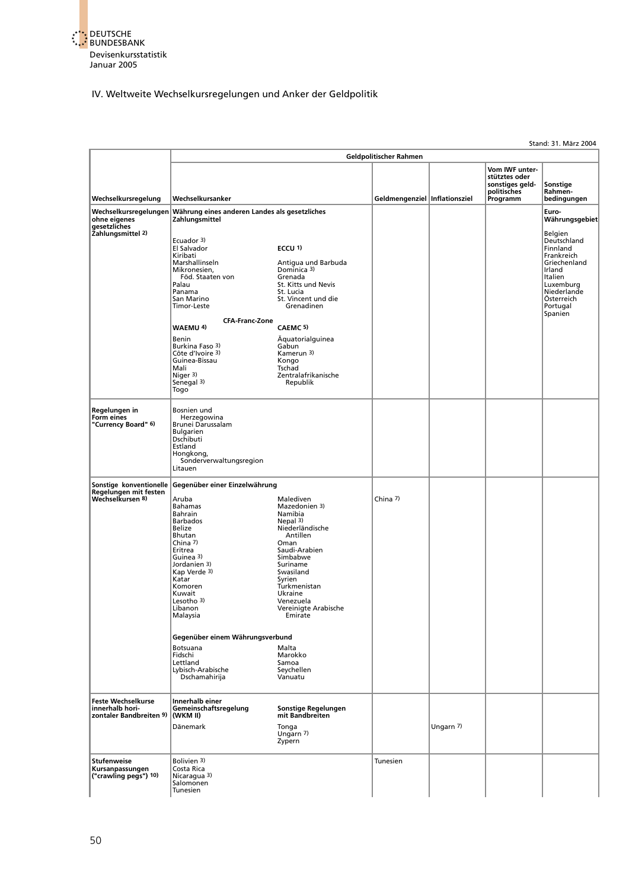## IV. Weltweite Wechselkursregelungen und Anker der Geldpolitik

Stand: 31. März 2004

| Wechselkursregelung | Geldpolitischer Rahmen: Wechselkursanker | | Geldmengenziel | Inflationsziel | Vom IWF unterstütztes oder sonstiges geldpolitisches Programm | Sonstige Rahmenbedingungen |
|---|---|---|---|---|---|---|
| **Wechselkursregelungen ohne eigenes gesetzliches Zahlungsmittel** [2] | **Währung eines anderen Landes als gesetzliches Zahlungsmittel** | | | | | **Euro-Währungsgebiet** |
| | Ecuador [3]<br>El Salvador<br>Kiribati<br>Marshallinseln<br>Mikronesien, Föd. Staaten von<br>Palau<br>Panama<br>San Marino<br>Timor-Leste | **ECCU** [1]<br>Antigua und Barbuda<br>Dominica [3]<br>Grenada<br>St. Kitts und Nevis<br>St. Lucia<br>St. Vincent und die Grenadinen | | | | Belgien<br>Deutschland<br>Finnland<br>Frankreich<br>Griechenland<br>Irland<br>Italien<br>Luxemburg<br>Niederlande<br>Österreich<br>Portugal<br>Spanien |
| | **CFA-Franc-Zone** | | | | | |
| | **WAEMU** [4]<br>Benin<br>Burkina Faso [3]<br>Côte d'Ivoire [3]<br>Guinea-Bissau<br>Mali<br>Niger [3]<br>Senegal [3]<br>Togo | **CAEMC** [5]<br>Äquatorialguinea<br>Gabun<br>Kamerun [3]<br>Kongo<br>Tschad<br>Zentralafrikanische Republik | | | | |
| **Regelungen in Form eines "Currency Board"** [6] | Bosnien und Herzegowina<br>Brunei Darussalam<br>Bulgarien<br>Dschibuti<br>Estland<br>Hongkong, Sonderverwaltungsregion<br>Litauen | | | | | |
| **Sonstige konventionelle Regelungen mit festen Wechselkursen** [8] | **Gegenüber einer Einzelwährung** | | | | | |
| | Aruba<br>Bahamas<br>Bahrain<br>Barbados<br>Belize<br>Bhutan<br>China [7]<br>Eritrea<br>Guinea [3]<br>Jordanien [3]<br>Kap Verde [3]<br>Katar<br>Komoren<br>Kuwait<br>Lesotho [3]<br>Libanon<br>Malaysia | Malediven<br>Mazedonien [3]<br>Namibia<br>Nepal [3]<br>Niederländische Antillen<br>Oman<br>Saudi-Arabien<br>Simbabwe<br>Suriname<br>Swasiland<br>Syrien<br>Turkmenistan<br>Ukraine<br>Venezuela<br>Vereinigte Arabische Emirate | China [7] | | | |
| | **Gegenüber einem Währungsverbund** | | | | | |
| | Botsuana<br>Fidschi<br>Lettland<br>Lybisch-Arabische Dschamahirija | Malta<br>Marokko<br>Samoa<br>Seychellen<br>Vanuatu | | | | |
| **Feste Wechselkurse innerhalb horizontaler Bandbreiten** [9] | **Innerhalb einer Gemeinschaftsregelung (WKM II)**<br>Dänemark | **Sonstige Regelungen mit Bandbreiten**<br>Tonga<br>Ungarn [7]<br>Zypern | | Ungarn [7] | | |
| **Stufenweise Kursanpassungen ("crawling pegs")** [10] | Bolivien [3]<br>Costa Rica<br>Nicaragua [3]<br>Salomonen<br>Tunesien | | Tunesien | | | |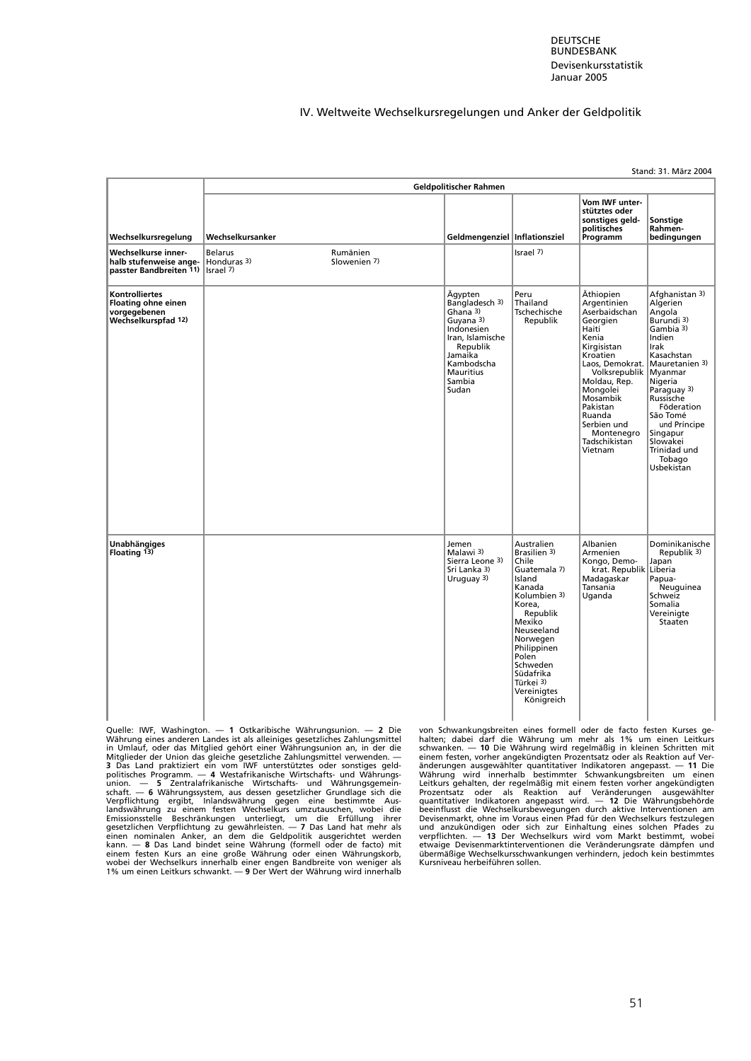# IV. Weltweite Wechselkursregelungen und Anker der Geldpolitik

Stand: 31. März 2004

| Wechselkursregelung | Geldpolitischer Rahmen | | | | |
|---|---|---|---|---|---|
| | Wechselkursanker | Geldmengenziel | Inflationsziel | Vom IWF unterstütztes oder sonstiges geldpolitisches Programm | Sonstige Rahmenbedingungen |
| Wechselkurse innerhalb stufenweise angepasster Bandbreiten 11) | Belarus<br>Honduras 3)<br>Israel 7)<br>Rumänien<br>Slowenien 7) | | Israel 7) | | |
| Kontrolliertes Floating ohne einen vorgegebenen Wechselkurspfad 12) | | Ägypten<br>Bangladesch 3)<br>Ghana 3)<br>Guyana 3)<br>Indonesien<br>Iran, Islamische Republik<br>Jamaika<br>Kambodscha<br>Mauritius<br>Sambia<br>Sudan | Peru<br>Thailand<br>Tschechische Republik | Äthiopien<br>Argentinien<br>Aserbaidschan<br>Georgien<br>Haiti<br>Kenia<br>Kirgisistan<br>Kroatien<br>Laos, Demokrat. Volksrepublik<br>Moldau, Rep.<br>Mongolei<br>Mosambik<br>Pakistan<br>Ruanda<br>Serbien und Montenegro<br>Tadschikistan<br>Vietnam | Afghanistan 3)<br>Algerien<br>Angola<br>Burundi 3)<br>Gambia 3)<br>Indien<br>Irak<br>Kasachstan<br>Mauretanien 3)<br>Myanmar<br>Nigeria<br>Paraguay 3)<br>Russische Föderation<br>São Tomé und Príncipe<br>Singapur<br>Slowakei<br>Trinidad und Tobago<br>Usbekistan |
| Unabhängiges Floating 13) | | Jemen<br>Malawi 3)<br>Sierra Leone 3)<br>Sri Lanka 3)<br>Uruguay 3) | Australien<br>Brasilien 3)<br>Chile<br>Guatemala 7)<br>Island<br>Kanada<br>Kolumbien 3)<br>Korea, Republik<br>Mexiko<br>Neuseeland<br>Norwegen<br>Philippinen<br>Polen<br>Schweden<br>Südafrika<br>Türkei 3)<br>Vereinigtes Königreich | Albanien<br>Armenien<br>Kongo, Demokrat. Republik<br>Madagaskar<br>Tansania<br>Uganda | Dominikanische Republik 3)<br>Japan<br>Liberia<br>Papua-Neuguinea<br>Schweiz<br>Somalia<br>Vereinigte Staaten |

Quelle: IWF, Washington. — **1** Ostkaribische Währungsunion. — **2** Die Währung eines anderen Landes ist als alleiniges gesetzliches Zahlungsmittel in Umlauf, oder das Mitglied gehört einer Währungsunion an, in der die Mitglieder der Union das gleiche gesetzliche Zahlungsmittel verwenden. — **3** Das Land praktiziert ein vom IWF unterstütztes oder sonstiges geldpolitisches Programm. — **4** Westafrikanische Wirtschafts- und Währungsunion. — **5** Zentralafrikanische Wirtschafts- und Währungsgemeinschaft. — **6** Währungssystem, aus dessen gesetzlicher Grundlage sich die Verpflichtung ergibt, Inlandswährung gegen eine bestimmte Auslandswährung zu einem festen Wechselkurs umzutauschen, wobei die Emissionsstelle Beschränkungen unterliegt, um die Erfüllung ihrer gesetzlichen Verpflichtung zu gewährleisten. — **7** Das Land hat mehr als einen nominalen Anker, an dem die Geldpolitik ausgerichtet werden kann. — **8** Das Land bindet seine Währung (formell oder de facto) mit einem festen Kurs an eine große Währung oder einen Währungskorb, wobei der Wechselkurs innerhalb einer engen Bandbreite von weniger als 1% um einen Leitkurs schwankt. — **9** Der Wert der Währung wird innerhalb von Schwankungsbreiten eines formell oder de facto festen Kurses gehalten; dabei darf die Währung um mehr als 1% um einen Leitkurs schwanken. — **10** Die Währung wird regelmäßig in kleinen Schritten mit einem festen, vorher angekündigten Prozentsatz oder als Reaktion auf Veränderungen ausgewählter quantitativer Indikatoren angepasst. — **11** Die Währung wird innerhalb bestimmter Schwankungsbreiten um einen Leitkurs gehalten, der regelmäßig mit einem festen vorher angekündigten Prozentsatz oder als Reaktion auf Veränderungen ausgewählter quantitativer Indikatoren angepasst wird. — **12** Die Währungsbehörde beeinflusst die Wechselkursbewegungen durch aktive Interventionen am Devisenmarkt, ohne im Voraus einen Pfad für den Wechselkurs festzulegen und anzukündigen oder sich zur Einhaltung eines solchen Pfades zu verpflichten. — **13** Der Wechselkurs wird vom Markt bestimmt, wobei etwaige Devisenmarktinterventionen die Veränderungsrate dämpfen und übermäßige Wechselkursschwankungen verhindern, jedoch kein bestimmtes Kursniveau herbeiführen sollen.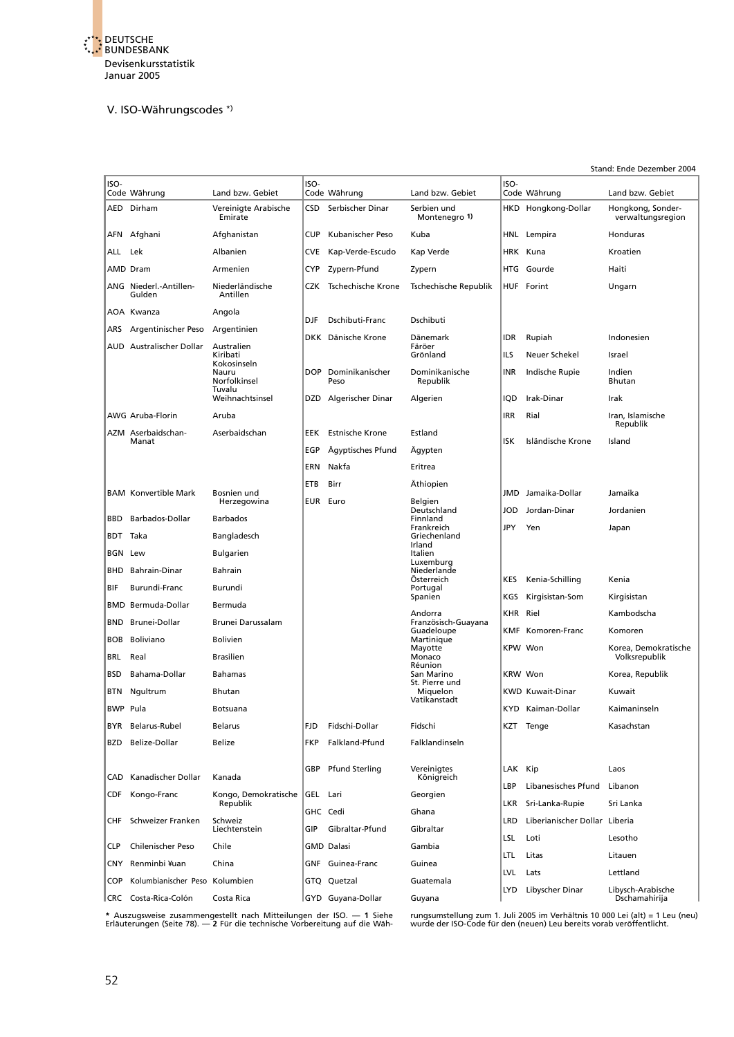DEUTSCHE BUNDESBANK
Devisenkursstatistik
Januar 2005

## V. ISO-Währungscodes *)

Stand: Ende Dezember 2004

| ISO-Code | Währung | Land bzw. Gebiet |
|---|---|---|
| AED | Dirham | Vereinigte Arabische Emirate |
| AFN | Afghani | Afghanistan |
| ALL | Lek | Albanien |
| AMD | Dram | Armenien |
| ANG | Niederl.-Antillen-Gulden | Niederländische Antillen |
| AOA | Kwanza | Angola |
| ARS | Argentinischer Peso | Argentinien |
| AUD | Australischer Dollar | Australien, Kiribati, Kokosinseln, Nauru, Norfolkinsel, Tuvalu, Weihnachtsinsel |
| AWG | Aruba-Florin | Aruba |
| AZM | Aserbaidschan-Manat | Aserbaidschan |
| BAM | Konvertible Mark | Bosnien und Herzegowina |
| BBD | Barbados-Dollar | Barbados |
| BDT | Taka | Bangladesch |
| BGN | Lew | Bulgarien |
| BHD | Bahrain-Dinar | Bahrain |
| BIF | Burundi-Franc | Burundi |
| BMD | Bermuda-Dollar | Bermuda |
| BND | Brunei-Dollar | Brunei Darussalam |
| BOB | Boliviano | Bolivien |
| BRL | Real | Brasilien |
| BSD | Bahama-Dollar | Bahamas |
| BTN | Ngultrum | Bhutan |
| BWP | Pula | Botsuana |
| BYR | Belarus-Rubel | Belarus |
| BZD | Belize-Dollar | Belize |
| CAD | Kanadischer Dollar | Kanada |
| CDF | Kongo-Franc | Kongo, Demokratische Republik |
| CHF | Schweizer Franken | Schweiz, Liechtenstein |
| CLP | Chilenischer Peso | Chile |
| CNY | Renminbi ¥uan | China |
| COP | Kolumbianischer Peso | Kolumbien |
| CRC | Costa-Rica-Colón | Costa Rica |
| CSD | Serbischer Dinar | Serbien und Montenegro 1) |
| CUP | Kubanischer Peso | Kuba |
| CVE | Kap-Verde-Escudo | Kap Verde |
| CYP | Zypern-Pfund | Zypern |
| CZK | Tschechische Krone | Tschechische Republik |
| DJF | Dschibuti-Franc | Dschibuti |
| DKK | Dänische Krone | Dänemark, Färöer, Grönland |
| DOP | Dominikanischer Peso | Dominikanische Republik |
| DZD | Algerischer Dinar | Algerien |
| EEK | Estnische Krone | Estland |
| EGP | Ägyptisches Pfund | Ägypten |
| ERN | Nakfa | Eritrea |
| ETB | Birr | Äthiopien |
| EUR | Euro | Belgien, Deutschland, Finnland, Frankreich, Griechenland, Irland, Italien, Luxemburg, Niederlande, Österreich, Portugal, Spanien; Andorra, Französisch-Guayana, Guadeloupe, Martinique, Mayotte, Monaco, Réunion, San Marino, St. Pierre und Miquelon, Vatikanstadt |
| FJD | Fidschi-Dollar | Fidschi |
| FKP | Falkland-Pfund | Falklandinseln |
| GBP | Pfund Sterling | Vereinigtes Königreich |
| GEL | Lari | Georgien |
| GHC | Cedi | Ghana |
| GIP | Gibraltar-Pfund | Gibraltar |
| GMD | Dalasi | Gambia |
| GNF | Guinea-Franc | Guinea |
| GTQ | Quetzal | Guatemala |
| GYD | Guyana-Dollar | Guyana |
| HKD | Hongkong-Dollar | Hongkong, Sonderverwaltungsregion |
| HNL | Lempira | Honduras |
| HRK | Kuna | Kroatien |
| HTG | Gourde | Haiti |
| HUF | Forint | Ungarn |
| IDR | Rupiah | Indonesien |
| ILS | Neuer Schekel | Israel |
| INR | Indische Rupie | Indien, Bhutan |
| IQD | Irak-Dinar | Irak |
| IRR | Rial | Iran, Islamische Republik |
| ISK | Isländische Krone | Island |
| JMD | Jamaika-Dollar | Jamaika |
| JOD | Jordan-Dinar | Jordanien |
| JPY | Yen | Japan |
| KES | Kenia-Schilling | Kenia |
| KGS | Kirgisistan-Som | Kirgisistan |
| KHR | Riel | Kambodscha |
| KMF | Komoren-Franc | Komoren |
| KPW | Won | Korea, Demokratische Volksrepublik |
| KRW | Won | Korea, Republik |
| KWD | Kuwait-Dinar | Kuwait |
| KYD | Kaiman-Dollar | Kaimaninseln |
| KZT | Tenge | Kasachstan |
| LAK | Kip | Laos |
| LBP | Libanesisches Pfund | Libanon |
| LKR | Sri-Lanka-Rupie | Sri Lanka |
| LRD | Liberianischer Dollar | Liberia |
| LSL | Loti | Lesotho |
| LTL | Litas | Litauen |
| LVL | Lats | Lettland |
| LYD | Libyscher Dinar | Libysch-Arabische Dschamahirija |

\* Auszugsweise zusammengestellt nach Mitteilungen der ISO. — **1** Siehe Erläuterungen (Seite 78). — **2** Für die technische Vorbereitung auf die Währungsumstellung zum 1. Juli 2005 im Verhältnis 10 000 Lei (alt) = 1 Leu (neu) wurde der ISO-Code für den (neuen) Leu bereits vorab veröffentlicht.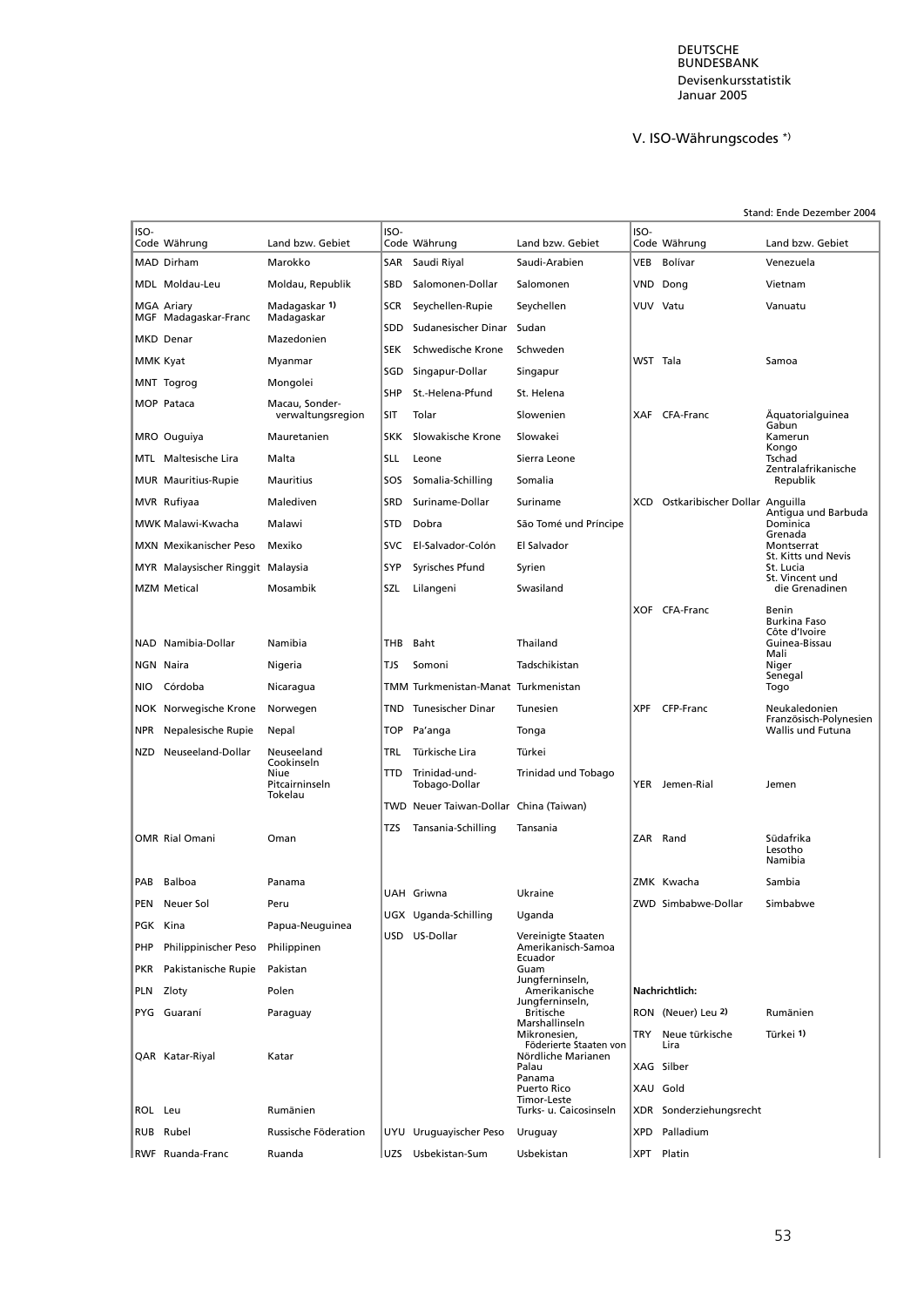## V. ISO-Währungscodes *)

Stand: Ende Dezember 2004

| ISO-Code | Währung | Land bzw. Gebiet |
|---|---|---|
| MAD | Dirham | Marokko |
| MDL | Moldau-Leu | Moldau, Republik |
| MGA | Ariary | Madagaskar 1) |
| MGF | Madagaskar-Franc | Madagaskar |
| MKD | Denar | Mazedonien |
| MMK | Kyat | Myanmar |
| MNT | Togrog | Mongolei |
| MOP | Pataca | Macau, Sonderverwaltungsregion |
| MRO | Ouguiya | Mauretanien |
| MTL | Maltesische Lira | Malta |
| MUR | Mauritius-Rupie | Mauritius |
| MVR | Rufiyaa | Malediven |
| MWK | Malawi-Kwacha | Malawi |
| MXN | Mexikanischer Peso | Mexiko |
| MYR | Malaysischer Ringgit | Malaysia |
| MZM | Metical | Mosambik |
| NAD | Namibia-Dollar | Namibia |
| NGN | Naira | Nigeria |
| NIO | Córdoba | Nicaragua |
| NOK | Norwegische Krone | Norwegen |
| NPR | Nepalesische Rupie | Nepal |
| NZD | Neuseeland-Dollar | Neuseeland, Cookinseln, Niue, Pitcairninseln, Tokelau |
| OMR | Rial Omani | Oman |
| PAB | Balboa | Panama |
| PEN | Neuer Sol | Peru |
| PGK | Kina | Papua-Neuguinea |
| PHP | Philippinischer Peso | Philippinen |
| PKR | Pakistanische Rupie | Pakistan |
| PLN | Zloty | Polen |
| PYG | Guaraní | Paraguay |
| QAR | Katar-Riyal | Katar |
| ROL | Leu | Rumänien |
| RUB | Rubel | Russische Föderation |
| RWF | Ruanda-Franc | Ruanda |
| SAR | Saudi Riyal | Saudi-Arabien |
| SBD | Salomonen-Dollar | Salomonen |
| SCR | Seychellen-Rupie | Seychellen |
| SDD | Sudanesischer Dinar | Sudan |
| SEK | Schwedische Krone | Schweden |
| SGD | Singapur-Dollar | Singapur |
| SHP | St.-Helena-Pfund | St. Helena |
| SIT | Tolar | Slowenien |
| SKK | Slowakische Krone | Slowakei |
| SLL | Leone | Sierra Leone |
| SOS | Somalia-Schilling | Somalia |
| SRD | Suriname-Dollar | Suriname |
| STD | Dobra | São Tomé und Príncipe |
| SVC | El-Salvador-Colón | El Salvador |
| SYP | Syrisches Pfund | Syrien |
| SZL | Lilangeni | Swasiland |
| THB | Baht | Thailand |
| TJS | Somoni | Tadschikistan |
| TMM | Turkmenistan-Manat | Turkmenistan |
| TND | Tunesischer Dinar | Tunesien |
| TOP | Pa'anga | Tonga |
| TRL | Türkische Lira | Türkei |
| TTD | Trinidad-und-Tobago-Dollar | Trinidad und Tobago |
| TWD | Neuer Taiwan-Dollar | China (Taiwan) |
| TZS | Tansania-Schilling | Tansania |
| UAH | Griwna | Ukraine |
| UGX | Uganda-Schilling | Uganda |
| USD | US-Dollar | Vereinigte Staaten, Amerikanisch-Samoa, Ecuador, Guam, Jungferninseln, Amerikanische, Jungferninseln, Britische, Marshallinseln, Mikronesien, Föderierte Staaten von, Nördliche Marianen, Palau, Panama, Puerto Rico, Timor-Leste, Turks- u. Caicosinseln |
| UYU | Uruguayischer Peso | Uruguay |
| UZS | Usbekistan-Sum | Usbekistan |
| VEB | Bolívar | Venezuela |
| VND | Dong | Vietnam |
| VUV | Vatu | Vanuatu |
| WST | Tala | Samoa |
| XAF | CFA-Franc | Äquatorialguinea, Gabun, Kamerun, Kongo, Tschad, Zentralafrikanische Republik |
| XCD | Ostkaribischer Dollar | Anguilla, Antigua und Barbuda, Dominica, Grenada, Montserrat, St. Kitts und Nevis, St. Lucia, St. Vincent und die Grenadinen |
| XOF | CFA-Franc | Benin, Burkina Faso, Côte d'Ivoire, Guinea-Bissau, Mali, Niger, Senegal, Togo |
| XPF | CFP-Franc | Neukaledonien, Französisch-Polynesien, Wallis und Futuna |
| YER | Jemen-Rial | Jemen |
| ZAR | Rand | Südafrika, Lesotho, Namibia |
| ZMK | Kwacha | Sambia |
| ZWD | Simbabwe-Dollar | Simbabwe |

**Nachrichtlich:**

| ISO-Code | Währung | Land bzw. Gebiet |
|---|---|---|
| RON | (Neuer) Leu 2) | Rumänien |
| TRY | Neue türkische Lira | Türkei 1) |
| XAG | Silber | |
| XAU | Gold | |
| XDR | Sonderziehungsrecht | |
| XPD | Palladium | |
| XPT | Platin | |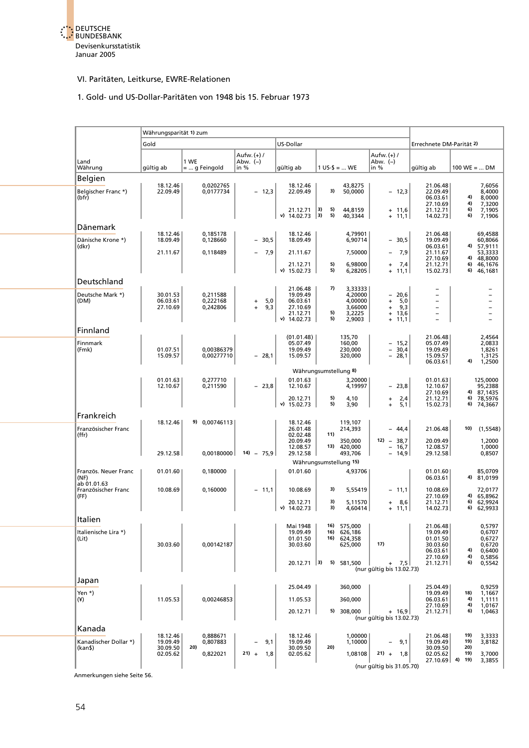## VI. Paritäten, Leitkurse, EWRE-Relationen

### 1. Gold- und US-Dollar-Paritäten von 1948 bis 15. Februar 1973

| Land Währung | Währungsparität 1) zum Gold gültig ab | 1 WE = ... g Feingold | Aufw. (+) / Abw. (–) in % | US-Dollar gültig ab | 1 US-$ = ... WE | Aufw. (+) / Abw. (–) in % | Errechnete DM-Parität 2) gültig ab | 100 WE = ... DM |
|---|---|---|---|---|---|---|---|---|
| **Belgien** | | | | | | | | |
| Belgischer Franc *) (bfr) | 18.12.46 | 0,0202765 | | 18.12.46 | 43,8275 | | 21.06.48 | 7,6056 |
| | 22.09.49 | 0,0177734 | – 12,3 | 22.09.49 | 3) 50,0000 | – 12,3 | 22.09.49 | 8,4000 |
| | | | | | | | 06.03.61 | 4) 8,0000 |
| | | | | | | | 27.10.69 | 4) 7,3200 |
| | | | | 21.12.71 3) | 5) 44,8159 | + 11,6 | 21.12.71 | 6) 7,1905 |
| | | | | v) 14.02.73 3) | 5) 40,3344 | + 11,1 | 14.02.73 | 6) 7,1906 |
| **Dänemark** | | | | | | | | |
| Dänische Krone *) (dkr) | 18.12.46 | 0,185178 | | 18.12.46 | 4,79901 | | 21.06.48 | 69,4588 |
| | 18.09.49 | 0,128660 | – 30,5 | 18.09.49 | 6,90714 | – 30,5 | 19.09.49 | 60,8066 |
| | | | | | | | 06.03.61 | 4) 57,9111 |
| | 21.11.67 | 0,118489 | – 7,9 | 21.11.67 | 7,50000 | – 7,9 | 21.11.67 | 53,3333 |
| | | | | | | | 27.10.69 | 4) 48,8000 |
| | | | | 21.12.71 | 5) 6,98000 | + 7,4 | 21.12.71 | 6) 46,1676 |
| | | | | v) 15.02.73 | 5) 6,28205 | + 11,1 | 15.02.73 | 6) 46,1681 |
| **Deutschland** | | | | | | | | |
| Deutsche Mark *) (DM) | | | | 21.06.48 | 7) 3,33333 | | – | – |
| | 30.01.53 | 0,211588 | | 19.09.49 | 4,20000 | – 20,6 | – | – |
| | 06.03.61 | 0,222168 | + 5,0 | 06.03.61 | 4,00000 | + 5,0 | – | – |
| | 27.10.69 | 0,242806 | + 9,3 | 27.10.69 | 3,66000 | + 9,3 | – | – |
| | | | | 21.12.71 | 5) 3,2225 | + 13,6 | – | – |
| | | | | v) 14.02.73 | 5) 2,9003 | + 11,1 | – | – |
| **Finnland** | | | | | | | | |
| Finnmark (Fmk) | | | | (01.01.48) | 135,70 | | 21.06.48 | 2,4564 |
| | | | | 05.07.49 | 160,00 | – 15,2 | 05.07.49 | 2,0833 |
| | 01.07.51 | 0,00386379 | | 19.09.49 | 230,000 | – 30,4 | 19.09.49 | 1,8261 |
| | 15.09.57 | 0,00277710 | – 28,1 | 15.09.57 | 320,000 | – 28,1 | 15.09.57 | 1,3125 |
| | | | | | | | 06.03.61 | 4) 1,2500 |
| | | | | Währungsumstellung 8) | | | | |
| | 01.01.63 | 0,277710 | | 01.01.63 | 3,20000 | | 01.01.63 | 125,0000 |
| | 12.10.67 | 0,211590 | – 23,8 | 12.10.67 | 4,19997 | – 23,8 | 12.10.67 | 95,2388 |
| | | | | | | | 27.10.69 | 4) 87,1435 |
| | | | | 20.12.71 | 5) 4,10 | + 2,4 | 21.12.71 | 6) 78,5976 |
| | | | | v) 15.02.73 | 5) 3,90 | + 5,1 | 15.02.73 | 6) 74,3667 |
| **Frankreich** | | | | | | | | |
| Französischer Franc (ffr) | 18.12.46 | 9) 0,00746113 | | 18.12.46 | 119,107 | | | |
| | | | | 26.01.48 | 214,393 | – 44,4 | 21.06.48 | 10) (1,5548) |
| | | | | 02.02.48 | 11) | | | |
| | | | | 20.09.49 | 350,000 | 12) – 38,7 | 20.09.49 | 1,2000 |
| | | | | 12.08.57 | 13) 420,000 | – 16,7 | 12.08.57 | 1,0000 |
| | 29.12.58 | 0,00180000 | 14) – 75,9 | 29.12.58 | 493,706 | – 14,9 | 29.12.58 | 0,8507 |
| | | | | Währungsumstellung 15) | | | | |
| Französ. Neuer Franc (NF) ab 01.01.63 Französischer Franc (FF) | 01.01.60 | 0,180000 | | 01.01.60 | 4,93706 | | 01.01.60 | 85,0709 |
| | | | | | | | 06.03.61 | 4) 81,0199 |
| | 10.08.69 | 0,160000 | – 11,1 | 10.08.69 | 3) 5,55419 | – 11,1 | 10.08.69 | 72,0177 |
| | | | | | | | 27.10.69 | 4) 65,8962 |
| | | | | 20.12.71 | 3) 5,11570 | + 8,6 | 21.12.71 | 6) 62,9924 |
| | | | | v) 14.02.73 | 3) 4,60414 | + 11,1 | 14.02.73 | 6) 62,9933 |
| **Italien** | | | | | | | | |
| Italienische Lira *) (Lit) | | | | Mai 1948 | 16) 575,000 | | 21.06.48 | 0,5797 |
| | | | | 19.09.49 | 16) 626,186 | | 19.09.49 | 0,6707 |
| | | | | 01.01.50 | 16) 624,358 | | 01.01.50 | 0,6727 |
| | 30.03.60 | 0,00142187 | | 30.03.60 | 625,000 | 17) | 30.03.60 | 0,6720 |
| | | | | | | | 06.03.61 | 4) 0,6400 |
| | | | | | | | 27.10.69 | 4) 0,5856 |
| | | | | 20.12.71 3) | 5) 581,500 | + 7,5 (nur gültig bis 13.02.73) | 21.12.71 | 6) 0,5542 |
| **Japan** | | | | | | | | |
| Yen *) (¥) | | | | 25.04.49 | 360,000 | | 25.04.49 | 0,9259 |
| | | | | | | | 19.09.49 | 18) 1,1667 |
| | 11.05.53 | 0,00246853 | | 11.05.53 | 360,000 | | 06.03.61 | 4) 1,1111 |
| | | | | | | | 27.10.69 | 4) 1,0167 |
| | | | | 20.12.71 | 5) 308,000 | + 16,9 (nur gültig bis 13.02.73) | 21.12.71 | 6) 1,0463 |
| **Kanada** | | | | | | | | |
| Kanadischer Dollar *) (kan$) | 18.12.46 | 0,888671 | | 18.12.46 | 1,00000 | | 21.06.48 | 19) 3,3333 |
| | 19.09.49 | 0,807883 | – 9,1 | 19.09.49 | 1,10000 | – 9,1 | 19.09.49 | 19) 3,8182 |
| | 30.09.50 | 20) | | 30.09.50 | 20) | | 30.09.50 | 20) |
| | 02.05.62 | 0,822021 | 21) + 1,8 | 02.05.62 | 1,08108 | 21) + 1,8 (nur gültig bis 31.05.70) | 02.05.62 | 19) 3,7000 |
| | | | | | | | 27.10.69 | 4) 19) 3,3855 |

Anmerkungen siehe Seite 56.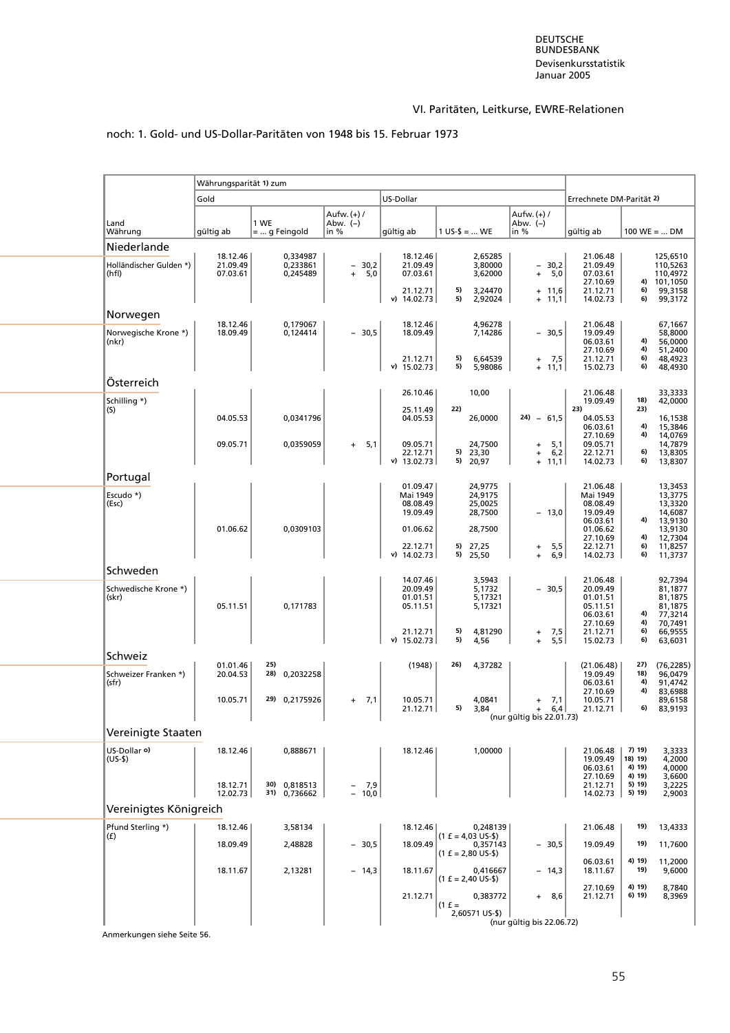VI. Paritäten, Leitkurse, EWRE-Relationen

noch: 1. Gold- und US-Dollar-Paritäten von 1948 bis 15. Februar 1973

| Land / Währung | Währungsparität 1) zum Gold: gültig ab | Gold: 1 WE = ... g Feingold | Gold: Aufw. (+) / Abw. (–) in % | US-Dollar: gültig ab | US-Dollar: 1 US-$ = ... WE | US-Dollar: Aufw. (+) / Abw. (–) in % | Errechnete DM-Parität 2): gültig ab | Errechnete DM-Parität 2): 100 WE = ... DM |
|---|---|---|---|---|---|---|---|---|
| **Niederlande** | | | | | | | | |
| Holländischer Gulden *) (hfl) | 18.12.46 | 0,334987 | | 18.12.46 | 2,65285 | | 21.06.48 | 125,6510 |
| | 21.09.49 | 0,233861 | – 30,2 | 21.09.49 | 3,80000 | – 30,2 | 21.09.49 | 110,5263 |
| | 07.03.61 | 0,245489 | + 5,0 | 07.03.61 | 3,62000 | + 5,0 | 07.03.61 | 110,4972 |
| | | | | | | | 27.10.69 | 4) 101,1050 |
| | | | | 21.12.71 | 5) 3,24470 | + 11,6 | 21.12.71 | 6) 99,3158 |
| | | | | v) 14.02.73 | 5) 2,92024 | + 11,1 | 14.02.73 | 6) 99,3172 |
| **Norwegen** | | | | | | | | |
| Norwegische Krone *) (nkr) | 18.12.46 | 0,179067 | | 18.12.46 | 4,96278 | | 21.06.48 | 67,1667 |
| | 18.09.49 | 0,124414 | – 30,5 | 18.09.49 | 7,14286 | – 30,5 | 19.09.49 | 58,8000 |
| | | | | | | | 06.03.61 | 4) 56,0000 |
| | | | | | | | 27.10.69 | 4) 51,2400 |
| | | | | 21.12.71 | 5) 6,64539 | + 7,5 | 21.12.71 | 6) 48,4923 |
| | | | | v) 15.02.73 | 5) 5,98086 | + 11,1 | 15.02.73 | 6) 48,4930 |
| **Österreich** | | | | | | | | |
| Schilling *) (S) | | | | 26.10.46 | 10,00 | | 21.06.48 | 33,3333 |
| | | | | | | | 19.09.49 | 18) 42,0000 |
| | | | | 25.11.49 | 22) | | 23) | |
| | 04.05.53 | 0,0341796 | | 04.05.53 | 26,0000 | 24) – 61,5 | 04.05.53 | 16,1538 |
| | | | | | | | 06.03.61 | 4) 15,3846 |
| | | | | | | | 27.10.69 | 4) 14,0769 |
| | 09.05.71 | 0,0359059 | + 5,1 | 09.05.71 | 24,7500 | + 5,1 | 09.05.71 | 14,7879 |
| | | | | 22.12.71 | 5) 23,30 | + 6,2 | 22.12.71 | 6) 13,8305 |
| | | | | v) 13.02.73 | 5) 20,97 | + 11,1 | 14.02.73 | 6) 13,8307 |
| **Portugal** | | | | | | | | |
| Escudo *) (Esc) | | | | 01.09.47 | 24,9775 | | 21.06.48 | 13,3453 |
| | | | | Mai 1949 | 24,9175 | | Mai 1949 | 13,3775 |
| | | | | 08.08.49 | 25,0025 | | 08.08.49 | 13,3320 |
| | | | | 19.09.49 | 28,7500 | – 13,0 | 19.09.49 | 14,6087 |
| | | | | | | | 06.03.61 | 4) 13,9130 |
| | 01.06.62 | 0,0309103 | | 01.06.62 | 28,7500 | | 01.06.62 | 13,9130 |
| | | | | | | | 27.10.69 | 4) 12,7304 |
| | | | | 22.12.71 | 5) 27,25 | + 5,5 | 22.12.71 | 6) 11,8257 |
| | | | | v) 14.02.73 | 5) 25,50 | + 6,9 | 14.02.73 | 6) 11,3737 |
| **Schweden** | | | | | | | | |
| Schwedische Krone *) (skr) | | | | 14.07.46 | 3,5943 | | 21.06.48 | 92,7394 |
| | | | | 20.09.49 | 5,1732 | – 30,5 | 20.09.49 | 81,1877 |
| | | | | 01.01.51 | 5,17321 | | 01.01.51 | 81,1875 |
| | 05.11.51 | 0,171783 | | 05.11.51 | 5,17321 | | 05.11.51 | 81,1875 |
| | | | | | | | 06.03.61 | 4) 77,3214 |
| | | | | | | | 27.10.69 | 4) 70,7491 |
| | | | | 21.12.71 | 5) 4,81290 | + 7,5 | 21.12.71 | 6) 66,9555 |
| | | | | v) 15.02.73 | 5) 4,56 | + 5,5 | 15.02.73 | 6) 63,6031 |
| **Schweiz** | | | | | | | | |
| Schweizer Franken *) (sfr) | 01.01.46 | 25) | | (1948) | 26) 4,37282 | | (21.06.48) | 27) (76,2285) |
| | 20.04.53 | 28) 0,2032258 | | | | | 19.09.49 | 18) 96,0479 |
| | | | | | | | 06.03.61 | 4) 91,4742 |
| | | | | | | | 27.10.69 | 4) 83,6988 |
| | 10.05.71 | 29) 0,2175926 | + 7,1 | 10.05.71 | 4,0841 | + 7,1 | 10.05.71 | 89,6158 |
| | | | | 21.12.71 | 5) 3,84 | + 6,4 (nur gültig bis 22.01.73) | 21.12.71 | 6) 83,9193 |
| **Vereinigte Staaten** | | | | | | | | |
| US-Dollar o) (US-$) | 18.12.46 | 0,888671 | | 18.12.46 | 1,00000 | | 21.06.48 | 7) 19) 3,3333 |
| | | | | | | | 19.09.49 | 18) 19) 4,2000 |
| | | | | | | | 06.03.61 | 4) 19) 4,0000 |
| | | | | | | | 27.10.69 | 4) 19) 3,6600 |
| | 18.12.71 | 30) 0,818513 | – 7,9 | | | | 21.12.71 | 5) 19) 3,2225 |
| | 12.02.73 | 31) 0,736662 | – 10,0 | | | | 14.02.73 | 5) 19) 2,9003 |
| **Vereinigtes Königreich** | | | | | | | | |
| Pfund Sterling *) (£) | 18.12.46 | 3,58134 | | 18.12.46 | 0,248139 (1 £ = 4,03 US-$) | | 21.06.48 | 19) 13,4333 |
| | 18.09.49 | 2,48828 | – 30,5 | 18.09.49 | 0,357143 (1 £ = 2,80 US-$) | – 30,5 | 19.09.49 | 19) 11,7600 |
| | | | | | | | 06.03.61 | 4) 19) 11,2000 |
| | 18.11.67 | 2,13281 | – 14,3 | 18.11.67 | 0,416667 (1 £ = 2,40 US-$) | – 14,3 | 18.11.67 | 19) 9,6000 |
| | | | | | | | 27.10.69 | 4) 19) 8,7840 |
| | | | | 21.12.71 | 0,383772 (1 £ = 2,60571 US-$) | + 8,6 (nur gültig bis 22.06.72) | 21.12.71 | 6) 19) 8,3969 |

Anmerkungen siehe Seite 56.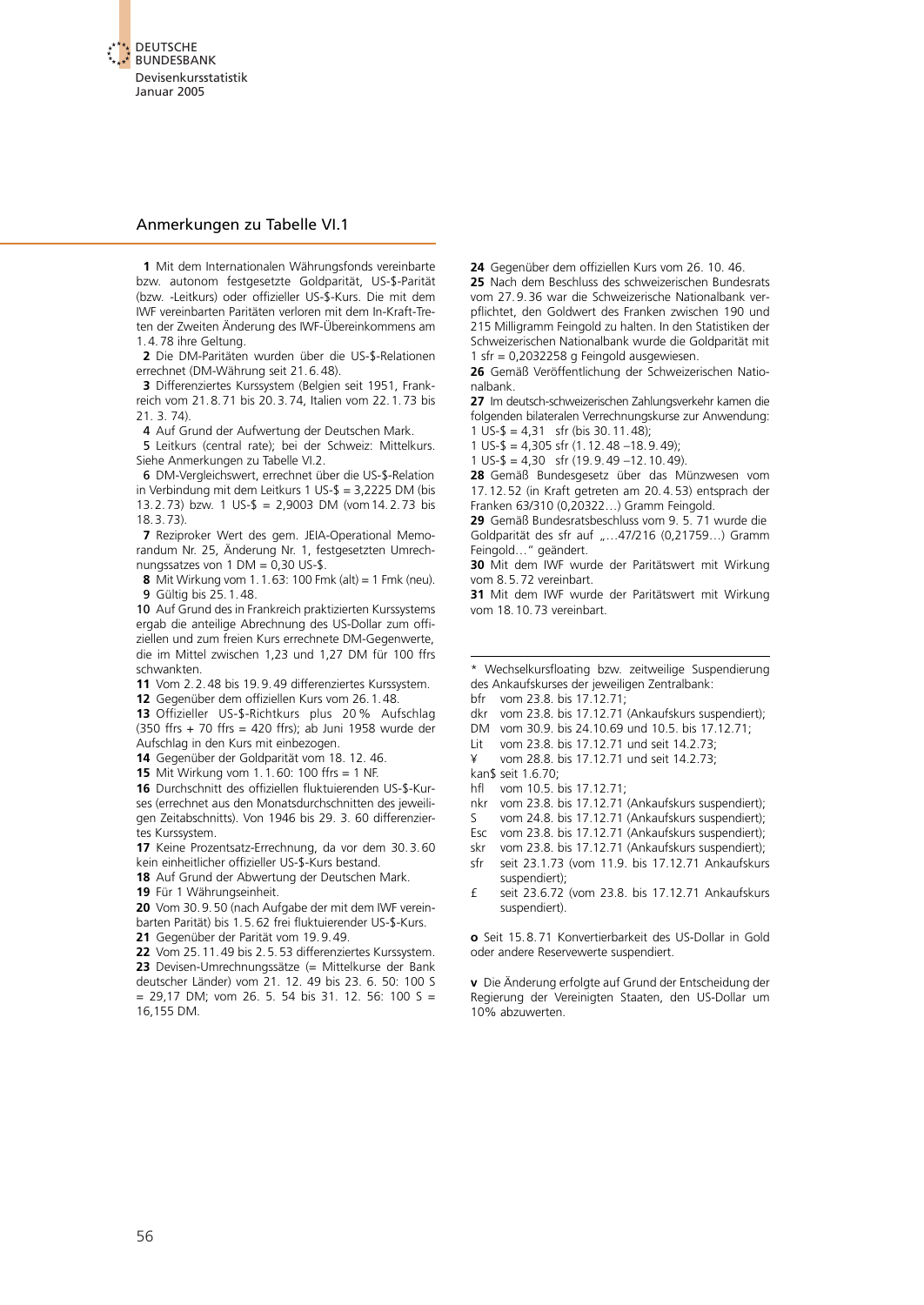## Anmerkungen zu Tabelle VI.1

**1** Mit dem Internationalen Währungsfonds vereinbarte bzw. autonom festgesetzte Goldparität, US-$-Parität (bzw. -Leitkurs) oder offizieller US-$-Kurs. Die mit dem IWF vereinbarten Paritäten verloren mit dem In-Kraft-Treten der Zweiten Änderung des IWF-Übereinkommens am 1.4.78 ihre Geltung.

**2** Die DM-Paritäten wurden über die US-$-Relationen errechnet (DM-Währung seit 21.6.48).

**3** Differenziertes Kurssystem (Belgien seit 1951, Frankreich vom 21.8.71 bis 20.3.74, Italien vom 22.1.73 bis 21.3.74).

**4** Auf Grund der Aufwertung der Deutschen Mark.

**5** Leitkurs (central rate); bei der Schweiz: Mittelkurs. Siehe Anmerkungen zu Tabelle VI.2.

**6** DM-Vergleichswert, errechnet über die US-$-Relation in Verbindung mit dem Leitkurs 1 US-$ = 3,2225 DM (bis 13.2.73) bzw. 1 US-$ = 2,9003 DM (vom 14.2.73 bis 18.3.73).

**7** Reziproker Wert des gem. JEIA-Operational Memorandum Nr. 25, Änderung Nr. 1, festgesetzten Umrechnungssatzes von 1 DM = 0,30 US-$.

**8** Mit Wirkung vom 1.1.63: 100 Fmk (alt) = 1 Fmk (neu).

**9** Gültig bis 25.1.48.

**10** Auf Grund des in Frankreich praktizierten Kurssystems ergab die anteilige Abrechnung des US-Dollar zum offiziellen und zum freien Kurs errechnete DM-Gegenwerte, die im Mittel zwischen 1,23 und 1,27 DM für 100 ffrs schwankten.

**11** Vom 2.2.48 bis 19.9.49 differenziertes Kurssystem.

**12** Gegenüber dem offiziellen Kurs vom 26.1.48.

**13** Offizieller US-$-Richtkurs plus 20 % Aufschlag (350 ffrs + 70 ffrs = 420 ffrs); ab Juni 1958 wurde der Aufschlag in den Kurs mit einbezogen.

**14** Gegenüber der Goldparität vom 18.12.46.

**15** Mit Wirkung vom 1.1.60: 100 ffrs = 1 NF.

**16** Durchschnitt des offiziellen fluktuierenden US-$-Kurses (errechnet aus den Monatsdurchschnitten des jeweiligen Zeitabschnitts). Von 1946 bis 29.3.60 differenziertes Kurssystem.

**17** Keine Prozentsatz-Errechnung, da vor dem 30.3.60 kein einheitlicher offizieller US-$-Kurs bestand.

**18** Auf Grund der Abwertung der Deutschen Mark.

**19** Für 1 Währungseinheit.

**20** Vom 30.9.50 (nach Aufgabe der mit dem IWF vereinbarten Parität) bis 1.5.62 frei fluktuierender US-$-Kurs.

**21** Gegenüber der Parität vom 19.9.49.

**22** Vom 25.11.49 bis 2.5.53 differenziertes Kurssystem.

**23** Devisen-Umrechnungssätze (= Mittelkurse der Bank deutscher Länder) vom 21.12.49 bis 23.6.50: 100 S = 29,17 DM; vom 26.5.54 bis 31.12.56: 100 S = 16,155 DM.

**24** Gegenüber dem offiziellen Kurs vom 26.10.46.

**25** Nach dem Beschluss des schweizerischen Bundesrats vom 27.9.36 war die Schweizerische Nationalbank verpflichtet, den Goldwert des Franken zwischen 190 und 215 Milligramm Feingold zu halten. In den Statistiken der Schweizerischen Nationalbank wurde die Goldparität mit 1 sfr = 0,2032258 g Feingold ausgewiesen.

**26** Gemäß Veröffentlichung der Schweizerischen Nationalbank.

**27** Im deutsch-schweizerischen Zahlungsverkehr kamen die folgenden bilateralen Verrechnungskurse zur Anwendung:
1 US-$ = 4,31 sfr (bis 30.11.48);
1 US-$ = 4,305 sfr (1.12.48 –18.9.49);
1 US-$ = 4,30 sfr (19.9.49 –12.10.49).

**28** Gemäß Bundesgesetz über das Münzwesen vom 17.12.52 (in Kraft getreten am 20.4.53) entsprach der Franken 63/310 (0,20322…) Gramm Feingold.

**29** Gemäß Bundesratsbeschluss vom 9.5.71 wurde die Goldparität des sfr auf „…47/216 (0,21759…) Gramm Feingold…" geändert.

**30** Mit dem IWF wurde der Paritätswert mit Wirkung vom 8.5.72 vereinbart.

**31** Mit dem IWF wurde der Paritätswert mit Wirkung vom 18.10.73 vereinbart.

---

\* Wechselkursfloating bzw. zeitweilige Suspendierung des Ankaufskurses der jeweiligen Zentralbank:
bfr vom 23.8. bis 17.12.71;
dkr vom 23.8. bis 17.12.71 (Ankaufskurs suspendiert);
DM vom 30.9. bis 24.10.69 und 10.5. bis 17.12.71;
Lit vom 23.8. bis 17.12.71 und seit 14.2.73;
¥ vom 28.8. bis 17.12.71 und seit 14.2.73;
kan$ seit 1.6.70;
hfl vom 10.5. bis 17.12.71;
nkr vom 23.8. bis 17.12.71 (Ankaufskurs suspendiert);
S vom 24.8. bis 17.12.71 (Ankaufskurs suspendiert);
Esc vom 23.8. bis 17.12.71 (Ankaufskurs suspendiert);
skr vom 23.8. bis 17.12.71 (Ankaufskurs suspendiert);
sfr seit 23.1.73 (vom 11.9. bis 17.12.71 Ankaufskurs suspendiert);
£ seit 23.6.72 (vom 23.8. bis 17.12.71 Ankaufskurs suspendiert).

**o** Seit 15.8.71 Konvertierbarkeit des US-Dollar in Gold oder andere Reservewerte suspendiert.

**v** Die Änderung erfolgte auf Grund der Entscheidung der Regierung der Vereinigten Staaten, den US-Dollar um 10% abzuwerten.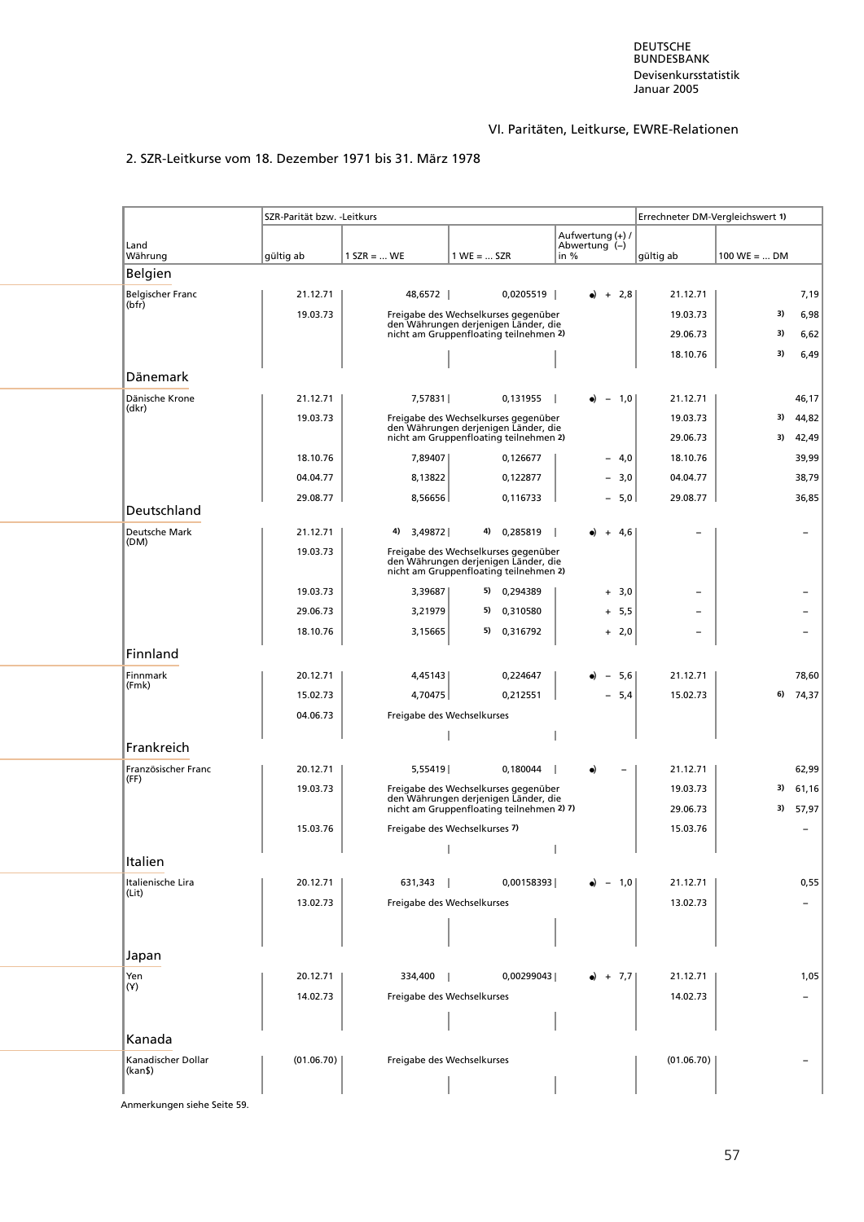## VI. Paritäten, Leitkurse, EWRE-Relationen

### 2. SZR-Leitkurse vom 18. Dezember 1971 bis 31. März 1978

| Land Währung | SZR-Parität bzw. -Leitkurs gültig ab | 1 SZR = ... WE | 1 WE = ... SZR | Aufwertung (+) / Abwertung (–) in % | Errechneter DM-Vergleichswert 1) gültig ab | 100 WE = ... DM |
|---|---|---|---|---|---|---|
| **Belgien** | | | | | | |
| Belgischer Franc (bfr) | 21.12.71 | 48,6572 | 0,0205519 | •) + 2,8 | 21.12.71 | 7,19 |
| | 19.03.73 | Freigabe des Wechselkurses gegenüber den Währungen derjenigen Länder, die nicht am Gruppenfloating teilnehmen 2) | | | 19.03.73 | 3) 6,98 |
| | | | | | 29.06.73 | 3) 6,62 |
| | | | | | 18.10.76 | 3) 6,49 |
| **Dänemark** | | | | | | |
| Dänische Krone (dkr) | 21.12.71 | 7,57831 | 0,131955 | •) – 1,0 | 21.12.71 | 46,17 |
| | 19.03.73 | Freigabe des Wechselkurses gegenüber den Währungen derjenigen Länder, die nicht am Gruppenfloating teilnehmen 2) | | | 19.03.73 | 3) 44,82 |
| | | | | | 29.06.73 | 3) 42,49 |
| | 18.10.76 | 7,89407 | 0,126677 | – 4,0 | 18.10.76 | 39,99 |
| | 04.04.77 | 8,13822 | 0,122877 | – 3,0 | 04.04.77 | 38,79 |
| | 29.08.77 | 8,56656 | 0,116733 | – 5,0 | 29.08.77 | 36,85 |
| **Deutschland** | | | | | | |
| Deutsche Mark (DM) | 21.12.71 | 4) 3,49872 | 4) 0,285819 | •) + 4,6 | – | – |
| | 19.03.73 | Freigabe des Wechselkurses gegenüber den Währungen derjenigen Länder, die nicht am Gruppenfloating teilnehmen 2) | | | | |
| | 19.03.73 | 3,39687 | 5) 0,294389 | + 3,0 | – | – |
| | 29.06.73 | 3,21979 | 5) 0,310580 | + 5,5 | – | – |
| | 18.10.76 | 3,15665 | 5) 0,316792 | + 2,0 | – | – |
| **Finnland** | | | | | | |
| Finnmark (Fmk) | 20.12.71 | 4,45143 | 0,224647 | •) – 5,6 | 21.12.71 | 78,60 |
| | 15.02.73 | 4,70475 | 0,212551 | – 5,4 | 15.02.73 | 6) 74,37 |
| | 04.06.73 | Freigabe des Wechselkurses | | | | |
| **Frankreich** | | | | | | |
| Französischer Franc (FF) | 20.12.71 | 5,55419 | 0,180044 | •) – | 21.12.71 | 62,99 |
| | 19.03.73 | Freigabe des Wechselkurses gegenüber den Währungen derjenigen Länder, die nicht am Gruppenfloating teilnehmen 2) 7) | | | 19.03.73 | 3) 61,16 |
| | | | | | 29.06.73 | 3) 57,97 |
| | 15.03.76 | Freigabe des Wechselkurses 7) | | | 15.03.76 | – |
| **Italien** | | | | | | |
| Italienische Lira (Lit) | 20.12.71 | 631,343 | 0,00158393 | •) – 1,0 | 21.12.71 | 0,55 |
| | 13.02.73 | Freigabe des Wechselkurses | | | 13.02.73 | – |
| **Japan** | | | | | | |
| Yen (Y) | 20.12.71 | 334,400 | 0,00299043 | •) + 7,7 | 21.12.71 | 1,05 |
| | 14.02.73 | Freigabe des Wechselkurses | | | 14.02.73 | – |
| **Kanada** | | | | | | |
| Kanadischer Dollar (kan$) | (01.06.70) | Freigabe des Wechselkurses | | | (01.06.70) | – |

Anmerkungen siehe Seite 59.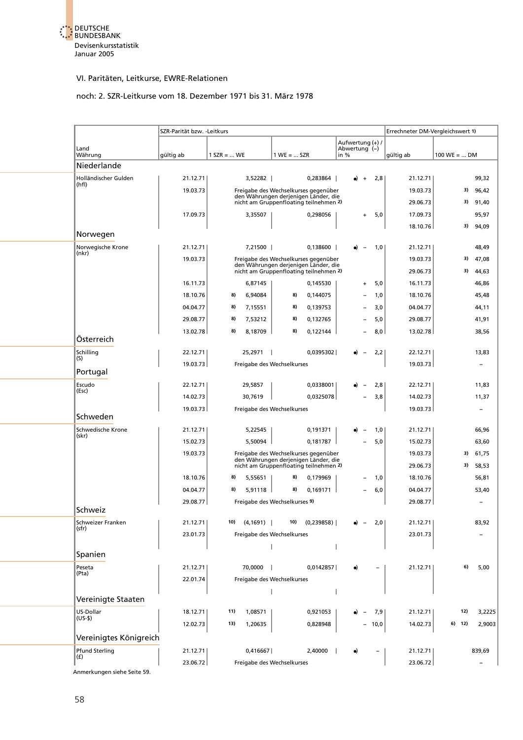## VI. Paritäten, Leitkurse, EWRE-Relationen

### noch: 2. SZR-Leitkurse vom 18. Dezember 1971 bis 31. März 1978

| Land / Währung | SZR-Parität bzw. -Leitkurs gültig ab | 1 SZR = ... WE | 1 WE = ... SZR | Aufwertung (+) / Abwertung (–) in % | Errechneter DM-Vergleichswert 1) gültig ab | 100 WE = ... DM |
|---|---|---|---|---|---|---|
| **Niederlande** | | | | | | |
| Holländischer Gulden (hfl) | 21.12.71 | 3,52282 | 0,283864 | •) + 2,8 | 21.12.71 | 99,32 |
| | 19.03.73 | Freigabe des Wechselkurses gegenüber den Währungen derjenigen Länder, die nicht am Gruppenfloating teilnehmen 2) | | | 19.03.73 | 3) 96,42 |
| | | | | | 29.06.73 | 3) 91,40 |
| | 17.09.73 | 3,35507 | 0,298056 | + 5,0 | 17.09.73 | 95,97 |
| | | | | | 18.10.76 | 3) 94,09 |
| **Norwegen** | | | | | | |
| Norwegische Krone (nkr) | 21.12.71 | 7,21500 | 0,138600 | •) – 1,0 | 21.12.71 | 48,49 |
| | 19.03.73 | Freigabe des Wechselkurses gegenüber den Währungen derjenigen Länder, die nicht am Gruppenfloating teilnehmen 2) | | | 19.03.73 | 3) 47,08 |
| | | | | | 29.06.73 | 3) 44,63 |
| | 16.11.73 | 6,87145 | 0,145530 | + 5,0 | 16.11.73 | 46,86 |
| | 18.10.76 | 8) 6,94084 | 8) 0,144075 | – 1,0 | 18.10.76 | 45,48 |
| | 04.04.77 | 8) 7,15551 | 8) 0,139753 | – 3,0 | 04.04.77 | 44,11 |
| | 29.08.77 | 8) 7,53212 | 8) 0,132765 | – 5,0 | 29.08.77 | 41,91 |
| | 13.02.78 | 8) 8,18709 | 8) 0,122144 | – 8,0 | 13.02.78 | 38,56 |
| **Österreich** | | | | | | |
| Schilling (S) | 22.12.71 | 25,2971 | 0,0395302 | •) – 2,2 | 22.12.71 | 13,83 |
| | 19.03.73 | Freigabe des Wechselkurses | | | 19.03.73 | – |
| **Portugal** | | | | | | |
| Escudo (Esc) | 22.12.71 | 29,5857 | 0,0338001 | •) – 2,8 | 22.12.71 | 11,83 |
| | 14.02.73 | 30,7619 | 0,0325078 | – 3,8 | 14.02.73 | 11,37 |
| | 19.03.73 | Freigabe des Wechselkurses | | | 19.03.73 | – |
| **Schweden** | | | | | | |
| Schwedische Krone (skr) | 21.12.71 | 5,22545 | 0,191371 | •) – 1,0 | 21.12.71 | 66,96 |
| | 15.02.73 | 5,50094 | 0,181787 | – 5,0 | 15.02.73 | 63,60 |
| | 19.03.73 | Freigabe des Wechselkurses gegenüber den Währungen derjenigen Länder, die nicht am Gruppenfloating teilnehmen 2) | | | 19.03.73 | 3) 61,75 |
| | | | | | 29.06.73 | 3) 58,53 |
| | 18.10.76 | 8) 5,55651 | 8) 0,179969 | – 1,0 | 18.10.76 | 56,81 |
| | 04.04.77 | 8) 5,91118 | 8) 0,169171 | – 6,0 | 04.04.77 | 53,40 |
| | 29.08.77 | Freigabe des Wechselkurses 9) | | | 29.08.77 | – |
| **Schweiz** | | | | | | |
| Schweizer Franken (sfr) | 21.12.71 | 10) (4,1691) | 10) (0,239858) | •) – 2,0 | 21.12.71 | 83,92 |
| | 23.01.73 | Freigabe des Wechselkurses | | | 23.01.73 | – |
| **Spanien** | | | | | | |
| Peseta (Pta) | 21.12.71 | 70,0000 | 0,0142857 | •) – | 21.12.71 | 6) 5,00 |
| | 22.01.74 | Freigabe des Wechselkurses | | | | |
| **Vereinigte Staaten** | | | | | | |
| US-Dollar (US-$) | 18.12.71 | 11) 1,08571 | 0,921053 | •) – 7,9 | 21.12.71 | 12) 3,2225 |
| | 12.02.73 | 13) 1,20635 | 0,828948 | – 10,0 | 14.02.73 | 6) 12) 2,9003 |
| **Vereinigtes Königreich** | | | | | | |
| Pfund Sterling (£) | 21.12.71 | 0,416667 | 2,40000 | •) – | 21.12.71 | 839,69 |
| | 23.06.72 | Freigabe des Wechselkurses | | | 23.06.72 | – |

Anmerkungen siehe Seite 59.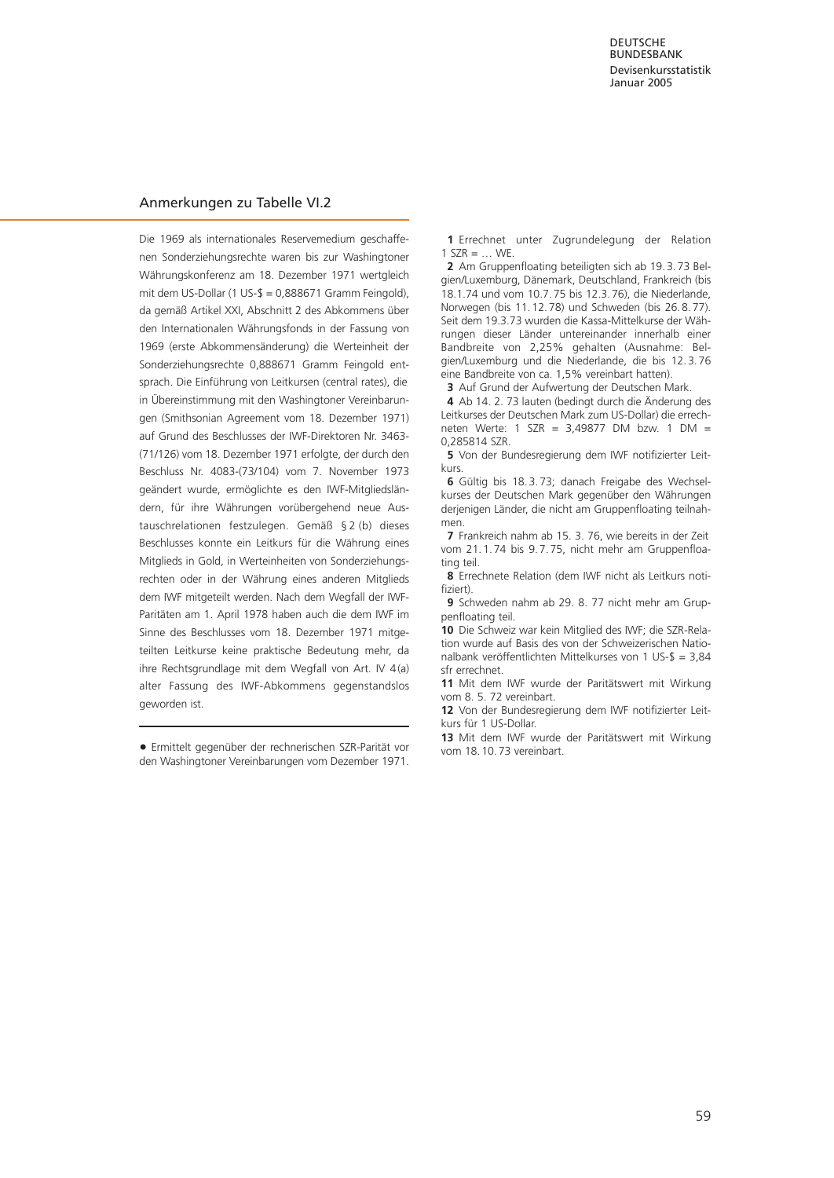## Anmerkungen zu Tabelle VI.2

Die 1969 als internationales Reservemedium geschaffenen Sonderziehungsrechte waren bis zur Washingtoner Währungskonferenz am 18. Dezember 1971 wertgleich mit dem US-Dollar (1 US-$ = 0,888671 Gramm Feingold), da gemäß Artikel XXI, Abschnitt 2 des Abkommens über den Internationalen Währungsfonds in der Fassung von 1969 (erste Abkommensänderung) die Werteinheit der Sonderziehungsrechte 0,888671 Gramm Feingold entsprach. Die Einführung von Leitkursen (central rates), die in Übereinstimmung mit den Washingtoner Vereinbarungen (Smithsonian Agreement vom 18. Dezember 1971) auf Grund des Beschlusses der IWF-Direktoren Nr. 3463-(71/126) vom 18. Dezember 1971 erfolgte, der durch den Beschluss Nr. 4083-(73/104) vom 7. November 1973 geändert wurde, ermöglichte es den IWF-Mitgliedsländern, für ihre Währungen vorübergehend neue Austauschrelationen festzulegen. Gemäß § 2 (b) dieses Beschlusses konnte ein Leitkurs für die Währung eines Mitglieds in Gold, in Werteinheiten von Sonderziehungsrechten oder in der Währung eines anderen Mitglieds dem IWF mitgeteilt werden. Nach dem Wegfall der IWF-Paritäten am 1. April 1978 haben auch die dem IWF im Sinne des Beschlusses vom 18. Dezember 1971 mitgeteilten Leitkurse keine praktische Bedeutung mehr, da ihre Rechtsgrundlage mit dem Wegfall von Art. IV 4 (a) alter Fassung des IWF-Abkommens gegenstandslos geworden ist.

---

• Ermittelt gegenüber der rechnerischen SZR-Parität vor den Washingtoner Vereinbarungen vom Dezember 1971.

**1** Errechnet unter Zugrundelegung der Relation 1 SZR = … WE.
**2** Am Gruppenfloating beteiligten sich ab 19. 3. 73 Belgien/Luxemburg, Dänemark, Deutschland, Frankreich (bis 18.1.74 und vom 10.7.75 bis 12.3.76), die Niederlande, Norwegen (bis 11. 12. 78) und Schweden (bis 26. 8. 77). Seit dem 19.3.73 wurden die Kassa-Mittelkurse der Währungen dieser Länder untereinander innerhalb einer Bandbreite von 2,25% gehalten (Ausnahme: Belgien/Luxemburg und die Niederlande, die bis 12. 3. 76 eine Bandbreite von ca. 1,5% vereinbart hatten).
**3** Auf Grund der Aufwertung der Deutschen Mark.
**4** Ab 14. 2. 73 lauten (bedingt durch die Änderung des Leitkurses der Deutschen Mark zum US-Dollar) die errechneten Werte: 1 SZR = 3,49877 DM bzw. 1 DM = 0,285814 SZR.
**5** Von der Bundesregierung dem IWF notifizierter Leitkurs.
**6** Gültig bis 18. 3. 73; danach Freigabe des Wechselkurses der Deutschen Mark gegenüber den Währungen derjenigen Länder, die nicht am Gruppenfloating teilnahmen.
**7** Frankreich nahm ab 15. 3. 76, wie bereits in der Zeit vom 21. 1. 74 bis 9. 7. 75, nicht mehr am Gruppenfloating teil.
**8** Errechnete Relation (dem IWF nicht als Leitkurs notifiziert).
**9** Schweden nahm ab 29. 8. 77 nicht mehr am Gruppenfloating teil.
**10** Die Schweiz war kein Mitglied des IWF; die SZR-Relation wurde auf Basis des von der Schweizerischen Nationalbank veröffentlichten Mittelkurses von 1 US-$ = 3,84 sfr errechnet.
**11** Mit dem IWF wurde der Paritätswert mit Wirkung vom 8. 5. 72 vereinbart.
**12** Von der Bundesregierung dem IWF notifizierter Leitkurs für 1 US-Dollar.
**13** Mit dem IWF wurde der Paritätswert mit Wirkung vom 18. 10. 73 vereinbart.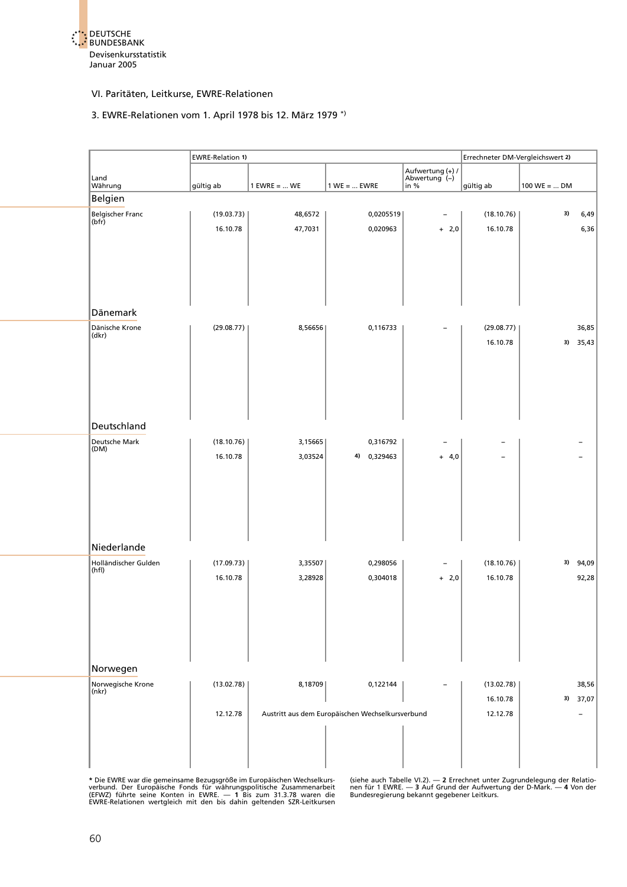## VI. Paritäten, Leitkurse, EWRE-Relationen

### 3. EWRE-Relationen vom 1. April 1978 bis 12. März 1979 *)

| Land / Währung | EWRE-Relation 1) | | | | Errechneter DM-Vergleichswert 2) | |
|---|---|---|---|---|---|---|
| | gültig ab | 1 EWRE = ... WE | 1 WE = ... EWRE | Aufwertung (+) / Abwertung (–) in % | gültig ab | 100 WE = ... DM |
| **Belgien** | | | | | | |
| Belgischer Franc (bfr) | (19.03.73) | 48,6572 | 0,0205519 | – | (18.10.76) | 3) 6,49 |
| | 16.10.78 | 47,7031 | 0,020963 | + 2,0 | 16.10.78 | 6,36 |
| **Dänemark** | | | | | | |
| Dänische Krone (dkr) | (29.08.77) | 8,56656 | 0,116733 | – | (29.08.77) | 36,85 |
| | | | | | 16.10.78 | 3) 35,43 |
| **Deutschland** | | | | | | |
| Deutsche Mark (DM) | (18.10.76) | 3,15665 | 0,316792 | – | – | – |
| | 16.10.78 | 3,03524 | 4) 0,329463 | + 4,0 | – | – |
| **Niederlande** | | | | | | |
| Holländischer Gulden (hfl) | (17.09.73) | 3,35507 | 0,298056 | – | (18.10.76) | 3) 94,09 |
| | 16.10.78 | 3,28928 | 0,304018 | + 2,0 | 16.10.78 | 92,28 |
| **Norwegen** | | | | | | |
| Norwegische Krone (nkr) | (13.02.78) | 8,18709 | 0,122144 | – | (13.02.78) | 38,56 |
| | | | | | 16.10.78 | 3) 37,07 |
| | 12.12.78 | Austritt aus dem Europäischen Wechselkursverbund | | | 12.12.78 | – |

\* Die EWRE war die gemeinsame Bezugsgröße im Europäischen Wechselkursverbund. Der Europäische Fonds für währungspolitische Zusammenarbeit (EFWZ) führte seine Konten in EWRE. — **1** Bis zum 31.3.78 waren die EWRE-Relationen wertgleich mit den bis dahin geltenden SZR-Leitkursen (siehe auch Tabelle VI.2). — **2** Errechnet unter Zugrundelegung der Relationen für 1 EWRE. — **3** Auf Grund der Aufwertung der D-Mark. — **4** Von der Bundesregierung bekannt gegebener Leitkurs.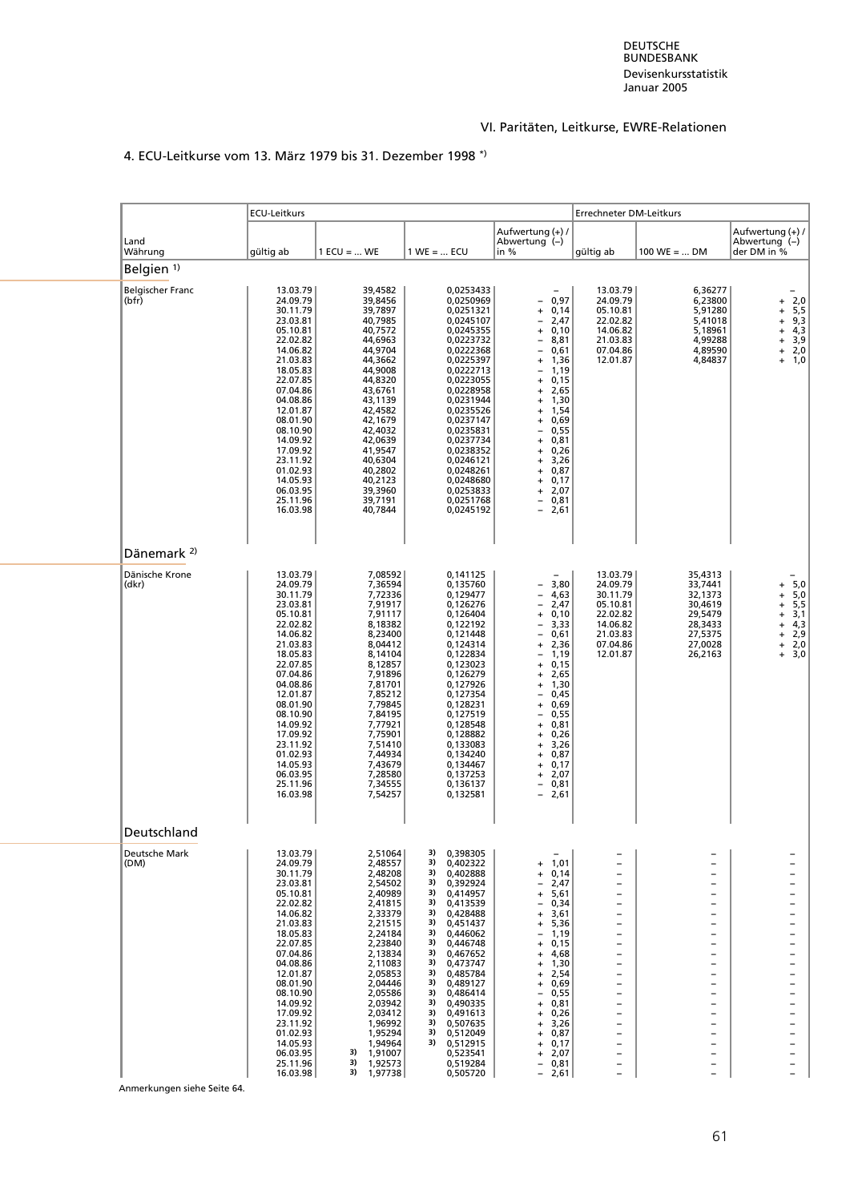## VI. Paritäten, Leitkurse, EWRE-Relationen

### 4. ECU-Leitkurse vom 13. März 1979 bis 31. Dezember 1998 *)

| Land Währung | ECU-Leitkurs gültig ab | 1 ECU = ... WE | 1 WE = ... ECU | Aufwertung (+) / Abwertung (–) in % | Errechneter DM-Leitkurs gültig ab | 100 WE = ... DM | Aufwertung (+) / Abwertung (–) der DM in % |
|---|---|---|---|---|---|---|---|
| **Belgien** [1] | | | | | | | |
| Belgischer Franc (bfr) | 13.03.79 | 39,4582 | 0,0253433 | – | 13.03.79 | 6,36277 | – |
| | 24.09.79 | 39,8456 | 0,0250969 | – 0,97 | 24.09.79 | 6,23800 | + 2,0 |
| | 30.11.79 | 39,7897 | 0,0251321 | + 0,14 | 05.10.81 | 5,91280 | + 5,5 |
| | 23.03.81 | 40,7985 | 0,0245107 | – 2,47 | 22.02.82 | 5,41018 | + 9,3 |
| | 05.10.81 | 40,7572 | 0,0245355 | + 0,10 | 14.06.82 | 5,18961 | + 4,3 |
| | 22.02.82 | 44,6963 | 0,0223732 | – 8,81 | 21.03.83 | 4,99288 | + 3,9 |
| | 14.06.82 | 44,9704 | 0,0222368 | – 0,61 | 07.04.86 | 4,89590 | + 2,0 |
| | 21.03.83 | 44,3662 | 0,0225397 | + 1,36 | 12.01.87 | 4,84837 | + 1,0 |
| | 18.05.83 | 44,9008 | 0,0222713 | – 1,19 | | | |
| | 22.07.85 | 44,8320 | 0,0223055 | + 0,15 | | | |
| | 07.04.86 | 43,6761 | 0,0228958 | + 2,65 | | | |
| | 04.08.86 | 43,1139 | 0,0231944 | + 1,30 | | | |
| | 12.01.87 | 42,4582 | 0,0235526 | + 1,54 | | | |
| | 08.01.90 | 42,1679 | 0,0237147 | + 0,69 | | | |
| | 08.10.90 | 42,4032 | 0,0235831 | – 0,55 | | | |
| | 14.09.92 | 42,0639 | 0,0237734 | + 0,81 | | | |
| | 17.09.92 | 41,9547 | 0,0238352 | + 0,26 | | | |
| | 23.11.92 | 40,6304 | 0,0246121 | + 3,26 | | | |
| | 01.02.93 | 40,2802 | 0,0248261 | + 0,87 | | | |
| | 14.05.93 | 40,2123 | 0,0248680 | + 0,17 | | | |
| | 06.03.95 | 39,3960 | 0,0253833 | + 2,07 | | | |
| | 25.11.96 | 39,7191 | 0,0251768 | – 0,81 | | | |
| | 16.03.98 | 40,7844 | 0,0245192 | – 2,61 | | | |
| **Dänemark** [2] | | | | | | | |
| Dänische Krone (dkr) | 13.03.79 | 7,08592 | 0,141125 | – | 13.03.79 | 35,4313 | – |
| | 24.09.79 | 7,36594 | 0,135760 | – 3,80 | 24.09.79 | 33,7441 | + 5,0 |
| | 30.11.79 | 7,72336 | 0,129477 | – 4,63 | 30.11.79 | 32,1373 | + 5,0 |
| | 23.03.81 | 7,91917 | 0,126276 | – 2,47 | 05.10.81 | 30,4619 | + 5,5 |
| | 05.10.81 | 7,91117 | 0,126404 | + 0,10 | 22.02.82 | 29,5479 | + 3,1 |
| | 22.02.82 | 8,18382 | 0,122192 | – 3,33 | 14.06.82 | 28,3433 | + 4,3 |
| | 14.06.82 | 8,23400 | 0,121448 | – 0,61 | 21.03.83 | 27,5375 | + 2,9 |
| | 21.03.83 | 8,04412 | 0,124314 | + 2,36 | 07.04.86 | 27,0028 | + 2,0 |
| | 18.05.83 | 8,14104 | 0,122834 | – 1,19 | 12.01.87 | 26,2163 | + 3,0 |
| | 22.07.85 | 8,12857 | 0,123023 | + 0,15 | | | |
| | 07.04.86 | 7,91896 | 0,126279 | + 2,65 | | | |
| | 04.08.86 | 7,81701 | 0,127926 | + 1,30 | | | |
| | 12.01.87 | 7,85212 | 0,127354 | – 0,45 | | | |
| | 08.01.90 | 7,79845 | 0,128231 | + 0,69 | | | |
| | 08.10.90 | 7,84195 | 0,127519 | – 0,55 | | | |
| | 14.09.92 | 7,77921 | 0,128548 | + 0,81 | | | |
| | 17.09.92 | 7,75901 | 0,128882 | + 0,26 | | | |
| | 23.11.92 | 7,51410 | 0,133083 | + 3,26 | | | |
| | 01.02.93 | 7,44934 | 0,134240 | + 0,87 | | | |
| | 14.05.93 | 7,43679 | 0,134467 | + 0,17 | | | |
| | 06.03.95 | 7,28580 | 0,137253 | + 2,07 | | | |
| | 25.11.96 | 7,34555 | 0,136137 | – 0,81 | | | |
| | 16.03.98 | 7,54257 | 0,132581 | – 2,61 | | | |
| **Deutschland** | | | | | | | |
| Deutsche Mark (DM) | 13.03.79 | 2,51064 | [3] 0,398305 | – | – | – | – |
| | 24.09.79 | 2,48557 | [3] 0,402322 | + 1,01 | – | – | – |
| | 30.11.79 | 2,48208 | [3] 0,402888 | + 0,14 | – | – | – |
| | 23.03.81 | 2,54502 | [3] 0,392924 | – 2,47 | – | – | – |
| | 05.10.81 | 2,40989 | [3] 0,414957 | + 5,61 | – | – | – |
| | 22.02.82 | 2,41815 | [3] 0,413539 | – 0,34 | – | – | – |
| | 14.06.82 | 2,33379 | [3] 0,428488 | + 3,61 | – | – | – |
| | 21.03.83 | 2,21515 | [3] 0,451437 | + 5,36 | – | – | – |
| | 18.05.83 | 2,24184 | [3] 0,446062 | – 1,19 | – | – | – |
| | 22.07.85 | 2,23840 | [3] 0,446748 | + 0,15 | – | – | – |
| | 07.04.86 | 2,13834 | [3] 0,467652 | + 4,68 | – | – | – |
| | 04.08.86 | 2,11083 | [3] 0,473747 | + 1,30 | – | – | – |
| | 12.01.87 | 2,05853 | [3] 0,485784 | + 2,54 | – | – | – |
| | 08.01.90 | 2,04446 | [3] 0,489127 | + 0,69 | – | – | – |
| | 08.10.90 | 2,05586 | [3] 0,486414 | – 0,55 | – | – | – |
| | 14.09.92 | 2,03942 | [3] 0,490335 | + 0,81 | – | – | – |
| | 17.09.92 | 2,03412 | [3] 0,491613 | + 0,26 | – | – | – |
| | 23.11.92 | 1,96992 | [3] 0,507635 | + 3,26 | – | – | – |
| | 01.02.93 | 1,95294 | [3] 0,512049 | + 0,87 | – | – | – |
| | 14.05.93 | 1,94964 | [3] 0,512915 | + 0,17 | – | – | – |
| | 06.03.95 | [3] 1,91007 | 0,523541 | + 2,07 | – | – | – |
| | 25.11.96 | [3] 1,92573 | 0,519284 | – 0,81 | – | – | – |
| | 16.03.98 | [3] 1,97738 | 0,505720 | – 2,61 | – | – | – |

Anmerkungen siehe Seite 64.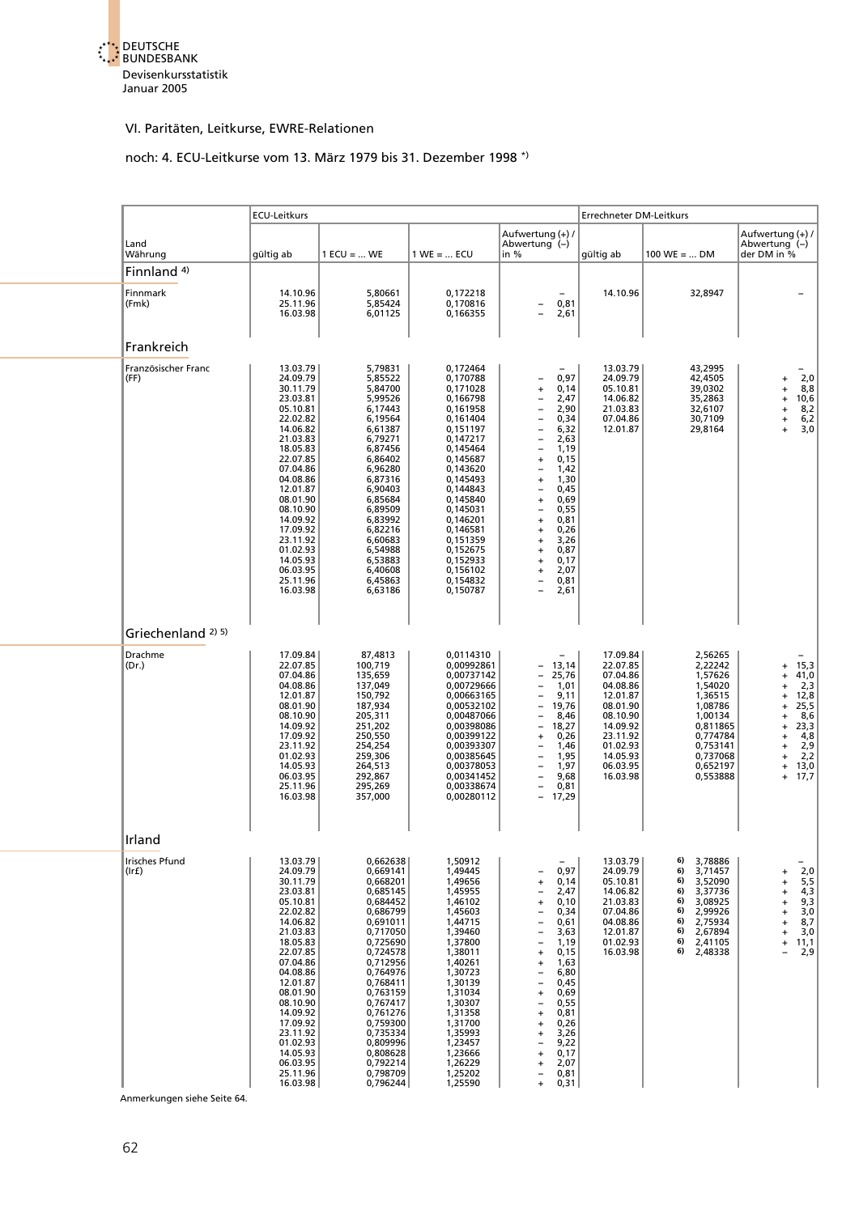## VI. Paritäten, Leitkurse, EWRE-Relationen

### noch: 4. ECU-Leitkurse vom 13. März 1979 bis 31. Dezember 1998 *)

| Land Währung | ECU-Leitkurs gültig ab | 1 ECU = ... WE | 1 WE = ... ECU | Aufwertung (+) / Abwertung (–) in % | Errechneter DM-Leitkurs gültig ab | 100 WE = ... DM | Aufwertung (+) / Abwertung (–) der DM in % |
|---|---|---|---|---|---|---|---|
| **Finnland** [4] | | | | | | | |
| Finnmark (Fmk) | 14.10.96 | 5,80661 | 0,172218 | – | 14.10.96 | 32,8947 | – |
| | 25.11.96 | 5,85424 | 0,170816 | – 0,81 | | | |
| | 16.03.98 | 6,01125 | 0,166355 | – 2,61 | | | |
| **Frankreich** | | | | | | | |
| Französischer Franc (FF) | 13.03.79 | 5,79831 | 0,172464 | – | 13.03.79 | 43,2995 | – |
| | 24.09.79 | 5,85522 | 0,170788 | – 0,97 | 24.09.79 | 42,4505 | + 2,0 |
| | 30.11.79 | 5,84700 | 0,171028 | + 0,14 | 05.10.81 | 39,0302 | + 8,8 |
| | 23.03.81 | 5,99526 | 0,166798 | – 2,47 | 14.06.82 | 35,2863 | + 10,6 |
| | 05.10.81 | 6,17443 | 0,161958 | – 2,90 | 21.03.83 | 32,6107 | + 8,2 |
| | 22.02.82 | 6,19564 | 0,161404 | – 0,34 | 07.04.86 | 30,7109 | + 6,2 |
| | 14.06.82 | 6,61387 | 0,151197 | – 6,32 | 12.01.87 | 29,8164 | + 3,0 |
| | 21.03.83 | 6,79271 | 0,147217 | – 2,63 | | | |
| | 18.05.83 | 6,87456 | 0,145464 | – 1,19 | | | |
| | 22.07.85 | 6,86402 | 0,145687 | + 0,15 | | | |
| | 07.04.86 | 6,96280 | 0,143620 | – 1,42 | | | |
| | 04.08.86 | 6,87316 | 0,145493 | + 1,30 | | | |
| | 12.01.87 | 6,90403 | 0,144843 | – 0,45 | | | |
| | 08.01.90 | 6,85684 | 0,145840 | + 0,69 | | | |
| | 08.10.90 | 6,89509 | 0,145031 | – 0,55 | | | |
| | 14.09.92 | 6,83992 | 0,146201 | + 0,81 | | | |
| | 17.09.92 | 6,82216 | 0,146581 | + 0,26 | | | |
| | 23.11.92 | 6,60683 | 0,151359 | + 3,26 | | | |
| | 01.02.93 | 6,54988 | 0,152675 | + 0,87 | | | |
| | 14.05.93 | 6,53883 | 0,152933 | + 0,17 | | | |
| | 06.03.95 | 6,40608 | 0,156102 | + 2,07 | | | |
| | 25.11.96 | 6,45863 | 0,154832 | – 0,81 | | | |
| | 16.03.98 | 6,63186 | 0,150787 | – 2,61 | | | |
| **Griechenland** [2] [5] | | | | | | | |
| Drachme (Dr.) | 17.09.84 | 87,4813 | 0,0114310 | – | 17.09.84 | 2,56265 | – |
| | 22.07.85 | 100,719 | 0,00992861 | – 13,14 | 22.07.85 | 2,22242 | + 15,3 |
| | 07.04.86 | 135,659 | 0,00737142 | – 25,76 | 07.04.86 | 1,57626 | + 41,0 |
| | 04.08.86 | 137,049 | 0,00729666 | – 1,01 | 04.08.86 | 1,54020 | + 2,3 |
| | 12.01.87 | 150,792 | 0,00663165 | – 9,11 | 12.01.87 | 1,36515 | + 12,8 |
| | 08.01.90 | 187,934 | 0,00532102 | – 19,76 | 08.01.90 | 1,08786 | + 25,5 |
| | 08.10.90 | 205,311 | 0,00487066 | – 8,46 | 08.10.90 | 1,00134 | + 8,6 |
| | 14.09.92 | 251,202 | 0,00398086 | – 18,27 | 14.09.92 | 0,811865 | + 23,3 |
| | 17.09.92 | 250,550 | 0,00399122 | + 0,26 | 23.11.92 | 0,774784 | + 4,8 |
| | 23.11.92 | 254,254 | 0,00393307 | – 1,46 | 01.02.93 | 0,753141 | + 2,9 |
| | 01.02.93 | 259,306 | 0,00385645 | – 1,95 | 14.05.93 | 0,737068 | + 2,2 |
| | 14.05.93 | 264,513 | 0,00378053 | – 1,97 | 06.03.95 | 0,652197 | + 13,0 |
| | 06.03.95 | 292,867 | 0,00341452 | – 9,68 | 16.03.98 | 0,553888 | + 17,7 |
| | 25.11.96 | 295,269 | 0,00338674 | – 0,81 | | | |
| | 16.03.98 | 357,000 | 0,00280112 | – 17,29 | | | |
| **Irland** | | | | | | | |
| Irisches Pfund (Ir£) | 13.03.79 | 0,662638 | 1,50912 | – | 13.03.79 | [6] 3,78886 | – |
| | 24.09.79 | 0,669141 | 1,49445 | – 0,97 | 24.09.79 | [6] 3,71457 | + 2,0 |
| | 30.11.79 | 0,668201 | 1,49656 | + 0,14 | 05.10.81 | [6] 3,52090 | + 5,5 |
| | 23.03.81 | 0,685145 | 1,45955 | – 2,47 | 14.06.82 | [6] 3,37736 | + 4,3 |
| | 05.10.81 | 0,684452 | 1,46102 | + 0,10 | 21.03.83 | [6] 3,08925 | + 9,3 |
| | 22.02.82 | 0,686799 | 1,45603 | – 0,34 | 07.04.86 | [6] 2,99926 | + 3,0 |
| | 14.06.82 | 0,691011 | 1,44715 | – 0,61 | 04.08.86 | [6] 2,75934 | + 8,7 |
| | 21.03.83 | 0,717050 | 1,39460 | – 3,63 | 12.01.87 | [6] 2,67894 | + 3,0 |
| | 18.05.83 | 0,725690 | 1,37800 | – 1,19 | 01.02.93 | [6] 2,41105 | + 11,1 |
| | 22.07.85 | 0,724578 | 1,38011 | + 0,15 | 16.03.98 | [6] 2,48338 | – 2,9 |
| | 07.04.86 | 0,712956 | 1,40261 | + 1,63 | | | |
| | 04.08.86 | 0,764976 | 1,30723 | – 6,80 | | | |
| | 12.01.87 | 0,768411 | 1,30139 | – 0,45 | | | |
| | 08.01.90 | 0,763159 | 1,31034 | + 0,69 | | | |
| | 08.10.90 | 0,767417 | 1,30307 | – 0,55 | | | |
| | 14.09.92 | 0,761276 | 1,31358 | + 0,81 | | | |
| | 17.09.92 | 0,759300 | 1,31700 | + 0,26 | | | |
| | 23.11.92 | 0,735334 | 1,35993 | + 3,26 | | | |
| | 01.02.93 | 0,809996 | 1,23457 | – 9,22 | | | |
| | 14.05.93 | 0,808628 | 1,23666 | + 0,17 | | | |
| | 06.03.95 | 0,792214 | 1,26229 | + 2,07 | | | |
| | 25.11.96 | 0,798709 | 1,25202 | – 0,81 | | | |
| | 16.03.98 | 0,796244 | 1,25590 | + 0,31 | | | |

Anmerkungen siehe Seite 64.